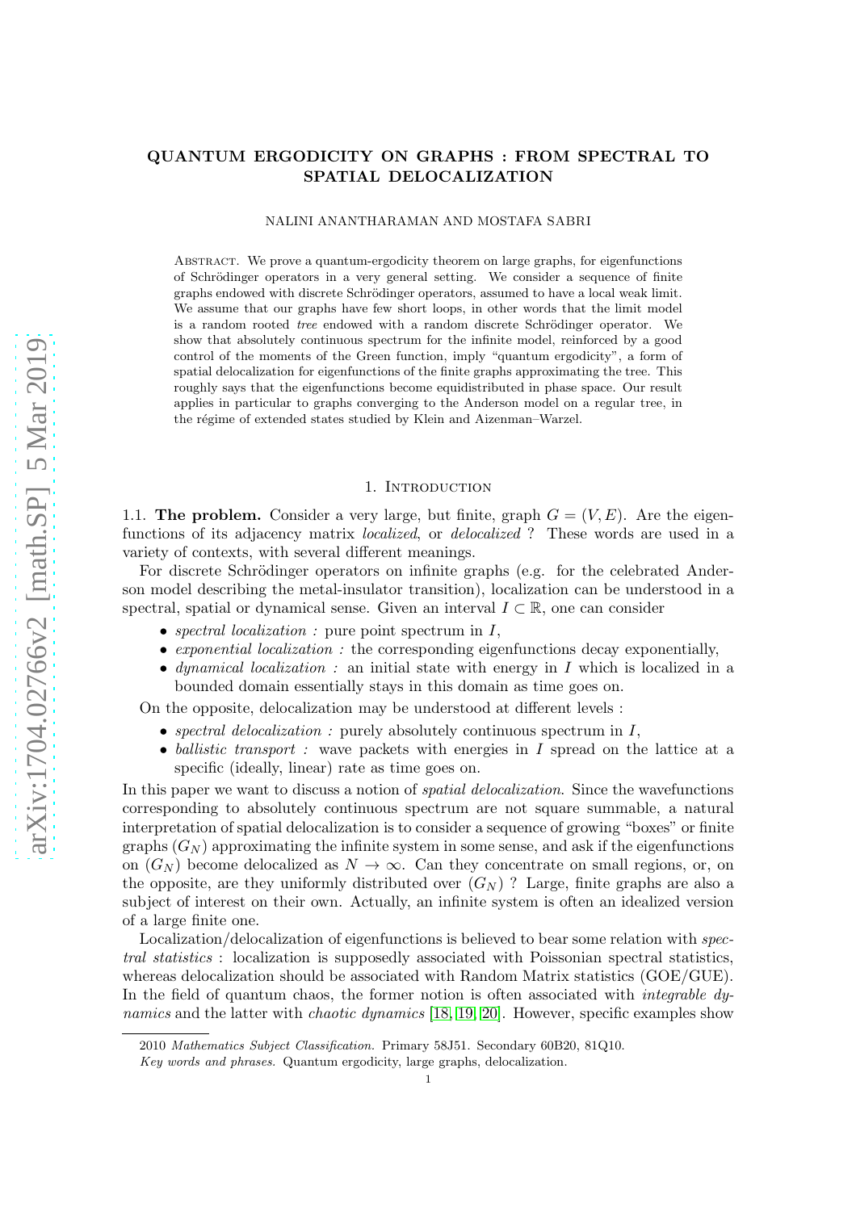# QUANTUM ERGODICITY ON GRAPHS : FROM SPECTRAL TO SPATIAL DELOCALIZATION

NALINI ANANTHARAMAN AND MOSTAFA SABRI

Abstract. We prove a quantum-ergodicity theorem on large graphs, for eigenfunctions of Schrödinger operators in a very general setting. We consider a sequence of finite graphs endowed with discrete Schrödinger operators, assumed to have a local weak limit. We assume that our graphs have few short loops, in other words that the limit model is a random rooted *tree* endowed with a random discrete Schrödinger operator. We show that absolutely continuous spectrum for the infinite model, reinforced by a good control of the moments of the Green function, imply "quantum ergodicity", a form of spatial delocalization for eigenfunctions of the finite graphs approximating the tree. This roughly says that the eigenfunctions become equidistributed in phase space. Our result applies in particular to graphs converging to the Anderson model on a regular tree, in the régime of extended states studied by Klein and Aizenman–Warzel.

## 1. Introduction

**1.1. The problem.** Consider a very large, but finite, graph $G = (V, E)$. Are the eigenfunctions of its adjacency matrix *localized*, or *delocalized* ? These words are used in a variety of contexts, with several different meanings.

For discrete Schrödinger operators on infinite graphs (e.g. for the celebrated Anderson model describing the metal-insulator transition), localization can be understood in a spectral, spatial or dynamical sense. Given an interval $I \subset \mathbb{R}$, one can consider

- *spectral localization :* pure point spectrum in $I$,
- *exponential localization :* the corresponding eigenfunctions decay exponentially,
- *dynamical localization :* an initial state with energy in $I$ which is localized in a bounded domain essentially stays in this domain as time goes on.

On the opposite, delocalization may be understood at different levels :

- *spectral delocalization :* purely absolutely continuous spectrum in $I$,
- *ballistic transport :* wave packets with energies in $I$ spread on the lattice at a specific (ideally, linear) rate as time goes on.

In this paper we want to discuss a notion of *spatial delocalization*. Since the wavefunctions corresponding to absolutely continuous spectrum are not square summable, a natural interpretation of spatial delocalization is to consider a sequence of growing "boxes" or finite graphs $(G_N)$ approximating the infinite system in some sense, and ask if the eigenfunctions on $(G_N)$ become delocalized as $N \to \infty$. Can they concentrate on small regions, or, on the opposite, are they uniformly distributed over $(G_N)$ ? Large, finite graphs are also a subject of interest on their own. Actually, an infinite system is often an idealized version of a large finite one.

Localization/delocalization of eigenfunctions is believed to bear some relation with *spectral statistics* : localization is supposedly associated with Poissonian spectral statistics, whereas delocalization should be associated with Random Matrix statistics (GOE/GUE). In the field of quantum chaos, the former notion is often associated with *integrable dynamics* and the latter with *chaotic dynamics* [18, 19, 20]. However, specific examples show

2010 *Mathematics Subject Classification.* Primary 58J51. Secondary 60B20, 81Q10.

*Key words and phrases.* Quantum ergodicity, large graphs, delocalization.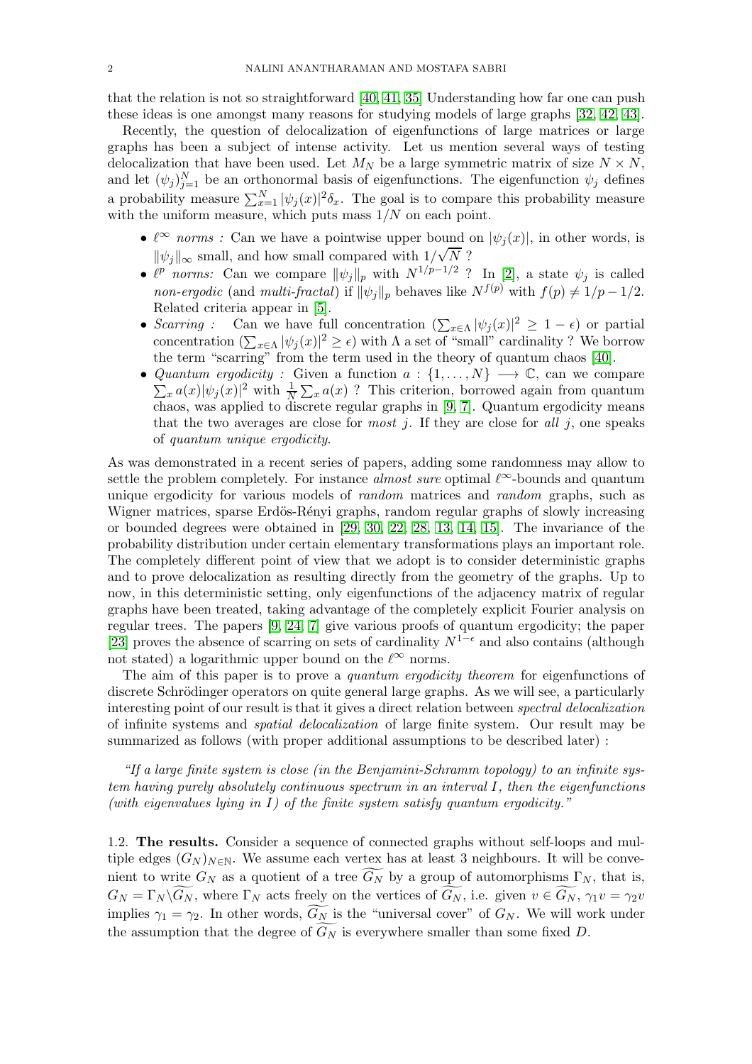that the relation is not so straightforward [40, 41, 35] Understanding how far one can push these ideas is one amongst many reasons for studying models of large graphs [32, 42, 43].

Recently, the question of delocalization of eigenfunctions of large matrices or large graphs has been a subject of intense activity. Let us mention several ways of testing delocalization that have been used. Let $M_N$ be a large symmetric matrix of size $N \times N$, and let $(\psi_j)_{j=1}^N$ be an orthonormal basis of eigenfunctions. The eigenfunction $\psi_j$ defines a probability measure $\sum_{x=1}^N |\psi_j(x)|^2 \delta_x$. The goal is to compare this probability measure with the uniform measure, which puts mass $1/N$ on each point.

- *$\ell^\infty$ norms :* Can we have a pointwise upper bound on $|\psi_j(x)|$, in other words, is $\|\psi_j\|_\infty$ small, and how small compared with $1/\sqrt{N}$ ?
- *$\ell^p$ norms:* Can we compare $\|\psi_j\|_p$ with $N^{1/p-1/2}$ ? In [2], a state $\psi_j$ is called *non-ergodic* (and *multi-fractal*) if $\|\psi_j\|_p$ behaves like $N^{f(p)}$ with $f(p) \neq 1/p - 1/2$. Related criteria appear in [5].
- *Scarring :* Can we have full concentration ($\sum_{x\in\Lambda} |\psi_j(x)|^2 \geq 1 - \epsilon$) or partial concentration ($\sum_{x\in\Lambda} |\psi_j(x)|^2 \geq \epsilon$) with $\Lambda$ a set of "small" cardinality ? We borrow the term "scarring" from the term used in the theory of quantum chaos [40].
- *Quantum ergodicity :* Given a function $a : \{1, \ldots, N\} \longrightarrow \mathbb{C}$, can we compare $\sum_x a(x)|\psi_j(x)|^2$ with $\frac{1}{N}\sum_x a(x)$ ? This criterion, borrowed again from quantum chaos, was applied to discrete regular graphs in [9, 7]. Quantum ergodicity means that the two averages are close for *most* $j$. If they are close for *all* $j$, one speaks of *quantum unique ergodicity*.

As was demonstrated in a recent series of papers, adding some randomness may allow to settle the problem completely. For instance *almost sure* optimal $\ell^\infty$-bounds and quantum unique ergodicity for various models of *random* matrices and *random* graphs, such as Wigner matrices, sparse Erdös-Rényi graphs, random regular graphs of slowly increasing or bounded degrees were obtained in [29, 30, 22, 28, 13, 14, 15]. The invariance of the probability distribution under certain elementary transformations plays an important role. The completely different point of view that we adopt is to consider deterministic graphs and to prove delocalization as resulting directly from the geometry of the graphs. Up to now, in this deterministic setting, only eigenfunctions of the adjacency matrix of regular graphs have been treated, taking advantage of the completely explicit Fourier analysis on regular trees. The papers [9, 24, 7] give various proofs of quantum ergodicity; the paper [23] proves the absence of scarring on sets of cardinality $N^{1-\epsilon}$ and also contains (although not stated) a logarithmic upper bound on the $\ell^\infty$ norms.

The aim of this paper is to prove a *quantum ergodicity theorem* for eigenfunctions of discrete Schrödinger operators on quite general large graphs. As we will see, a particularly interesting point of our result is that it gives a direct relation between *spectral delocalization* of infinite systems and *spatial delocalization* of large finite system. Our result may be summarized as follows (with proper additional assumptions to be described later) :

*"If a large finite system is close (in the Benjamini-Schramm topology) to an infinite system having purely absolutely continuous spectrum in an interval $I$, then the eigenfunctions (with eigenvalues lying in $I$) of the finite system satisfy quantum ergodicity."*

**1.2. The results.** Consider a sequence of connected graphs without self-loops and multiple edges $(G_N)_{N\in\mathbb{N}}$. We assume each vertex has at least 3 neighbours. It will be convenient to write $G_N$ as a quotient of a tree $\widetilde{G_N}$ by a group of automorphisms $\Gamma_N$, that is, $G_N = \Gamma_N \backslash \widetilde{G_N}$, where $\Gamma_N$ acts freely on the vertices of $\widetilde{G_N}$, i.e. given $v \in \widetilde{G_N}$, $\gamma_1 v = \gamma_2 v$ implies $\gamma_1 = \gamma_2$. In other words, $\widetilde{G_N}$ is the "universal cover" of $G_N$. We will work under the assumption that the degree of $\widetilde{G_N}$ is everywhere smaller than some fixed $D$.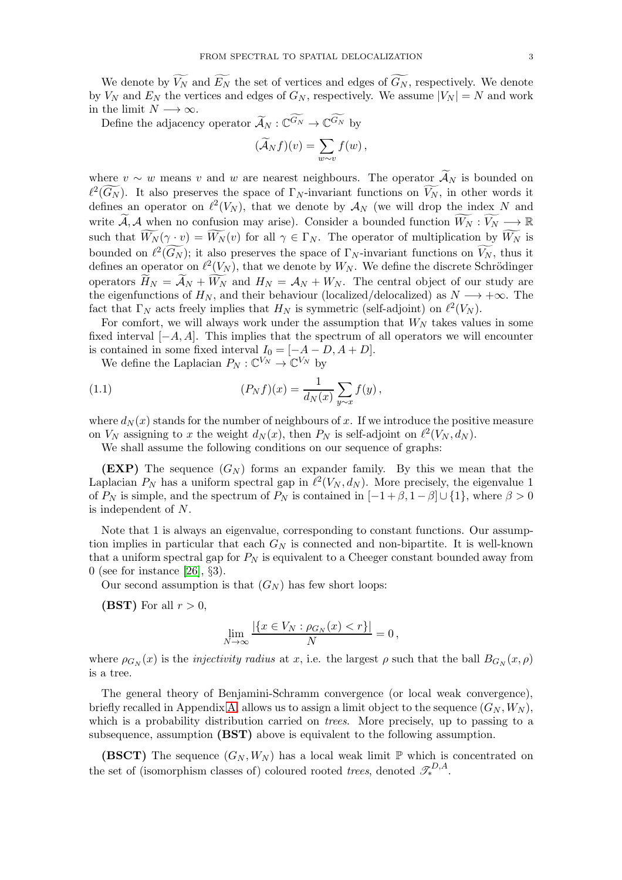We denote by $\widetilde{V_N}$ and $\widetilde{E_N}$ the set of vertices and edges of $\widetilde{G_N}$, respectively. We denote by $V_N$ and $E_N$ the vertices and edges of $G_N$, respectively. We assume $|V_N| = N$ and work in the limit $N \longrightarrow \infty$.

Define the adjacency operator $\widetilde{\mathcal{A}}_N : \mathbb{C}^{\widetilde{G_N}} \to \mathbb{C}^{\widetilde{G_N}}$ by

$$(\widetilde{\mathcal{A}}_N f)(v) = \sum_{w \sim v} f(w)\,,$$

where $v \sim w$ means $v$ and $w$ are nearest neighbours. The operator $\widetilde{\mathcal{A}}_N$ is bounded on $\ell^2(\widetilde{G_N})$. It also preserves the space of $\Gamma_N$-invariant functions on $\widetilde{V_N}$, in other words it defines an operator on $\ell^2(V_N)$, that we denote by $\mathcal{A}_N$ (we will drop the index $N$ and write $\widetilde{\mathcal{A}}, \mathcal{A}$ when no confusion may arise). Consider a bounded function $\widetilde{W_N} : \widetilde{V_N} \longrightarrow \mathbb{R}$ such that $\widetilde{W_N}(\gamma \cdot v) = \widetilde{W_N}(v)$ for all $\gamma \in \Gamma_N$. The operator of multiplication by $\widetilde{W_N}$ is bounded on $\ell^2(\widetilde{G_N})$; it also preserves the space of $\Gamma_N$-invariant functions on $\widetilde{V_N}$, thus it defines an operator on $\ell^2(V_N)$, that we denote by $W_N$. We define the discrete Schrödinger operators $\widetilde{H}_N = \widetilde{\mathcal{A}}_N + \widetilde{W_N}$ and $H_N = \mathcal{A}_N + W_N$. The central object of our study are the eigenfunctions of $H_N$, and their behaviour (localized/delocalized) as $N \longrightarrow +\infty$. The fact that $\Gamma_N$ acts freely implies that $H_N$ is symmetric (self-adjoint) on $\ell^2(V_N)$.

For comfort, we will always work under the assumption that $W_N$ takes values in some fixed interval $[-A, A]$. This implies that the spectrum of all operators we will encounter is contained in some fixed interval $I_0 = [-A - D, A + D]$.

We define the Laplacian $P_N : \mathbb{C}^{V_N} \to \mathbb{C}^{V_N}$ by

$$(P_N f)(x) = \frac{1}{d_N(x)} \sum_{y \sim x} f(y)\,, \tag{1.1}$$

where $d_N(x)$ stands for the number of neighbours of $x$. If we introduce the positive measure on $V_N$ assigning to $x$ the weight $d_N(x)$, then $P_N$ is self-adjoint on $\ell^2(V_N, d_N)$.

We shall assume the following conditions on our sequence of graphs:

**(EXP)** The sequence $(G_N)$ forms an expander family. By this we mean that the Laplacian $P_N$ has a uniform spectral gap in $\ell^2(V_N, d_N)$. More precisely, the eigenvalue 1 of $P_N$ is simple, and the spectrum of $P_N$ is contained in $[-1+\beta, 1-\beta] \cup \{1\}$, where $\beta > 0$ is independent of $N$.

Note that 1 is always an eigenvalue, corresponding to constant functions. Our assumption implies in particular that each $G_N$ is connected and non-bipartite. It is well-known that a uniform spectral gap for $P_N$ is equivalent to a Cheeger constant bounded away from 0 (see for instance [26], §3).

Our second assumption is that $(G_N)$ has few short loops:

**(BST)** For all $r > 0$,

$$\lim_{N \to \infty} \frac{|\{x \in V_N : \rho_{G_N}(x) < r\}|}{N} = 0\,,$$

where $\rho_{G_N}(x)$ is the *injectivity radius* at $x$, i.e. the largest $\rho$ such that the ball $B_{G_N}(x, \rho)$ is a tree.

The general theory of Benjamini-Schramm convergence (or local weak convergence), briefly recalled in Appendix A, allows us to assign a limit object to the sequence $(G_N, W_N)$, which is a probability distribution carried on *trees*. More precisely, up to passing to a subsequence, assumption **(BST)** above is equivalent to the following assumption.

**(BSCT)** The sequence $(G_N, W_N)$ has a local weak limit $\mathbb{P}$ which is concentrated on the set of (isomorphism classes of) coloured rooted *trees*, denoted $\mathscr{T}_*^{D,A}$.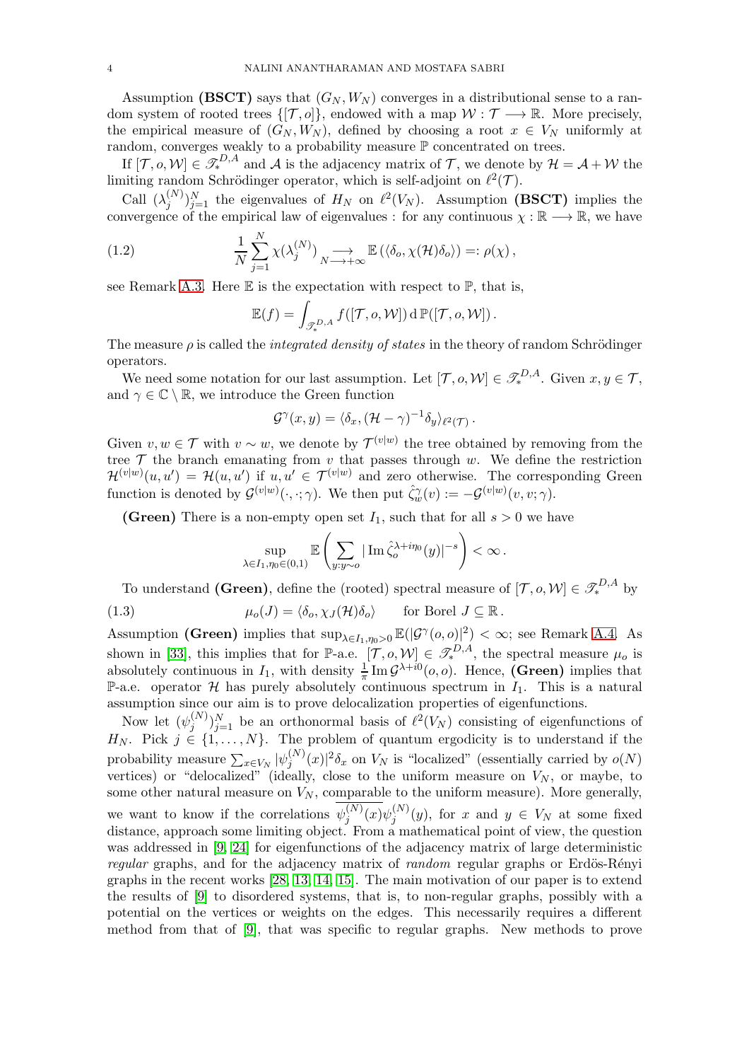Assumption **(BSCT)** says that $(G_N, W_N)$ converges in a distributional sense to a random system of rooted trees $\{[\mathcal{T}, o]\}$, endowed with a map $\mathcal{W} : \mathcal{T} \longrightarrow \mathbb{R}$. More precisely, the empirical measure of $(G_N, W_N)$, defined by choosing a root $x \in V_N$ uniformly at random, converges weakly to a probability measure $\mathbb{P}$ concentrated on trees.

If $[\mathcal{T}, o, \mathcal{W}] \in \mathscr{T}_*^{D,A}$ and $\mathcal{A}$ is the adjacency matrix of $\mathcal{T}$, we denote by $\mathcal{H} = \mathcal{A} + \mathcal{W}$ the limiting random Schrödinger operator, which is self-adjoint on $\ell^2(\mathcal{T})$.

Call $(\lambda_j^{(N)})_{j=1}^N$ the eigenvalues of $H_N$ on $\ell^2(V_N)$. Assumption **(BSCT)** implies the convergence of the empirical law of eigenvalues : for any continuous $\chi : \mathbb{R} \longrightarrow \mathbb{R}$, we have

$$\frac{1}{N} \sum_{j=1}^{N} \chi(\lambda_j^{(N)}) \underset{N \longrightarrow +\infty}{\longrightarrow} \mathbb{E}\left(\langle \delta_o, \chi(\mathcal{H}) \delta_o \rangle\right) =: \rho(\chi)\,, \tag{1.2}$$

see Remark A.3. Here $\mathbb{E}$ is the expectation with respect to $\mathbb{P}$, that is,

$$\mathbb{E}(f) = \int_{\mathscr{T}_*^{D,A}} f([\mathcal{T}, o, \mathcal{W}]) \,\mathrm{d}\,\mathbb{P}([\mathcal{T}, o, \mathcal{W}])\,.$$

The measure $\rho$ is called the *integrated density of states* in the theory of random Schrödinger operators.

We need some notation for our last assumption. Let $[\mathcal{T}, o, \mathcal{W}] \in \mathscr{T}_*^{D,A}$. Given $x, y \in \mathcal{T}$, and $\gamma \in \mathbb{C} \setminus \mathbb{R}$, we introduce the Green function

$$\mathcal{G}^{\gamma}(x, y) = \langle \delta_x, (\mathcal{H} - \gamma)^{-1} \delta_y \rangle_{\ell^2(\mathcal{T})}\,.$$

Given $v, w \in \mathcal{T}$ with $v \sim w$, we denote by $\mathcal{T}^{(v|w)}$ the tree obtained by removing from the tree $\mathcal{T}$ the branch emanating from $v$ that passes through $w$. We define the restriction $\mathcal{H}^{(v|w)}(u, u') = \mathcal{H}(u, u')$ if $u, u' \in \mathcal{T}^{(v|w)}$ and zero otherwise. The corresponding Green function is denoted by $\mathcal{G}^{(v|w)}(\cdot, \cdot; \gamma)$. We then put $\hat{\zeta}_w^{\gamma}(v) := -\mathcal{G}^{(v|w)}(v, v; \gamma)$.

**(Green)** There is a non-empty open set $I_1$, such that for all $s > 0$ we have

$$\sup_{\lambda \in I_1, \eta_0 \in (0,1)} \mathbb{E}\left( \sum_{y : y \sim o} |\operatorname{Im} \hat{\zeta}_o^{\lambda + i\eta_0}(y)|^{-s} \right) < \infty\,.$$

To understand **(Green)**, define the (rooted) spectral measure of $[\mathcal{T}, o, \mathcal{W}] \in \mathscr{T}_*^{D,A}$ by

$$\mu_o(J) = \langle \delta_o, \chi_J(\mathcal{H}) \delta_o \rangle \qquad \text{for Borel } J \subseteq \mathbb{R}\,. \tag{1.3}$$

Assumption **(Green)** implies that $\sup_{\lambda \in I_1, \eta_0 > 0} \mathbb{E}(|\mathcal{G}^{\gamma}(o, o)|^2) < \infty$; see Remark A.4. As shown in [33], this implies that for $\mathbb{P}$-a.e. $[\mathcal{T}, o, \mathcal{W}] \in \mathscr{T}_*^{D,A}$, the spectral measure $\mu_o$ is absolutely continuous in $I_1$, with density $\frac{1}{\pi} \operatorname{Im} \mathcal{G}^{\lambda + i0}(o, o)$. Hence, **(Green)** implies that $\mathbb{P}$-a.e. operator $\mathcal{H}$ has purely absolutely continuous spectrum in $I_1$. This is a natural assumption since our aim is to prove delocalization properties of eigenfunctions.

Now let $(\psi_j^{(N)})_{j=1}^N$ be an orthonormal basis of $\ell^2(V_N)$ consisting of eigenfunctions of $H_N$. Pick $j \in \{1, \ldots, N\}$. The problem of quantum ergodicity is to understand if the probability measure $\sum_{x \in V_N} |\psi_j^{(N)}(x)|^2 \delta_x$ on $V_N$ is "localized" (essentially carried by $o(N)$ vertices) or "delocalized" (ideally, close to the uniform measure on $V_N$, or maybe, to some other natural measure on $V_N$, comparable to the uniform measure). More generally, we want to know if the correlations $\overline{\psi_j^{(N)}(x)} \psi_j^{(N)}(y)$, for $x$ and $y \in V_N$ at some fixed distance, approach some limiting object. From a mathematical point of view, the question was addressed in [9, 24] for eigenfunctions of the adjacency matrix of large deterministic *regular* graphs, and for the adjacency matrix of *random* regular graphs or Erdös-Rényi graphs in the recent works [28, 13, 14, 15]. The main motivation of our paper is to extend the results of [9] to disordered systems, that is, to non-regular graphs, possibly with a potential on the vertices or weights on the edges. This necessarily requires a different method from that of [9], that was specific to regular graphs. New methods to prove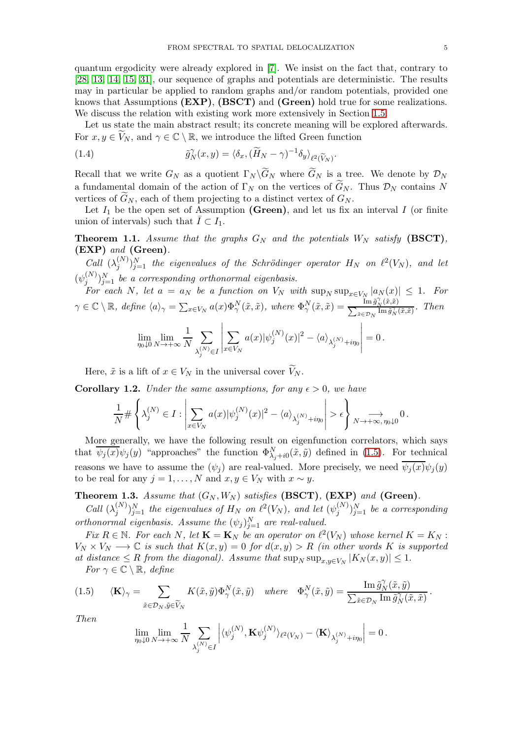quantum ergodicity were already explored in [7]. We insist on the fact that, contrary to [28, 13, 14, 15, 31], our sequence of graphs and potentials are deterministic. The results may in particular be applied to random graphs and/or random potentials, provided one knows that Assumptions **(EXP)**, **(BSCT)** and **(Green)** hold true for some realizations. We discuss the relation with existing work more extensively in Section 1.5.

Let us state the main abstract result; its concrete meaning will be explored afterwards. For $x, y \in \widetilde{V}_N$, and $\gamma \in \mathbb{C} \setminus \mathbb{R}$, we introduce the lifted Green function

$$
\tilde{g}_N^{\gamma}(x,y) = \langle \delta_x, (\widetilde{H}_N - \gamma)^{-1} \delta_y \rangle_{\ell^2(\widetilde{V}_N)}. \tag{1.4}
$$

Recall that we write $G_N$ as a quotient $\Gamma_N \backslash \widetilde{G}_N$ where $\widetilde{G}_N$ is a tree. We denote by $\mathcal{D}_N$ a fundamental domain of the action of $\Gamma_N$ on the vertices of $\widetilde{G}_N$. Thus $\mathcal{D}_N$ contains $N$ vertices of $\widetilde{G}_N$, each of them projecting to a distinct vertex of $G_N$.

Let $I_1$ be the open set of Assumption **(Green)**, and let us fix an interval $I$ (or finite union of intervals) such that $\bar{I} \subset I_1$.

**Theorem 1.1.** *Assume that the graphs $G_N$ and the potentials $W_N$ satisfy* **(BSCT)**, **(EXP)** *and* **(Green)**.

*Call $(\lambda_j^{(N)})_{j=1}^N$ the eigenvalues of the Schrödinger operator $H_N$ on $\ell^2(V_N)$, and let $(\psi_j^{(N)})_{j=1}^N$ be a corresponding orthonormal eigenbasis.*

*For each $N$, let $a = a_N$ be a function on $V_N$ with $\sup_N \sup_{x \in V_N} |a_N(x)| \leq 1$. For $\gamma \in \mathbb{C} \setminus \mathbb{R}$, define $\langle a \rangle_\gamma = \sum_{x \in V_N} a(x) \Phi_\gamma^N(\tilde{x}, \tilde{x})$, where $\Phi_\gamma^N(\tilde{x}, \tilde{x}) = \frac{\operatorname{Im} \tilde{g}_N^{\gamma}(\tilde{x},\tilde{x})}{\sum_{\tilde{x} \in \mathcal{D}_N} \operatorname{Im} \tilde{g}_N^{\gamma}(\tilde{x},\tilde{x})}$. Then*

$$
\lim_{\eta_0 \downarrow 0} \lim_{N \to +\infty} \frac{1}{N} \sum_{\lambda_j^{(N)} \in I} \left| \sum_{x \in V_N} a(x) |\psi_j^{(N)}(x)|^2 - \langle a \rangle_{\lambda_j^{(N)} + i\eta_0} \right| = 0 \,.
$$

Here, $\tilde{x}$ is a lift of $x \in V_N$ in the universal cover $\widetilde{V}_N$.

**Corollary 1.2.** *Under the same assumptions, for any $\epsilon > 0$, we have*

$$
\frac{1}{N} \# \left\{ \lambda_j^{(N)} \in I : \left| \sum_{x \in V_N} a(x) |\psi_j^{(N)}(x)|^2 - \langle a \rangle_{\lambda_j^{(N)} + i\eta_0} \right| > \epsilon \right\} \underset{N \to +\infty, \, \eta_0 \downarrow 0}{\longrightarrow} 0 \,.
$$

More generally, we have the following result on eigenfunction correlators, which says that $\overline{\psi_j(x)} \psi_j(y)$ "approaches" the function $\Phi^N_{\lambda_j + i0}(\tilde{x}, \tilde{y})$ defined in (1.5). For technical reasons we have to assume the $(\psi_j)$ are real-valued. More precisely, we need $\overline{\psi_j(x)} \psi_j(y)$ to be real for any $j = 1, \ldots, N$ and $x, y \in V_N$ with $x \sim y$.

**Theorem 1.3.** *Assume that $(G_N, W_N)$ satisfies* **(BSCT)**, **(EXP)** *and* **(Green)**.

*Call $(\lambda_j^{(N)})_{j=1}^N$ the eigenvalues of $H_N$ on $\ell^2(V_N)$, and let $(\psi_j^{(N)})_{j=1}^N$ be a corresponding orthonormal eigenbasis. Assume the $(\psi_j)_{j=1}^N$ are real-valued.*

*Fix $R \in \mathbb{N}$. For each $N$, let $\mathbf{K} = \mathbf{K}_N$ be an operator on $\ell^2(V_N)$ whose kernel $K = K_N : V_N \times V_N \longrightarrow \mathbb{C}$ is such that $K(x,y) = 0$ for $d(x,y) > R$ (in other words $K$ is supported at distance $\leq R$ from the diagonal). Assume that $\sup_N \sup_{x,y \in V_N} |K_N(x,y)| \leq 1$.*

*For $\gamma \in \mathbb{C} \setminus \mathbb{R}$, define*

$$
\langle \mathbf{K} \rangle_\gamma = \sum_{\tilde{x} \in \mathcal{D}_N, \tilde{y} \in \widetilde{V}_N} K(\tilde{x}, \tilde{y}) \Phi_\gamma^N(\tilde{x}, \tilde{y}) \quad \text{where} \quad \Phi_\gamma^N(\tilde{x}, \tilde{y}) = \frac{\operatorname{Im} \tilde{g}_N^{\gamma}(\tilde{x},\tilde{y})}{\sum_{\tilde{x} \in \mathcal{D}_N} \operatorname{Im} \tilde{g}_N^{\gamma}(\tilde{x},\tilde{x})} \,. \tag{1.5}
$$

*Then*

$$
\lim_{\eta_0 \downarrow 0} \lim_{N \to +\infty} \frac{1}{N} \sum_{\lambda_j^{(N)} \in I} \left| \langle \psi_j^{(N)}, \mathbf{K} \psi_j^{(N)} \rangle_{\ell^2(V_N)} - \langle \mathbf{K} \rangle_{\lambda_j^{(N)} + i\eta_0} \right| = 0 \,.
$$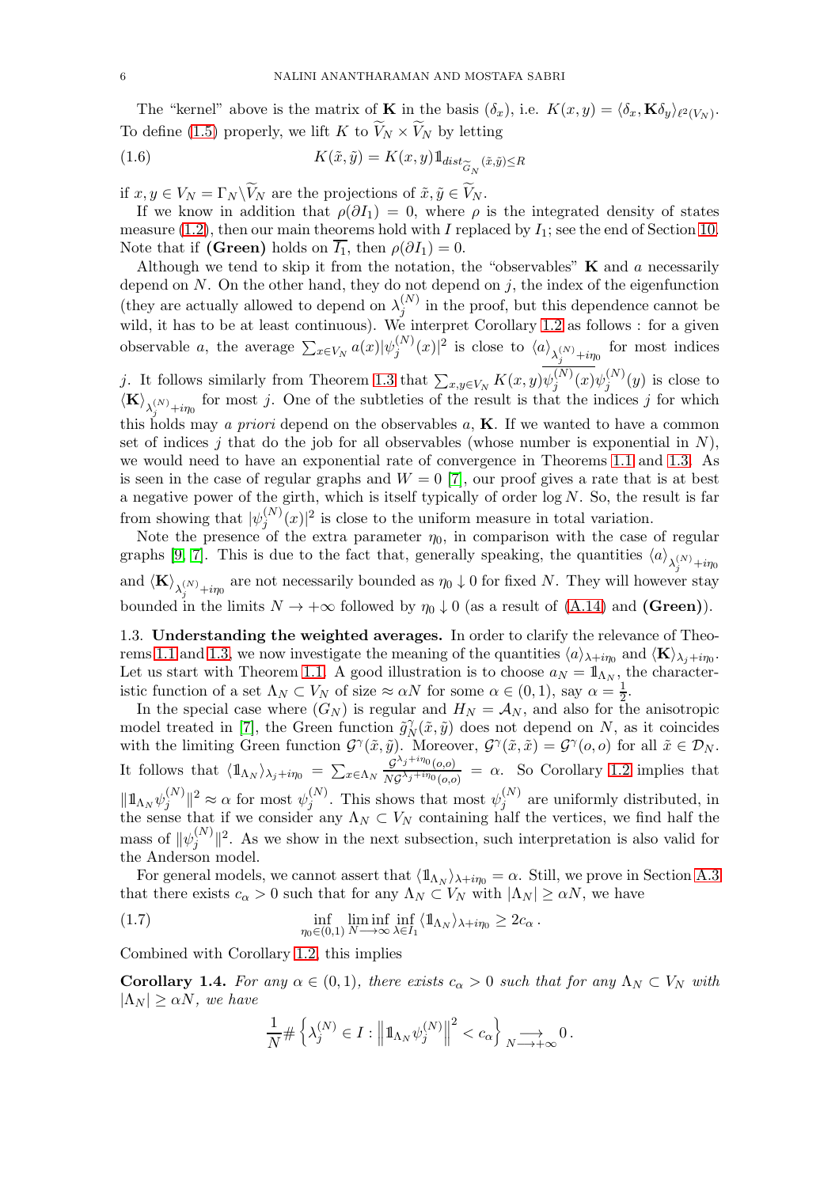The "kernel" above is the matrix of $\mathbf{K}$ in the basis $(\delta_x)$, i.e. $K(x,y) = \langle \delta_x, \mathbf{K}\delta_y\rangle_{\ell^2(V_N)}$. To define (1.5) properly, we lift $K$ to $\widetilde{V}_N \times \widetilde{V}_N$ by letting

$$K(\tilde{x},\tilde{y}) = K(x,y)\mathbb{1}_{dist_{\widetilde{G}_N}(\tilde{x},\tilde{y})\le R} \tag{1.6}$$

if $x, y \in V_N = \Gamma_N\backslash\widetilde{V}_N$ are the projections of $\tilde{x}, \tilde{y} \in \widetilde{V}_N$.

If we know in addition that $\rho(\partial I_1) = 0$, where $\rho$ is the integrated density of states measure (1.2), then our main theorems hold with $I$ replaced by $I_1$; see the end of Section 10. Note that if **(Green)** holds on $\overline{I_1}$, then $\rho(\partial I_1) = 0$.

Although we tend to skip it from the notation, the "observables" $\mathbf{K}$ and $a$ necessarily depend on $N$. On the other hand, they do not depend on $j$, the index of the eigenfunction (they are actually allowed to depend on $\lambda_j^{(N)}$ in the proof, but this dependence cannot be wild, it has to be at least continuous). We interpret Corollary 1.2 as follows : for a given observable $a$, the average $\sum_{x\in V_N} a(x)|\psi_j^{(N)}(x)|^2$ is close to $\langle a\rangle_{\lambda_j^{(N)}+i\eta_0}$ for most indices $j$. It follows similarly from Theorem 1.3 that $\sum_{x,y\in V_N} K(x,y)\overline{\psi_j^{(N)}(x)}\psi_j^{(N)}(y)$ is close to $\langle \mathbf{K}\rangle_{\lambda_j^{(N)}+i\eta_0}$ for most $j$. One of the subtleties of the result is that the indices $j$ for which this holds may *a priori* depend on the observables $a$, $\mathbf{K}$. If we wanted to have a common set of indices $j$ that do the job for all observables (whose number is exponential in $N$), we would need to have an exponential rate of convergence in Theorems 1.1 and 1.3. As is seen in the case of regular graphs and $W = 0$ [7], our proof gives a rate that is at best a negative power of the girth, which is itself typically of order $\log N$. So, the result is far from showing that $|\psi_j^{(N)}(x)|^2$ is close to the uniform measure in total variation.

Note the presence of the extra parameter $\eta_0$, in comparison with the case of regular graphs [9, 7]. This is due to the fact that, generally speaking, the quantities $\langle a\rangle_{\lambda_j^{(N)}+i\eta_0}$ and $\langle \mathbf{K}\rangle_{\lambda_j^{(N)}+i\eta_0}$ are not necessarily bounded as $\eta_0 \downarrow 0$ for fixed $N$. They will however stay bounded in the limits $N \to +\infty$ followed by $\eta_0 \downarrow 0$ (as a result of (A.14) and **(Green)**).

### 1.3. Understanding the weighted averages.

In order to clarify the relevance of Theorems 1.1 and 1.3, we now investigate the meaning of the quantities $\langle a\rangle_{\lambda+i\eta_0}$ and $\langle \mathbf{K}\rangle_{\lambda_j+i\eta_0}$. Let us start with Theorem 1.1. A good illustration is to choose $a_N = \mathbb{1}_{\Lambda_N}$, the characteristic function of a set $\Lambda_N \subset V_N$ of size $\approx \alpha N$ for some $\alpha \in (0,1)$, say $\alpha = \frac{1}{2}$.

In the special case where $(G_N)$ is regular and $H_N = \mathcal{A}_N$, and also for the anisotropic model treated in [7], the Green function $\tilde{g}_N^\gamma(\tilde{x},\tilde{y})$ does not depend on $N$, as it coincides with the limiting Green function $\mathcal{G}^\gamma(\tilde{x},\tilde{y})$. Moreover, $\mathcal{G}^\gamma(\tilde{x},\tilde{x}) = \mathcal{G}^\gamma(o,o)$ for all $\tilde{x} \in \mathcal{D}_N$. It follows that $\langle \mathbb{1}_{\Lambda_N}\rangle_{\lambda_j+i\eta_0} = \sum_{x\in\Lambda_N} \frac{\mathcal{G}^{\lambda_j+i\eta_0}(o,o)}{N\mathcal{G}^{\lambda_j+i\eta_0}(o,o)} = \alpha$. So Corollary 1.2 implies that $\|\mathbb{1}_{\Lambda_N}\psi_j^{(N)}\|^2 \approx \alpha$ for most $\psi_j^{(N)}$. This shows that most $\psi_j^{(N)}$ are uniformly distributed, in the sense that if we consider any $\Lambda_N \subset V_N$ containing half the vertices, we find half the mass of $\|\psi_j^{(N)}\|^2$. As we show in the next subsection, such interpretation is also valid for the Anderson model.

For general models, we cannot assert that $\langle \mathbb{1}_{\Lambda_N}\rangle_{\lambda+i\eta_0} = \alpha$. Still, we prove in Section A.3 that there exists $c_\alpha > 0$ such that for any $\Lambda_N \subset V_N$ with $|\Lambda_N| \ge \alpha N$, we have

$$\inf_{\eta_0\in(0,1)} \liminf_{N\longrightarrow\infty} \inf_{\lambda\in I_1} \langle \mathbb{1}_{\Lambda_N}\rangle_{\lambda+i\eta_0} \ge 2c_\alpha\,. \tag{1.7}$$

Combined with Corollary 1.2, this implies

**Corollary 1.4.** *For any $\alpha \in (0,1)$, there exists $c_\alpha > 0$ such that for any $\Lambda_N \subset V_N$ with $|\Lambda_N| \ge \alpha N$, we have*

$$\frac{1}{N}\#\left\{\lambda_j^{(N)} \in I : \left\|\mathbb{1}_{\Lambda_N}\psi_j^{(N)}\right\|^2 < c_\alpha\right\} \underset{N\longrightarrow+\infty}{\longrightarrow} 0\,.$$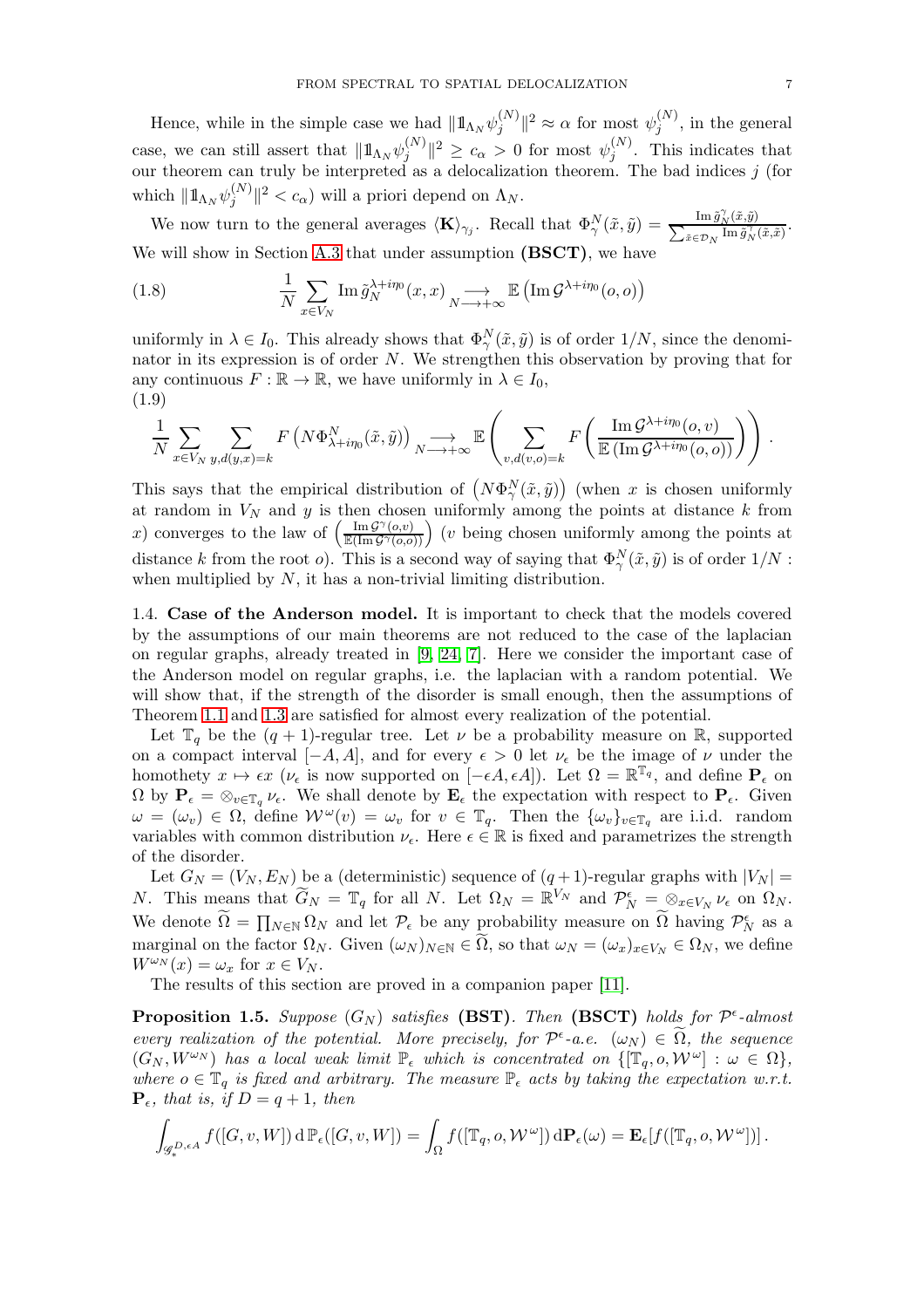Hence, while in the simple case we had $\|\mathbb{1}_{\Lambda_N}\psi_j^{(N)}\|^2 \approx \alpha$ for most $\psi_j^{(N)}$, in the general case, we can still assert that $\|\mathbb{1}_{\Lambda_N}\psi_j^{(N)}\|^2 \geq c_\alpha > 0$ for most $\psi_j^{(N)}$. This indicates that our theorem can truly be interpreted as a delocalization theorem. The bad indices $j$ (for which $\|\mathbb{1}_{\Lambda_N}\psi_j^{(N)}\|^2 < c_\alpha$) will a priori depend on $\Lambda_N$.

We now turn to the general averages $\langle \mathbf{K}\rangle_{\gamma_j}$. Recall that $\Phi_\gamma^N(\tilde{x},\tilde{y}) = \frac{\operatorname{Im}\tilde{g}_N^\gamma(\tilde{x},\tilde{y})}{\sum_{\tilde{x}\in\mathcal{D}_N}\operatorname{Im}\tilde{g}_N^\gamma(\tilde{x},\tilde{x})}$. We will show in Section A.3 that under assumption **(BSCT)**, we have

$$\frac{1}{N}\sum_{x\in V_N}\operatorname{Im}\tilde{g}_N^{\lambda+i\eta_0}(x,x) \underset{N\longrightarrow+\infty}{\longrightarrow} \mathbb{E}\left(\operatorname{Im}\mathcal{G}^{\lambda+i\eta_0}(o,o)\right) \tag{1.8}$$

uniformly in $\lambda \in I_0$. This already shows that $\Phi_\gamma^N(\tilde{x},\tilde{y})$ is of order $1/N$, since the denominator in its expression is of order $N$. We strengthen this observation by proving that for any continuous $F:\mathbb{R}\to\mathbb{R}$, we have uniformly in $\lambda\in I_0$,

$$\frac{1}{N}\sum_{x\in V_N}\sum_{y,d(y,x)=k}F\left(N\Phi_{\lambda+i\eta_0}^N(\tilde{x},\tilde{y})\right) \underset{N\longrightarrow+\infty}{\longrightarrow} \mathbb{E}\left(\sum_{v,d(v,o)=k}F\left(\frac{\operatorname{Im}\mathcal{G}^{\lambda+i\eta_0}(o,v)}{\mathbb{E}\left(\operatorname{Im}\mathcal{G}^{\lambda+i\eta_0}(o,o)\right)}\right)\right). \tag{1.9}$$

This says that the empirical distribution of $\left(N\Phi_\gamma^N(\tilde{x},\tilde{y})\right)$ (when $x$ is chosen uniformly at random in $V_N$ and $y$ is then chosen uniformly among the points at distance $k$ from $x$) converges to the law of $\left(\frac{\operatorname{Im}\mathcal{G}^\gamma(o,v)}{\mathbb{E}(\operatorname{Im}\mathcal{G}^\gamma(o,o))}\right)$ ($v$ being chosen uniformly among the points at distance $k$ from the root $o$). This is a second way of saying that $\Phi_\gamma^N(\tilde{x},\tilde{y})$ is of order $1/N$ : when multiplied by $N$, it has a non-trivial limiting distribution.

## 1.4. Case of the Anderson model.

It is important to check that the models covered by the assumptions of our main theorems are not reduced to the case of the laplacian on regular graphs, already treated in [9, 24, 7]. Here we consider the important case of the Anderson model on regular graphs, i.e. the laplacian with a random potential. We will show that, if the strength of the disorder is small enough, then the assumptions of Theorem 1.1 and 1.3 are satisfied for almost every realization of the potential.

Let $\mathbb{T}_q$ be the $(q+1)$-regular tree. Let $\nu$ be a probability measure on $\mathbb{R}$, supported on a compact interval $[-A,A]$, and for every $\epsilon>0$ let $\nu_\epsilon$ be the image of $\nu$ under the homothety $x\mapsto\epsilon x$ ($\nu_\epsilon$ is now supported on $[-\epsilon A,\epsilon A]$). Let $\Omega=\mathbb{R}^{\mathbb{T}_q}$, and define $\mathbf{P}_\epsilon$ on $\Omega$ by $\mathbf{P}_\epsilon=\otimes_{v\in\mathbb{T}_q}\nu_\epsilon$. We shall denote by $\mathbf{E}_\epsilon$ the expectation with respect to $\mathbf{P}_\epsilon$. Given $\omega=(\omega_v)\in\Omega$, define $\mathcal{W}^\omega(v)=\omega_v$ for $v\in\mathbb{T}_q$. Then the $\{\omega_v\}_{v\in\mathbb{T}_q}$ are i.i.d. random variables with common distribution $\nu_\epsilon$. Here $\epsilon\in\mathbb{R}$ is fixed and parametrizes the strength of the disorder.

Let $G_N=(V_N,E_N)$ be a (deterministic) sequence of $(q+1)$-regular graphs with $|V_N|=N$. This means that $\widetilde{G}_N=\mathbb{T}_q$ for all $N$. Let $\Omega_N=\mathbb{R}^{V_N}$ and $\mathcal{P}_N^\epsilon=\otimes_{x\in V_N}\nu_\epsilon$ on $\Omega_N$. We denote $\widetilde{\Omega}=\prod_{N\in\mathbb{N}}\Omega_N$ and let $\mathcal{P}_\epsilon$ be any probability measure on $\widetilde{\Omega}$ having $\mathcal{P}_N^\epsilon$ as a marginal on the factor $\Omega_N$. Given $(\omega_N)_{N\in\mathbb{N}}\in\widetilde{\Omega}$, so that $\omega_N=(\omega_x)_{x\in V_N}\in\Omega_N$, we define $W^{\omega_N}(x)=\omega_x$ for $x\in V_N$.

The results of this section are proved in a companion paper [11].

**Proposition 1.5.** *Suppose $(G_N)$ satisfies* **(BST)**. *Then* **(BSCT)** *holds for $\mathcal{P}^\epsilon$-almost every realization of the potential. More precisely, for $\mathcal{P}^\epsilon$-a.e. $(\omega_N)\in\widetilde{\Omega}$, the sequence $(G_N,W^{\omega_N})$ has a local weak limit $\mathbb{P}_\epsilon$ which is concentrated on $\{[\mathbb{T}_q,o,\mathcal{W}^\omega]:\omega\in\Omega\}$, where $o\in\mathbb{T}_q$ is fixed and arbitrary. The measure $\mathbb{P}_\epsilon$ acts by taking the expectation w.r.t. $\mathbf{P}_\epsilon$, that is, if $D=q+1$, then*

$$\int_{\mathscr{G}_*^{D,\epsilon A}} f([G,v,W])\,\mathrm{d}\,\mathbb{P}_\epsilon([G,v,W]) = \int_\Omega f([\mathbb{T}_q,o,\mathcal{W}^\omega])\,\mathrm{d}\mathbf{P}_\epsilon(\omega) = \mathbf{E}_\epsilon[f([\mathbb{T}_q,o,\mathcal{W}^\omega])]\,.$$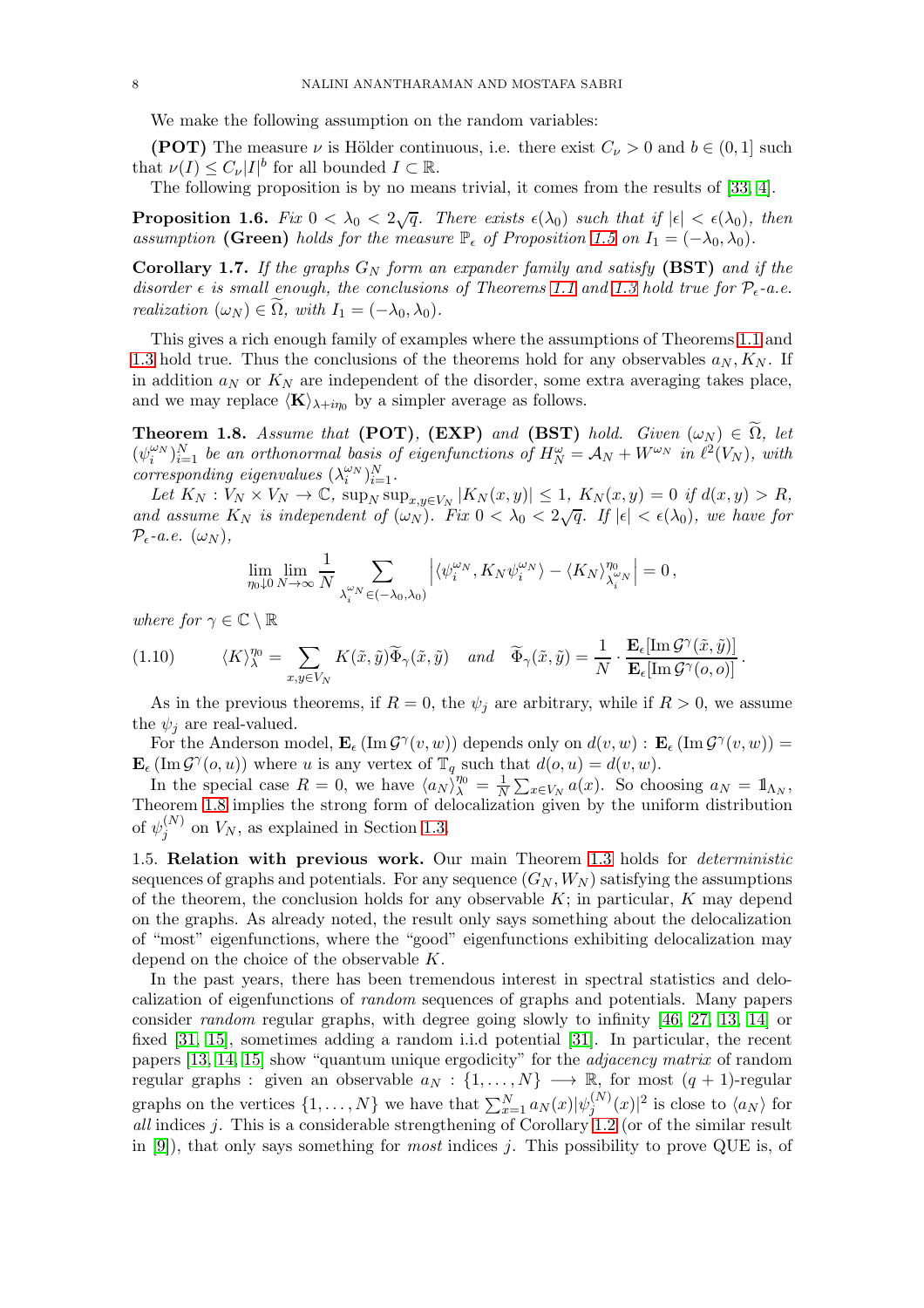We make the following assumption on the random variables:

**(POT)** The measure $\nu$ is Hölder continuous, i.e. there exist $C_\nu > 0$ and $b \in (0, 1]$ such that $\nu(I) \le C_\nu |I|^b$ for all bounded $I \subset \mathbb{R}$.

The following proposition is by no means trivial, it comes from the results of [33, 4].

**Proposition 1.6.** *Fix $0 < \lambda_0 < 2\sqrt{q}$. There exists $\epsilon(\lambda_0)$ such that if $|\epsilon| < \epsilon(\lambda_0)$, then assumption* **(Green)** *holds for the measure $\mathbb{P}_\epsilon$ of Proposition 1.5 on $I_1 = (-\lambda_0, \lambda_0)$.*

**Corollary 1.7.** *If the graphs $G_N$ form an expander family and satisfy* **(BST)** *and if the disorder $\epsilon$ is small enough, the conclusions of Theorems 1.1 and 1.3 hold true for $\mathcal{P}_\epsilon$-a.e. realization $(\omega_N) \in \widetilde{\Omega}$, with $I_1 = (-\lambda_0, \lambda_0)$.*

This gives a rich enough family of examples where the assumptions of Theorems 1.1 and 1.3 hold true. Thus the conclusions of the theorems hold for any observables $a_N, K_N$. If in addition $a_N$ or $K_N$ are independent of the disorder, some extra averaging takes place, and we may replace $\langle \mathbf{K} \rangle_{\lambda + i\eta_0}$ by a simpler average as follows.

**Theorem 1.8.** *Assume that* **(POT)**, **(EXP)** *and* **(BST)** *hold. Given $(\omega_N) \in \widetilde{\Omega}$, let $(\psi_i^{\omega_N})_{i=1}^N$ be an orthonormal basis of eigenfunctions of $H_N^\omega = \mathcal{A}_N + W^{\omega_N}$ in $\ell^2(V_N)$, with corresponding eigenvalues $(\lambda_i^{\omega_N})_{i=1}^N$.*

*Let $K_N : V_N \times V_N \to \mathbb{C}$, $\sup_N \sup_{x,y \in V_N} |K_N(x, y)| \le 1$, $K_N(x, y) = 0$ if $d(x, y) > R$, and assume $K_N$ is independent of $(\omega_N)$. Fix $0 < \lambda_0 < 2\sqrt{q}$. If $|\epsilon| < \epsilon(\lambda_0)$, we have for $\mathcal{P}_\epsilon$-a.e. $(\omega_N)$,*

$$\lim_{\eta_0 \downarrow 0} \lim_{N \to \infty} \frac{1}{N} \sum_{\lambda_i^{\omega_N} \in (-\lambda_0, \lambda_0)} \left| \langle \psi_i^{\omega_N}, K_N \psi_i^{\omega_N} \rangle - \langle K_N \rangle_{\lambda_i^{\omega_N}}^{\eta_0} \right| = 0\,,$$

*where for $\gamma \in \mathbb{C} \setminus \mathbb{R}$*

$$\langle K \rangle_\lambda^{\eta_0} = \sum_{x,y \in V_N} K(\tilde{x}, \tilde{y}) \widetilde{\Phi}_\gamma(\tilde{x}, \tilde{y}) \quad \text{and} \quad \widetilde{\Phi}_\gamma(\tilde{x}, \tilde{y}) = \frac{1}{N} \cdot \frac{\mathbf{E}_\epsilon[\operatorname{Im} \mathcal{G}^\gamma(\tilde{x}, \tilde{y})]}{\mathbf{E}_\epsilon[\operatorname{Im} \mathcal{G}^\gamma(o, o)]}\,. \tag{1.10}$$

As in the previous theorems, if $R = 0$, the $\psi_j$ are arbitrary, while if $R > 0$, we assume the $\psi_j$ are real-valued.

For the Anderson model, $\mathbf{E}_\epsilon (\operatorname{Im} \mathcal{G}^\gamma(v, w))$ depends only on $d(v, w)$ : $\mathbf{E}_\epsilon (\operatorname{Im} \mathcal{G}^\gamma(v, w)) = \mathbf{E}_\epsilon (\operatorname{Im} \mathcal{G}^\gamma(o, u))$ where $u$ is any vertex of $\mathbb{T}_q$ such that $d(o, u) = d(v, w)$.

In the special case $R = 0$, we have $\langle a_N \rangle_\lambda^{\eta_0} = \frac{1}{N} \sum_{x \in V_N} a(x)$. So choosing $a_N = \mathbb{1}_{\Lambda_N}$, Theorem 1.8 implies the strong form of delocalization given by the uniform distribution of $\psi_j^{(N)}$ on $V_N$, as explained in Section 1.3.

1.5. **Relation with previous work.** Our main Theorem 1.3 holds for *deterministic* sequences of graphs and potentials. For any sequence $(G_N, W_N)$ satisfying the assumptions of the theorem, the conclusion holds for any observable $K$; in particular, $K$ may depend on the graphs. As already noted, the result only says something about the delocalization of "most" eigenfunctions, where the "good" eigenfunctions exhibiting delocalization may depend on the choice of the observable $K$.

In the past years, there has been tremendous interest in spectral statistics and delocalization of eigenfunctions of *random* sequences of graphs and potentials. Many papers consider *random* regular graphs, with degree going slowly to infinity [46, 27, 13, 14] or fixed [31, 15], sometimes adding a random i.i.d potential [31]. In particular, the recent papers [13, 14, 15] show "quantum unique ergodicity" for the *adjacency matrix* of random regular graphs : given an observable $a_N : \{1, \ldots, N\} \longrightarrow \mathbb{R}$, for most $(q+1)$-regular graphs on the vertices $\{1, \ldots, N\}$ we have that $\sum_{x=1}^N a_N(x) |\psi_j^{(N)}(x)|^2$ is close to $\langle a_N \rangle$ for *all* indices $j$. This is a considerable strengthening of Corollary 1.2 (or of the similar result in [9]), that only says something for *most* indices $j$. This possibility to prove QUE is, of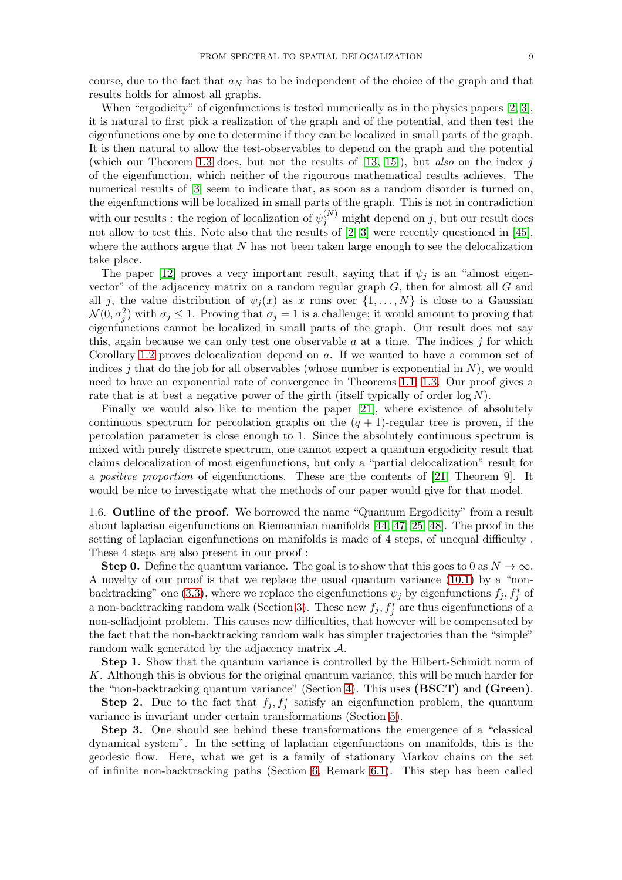course, due to the fact that $a_N$ has to be independent of the choice of the graph and that results holds for almost all graphs.

When "ergodicity" of eigenfunctions is tested numerically as in the physics papers [2, 3], it is natural to first pick a realization of the graph and of the potential, and then test the eigenfunctions one by one to determine if they can be localized in small parts of the graph. It is then natural to allow the test-observables to depend on the graph and the potential (which our Theorem 1.3 does, but not the results of [13, 15]), but *also* on the index $j$ of the eigenfunction, which neither of the rigourous mathematical results achieves. The numerical results of [3] seem to indicate that, as soon as a random disorder is turned on, the eigenfunctions will be localized in small parts of the graph. This is not in contradiction with our results : the region of localization of $\psi_j^{(N)}$ might depend on $j$, but our result does not allow to test this. Note also that the results of [2, 3] were recently questioned in [45], where the authors argue that $N$ has not been taken large enough to see the delocalization take place.

The paper [12] proves a very important result, saying that if $\psi_j$ is an "almost eigenvector" of the adjacency matrix on a random regular graph $G$, then for almost all $G$ and all $j$, the value distribution of $\psi_j(x)$ as $x$ runs over $\{1, \ldots, N\}$ is close to a Gaussian $\mathcal{N}(0, \sigma_j^2)$ with $\sigma_j \leq 1$. Proving that $\sigma_j = 1$ is a challenge; it would amount to proving that eigenfunctions cannot be localized in small parts of the graph. Our result does not say this, again because we can only test one observable $a$ at a time. The indices $j$ for which Corollary 1.2 proves delocalization depend on $a$. If we wanted to have a common set of indices $j$ that do the job for all observables (whose number is exponential in $N$), we would need to have an exponential rate of convergence in Theorems 1.1, 1.3. Our proof gives a rate that is at best a negative power of the girth (itself typically of order $\log N$).

Finally we would also like to mention the paper [21], where existence of absolutely continuous spectrum for percolation graphs on the $(q+1)$-regular tree is proven, if the percolation parameter is close enough to 1. Since the absolutely continuous spectrum is mixed with purely discrete spectrum, one cannot expect a quantum ergodicity result that claims delocalization of most eigenfunctions, but only a "partial delocalization" result for a *positive proportion* of eigenfunctions. These are the contents of [21, Theorem 9]. It would be nice to investigate what the methods of our paper would give for that model.

1.6. **Outline of the proof.** We borrowed the name "Quantum Ergodicity" from a result about laplacian eigenfunctions on Riemannian manifolds [44, 47, 25, 48]. The proof in the setting of laplacian eigenfunctions on manifolds is made of 4 steps, of unequal difficulty . These 4 steps are also present in our proof :

**Step 0.** Define the quantum variance. The goal is to show that this goes to 0 as $N \to \infty$. A novelty of our proof is that we replace the usual quantum variance (10.1) by a "non-backtracking" one (3.3), where we replace the eigenfunctions $\psi_j$ by eigenfunctions $f_j, f_j^*$ of a non-backtracking random walk (Section 3). These new $f_j, f_j^*$ are thus eigenfunctions of a non-selfadjoint problem. This causes new difficulties, that however will be compensated by the fact that the non-backtracking random walk has simpler trajectories than the "simple" random walk generated by the adjacency matrix $\mathcal{A}$.

**Step 1.** Show that the quantum variance is controlled by the Hilbert-Schmidt norm of $K$. Although this is obvious for the original quantum variance, this will be much harder for the "non-backtracking quantum variance" (Section 4). This uses **(BSCT)** and **(Green)**.

**Step 2.** Due to the fact that $f_j, f_j^*$ satisfy an eigenfunction problem, the quantum variance is invariant under certain transformations (Section 5).

**Step 3.** One should see behind these transformations the emergence of a "classical dynamical system". In the setting of laplacian eigenfunctions on manifolds, this is the geodesic flow. Here, what we get is a family of stationary Markov chains on the set of infinite non-backtracking paths (Section 6, Remark 6.1). This step has been called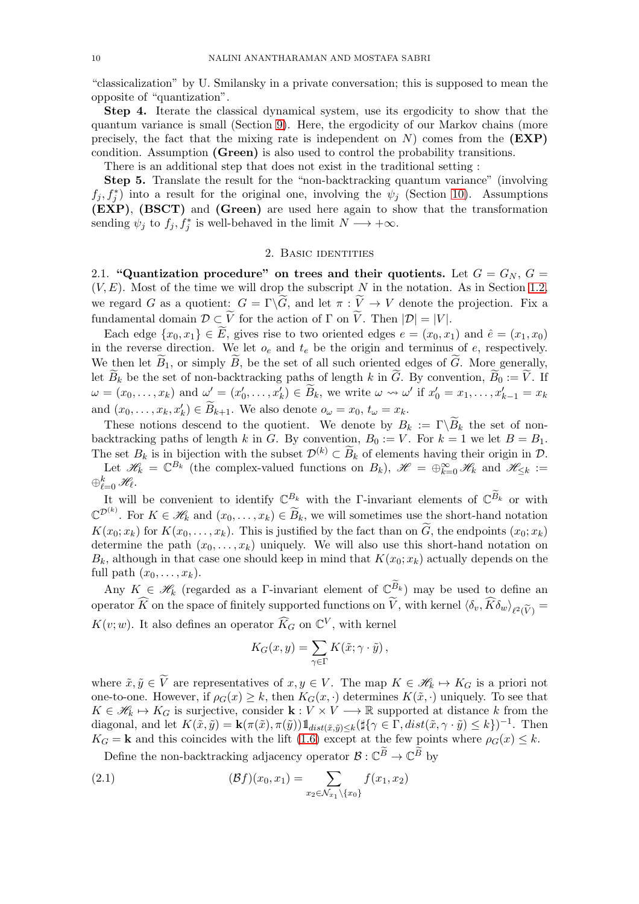"classicalization" by U. Smilansky in a private conversation; this is supposed to mean the opposite of "quantization".

**Step 4.** Iterate the classical dynamical system, use its ergodicity to show that the quantum variance is small (Section 9). Here, the ergodicity of our Markov chains (more precisely, the fact that the mixing rate is independent on $N$) comes from the **(EXP)** condition. Assumption **(Green)** is also used to control the probability transitions.

There is an additional step that does not exist in the traditional setting :

**Step 5.** Translate the result for the "non-backtracking quantum variance" (involving $f_j, f_j^*$) into a result for the original one, involving the $\psi_j$ (Section 10). Assumptions **(EXP)**, **(BSCT)** and **(Green)** are used here again to show that the transformation sending $\psi_j$ to $f_j, f_j^*$ is well-behaved in the limit $N \longrightarrow +\infty$.

## 2. Basic identities

**2.1. "Quantization procedure" on trees and their quotients.** Let $G = G_N$, $G = (V, E)$. Most of the time we will drop the subscript $N$ in the notation. As in Section 1.2, we regard $G$ as a quotient: $G = \Gamma\backslash\widetilde{G}$, and let $\pi : \widetilde{V} \to V$ denote the projection. Fix a fundamental domain $\mathcal{D} \subset \widetilde{V}$ for the action of $\Gamma$ on $\widetilde{V}$. Then $|\mathcal{D}| = |V|$.

Each edge $\{x_0, x_1\} \in \widetilde{E}$, gives rise to two oriented edges $e = (x_0, x_1)$ and $\hat{e} = (x_1, x_0)$ in the reverse direction. We let $o_e$ and $t_e$ be the origin and terminus of $e$, respectively. We then let $\widetilde{B}_1$, or simply $\widetilde{B}$, be the set of all such oriented edges of $\widetilde{G}$. More generally, let $\widetilde{B}_k$ be the set of non-backtracking paths of length $k$ in $\widetilde{G}$. By convention, $\widetilde{B}_0 := \widetilde{V}$. If $\omega = (x_0, \ldots, x_k)$ and $\omega' = (x_0', \ldots, x_k') \in \widetilde{B}_k$, we write $\omega \rightsquigarrow \omega'$ if $x_0' = x_1, \ldots, x_{k-1}' = x_k$ and $(x_0, \ldots, x_k, x_k') \in \widetilde{B}_{k+1}$. We also denote $o_\omega = x_0$, $t_\omega = x_k$.

These notions descend to the quotient. We denote by $B_k := \Gamma\backslash\widetilde{B}_k$ the set of non-backtracking paths of length $k$ in $G$. By convention, $B_0 := V$. For $k = 1$ we let $B = B_1$. The set $B_k$ is in bijection with the subset $\mathcal{D}^{(k)} \subset \widetilde{B}_k$ of elements having their origin in $\mathcal{D}$.

Let $\mathscr{H}_k = \mathbb{C}^{B_k}$ (the complex-valued functions on $B_k$), $\mathscr{H} = \oplus_{k=0}^{\infty} \mathscr{H}_k$ and $\mathscr{H}_{\le k} := \oplus_{\ell=0}^{k} \mathscr{H}_\ell$.

It will be convenient to identify $\mathbb{C}^{B_k}$ with the $\Gamma$-invariant elements of $\mathbb{C}^{\widetilde{B}_k}$ or with $\mathbb{C}^{\mathcal{D}^{(k)}}$. For $K \in \mathscr{H}_k$ and $(x_0, \ldots, x_k) \in \widetilde{B}_k$, we will sometimes use the short-hand notation $K(x_0; x_k)$ for $K(x_0, \ldots, x_k)$. This is justified by the fact than on $\widetilde{G}$, the endpoints $(x_0; x_k)$ determine the path $(x_0, \ldots, x_k)$ uniquely. We will also use this short-hand notation on $B_k$, although in that case one should keep in mind that $K(x_0; x_k)$ actually depends on the full path $(x_0, \ldots, x_k)$.

Any $K \in \mathscr{H}_k$ (regarded as a $\Gamma$-invariant element of $\mathbb{C}^{\widetilde{B}_k}$) may be used to define an operator $\widehat{K}$ on the space of finitely supported functions on $\widetilde{V}$, with kernel $\langle \delta_v, \widehat{K}\delta_w \rangle_{\ell^2(\widetilde{V})} = K(v; w)$. It also defines an operator $\widehat{K}_G$ on $\mathbb{C}^V$, with kernel

$$K_G(x, y) = \sum_{\gamma \in \Gamma} K(\tilde{x}; \gamma \cdot \tilde{y}),$$

where $\tilde{x}, \tilde{y} \in \widetilde{V}$ are representatives of $x, y \in V$. The map $K \in \mathscr{H}_k \mapsto K_G$ is a priori not one-to-one. However, if $\rho_G(x) \ge k$, then $K_G(x, \cdot)$ determines $K(\tilde{x}, \cdot)$ uniquely. To see that $K \in \mathscr{H}_k \mapsto K_G$ is surjective, consider $\mathbf{k} : V \times V \longrightarrow \mathbb{R}$ supported at distance $k$ from the diagonal, and let $K(\tilde{x}, \tilde{y}) = \mathbf{k}(\pi(\tilde{x}), \pi(\tilde{y}))\mathbb{1}_{dist(\tilde{x}, \tilde{y}) \le k}(\sharp\{\gamma \in \Gamma, dist(\tilde{x}, \gamma \cdot \tilde{y}) \le k\})^{-1}$. Then $K_G = \mathbf{k}$ and this coincides with the lift (1.6) except at the few points where $\rho_G(x) \le k$.

Define the non-backtracking adjacency operator $\mathcal{B} : \mathbb{C}^{\widetilde{B}} \to \mathbb{C}^{\widetilde{B}}$ by

$$(\mathcal{B}f)(x_0, x_1) = \sum_{x_2 \in \mathcal{N}_{x_1} \setminus \{x_0\}} f(x_1, x_2) \tag{2.1}$$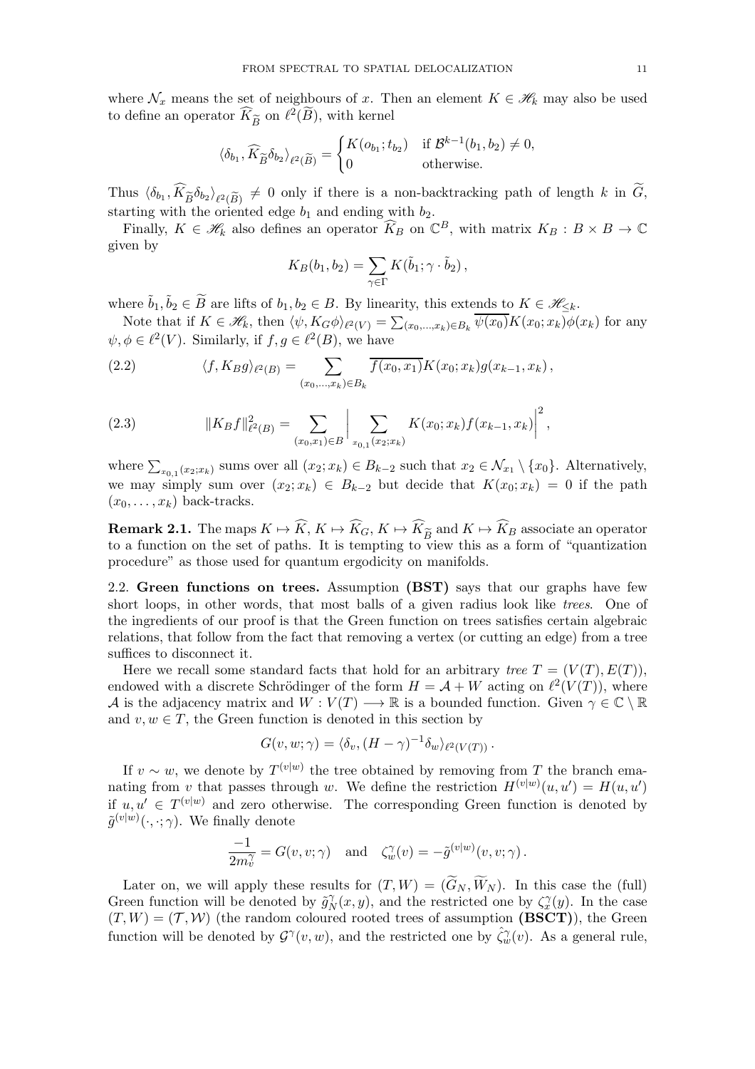where $\mathcal{N}_x$ means the set of neighbours of $x$. Then an element $K \in \mathscr{H}_k$ may also be used to define an operator $\widehat{K}_{\widetilde{B}}$ on $\ell^2(\widetilde{B})$, with kernel

$$\langle \delta_{b_1}, \widehat{K}_{\widetilde{B}} \delta_{b_2} \rangle_{\ell^2(\widetilde{B})} = \begin{cases} K(o_{b_1}; t_{b_2}) & \text{if } \mathcal{B}^{k-1}(b_1, b_2) \neq 0, \\ 0 & \text{otherwise.} \end{cases}$$

Thus $\langle \delta_{b_1}, \widehat{K}_{\widetilde{B}} \delta_{b_2} \rangle_{\ell^2(\widetilde{B})} \neq 0$ only if there is a non-backtracking path of length $k$ in $\widetilde{G}$, starting with the oriented edge $b_1$ and ending with $b_2$.

Finally, $K \in \mathscr{H}_k$ also defines an operator $\widehat{K}_B$ on $\mathbb{C}^B$, with matrix $K_B : B \times B \to \mathbb{C}$ given by

$$K_B(b_1, b_2) = \sum_{\gamma \in \Gamma} K(\tilde{b}_1; \gamma \cdot \tilde{b}_2),$$

where $\tilde{b}_1, \tilde{b}_2 \in \widetilde{B}$ are lifts of $b_1, b_2 \in B$. By linearity, this extends to $K \in \mathscr{H}_{\leq k}$.

Note that if $K \in \mathscr{H}_k$, then $\langle \psi, K_G \phi \rangle_{\ell^2(V)} = \sum_{(x_0, \ldots, x_k) \in B_k} \overline{\psi(x_0)} K(x_0; x_k) \phi(x_k)$ for any $\psi, \phi \in \ell^2(V)$. Similarly, if $f, g \in \ell^2(B)$, we have

$$\langle f, K_B g \rangle_{\ell^2(B)} = \sum_{(x_0, \ldots, x_k) \in B_k} \overline{f(x_0, x_1)} K(x_0; x_k) g(x_{k-1}, x_k), \tag{2.2}$$

$$\|K_B f\|^2_{\ell^2(B)} = \sum_{(x_0, x_1) \in B} \left| \sum_{x_{0,1}(x_2; x_k)} K(x_0; x_k) f(x_{k-1}, x_k) \right|^2, \tag{2.3}$$

where $\sum_{x_{0,1}(x_2; x_k)}$ sums over all $(x_2; x_k) \in B_{k-2}$ such that $x_2 \in \mathcal{N}_{x_1} \setminus \{x_0\}$. Alternatively, we may simply sum over $(x_2; x_k) \in B_{k-2}$ but decide that $K(x_0; x_k) = 0$ if the path $(x_0, \ldots, x_k)$ back-tracks.

**Remark 2.1.** The maps $K \mapsto \widehat{K}$, $K \mapsto \widehat{K}_G$, $K \mapsto \widehat{K}_{\widetilde{B}}$ and $K \mapsto \widehat{K}_B$ associate an operator to a function on the set of paths. It is tempting to view this as a form of "quantization procedure" as those used for quantum ergodicity on manifolds.

2.2. **Green functions on trees.** Assumption **(BST)** says that our graphs have few short loops, in other words, that most balls of a given radius look like *trees*. One of the ingredients of our proof is that the Green function on trees satisfies certain algebraic relations, that follow from the fact that removing a vertex (or cutting an edge) from a tree suffices to disconnect it.

Here we recall some standard facts that hold for an arbitrary *tree* $T = (V(T), E(T))$, endowed with a discrete Schrödinger of the form $H = \mathcal{A} + W$ acting on $\ell^2(V(T))$, where $\mathcal{A}$ is the adjacency matrix and $W : V(T) \longrightarrow \mathbb{R}$ is a bounded function. Given $\gamma \in \mathbb{C} \setminus \mathbb{R}$ and $v, w \in T$, the Green function is denoted in this section by

$$G(v, w; \gamma) = \langle \delta_v, (H - \gamma)^{-1} \delta_w \rangle_{\ell^2(V(T))}.$$

If $v \sim w$, we denote by $T^{(v|w)}$ the tree obtained by removing from $T$ the branch emanating from $v$ that passes through $w$. We define the restriction $H^{(v|w)}(u, u') = H(u, u')$ if $u, u' \in T^{(v|w)}$ and zero otherwise. The corresponding Green function is denoted by $\tilde{g}^{(v|w)}(\cdot, \cdot; \gamma)$. We finally denote

$$\frac{-1}{2m_v^\gamma} = G(v, v; \gamma) \quad \text{and} \quad \zeta_w^\gamma(v) = -\tilde{g}^{(v|w)}(v, v; \gamma).$$

Later on, we will apply these results for $(T, W) = (\widetilde{G}_N, \widetilde{W}_N)$. In this case the (full) Green function will be denoted by $\tilde{g}_N^\gamma(x, y)$, and the restricted one by $\zeta_x^\gamma(y)$. In the case $(T, W) = (\mathcal{T}, \mathcal{W})$ (the random coloured rooted trees of assumption **(BSCT)**), the Green function will be denoted by $\mathcal{G}^\gamma(v, w)$, and the restricted one by $\hat{\zeta}_w^\gamma(v)$. As a general rule,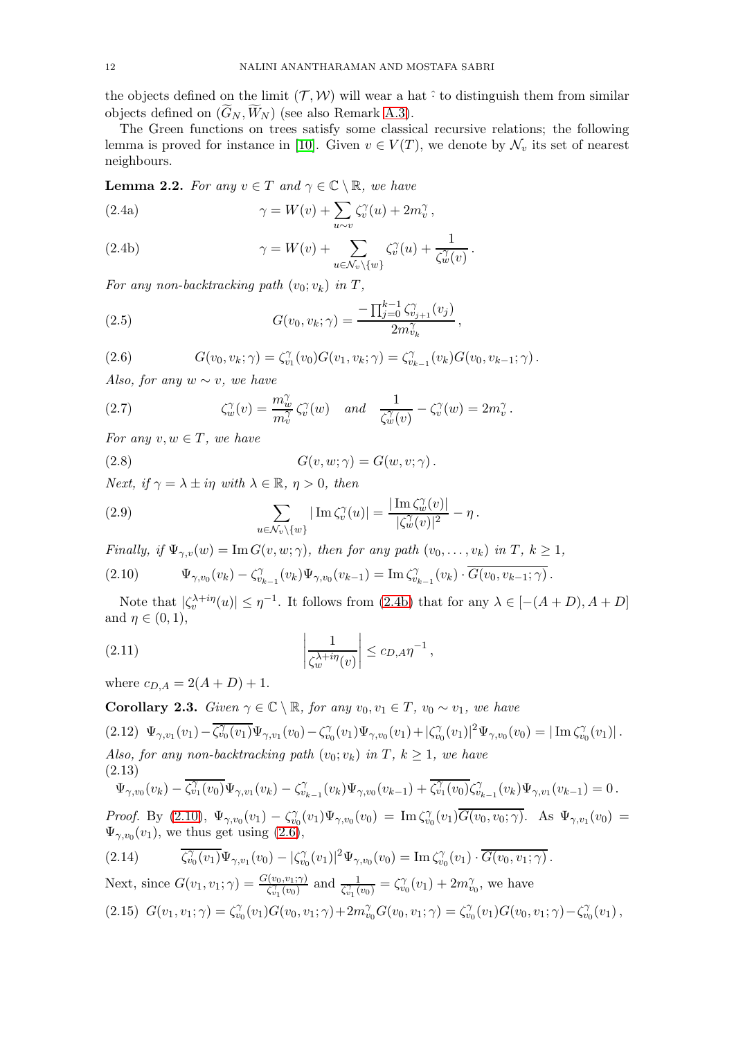the objects defined on the limit $(\mathcal{T}, \mathcal{W})$ will wear a hat $\hat{}$ to distinguish them from similar objects defined on $(\widetilde{G}_N, \widetilde{W}_N)$ (see also Remark A.3).

The Green functions on trees satisfy some classical recursive relations; the following lemma is proved for instance in [10]. Given $v \in V(T)$, we denote by $\mathcal{N}_v$ its set of nearest neighbours.

**Lemma 2.2.** *For any $v \in T$ and $\gamma \in \mathbb{C} \setminus \mathbb{R}$, we have*

$$\gamma = W(v) + \sum_{u \sim v} \zeta_v^\gamma(u) + 2m_v^\gamma \,, \tag{2.4a}$$

$$\gamma = W(v) + \sum_{u \in \mathcal{N}_v \setminus \{w\}} \zeta_v^\gamma(u) + \frac{1}{\zeta_w^\gamma(v)} \,. \tag{2.4b}$$

*For any non-backtracking path $(v_0; v_k)$ in $T$,*

$$G(v_0, v_k; \gamma) = \frac{-\prod_{j=0}^{k-1} \zeta_{v_{j+1}}^\gamma(v_j)}{2m_{v_k}^\gamma} \,, \tag{2.5}$$

$$G(v_0, v_k; \gamma) = \zeta_{v_1}^\gamma(v_0) G(v_1, v_k; \gamma) = \zeta_{v_{k-1}}^\gamma(v_k) G(v_0, v_{k-1}; \gamma) \,. \tag{2.6}$$

*Also, for any $w \sim v$, we have*

$$\zeta_w^\gamma(v) = \frac{m_w^\gamma}{m_v^\gamma} \zeta_v^\gamma(w) \quad \text{and} \quad \frac{1}{\zeta_w^\gamma(v)} - \zeta_v^\gamma(w) = 2m_v^\gamma \,. \tag{2.7}$$

*For any $v, w \in T$, we have*

$$G(v, w; \gamma) = G(w, v; \gamma) \,. \tag{2.8}$$

*Next, if $\gamma = \lambda \pm i\eta$ with $\lambda \in \mathbb{R}$, $\eta > 0$, then*

$$\sum_{u \in \mathcal{N}_v \setminus \{w\}} |\operatorname{Im} \zeta_v^\gamma(u)| = \frac{|\operatorname{Im} \zeta_w^\gamma(v)|}{|\zeta_w^\gamma(v)|^2} - \eta \,. \tag{2.9}$$

*Finally, if $\Psi_{\gamma,v}(w) = \operatorname{Im} G(v, w; \gamma)$, then for any path $(v_0, \dots, v_k)$ in $T$, $k \ge 1$,*

$$\Psi_{\gamma,v_0}(v_k) - \zeta_{v_{k-1}}^\gamma(v_k) \Psi_{\gamma,v_0}(v_{k-1}) = \operatorname{Im} \zeta_{v_{k-1}}^\gamma(v_k) \cdot \overline{G(v_0, v_{k-1}; \gamma)} \,. \tag{2.10}$$

Note that $|\zeta_v^{\lambda+i\eta}(u)| \le \eta^{-1}$. It follows from (2.4b) that for any $\lambda \in [-(A+D), A+D]$ and $\eta \in (0,1)$,

$$\left| \frac{1}{\zeta_w^{\lambda+i\eta}(v)} \right| \le c_{D,A} \eta^{-1} \,, \tag{2.11}$$

where $c_{D,A} = 2(A+D)+1$.

**Corollary 2.3.** *Given $\gamma \in \mathbb{C} \setminus \mathbb{R}$, for any $v_0, v_1 \in T$, $v_0 \sim v_1$, we have*

$$\Psi_{\gamma,v_1}(v_1) - \overline{\zeta_{v_0}^\gamma(v_1)} \Psi_{\gamma,v_1}(v_0) - \zeta_{v_0}^\gamma(v_1) \Psi_{\gamma,v_0}(v_1) + |\zeta_{v_0}^\gamma(v_1)|^2 \Psi_{\gamma,v_0}(v_0) = |\operatorname{Im} \zeta_{v_0}^\gamma(v_1)| \,. \tag{2.12}$$

*Also, for any non-backtracking path $(v_0; v_k)$ in $T$, $k \ge 1$, we have*

$$\Psi_{\gamma,v_0}(v_k) - \overline{\zeta_{v_1}^\gamma(v_0)} \Psi_{\gamma,v_1}(v_k) - \zeta_{v_{k-1}}^\gamma(v_k) \Psi_{\gamma,v_0}(v_{k-1}) + \overline{\zeta_{v_1}^\gamma(v_0)} \zeta_{v_{k-1}}^\gamma(v_k) \Psi_{\gamma,v_1}(v_{k-1}) = 0 \,. \tag{2.13}$$

*Proof.* By (2.10), $\Psi_{\gamma,v_0}(v_1) - \zeta_{v_0}^\gamma(v_1) \Psi_{\gamma,v_0}(v_0) = \operatorname{Im} \zeta_{v_0}^\gamma(v_1) \overline{G(v_0, v_0; \gamma)}$. As $\Psi_{\gamma,v_1}(v_0) = \Psi_{\gamma,v_0}(v_1)$, we thus get using (2.6),

$$\overline{\zeta_{v_0}^\gamma(v_1)} \Psi_{\gamma,v_1}(v_0) - |\zeta_{v_0}^\gamma(v_1)|^2 \Psi_{\gamma,v_0}(v_0) = \operatorname{Im} \zeta_{v_0}^\gamma(v_1) \cdot \overline{G(v_0, v_1; \gamma)} \,. \tag{2.14}$$

Next, since $G(v_1, v_1; \gamma) = \frac{G(v_0, v_1; \gamma)}{\zeta_{v_1}^\gamma(v_0)}$ and $\frac{1}{\zeta_{v_1}^\gamma(v_0)} = \zeta_{v_0}^\gamma(v_1) + 2m_{v_0}^\gamma$, we have

$$G(v_1, v_1; \gamma) = \zeta_{v_0}^\gamma(v_1) G(v_0, v_1; \gamma) + 2m_{v_0}^\gamma G(v_0, v_1; \gamma) = \zeta_{v_0}^\gamma(v_1) G(v_0, v_1; \gamma) - \zeta_{v_0}^\gamma(v_1) \,, \tag{2.15}$$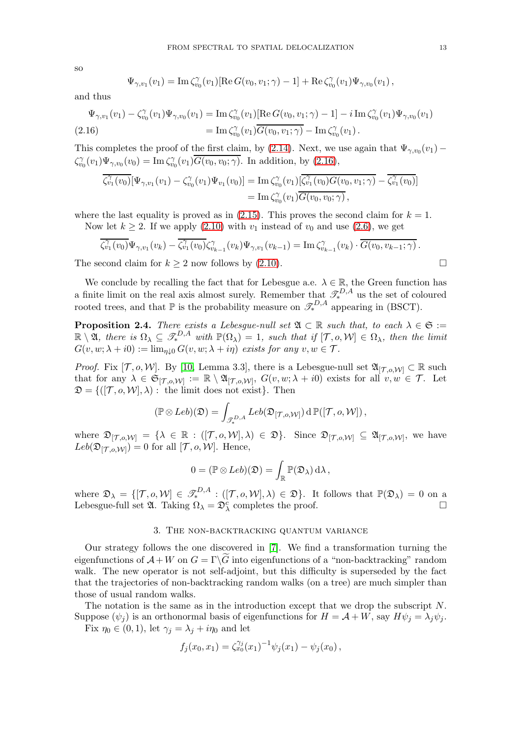so

$$\Psi_{\gamma,v_1}(v_1) = \operatorname{Im}\zeta_{v_0}^{\gamma}(v_1)[\operatorname{Re} G(v_0,v_1;\gamma) - 1] + \operatorname{Re}\zeta_{v_0}^{\gamma}(v_1)\Psi_{\gamma,v_0}(v_1)\,,$$

and thus

$$\begin{aligned}\Psi_{\gamma,v_1}(v_1) - \zeta_{v_0}^{\gamma}(v_1)\Psi_{\gamma,v_0}(v_1) &= \operatorname{Im}\zeta_{v_0}^{\gamma}(v_1)[\operatorname{Re} G(v_0,v_1;\gamma) - 1] - i\operatorname{Im}\zeta_{v_0}^{\gamma}(v_1)\Psi_{\gamma,v_0}(v_1) \\ &= \operatorname{Im}\zeta_{v_0}^{\gamma}(v_1)\overline{G(v_0,v_1;\gamma)} - \operatorname{Im}\zeta_{v_0}^{\gamma}(v_1)\,. \end{aligned} \tag{2.16}$$

This completes the proof of the first claim, by (2.14). Next, we use again that $\Psi_{\gamma,v_0}(v_1) - \zeta_{v_0}^{\gamma}(v_1)\Psi_{\gamma,v_0}(v_0) = \operatorname{Im}\zeta_{v_0}^{\gamma}(v_1)\overline{G(v_0,v_0;\gamma)}$. In addition, by (2.16),

$$\begin{aligned}\overline{\zeta_{v_1}^{\gamma}(v_0)}[\Psi_{\gamma,v_1}(v_1) - \zeta_{v_0}^{\gamma}(v_1)\Psi_{v_1}(v_0)] &= \operatorname{Im}\zeta_{v_0}^{\gamma}(v_1)[\overline{\zeta_{v_1}^{\gamma}(v_0)G(v_0,v_1;\gamma)} - \overline{\zeta_{v_1}^{\gamma}(v_0)}] \\ &= \operatorname{Im}\zeta_{v_0}^{\gamma}(v_1)\overline{G(v_0,v_0;\gamma)}\,,\end{aligned}$$

where the last equality is proved as in (2.15). This proves the second claim for $k = 1$.

Now let $k \geq 2$. If we apply (2.10) with $v_1$ instead of $v_0$ and use (2.6), we get

$$\overline{\zeta_{v_1}^{\gamma}(v_0)}\Psi_{\gamma,v_1}(v_k) - \overline{\zeta_{v_1}^{\gamma}(v_0)}\zeta_{v_{k-1}}^{\gamma}(v_k)\Psi_{\gamma,v_1}(v_{k-1}) = \operatorname{Im}\zeta_{v_{k-1}}^{\gamma}(v_k)\cdot\overline{G(v_0,v_{k-1};\gamma)}\,.$$

The second claim for $k \geq 2$ now follows by (2.10). ∎

We conclude by recalling the fact that for Lebesgue a.e. $\lambda \in \mathbb{R}$, the Green function has a finite limit on the real axis almost surely. Remember that $\mathscr{T}_*^{D,A}$ us the set of coloured rooted trees, and that $\mathbb{P}$ is the probability measure on $\mathscr{T}_*^{D,A}$ appearing in (BSCT).

**Proposition 2.4.** *There exists a Lebesgue-null set $\mathfrak{A} \subset \mathbb{R}$ such that, to each $\lambda \in \mathfrak{S} := \mathbb{R}\setminus\mathfrak{A}$, there is $\Omega_\lambda \subseteq \mathscr{T}_*^{D,A}$ with $\mathbb{P}(\Omega_\lambda) = 1$, such that if $[\mathcal{T},o,\mathcal{W}] \in \Omega_\lambda$, then the limit $G(v,w;\lambda+i0) := \lim_{\eta\downarrow 0} G(v,w;\lambda+i\eta)$ exists for any $v,w \in \mathcal{T}$.*

*Proof.* Fix $[\mathcal{T},o,\mathcal{W}]$. By [10, Lemma 3.3], there is a Lebesgue-null set $\mathfrak{A}_{[\mathcal{T},o,\mathcal{W}]} \subset \mathbb{R}$ such that for any $\lambda \in \mathfrak{S}_{[\mathcal{T},o,\mathcal{W}]} := \mathbb{R}\setminus\mathfrak{A}_{[\mathcal{T},o,\mathcal{W}]}$, $G(v,w;\lambda+i0)$ exists for all $v,w \in \mathcal{T}$. Let $\mathfrak{D} = \{([\mathcal{T},o,\mathcal{W}],\lambda) : \text{ the limit does not exist}\}$. Then

$$(\mathbb{P}\otimes Leb)(\mathfrak{D}) = \int_{\mathscr{T}_*^{D,A}} Leb(\mathfrak{D}_{[\mathcal{T},o,\mathcal{W}]})\,\mathrm{d}\,\mathbb{P}([\mathcal{T},o,\mathcal{W}])\,,$$

where $\mathfrak{D}_{[\mathcal{T},o,\mathcal{W}]} = \{\lambda \in \mathbb{R} : ([\mathcal{T},o,\mathcal{W}],\lambda) \in \mathfrak{D}\}$. Since $\mathfrak{D}_{[\mathcal{T},o,\mathcal{W}]} \subseteq \mathfrak{A}_{[\mathcal{T},o,\mathcal{W}]}$, we have $Leb(\mathfrak{D}_{[\mathcal{T},o,\mathcal{W}]}) = 0$ for all $[\mathcal{T},o,\mathcal{W}]$. Hence,

$$0 = (\mathbb{P}\otimes Leb)(\mathfrak{D}) = \int_{\mathbb{R}} \mathbb{P}(\mathfrak{D}_\lambda)\,\mathrm{d}\lambda\,,$$

where $\mathfrak{D}_\lambda = \{[\mathcal{T},o,\mathcal{W}] \in \mathscr{T}_*^{D,A} : ([\mathcal{T},o,\mathcal{W}],\lambda) \in \mathfrak{D}\}$. It follows that $\mathbb{P}(\mathfrak{D}_\lambda) = 0$ on a Lebesgue-full set $\mathfrak{A}$. Taking $\Omega_\lambda = \mathfrak{D}_\lambda^c$ completes the proof. ∎

## 3. The non-backtracking quantum variance

Our strategy follows the one discovered in [7]. We find a transformation turning the eigenfunctions of $\mathcal{A}+W$ on $G = \Gamma\backslash\widetilde{G}$ into eigenfunctions of a "non-backtracking" random walk. The new operator is not self-adjoint, but this difficulty is superseded by the fact that the trajectories of non-backtracking random walks (on a tree) are much simpler than those of usual random walks.

The notation is the same as in the introduction except that we drop the subscript $N$. Suppose $(\psi_j)$ is an orthonormal basis of eigenfunctions for $H = \mathcal{A}+W$, say $H\psi_j = \lambda_j\psi_j$.

Fix $\eta_0 \in (0,1)$, let $\gamma_j = \lambda_j + i\eta_0$ and let

$$f_j(x_0,x_1) = \zeta_{x_0}^{\gamma_j}(x_1)^{-1}\psi_j(x_1) - \psi_j(x_0)\,,$$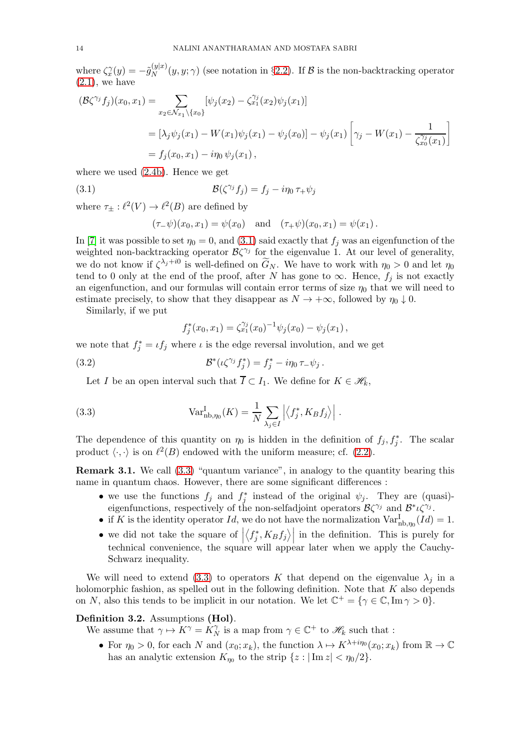where $\zeta_x^\gamma(y) = -\tilde{g}_N^{(y|x)}(y,y;\gamma)$ (see notation in §2.2). If $\mathcal{B}$ is the non-backtracking operator (2.1), we have

$$
\begin{aligned}
(\mathcal{B}\zeta^{\gamma_j} f_j)(x_0,x_1) &= \sum_{x_2 \in \mathcal{N}_{x_1}\setminus\{x_0\}} [\psi_j(x_2) - \zeta_{x_1}^{\gamma_j}(x_2)\psi_j(x_1)] \\
&= [\lambda_j \psi_j(x_1) - W(x_1)\psi_j(x_1) - \psi_j(x_0)] - \psi_j(x_1)\left[\gamma_j - W(x_1) - \frac{1}{\zeta_{x_0}^{\gamma_j}(x_1)}\right] \\
&= f_j(x_0,x_1) - i\eta_0\, \psi_j(x_1)\,,
\end{aligned}
$$

where we used (2.4b). Hence we get

$$
\mathcal{B}(\zeta^{\gamma_j} f_j) = f_j - i\eta_0\, \tau_+ \psi_j \tag{3.1}
$$

where $\tau_\pm : \ell^2(V) \to \ell^2(B)$ are defined by

$$
(\tau_-\psi)(x_0,x_1) = \psi(x_0) \quad \text{and} \quad (\tau_+\psi)(x_0,x_1) = \psi(x_1)\,.
$$

In [7] it was possible to set $\eta_0 = 0$, and (3.1) said exactly that $f_j$ was an eigenfunction of the weighted non-backtracking operator $\mathcal{B}\zeta^{\gamma_j}$ for the eigenvalue 1. At our level of generality, we do not know if $\zeta^{\lambda_j+i0}$ is well-defined on $\widetilde{G}_N$. We have to work with $\eta_0 > 0$ and let $\eta_0$ tend to 0 only at the end of the proof, after $N$ has gone to $\infty$. Hence, $f_j$ is not exactly an eigenfunction, and our formulas will contain error terms of size $\eta_0$ that we will need to estimate precisely, to show that they disappear as $N \to +\infty$, followed by $\eta_0 \downarrow 0$.

Similarly, if we put

$$
f_j^*(x_0,x_1) = \zeta_{x_1}^{\gamma_j}(x_0)^{-1}\psi_j(x_0) - \psi_j(x_1)\,,
$$

we note that $f_j^* = \iota f_j$ where $\iota$ is the edge reversal involution, and we get

$$
\mathcal{B}^*(\iota\zeta^{\gamma_j} f_j^*) = f_j^* - i\eta_0\, \tau_-\psi_j\,. \tag{3.2}
$$

Let $I$ be an open interval such that $\overline{I} \subset I_1$. We define for $K \in \mathscr{H}_k$,

$$
\mathrm{Var}^{\mathrm{I}}_{\mathrm{nb},\eta_0}(K) = \frac{1}{N}\sum_{\lambda_j \in I}\left|\left\langle f_j^*, K_B f_j\right\rangle\right|\,. \tag{3.3}
$$

The dependence of this quantity on $\eta_0$ is hidden in the definition of $f_j, f_j^*$. The scalar product $\langle\cdot,\cdot\rangle$ is on $\ell^2(B)$ endowed with the uniform measure; cf. (2.2).

**Remark 3.1.** We call (3.3) "quantum variance", in analogy to the quantity bearing this name in quantum chaos. However, there are some significant differences :

- we use the functions $f_j$ and $f_j^*$ instead of the original $\psi_j$. They are (quasi)-eigenfunctions, respectively of the non-selfadjoint operators $\mathcal{B}\zeta^{\gamma_j}$ and $\mathcal{B}^*\iota\zeta^{\gamma_j}$.
- if $K$ is the identity operator $Id$, we do not have the normalization $\mathrm{Var}^{\mathrm{I}}_{\mathrm{nb},\eta_0}(Id) = 1$.
- we did not take the square of $\left|\left\langle f_j^*, K_B f_j\right\rangle\right|$ in the definition. This is purely for technical convenience, the square will appear later when we apply the Cauchy-Schwarz inequality.

We will need to extend (3.3) to operators $K$ that depend on the eigenvalue $\lambda_j$ in a holomorphic fashion, as spelled out in the following definition. Note that $K$ also depends on $N$, also this tends to be implicit in our notation. We let $\mathbb{C}^+ = \{\gamma \in \mathbb{C}, \operatorname{Im}\gamma > 0\}$.

**Definition 3.2.** Assumptions **(Hol)**.

We assume that $\gamma \mapsto K^\gamma = K_N^\gamma$ is a map from $\gamma \in \mathbb{C}^+$ to $\mathscr{H}_k$ such that :

- For $\eta_0 > 0$, for each $N$ and $(x_0;x_k)$, the function $\lambda \mapsto K^{\lambda+i\eta_0}(x_0;x_k)$ from $\mathbb{R} \to \mathbb{C}$ has an analytic extension $K_{\eta_0}$ to the strip $\{z : |\operatorname{Im} z| < \eta_0/2\}$.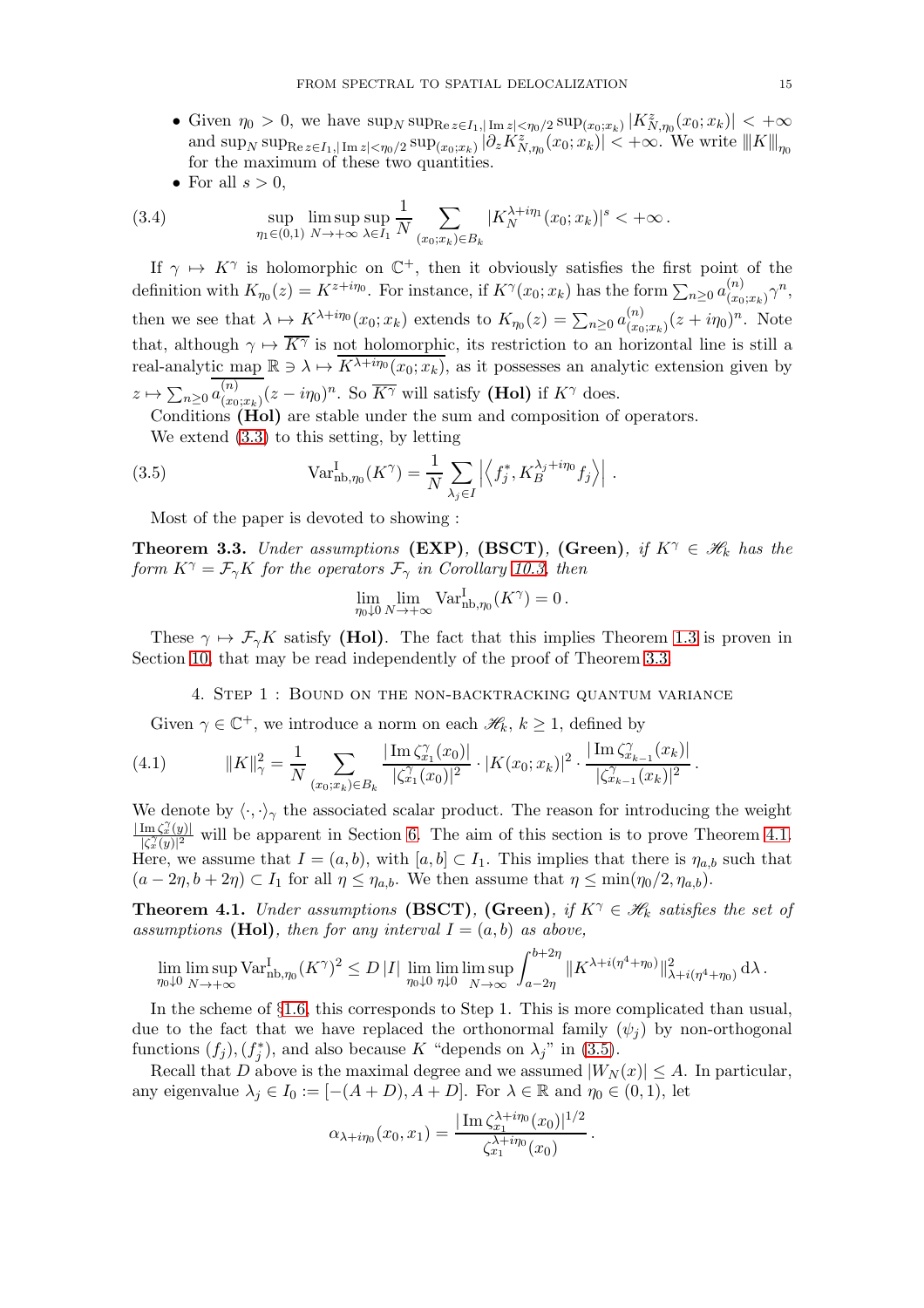- Given $\eta_0 > 0$, we have $\sup_N \sup_{\operatorname{Re} z \in I_1, |\operatorname{Im} z| < \eta_0/2} \sup_{(x_0;x_k)} |K^z_{N,\eta_0}(x_0;x_k)| < +\infty$ and $\sup_N \sup_{\operatorname{Re} z \in I_1, |\operatorname{Im} z| < \eta_0/2} \sup_{(x_0;x_k)} |\partial_z K^z_{N,\eta_0}(x_0;x_k)| < +\infty$. We write $|||K|||_{\eta_0}$ for the maximum of these two quantities.
- For all $s > 0$,

$$\sup_{\eta_1 \in (0,1)} \limsup_{N \to +\infty} \sup_{\lambda \in I_1} \frac{1}{N} \sum_{(x_0;x_k) \in B_k} |K_N^{\lambda + i\eta_1}(x_0;x_k)|^s < +\infty \,. \tag{3.4}$$

If $\gamma \mapsto K^\gamma$ is holomorphic on $\mathbb{C}^+$, then it obviously satisfies the first point of the definition with $K_{\eta_0}(z) = K^{z+i\eta_0}$. For instance, if $K^\gamma(x_0;x_k)$ has the form $\sum_{n\geq 0} a^{(n)}_{(x_0;x_k)} \gamma^n$, then we see that $\lambda \mapsto K^{\lambda+i\eta_0}(x_0;x_k)$ extends to $K_{\eta_0}(z) = \sum_{n \geq 0} a^{(n)}_{(x_0;x_k)}(z + i\eta_0)^n$. Note that, although $\gamma \mapsto \overline{K^\gamma}$ is not holomorphic, its restriction to an horizontal line is still a real-analytic map $\mathbb{R} \ni \lambda \mapsto \overline{K^{\lambda+i\eta_0}(x_0;x_k)}$, as it possesses an analytic extension given by $z \mapsto \sum_{n\geq 0} \overline{a^{(n)}_{(x_0;x_k)}}(z - i\eta_0)^n$. So $\overline{K^\gamma}$ will satisfy **(Hol)** if $K^\gamma$ does.

Conditions **(Hol)** are stable under the sum and composition of operators.

We extend (3.3) to this setting, by letting

$$\operatorname{Var}^{\mathrm{I}}_{\mathrm{nb},\eta_0}(K^\gamma) = \frac{1}{N} \sum_{\lambda_j \in I} \left| \left\langle f_j^*, K_B^{\lambda_j + i\eta_0} f_j \right\rangle \right| \,. \tag{3.5}$$

Most of the paper is devoted to showing :

**Theorem 3.3.** *Under assumptions* **(EXP)**, **(BSCT)**, **(Green)**, *if $K^\gamma \in \mathscr{H}_k$ has the form $K^\gamma = \mathcal{F}_\gamma K$ for the operators $\mathcal{F}_\gamma$ in Corollary 10.3, then*

$$\lim_{\eta_0 \downarrow 0} \lim_{N \to +\infty} \operatorname{Var}^{\mathrm{I}}_{\mathrm{nb},\eta_0}(K^\gamma) = 0 \,.$$

These $\gamma \mapsto \mathcal{F}_\gamma K$ satisfy **(Hol)**. The fact that this implies Theorem 1.3 is proven in Section 10, that may be read independently of the proof of Theorem 3.3.

## 4. Step 1 : Bound on the non-backtracking quantum variance

Given $\gamma \in \mathbb{C}^+$, we introduce a norm on each $\mathscr{H}_k$, $k \geq 1$, defined by

$$\|K\|_\gamma^2 = \frac{1}{N} \sum_{(x_0;x_k) \in B_k} \frac{|\operatorname{Im} \zeta^\gamma_{x_1}(x_0)|}{|\zeta^\gamma_{x_1}(x_0)|^2} \cdot |K(x_0;x_k)|^2 \cdot \frac{|\operatorname{Im} \zeta^\gamma_{x_{k-1}}(x_k)|}{|\zeta^\gamma_{x_{k-1}}(x_k)|^2} \,. \tag{4.1}$$

We denote by $\langle \cdot, \cdot \rangle_\gamma$ the associated scalar product. The reason for introducing the weight $\frac{|\operatorname{Im} \zeta^\gamma_x(y)|}{|\zeta^\gamma_x(y)|^2}$ will be apparent in Section 6. The aim of this section is to prove Theorem 4.1. Here, we assume that $I = (a,b)$, with $[a,b] \subset I_1$. This implies that there is $\eta_{a,b}$ such that $(a - 2\eta, b + 2\eta) \subset I_1$ for all $\eta \leq \eta_{a,b}$. We then assume that $\eta \leq \min(\eta_0/2, \eta_{a,b})$.

**Theorem 4.1.** *Under assumptions* **(BSCT)**, **(Green)**, *if $K^\gamma \in \mathscr{H}_k$ satisfies the set of assumptions* **(Hol)**, *then for any interval $I = (a,b)$ as above,*

$$\lim_{\eta_0 \downarrow 0} \limsup_{N \to +\infty} \operatorname{Var}^{\mathrm{I}}_{\mathrm{nb},\eta_0}(K^\gamma)^2 \leq D\,|I| \lim_{\eta_0 \downarrow 0} \lim_{\eta \downarrow 0} \limsup_{N \to \infty} \int_{a-2\eta}^{b+2\eta} \|K^{\lambda + i(\eta^4 + \eta_0)}\|^2_{\lambda + i(\eta^4 + \eta_0)} \,\mathrm{d}\lambda \,.$$

In the scheme of §1.6, this corresponds to Step 1. This is more complicated than usual, due to the fact that we have replaced the orthonormal family $(\psi_j)$ by non-orthogonal functions $(f_j), (f_j^*)$, and also because $K$ "depends on $\lambda_j$" in (3.5).

Recall that $D$ above is the maximal degree and we assumed $|W_N(x)| \leq A$. In particular, any eigenvalue $\lambda_j \in I_0 := [-(A + D), A + D]$. For $\lambda \in \mathbb{R}$ and $\eta_0 \in (0,1)$, let

$$\alpha_{\lambda + i\eta_0}(x_0, x_1) = \frac{|\operatorname{Im} \zeta^{\lambda + i\eta_0}_{x_1}(x_0)|^{1/2}}{\zeta^{\lambda + i\eta_0}_{x_1}(x_0)} \,.$$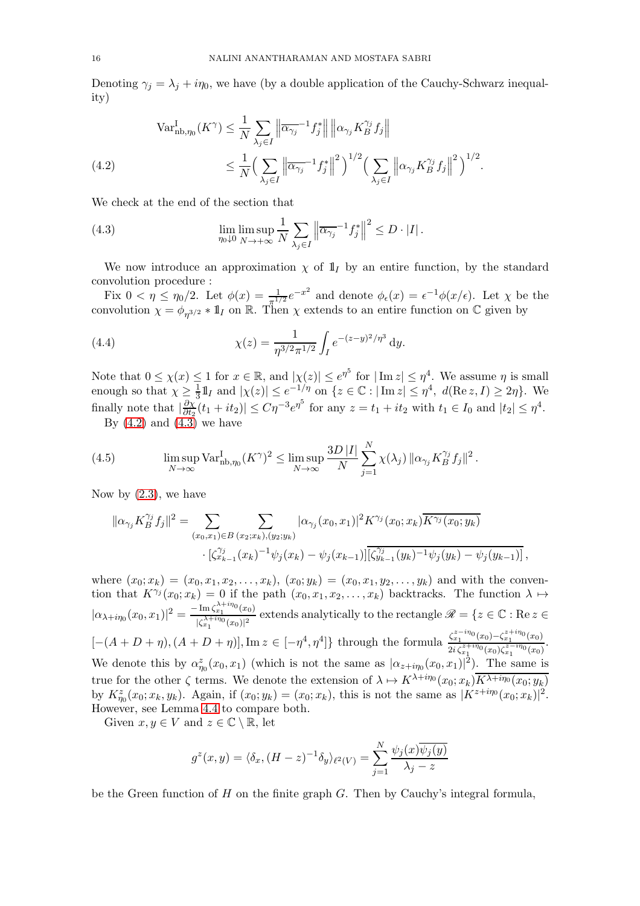Denoting $\gamma_j = \lambda_j + i\eta_0$, we have (by a double application of the Cauchy-Schwarz inequality)

$$
\begin{aligned}
\mathrm{Var}^{\mathrm{I}}_{\mathrm{nb},\eta_0}(K^\gamma) &\le \frac{1}{N}\sum_{\lambda_j\in I}\left\|\overline{\alpha_{\gamma_j}}^{-1}f_j^*\right\|\left\|\alpha_{\gamma_j}K_B^{\gamma_j}f_j\right\| \\
&\le \frac{1}{N}\Big(\sum_{\lambda_j\in I}\left\|\overline{\alpha_{\gamma_j}}^{-1}f_j^*\right\|^2\Big)^{1/2}\Big(\sum_{\lambda_j\in I}\left\|\alpha_{\gamma_j}K_B^{\gamma_j}f_j\right\|^2\Big)^{1/2}.
\end{aligned} \tag{4.2}
$$

We check at the end of the section that

$$
\lim_{\eta_0\downarrow 0}\limsup_{N\to+\infty}\frac{1}{N}\sum_{\lambda_j\in I}\left\|\overline{\alpha_{\gamma_j}}^{-1}f_j^*\right\|^2 \le D\cdot|I|\,. \tag{4.3}
$$

We now introduce an approximation $\chi$ of $\mathbb{1}_I$ by an entire function, by the standard convolution procedure :

Fix $0<\eta\le\eta_0/2$. Let $\phi(x)=\frac{1}{\pi^{1/2}}e^{-x^2}$ and denote $\phi_\epsilon(x)=\epsilon^{-1}\phi(x/\epsilon)$. Let $\chi$ be the convolution $\chi=\phi_{\eta^{3/2}}*\mathbb{1}_I$ on $\mathbb{R}$. Then $\chi$ extends to an entire function on $\mathbb{C}$ given by

$$
\chi(z)=\frac{1}{\eta^{3/2}\pi^{1/2}}\int_I e^{-(z-y)^2/\eta^3}\,\mathrm{d}y. \tag{4.4}
$$

Note that $0\le\chi(x)\le 1$ for $x\in\mathbb{R}$, and $|\chi(z)|\le e^{\eta^5}$ for $|\operatorname{Im} z|\le\eta^4$. We assume $\eta$ is small enough so that $\chi\ge\frac{1}{3}\mathbb{1}_I$ and $|\chi(z)|\le e^{-1/\eta}$ on $\{z\in\mathbb{C}:|\operatorname{Im} z|\le\eta^4,\ d(\operatorname{Re} z,I)\ge 2\eta\}$. We finally note that $|\frac{\partial\chi}{\partial t_2}(t_1+it_2)|\le C\eta^{-3}e^{\eta^5}$ for any $z=t_1+it_2$ with $t_1\in I_0$ and $|t_2|\le\eta^4$.

By (4.2) and (4.3) we have

$$
\limsup_{N\to\infty}\mathrm{Var}^{\mathrm{I}}_{\mathrm{nb},\eta_0}(K^\gamma)^2\le\limsup_{N\to\infty}\frac{3D\,|I|}{N}\sum_{j=1}^N\chi(\lambda_j)\left\|\alpha_{\gamma_j}K_B^{\gamma_j}f_j\right\|^2. \tag{4.5}
$$

Now by (2.3), we have

$$
\begin{aligned}
\|\alpha_{\gamma_j}K_B^{\gamma_j}f_j\|^2 &= \sum_{(x_0,x_1)\in B}\sum_{(x_2;x_k),(y_2;y_k)}|\alpha_{\gamma_j}(x_0,x_1)|^2K^{\gamma_j}(x_0;x_k)\overline{K^{\gamma_j}(x_0;y_k)} \\
&\quad\cdot[\zeta_{x_{k-1}}^{\gamma_j}(x_k)^{-1}\psi_j(x_k)-\psi_j(x_{k-1})]\overline{[\zeta_{y_{k-1}}^{\gamma_j}(y_k)^{-1}\psi_j(y_k)-\psi_j(y_{k-1})]},
\end{aligned}
$$

where $(x_0;x_k)=(x_0,x_1,x_2,\dots,x_k)$, $(x_0;y_k)=(x_0,x_1,y_2,\dots,y_k)$ and with the convention that $K^{\gamma_j}(x_0;x_k)=0$ if the path $(x_0,x_1,x_2,\dots,x_k)$ backtracks. The function $\lambda\mapsto|\alpha_{\lambda+i\eta_0}(x_0,x_1)|^2=\frac{-\operatorname{Im}\zeta_{x_1}^{\lambda+i\eta_0}(x_0)}{|\zeta_{x_1}^{\lambda+i\eta_0}(x_0)|^2}$ extends analytically to the rectangle $\mathscr{R}=\{z\in\mathbb{C}:\operatorname{Re} z\in[-(A+D+\eta),(A+D+\eta)],\operatorname{Im} z\in[-\eta^4,\eta^4]\}$ through the formula $\frac{\zeta_{x_1}^{z-i\eta_0}(x_0)-\zeta_{x_1}^{z+i\eta_0}(x_0)}{2i\,\zeta_{x_1}^{z+i\eta_0}(x_0)\zeta_{x_1}^{z-i\eta_0}(x_0)}$. We denote this by $\alpha_{\eta_0}^z(x_0,x_1)$ (which is not the same as $|\alpha_{z+i\eta_0}(x_0,x_1)|^2$). The same is true for the other $\zeta$ terms. We denote the extension of $\lambda\mapsto K^{\lambda+i\eta_0}(x_0;x_k)\overline{K^{\lambda+i\eta_0}(x_0;y_k)}$ by $K_{\eta_0}^z(x_0;x_k,y_k)$. Again, if $(x_0;y_k)=(x_0;x_k)$, this is not the same as $|K^{z+i\eta_0}(x_0;x_k)|^2$. However, see Lemma 4.4 to compare both.

Given $x,y\in V$ and $z\in\mathbb{C}\setminus\mathbb{R}$, let

$$
g^z(x,y)=\langle\delta_x,(H-z)^{-1}\delta_y\rangle_{\ell^2(V)}=\sum_{j=1}^N\frac{\psi_j(x)\overline{\psi_j(y)}}{\lambda_j-z}
$$

be the Green function of $H$ on the finite graph $G$. Then by Cauchy's integral formula,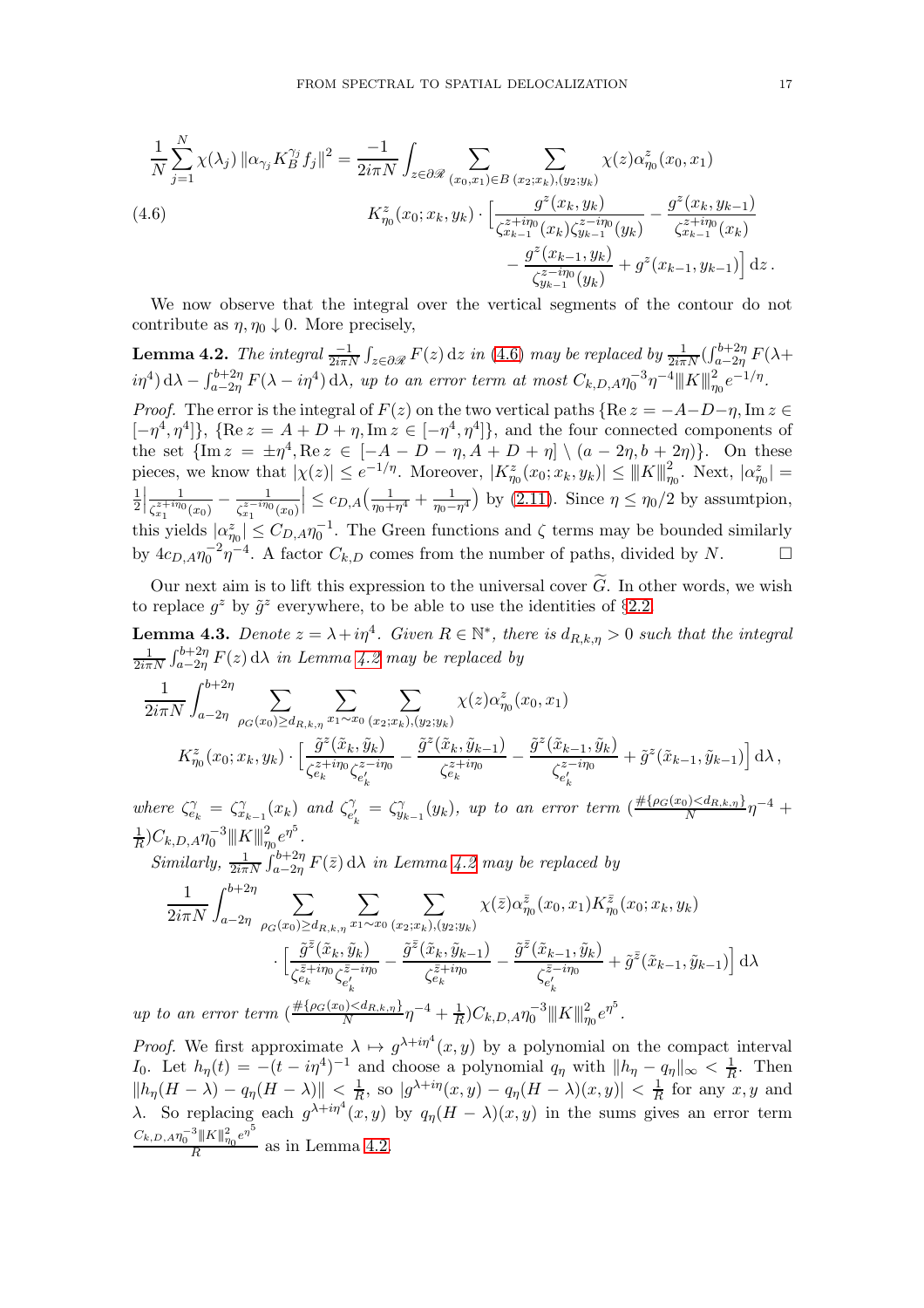$$
\begin{aligned}
\frac{1}{N}\sum_{j=1}^{N}\chi(\lambda_j)\,\|\alpha_{\gamma_j}K_B^{\gamma_j}f_j\|^2 = \frac{-1}{2i\pi N}\int_{z\in\partial\mathscr{R}}\sum_{(x_0,x_1)\in B}\sum_{(x_2;x_k),(y_2;y_k)}\chi(z)\alpha^z_{\eta_0}(x_0,x_1)\\
K^z_{\eta_0}(x_0;x_k,y_k)\cdot\Big[\frac{g^z(x_k,y_k)}{\zeta^{z+i\eta_0}_{x_{k-1}}(x_k)\zeta^{z-i\eta_0}_{y_{k-1}}(y_k)}-\frac{g^z(x_k,y_{k-1})}{\zeta^{z+i\eta_0}_{x_{k-1}}(x_k)}\\
-\frac{g^z(x_{k-1},y_k)}{\zeta^{z-i\eta_0}_{y_{k-1}}(y_k)}+g^z(x_{k-1},y_{k-1})\Big]\,\mathrm{d}z\,.
\end{aligned}
\tag{4.6}
$$

We now observe that the integral over the vertical segments of the contour do not contribute as $\eta,\eta_0\downarrow 0$. More precisely,

**Lemma 4.2.** *The integral $\frac{-1}{2i\pi N}\int_{z\in\partial\mathscr{R}}F(z)\,\mathrm{d}z$ in (4.6) may be replaced by $\frac{1}{2i\pi N}(\int_{a-2\eta}^{b+2\eta}F(\lambda+i\eta^4)\,\mathrm{d}\lambda-\int_{a-2\eta}^{b+2\eta}F(\lambda-i\eta^4)\,\mathrm{d}\lambda$, up to an error term at most $C_{k,D,A}\eta_0^{-3}\eta^{-4}|\!|\!|K|\!|\!|_{\eta_0}^2e^{-1/\eta}$.*

*Proof.* The error is the integral of $F(z)$ on the two vertical paths $\{\operatorname{Re}z=-A-D-\eta,\operatorname{Im}z\in[-\eta^4,\eta^4]\}$, $\{\operatorname{Re}z=A+D+\eta,\operatorname{Im}z\in[-\eta^4,\eta^4]\}$, and the four connected components of the set $\{\operatorname{Im}z=\pm\eta^4,\operatorname{Re}z\in[-A-D-\eta,A+D+\eta]\setminus(a-2\eta,b+2\eta)\}$. On these pieces, we know that $|\chi(z)|\le e^{-1/\eta}$. Moreover, $|K^z_{\eta_0}(x_0;x_k,y_k)|\le|\!|\!|K|\!|\!|_{\eta_0}^2$. Next, $|\alpha^z_{\eta_0}|=\frac{1}{2}\Big|\frac{1}{\zeta^{z+i\eta_0}_{x_1}(x_0)}-\frac{1}{\zeta^{z-i\eta_0}_{x_1}(x_0)}\Big|\le c_{D,A}\big(\frac{1}{\eta_0+\eta^4}+\frac{1}{\eta_0-\eta^4}\big)$ by (2.11). Since $\eta\le\eta_0/2$ by assumtpion, this yields $|\alpha^z_{\eta_0}|\le C_{D,A}\eta_0^{-1}$. The Green functions and $\zeta$ terms may be bounded similarly by $4c_{D,A}\eta_0^{-2}\eta^{-4}$. A factor $C_{k,D}$ comes from the number of paths, divided by $N$. $\square$

Our next aim is to lift this expression to the universal cover $\widetilde{G}$. In other words, we wish to replace $g^z$ by $\tilde{g}^z$ everywhere, to be able to use the identities of §2.2.

**Lemma 4.3.** *Denote $z=\lambda+i\eta^4$. Given $R\in\mathbb{N}^*$, there is $d_{R,k,\eta}>0$ such that the integral $\frac{1}{2i\pi N}\int_{a-2\eta}^{b+2\eta}F(z)\,\mathrm{d}\lambda$ in Lemma 4.2 may be replaced by*

$$
\begin{aligned}
\frac{1}{2i\pi N}\int_{a-2\eta}^{b+2\eta}\sum_{\rho_G(x_0)\ge d_{R,k,\eta}}\sum_{x_1\sim x_0}\sum_{(x_2;x_k),(y_2;y_k)}\chi(z)\alpha^z_{\eta_0}(x_0,x_1)\\
K^z_{\eta_0}(x_0;x_k,y_k)\cdot\Big[\frac{\tilde{g}^z(\tilde{x}_k,\tilde{y}_k)}{\zeta^{z+i\eta_0}_{e_k}\zeta^{z-i\eta_0}_{e'_k}}-\frac{\tilde{g}^z(\tilde{x}_k,\tilde{y}_{k-1})}{\zeta^{z+i\eta_0}_{e_k}}-\frac{\tilde{g}^z(\tilde{x}_{k-1},\tilde{y}_k)}{\zeta^{z-i\eta_0}_{e'_k}}+\tilde{g}^z(\tilde{x}_{k-1},\tilde{y}_{k-1})\Big]\,\mathrm{d}\lambda\,,
\end{aligned}
$$

*where $\zeta^\gamma_{e_k}=\zeta^\gamma_{x_{k-1}}(x_k)$ and $\zeta^\gamma_{e'_k}=\zeta^\gamma_{y_{k-1}}(y_k)$, up to an error term $(\frac{\#\{\rho_G(x_0)<d_{R,k,\eta}\}}{N}\eta^{-4}+\frac{1}{R})C_{k,D,A}\eta_0^{-3}|\!|\!|K|\!|\!|_{\eta_0}^2e^{\eta^5}$.*

*Similarly, $\frac{1}{2i\pi N}\int_{a-2\eta}^{b+2\eta}F(\bar{z})\,\mathrm{d}\lambda$ in Lemma 4.2 may be replaced by*

$$
\begin{aligned}
\frac{1}{2i\pi N}\int_{a-2\eta}^{b+2\eta}\sum_{\rho_G(x_0)\ge d_{R,k,\eta}}\sum_{x_1\sim x_0}\sum_{(x_2;x_k),(y_2;y_k)}\chi(\bar{z})\alpha^{\bar{z}}_{\eta_0}(x_0,x_1)K^{\bar{z}}_{\eta_0}(x_0;x_k,y_k)\\
\cdot\Big[\frac{\tilde{g}^{\bar{z}}(\tilde{x}_k,\tilde{y}_k)}{\zeta^{\bar{z}+i\eta_0}_{e_k}\zeta^{\bar{z}-i\eta_0}_{e'_k}}-\frac{\tilde{g}^{\bar{z}}(\tilde{x}_k,\tilde{y}_{k-1})}{\zeta^{\bar{z}+i\eta_0}_{e_k}}-\frac{\tilde{g}^{\bar{z}}(\tilde{x}_{k-1},\tilde{y}_k)}{\zeta^{\bar{z}-i\eta_0}_{e'_k}}+\tilde{g}^{\bar{z}}(\tilde{x}_{k-1},\tilde{y}_{k-1})\Big]\,\mathrm{d}\lambda
\end{aligned}
$$

*up to an error term $(\frac{\#\{\rho_G(x_0)<d_{R,k,\eta}\}}{N}\eta^{-4}+\frac{1}{R})C_{k,D,A}\eta_0^{-3}|\!|\!|K|\!|\!|_{\eta_0}^2e^{\eta^5}$.*

*Proof.* We first approximate $\lambda\mapsto g^{\lambda+i\eta^4}(x,y)$ by a polynomial on the compact interval $I_0$. Let $h_\eta(t)=-(t-i\eta^4)^{-1}$ and choose a polynomial $q_\eta$ with $\|h_\eta-q_\eta\|_\infty<\frac{1}{R}$. Then $\|h_\eta(H-\lambda)-q_\eta(H-\lambda)\|<\frac{1}{R}$, so $|g^{\lambda+i\eta}(x,y)-q_\eta(H-\lambda)(x,y)|<\frac{1}{R}$ for any $x,y$ and $\lambda$. So replacing each $g^{\lambda+i\eta^4}(x,y)$ by $q_\eta(H-\lambda)(x,y)$ in the sums gives an error term $\frac{C_{k,D,A}\eta_0^{-3}|\!|\!|K|\!|\!|_{\eta_0}^2e^{\eta^5}}{R}$ as in Lemma 4.2.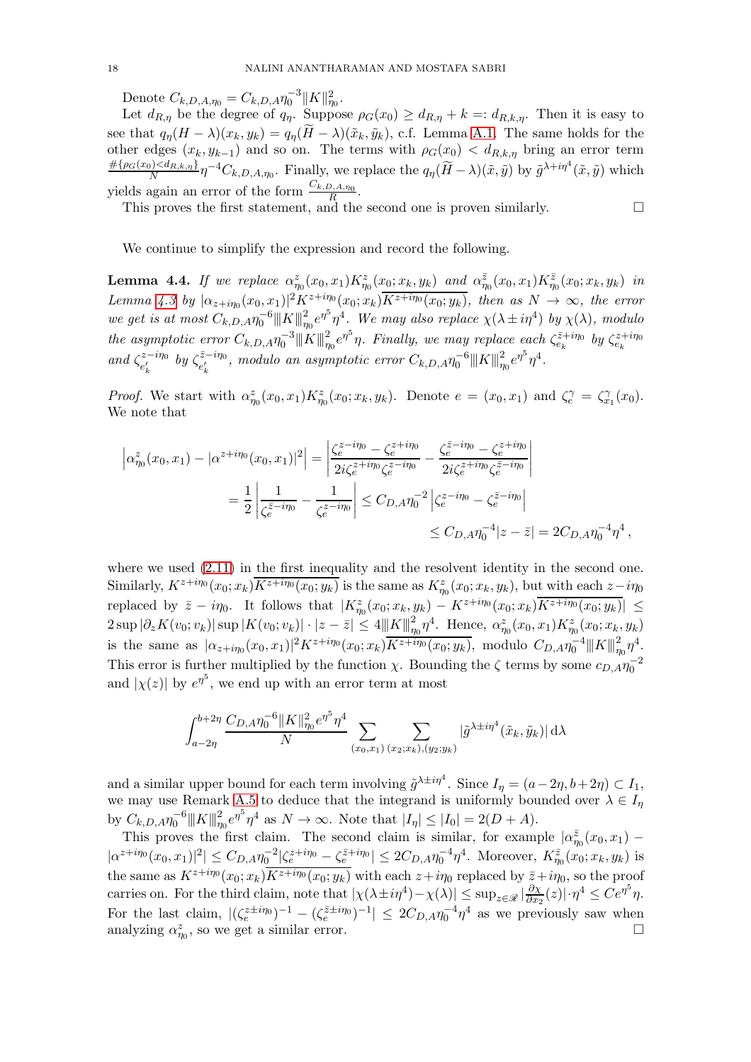Denote $C_{k,D,A,\eta_0} = C_{k,D,A}\eta_0^{-3}\|K\|_{\eta_0}^2$.

Let $d_{R,\eta}$ be the degree of $q_\eta$. Suppose $\rho_G(x_0) \geq d_{R,\eta} + k =: d_{R,k,\eta}$. Then it is easy to see that $q_\eta(H-\lambda)(x_k, y_k) = q_\eta(\widetilde{H}-\lambda)(\tilde{x}_k, \tilde{y}_k)$, c.f. Lemma A.1. The same holds for the other edges $(x_k, y_{k-1})$ and so on. The terms with $\rho_G(x_0) < d_{R,k,\eta}$ bring an error term $\frac{\#\{\rho_G(x_0)<d_{R,k,\eta}\}}{N}\eta^{-4}C_{k,D,A,\eta_0}$. Finally, we replace the $q_\eta(\widetilde{H}-\lambda)(\tilde{x},\tilde{y})$ by $\tilde{g}^{\lambda+i\eta^4}(\tilde{x},\tilde{y})$ which yields again an error of the form $\frac{C_{k,D,A,\eta_0}}{R}$.

This proves the first statement, and the second one is proven similarly. $\square$

We continue to simplify the expression and record the following.

**Lemma 4.4.** *If we replace $\alpha^z_{\eta_0}(x_0,x_1)K^z_{\eta_0}(x_0;x_k,y_k)$ and $\alpha^{\bar{z}}_{\eta_0}(x_0,x_1)K^{\bar{z}}_{\eta_0}(x_0;x_k,y_k)$ in Lemma 4.3 by $|\alpha_{z+i\eta_0}(x_0,x_1)|^2K^{z+i\eta_0}(x_0;x_k)\overline{K^{z+i\eta_0}(x_0;y_k)}$, then as $N\to\infty$, the error we get is at most $C_{k,D,A}\eta_0^{-6}\|\!|K|\!\|^2_{\eta_0}e^{\eta^5}\eta^4$. We may also replace $\chi(\lambda\pm i\eta^4)$ by $\chi(\lambda)$, modulo the asymptotic error $C_{k,D,A}\eta_0^{-3}\|\!|K|\!\|^2_{\eta_0}e^{\eta^5}\eta$. Finally, we may replace each $\zeta^{\bar{z}+i\eta_0}_{e_k}$ by $\zeta^{z+i\eta_0}_{e_k}$ and $\zeta^{z-i\eta_0}_{e'_k}$ by $\zeta^{\bar{z}-i\eta_0}_{e'_k}$, modulo an asymptotic error $C_{k,D,A}\eta_0^{-6}\|\!|K|\!\|^2_{\eta_0}e^{\eta^5}\eta^4$.*

*Proof.* We start with $\alpha^z_{\eta_0}(x_0,x_1)K^z_{\eta_0}(x_0;x_k,y_k)$. Denote $e=(x_0,x_1)$ and $\zeta^\gamma_e = \zeta^\gamma_{x_1}(x_0)$. We note that

$$\begin{aligned}\left|\alpha^z_{\eta_0}(x_0,x_1) - |\alpha^{z+i\eta_0}(x_0,x_1)|^2\right| &= \left|\frac{\zeta_e^{z-i\eta_0}-\zeta_e^{z+i\eta_0}}{2i\zeta_e^{z+i\eta_0}\zeta_e^{z-i\eta_0}} - \frac{\zeta_e^{\bar{z}-i\eta_0}-\zeta_e^{z+i\eta_0}}{2i\zeta_e^{z+i\eta_0}\zeta_e^{\bar{z}-i\eta_0}}\right| \\ &= \frac{1}{2}\left|\frac{1}{\zeta_e^{\bar{z}-i\eta_0}} - \frac{1}{\zeta_e^{z-i\eta_0}}\right| \leq C_{D,A}\eta_0^{-2}\left|\zeta_e^{z-i\eta_0}-\zeta_e^{\bar{z}-i\eta_0}\right| \\ &\leq C_{D,A}\eta_0^{-4}|z-\bar{z}| = 2C_{D,A}\eta_0^{-4}\eta^4\,,\end{aligned}$$

where we used (2.11) in the first inequality and the resolvent identity in the second one. Similarly, $K^{z+i\eta_0}(x_0;x_k)\overline{K^{z+i\eta_0}(x_0;y_k)}$ is the same as $K^z_{\eta_0}(x_0;x_k,y_k)$, but with each $z-i\eta_0$ replaced by $\bar{z}-i\eta_0$. It follows that $|K^z_{\eta_0}(x_0;x_k,y_k) - K^{z+i\eta_0}(x_0;x_k)\overline{K^{z+i\eta_0}(x_0;y_k)}| \leq 2\sup|\partial_z K(v_0;v_k)|\sup|K(v_0;v_k)|\cdot|z-\bar{z}| \leq 4\|\!|K|\!\|^2_{\eta_0}\eta^4$. Hence, $\alpha^z_{\eta_0}(x_0,x_1)K^z_{\eta_0}(x_0;x_k,y_k)$ is the same as $|\alpha_{z+i\eta_0}(x_0,x_1)|^2K^{z+i\eta_0}(x_0;x_k)\overline{K^{z+i\eta_0}(x_0;y_k)}$, modulo $C_{D,A}\eta_0^{-4}\|\!|K|\!\|^2_{\eta_0}\eta^4$. This error is further multiplied by the function $\chi$. Bounding the $\zeta$ terms by some $c_{D,A}\eta_0^{-2}$ and $|\chi(z)|$ by $e^{\eta^5}$, we end up with an error term at most

$$\int_{a-2\eta}^{b+2\eta}\frac{C_{D,A}\eta_0^{-6}\|K\|^2_{\eta_0}e^{\eta^5}\eta^4}{N}\sum_{(x_0,x_1)}\sum_{(x_2;x_k),(y_2;y_k)}|\tilde{g}^{\lambda\pm i\eta^4}(\tilde{x}_k,\tilde{y}_k)|\,\mathrm{d}\lambda$$

and a similar upper bound for each term involving $\tilde{g}^{\lambda\pm i\eta^4}$. Since $I_\eta = (a-2\eta,b+2\eta)\subset I_1$, we may use Remark A.5 to deduce that the integrand is uniformly bounded over $\lambda\in I_\eta$ by $C_{k,D,A}\eta_0^{-6}\|\!|K|\!\|^2_{\eta_0}e^{\eta^5}\eta^4$ as $N\to\infty$. Note that $|I_\eta|\leq|I_0| = 2(D+A)$.

This proves the first claim. The second claim is similar, for example $|\alpha^{\bar{z}}_{\eta_0}(x_0,x_1) - |\alpha^{z+i\eta_0}(x_0,x_1)|^2| \leq C_{D,A}\eta_0^{-2}|\zeta_e^{z+i\eta_0}-\zeta_e^{\bar{z}+i\eta_0}| \leq 2C_{D,A}\eta_0^{-4}\eta^4$. Moreover, $K^{\bar{z}}_{\eta_0}(x_0;x_k,y_k)$ is the same as $K^{z+i\eta_0}(x_0;x_k)\overline{K^{z+i\eta_0}(x_0;y_k)}$ with each $z+i\eta_0$ replaced by $\bar{z}+i\eta_0$, so the proof carries on. For the third claim, note that $|\chi(\lambda\pm i\eta^4)-\chi(\lambda)| \leq \sup_{z\in\mathscr{R}}|\frac{\partial\chi}{\partial x_2}(z)|\cdot\eta^4 \leq Ce^{\eta^5}\eta$. For the last claim, $|(\zeta_e^{z\pm i\eta_0})^{-1} - (\zeta_e^{\bar{z}\pm i\eta_0})^{-1}| \leq 2C_{D,A}\eta_0^{-4}\eta^4$ as we previously saw when analyzing $\alpha^z_{\eta_0}$, so we get a similar error. $\square$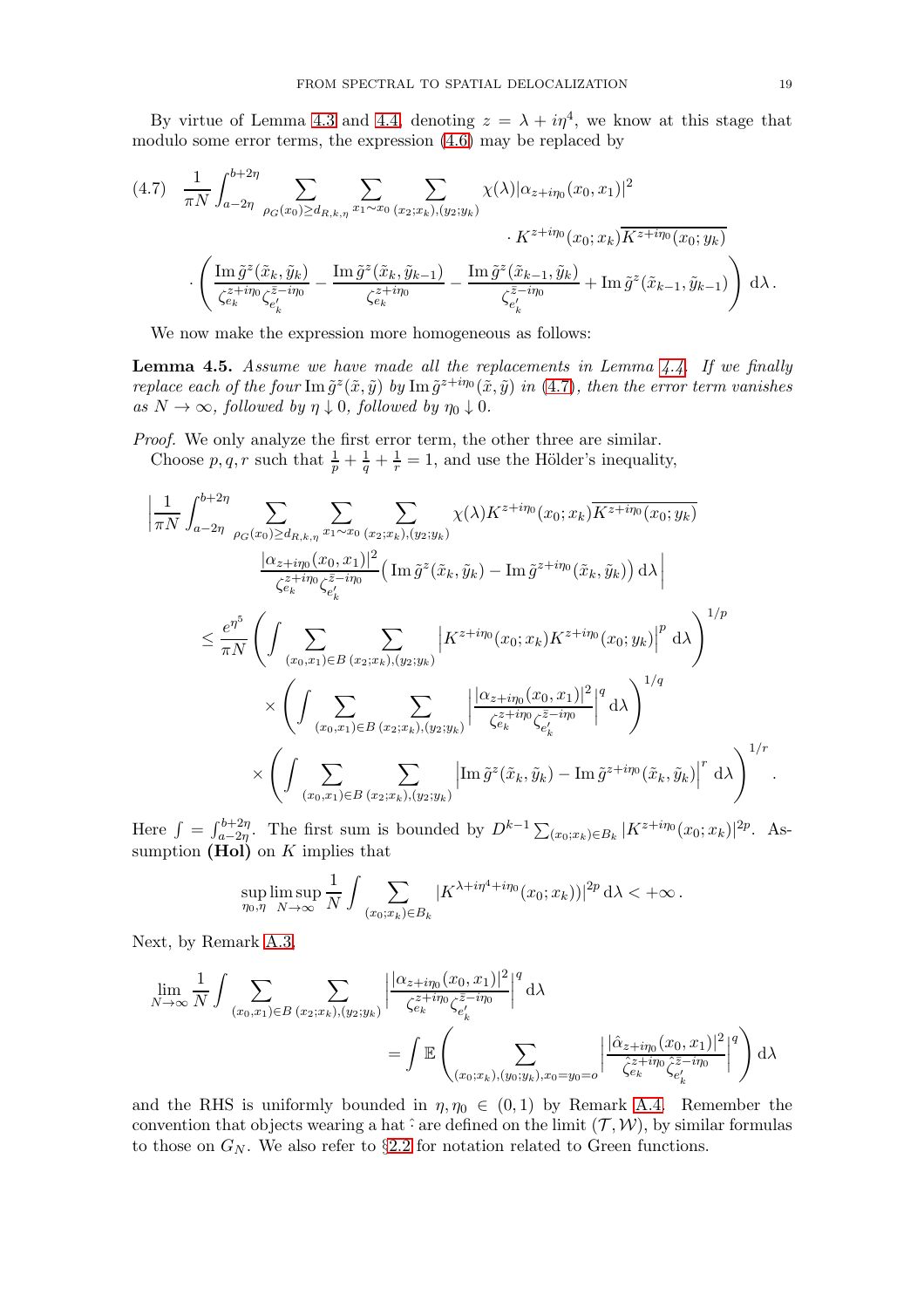By virtue of Lemma 4.3 and 4.4, denoting $z = \lambda + i\eta^4$, we know at this stage that modulo some error terms, the expression (4.6) may be replaced by

$$
\begin{aligned}
(4.7)\quad \frac{1}{\pi N}\int_{a-2\eta}^{b+2\eta} \sum_{\rho_G(x_0)\ge d_{R,k,\eta}} \sum_{x_1\sim x_0} \sum_{(x_2;x_k),(y_2;y_k)} &\chi(\lambda)|\alpha_{z+i\eta_0}(x_0,x_1)|^2 \\
&\cdot K^{z+i\eta_0}(x_0;x_k)\overline{K^{z+i\eta_0}(x_0;y_k)} \\
\cdot\left(\frac{\operatorname{Im}\tilde g^z(\tilde x_k,\tilde y_k)}{\zeta_{e_k}^{z+i\eta_0}\zeta_{e_k'}^{\bar z-i\eta_0}} - \frac{\operatorname{Im}\tilde g^z(\tilde x_k,\tilde y_{k-1})}{\zeta_{e_k}^{z+i\eta_0}} - \frac{\operatorname{Im}\tilde g^z(\tilde x_{k-1},\tilde y_k)}{\zeta_{e_k'}^{\bar z-i\eta_0}} + \operatorname{Im}\tilde g^z(\tilde x_{k-1},\tilde y_{k-1})\right)&\,\mathrm{d}\lambda\,.
\end{aligned}
$$

We now make the expression more homogeneous as follows:

**Lemma 4.5.** *Assume we have made all the replacements in Lemma 4.4. If we finally replace each of the four $\operatorname{Im}\tilde g^z(\tilde x,\tilde y)$ by $\operatorname{Im}\tilde g^{z+i\eta_0}(\tilde x,\tilde y)$ in (4.7), then the error term vanishes as $N\to\infty$, followed by $\eta\downarrow 0$, followed by $\eta_0\downarrow 0$.*

*Proof.* We only analyze the first error term, the other three are similar.

Choose $p,q,r$ such that $\frac{1}{p}+\frac{1}{q}+\frac{1}{r}=1$, and use the Hölder's inequality,

$$
\begin{aligned}
\Bigg|\frac{1}{\pi N}\int_{a-2\eta}^{b+2\eta} \sum_{\rho_G(x_0)\ge d_{R,k,\eta}} \sum_{x_1\sim x_0} \sum_{(x_2;x_k),(y_2;y_k)} &\chi(\lambda) K^{z+i\eta_0}(x_0;x_k)\overline{K^{z+i\eta_0}(x_0;y_k)} \\
&\frac{|\alpha_{z+i\eta_0}(x_0,x_1)|^2}{\zeta_{e_k}^{z+i\eta_0}\zeta_{e_k'}^{\bar z-i\eta_0}}\big(\operatorname{Im}\tilde g^z(\tilde x_k,\tilde y_k) - \operatorname{Im}\tilde g^{z+i\eta_0}(\tilde x_k,\tilde y_k)\big)\,\mathrm{d}\lambda\Bigg| \\
\le \frac{e^{\eta^5}}{\pi N}\Bigg(\int \sum_{(x_0,x_1)\in B}\sum_{(x_2;x_k),(y_2;y_k)} &\Big|K^{z+i\eta_0}(x_0;x_k)K^{z+i\eta_0}(x_0;y_k)\Big|^p\,\mathrm{d}\lambda\Bigg)^{1/p} \\
\times\Bigg(\int \sum_{(x_0,x_1)\in B}\sum_{(x_2;x_k),(y_2;y_k)} &\left|\frac{|\alpha_{z+i\eta_0}(x_0,x_1)|^2}{\zeta_{e_k}^{z+i\eta_0}\zeta_{e_k'}^{\bar z-i\eta_0}}\right|^q\mathrm{d}\lambda\Bigg)^{1/q} \\
\times\Bigg(\int \sum_{(x_0,x_1)\in B}\sum_{(x_2;x_k),(y_2;y_k)} &\Big|\operatorname{Im}\tilde g^z(\tilde x_k,\tilde y_k) - \operatorname{Im}\tilde g^{z+i\eta_0}(\tilde x_k,\tilde y_k)\Big|^r\,\mathrm{d}\lambda\Bigg)^{1/r}.
\end{aligned}
$$

Here $\int = \int_{a-2\eta}^{b+2\eta}$. The first sum is bounded by $D^{k-1}\sum_{(x_0;x_k)\in B_k}|K^{z+i\eta_0}(x_0;x_k)|^{2p}$. Assumption **(Hol)** on $K$ implies that

$$
\sup_{\eta_0,\eta}\limsup_{N\to\infty}\frac{1}{N}\int\sum_{(x_0;x_k)\in B_k}|K^{\lambda+i\eta^4+i\eta_0}(x_0;x_k))|^{2p}\,\mathrm{d}\lambda < +\infty\,.
$$

Next, by Remark A.3,

$$
\begin{aligned}
\lim_{N\to\infty}\frac{1}{N}\int\sum_{(x_0,x_1)\in B}\sum_{(x_2;x_k),(y_2;y_k)} &\left|\frac{|\alpha_{z+i\eta_0}(x_0,x_1)|^2}{\zeta_{e_k}^{z+i\eta_0}\zeta_{e_k'}^{\bar z-i\eta_0}}\right|^q\mathrm{d}\lambda \\
&= \int\mathbb{E}\left(\sum_{(x_0;x_k),(y_0;y_k),x_0=y_0=o}\left|\frac{|\hat\alpha_{z+i\eta_0}(x_0,x_1)|^2}{\hat\zeta_{e_k}^{z+i\eta_0}\hat\zeta_{e_k'}^{\bar z-i\eta_0}}\right|^q\right)\mathrm{d}\lambda
\end{aligned}
$$

and the RHS is uniformly bounded in $\eta,\eta_0\in(0,1)$ by Remark A.4. Remember the convention that objects wearing a hat $\hat{}$ are defined on the limit $(\mathcal{T},\mathcal{W})$, by similar formulas to those on $G_N$. We also refer to §2.2 for notation related to Green functions.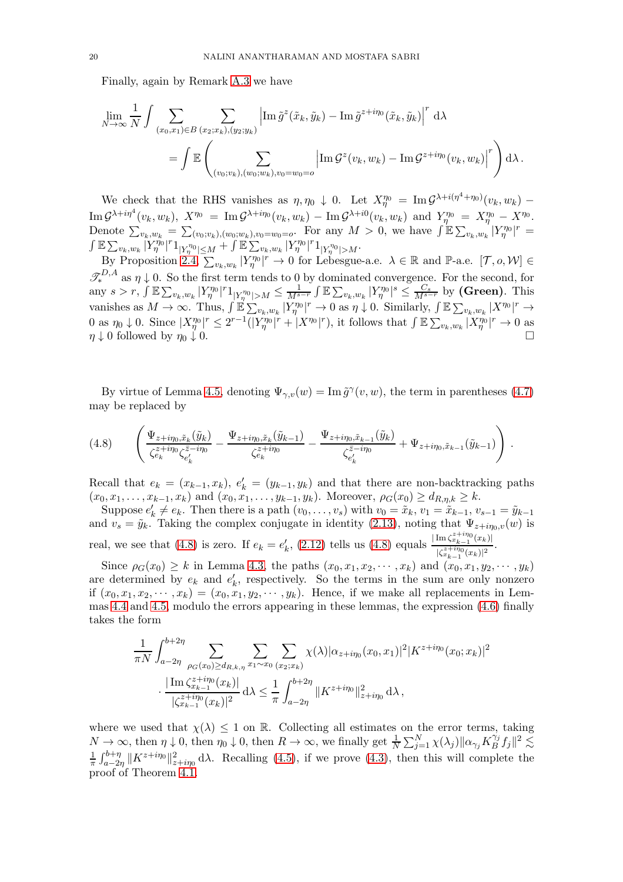Finally, again by Remark A.3 we have

$$\lim_{N\to\infty} \frac{1}{N} \int \sum_{(x_0,x_1)\in B} \sum_{(x_2;x_k),(y_2;y_k)} \left|\operatorname{Im} \tilde{g}^{z}(\tilde{x}_k, \tilde{y}_k) - \operatorname{Im} \tilde{g}^{z+i\eta_0}(\tilde{x}_k, \tilde{y}_k)\right|^r \,\mathrm{d}\lambda$$
$$= \int \mathbb{E}\left( \sum_{(v_0;v_k),(w_0;w_k),v_0=w_0=o} \left|\operatorname{Im} \mathcal{G}^{z}(v_k, w_k) - \operatorname{Im} \mathcal{G}^{z+i\eta_0}(v_k, w_k)\right|^r \right) \mathrm{d}\lambda\,.$$

We check that the RHS vanishes as $\eta, \eta_0 \downarrow 0$. Let $X_\eta^{\eta_0} = \operatorname{Im} \mathcal{G}^{\lambda+i(\eta^4+\eta_0)}(v_k, w_k) - \operatorname{Im} \mathcal{G}^{\lambda+i\eta^4}(v_k, w_k)$, $X^{\eta_0} = \operatorname{Im} \mathcal{G}^{\lambda+i\eta_0}(v_k, w_k) - \operatorname{Im} \mathcal{G}^{\lambda+i0}(v_k, w_k)$ and $Y_\eta^{\eta_0} = X_\eta^{\eta_0} - X^{\eta_0}$. Denote $\sum_{v_k,w_k} = \sum_{(v_0;v_k),(w_0;w_k),v_0=w_0=o}$. For any $M > 0$, we have $\int \mathbb{E} \sum_{v_k,w_k} |Y_\eta^{\eta_0}|^r = \int \mathbb{E} \sum_{v_k,w_k} |Y_\eta^{\eta_0}|^r 1_{|Y_\eta^{\eta_0}| \le M} + \int \mathbb{E} \sum_{v_k,w_k} |Y_\eta^{\eta_0}|^r 1_{|Y_\eta^{\eta_0}|>M}$.

By Proposition 2.4, $\sum_{v_k,w_k} |Y_\eta^{\eta_0}|^r \to 0$ for Lebesgue-a.e. $\lambda \in \mathbb{R}$ and $\mathbb{P}$-a.e. $[\mathcal{T}, o, \mathcal{W}] \in \mathscr{T}_*^{D,A}$ as $\eta \downarrow 0$. So the first term tends to 0 by dominated convergence. For the second, for any $s > r$, $\int \mathbb{E} \sum_{v_k,w_k} |Y_\eta^{\eta_0}|^r 1_{|Y_\eta^{\eta_0}|>M} \le \frac{1}{M^{s-r}} \int \mathbb{E} \sum_{v_k,w_k} |Y_\eta^{\eta_0}|^s \le \frac{C_s}{M^{s-r}}$ by **(Green)**. This vanishes as $M \to \infty$. Thus, $\int \mathbb{E} \sum_{v_k,w_k} |Y_\eta^{\eta_0}|^r \to 0$ as $\eta \downarrow 0$. Similarly, $\int \mathbb{E} \sum_{v_k,w_k} |X^{\eta_0}|^r \to 0$ as $\eta_0 \downarrow 0$. Since $|X_\eta^{\eta_0}|^r \le 2^{r-1}(|Y_\eta^{\eta_0}|^r + |X^{\eta_0}|^r)$, it follows that $\int \mathbb{E} \sum_{v_k,w_k} |X_\eta^{\eta_0}|^r \to 0$ as $\eta \downarrow 0$ followed by $\eta_0 \downarrow 0$. □

By virtue of Lemma 4.5, denoting $\Psi_{\gamma,v}(w) = \operatorname{Im} \tilde{g}^{\gamma}(v, w)$, the term in parentheses (4.7) may be replaced by

$$\left( \frac{\Psi_{z+i\eta_0,\tilde{x}_k}(\tilde{y}_k)}{\zeta_{e_k}^{z+i\eta_0} \zeta_{e'_k}^{\bar{z}-i\eta_0}} - \frac{\Psi_{z+i\eta_0,\tilde{x}_k}(\tilde{y}_{k-1})}{\zeta_{e_k}^{z+i\eta_0}} - \frac{\Psi_{z+i\eta_0,\tilde{x}_{k-1}}(\tilde{y}_k)}{\zeta_{e'_k}^{\bar{z}-i\eta_0}} + \Psi_{z+i\eta_0,\tilde{x}_{k-1}}(\tilde{y}_{k-1}) \right). \tag{4.8}$$

Recall that $e_k = (x_{k-1}, x_k)$, $e'_k = (y_{k-1}, y_k)$ and that there are non-backtracking paths $(x_0, x_1, \ldots, x_{k-1}, x_k)$ and $(x_0, x_1, \ldots, y_{k-1}, y_k)$. Moreover, $\rho_G(x_0) \ge d_{R,\eta,k} \ge k$.

Suppose $e'_k \ne e_k$. Then there is a path $(v_0, \ldots, v_s)$ with $v_0 = \tilde{x}_k$, $v_1 = \tilde{x}_{k-1}$, $v_{s-1} = \tilde{y}_{k-1}$ and $v_s = \tilde{y}_k$. Taking the complex conjugate in identity (2.13), noting that $\Psi_{z+i\eta_0,v}(w)$ is real, we see that (4.8) is zero. If $e_k = e'_k$, (2.12) tells us (4.8) equals $\frac{|\operatorname{Im} \zeta_{x_{k-1}}^{z+i\eta_0}(x_k)|}{|\zeta_{x_{k-1}}^{z+i\eta_0}(x_k)|^2}$.

Since $\rho_G(x_0) \ge k$ in Lemma 4.3, the paths $(x_0, x_1, x_2, \cdots, x_k)$ and $(x_0, x_1, y_2, \cdots, y_k)$ are determined by $e_k$ and $e'_k$, respectively. So the terms in the sum are only nonzero if $(x_0, x_1, x_2, \cdots, x_k) = (x_0, x_1, y_2, \cdots, y_k)$. Hence, if we make all replacements in Lemmas 4.4 and 4.5, modulo the errors appearing in these lemmas, the expression (4.6) finally takes the form

$$\frac{1}{\pi N} \int_{a-2\eta}^{b+2\eta} \sum_{\rho_G(x_0) \ge d_{R,k,\eta}} \sum_{x_1 \sim x_0} \sum_{(x_2;x_k)} \chi(\lambda) |\alpha_{z+i\eta_0}(x_0, x_1)|^2 |K^{z+i\eta_0}(x_0; x_k)|^2$$
$$\cdot \frac{|\operatorname{Im} \zeta_{x_{k-1}}^{z+i\eta_0}(x_k)|}{|\zeta_{x_{k-1}}^{z+i\eta_0}(x_k)|^2} \,\mathrm{d}\lambda \le \frac{1}{\pi} \int_{a-2\eta}^{b+2\eta} \|K^{z+i\eta_0}\|_{z+i\eta_0}^2 \,\mathrm{d}\lambda\,,$$

where we used that $\chi(\lambda) \le 1$ on $\mathbb{R}$. Collecting all estimates on the error terms, taking $N \to \infty$, then $\eta \downarrow 0$, then $\eta_0 \downarrow 0$, then $R \to \infty$, we finally get $\frac{1}{N} \sum_{j=1}^N \chi(\lambda_j) \|\alpha_{\gamma_j} K_B^{\gamma_j} f_j\|^2 \lesssim \frac{1}{\pi} \int_{a-2\eta}^{b+\eta} \|K^{z+i\eta_0}\|_{z+i\eta_0}^2 \,\mathrm{d}\lambda$. Recalling (4.5), if we prove (4.3), then this will complete the proof of Theorem 4.1.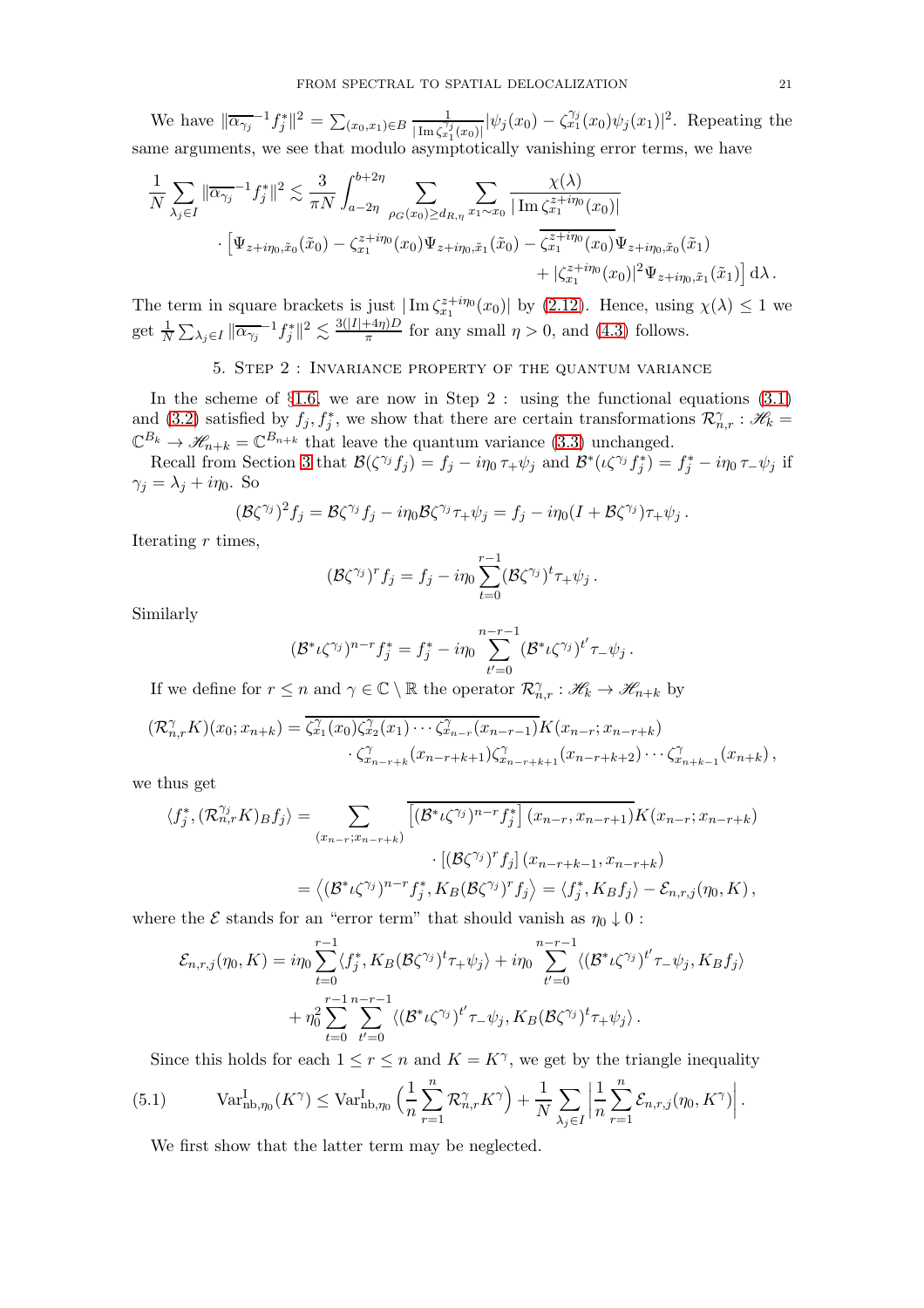We have $\|\overline{\alpha_{\gamma_j}}^{-1} f_j^*\|^2 = \sum_{(x_0,x_1)\in B} \frac{1}{|\operatorname{Im}\zeta_{x_1}^{\gamma_j}(x_0)|} |\psi_j(x_0) - \zeta_{x_1}^{\gamma_j}(x_0)\psi_j(x_1)|^2$. Repeating the same arguments, we see that modulo asymptotically vanishing error terms, we have

$$
\begin{aligned}
\frac{1}{N}\sum_{\lambda_j\in I} \|\overline{\alpha_{\gamma_j}}^{-1} f_j^*\|^2 \lesssim \frac{3}{\pi N}\int_{a-2\eta}^{b+2\eta} \sum_{\rho_G(x_0)\ge d_{R,\eta}} \sum_{x_1\sim x_0} \frac{\chi(\lambda)}{|\operatorname{Im}\zeta_{x_1}^{z+i\eta_0}(x_0)|} \\
\cdot \Big[\Psi_{z+i\eta_0,\tilde{x}_0}(\tilde{x}_0) - \zeta_{x_1}^{z+i\eta_0}(x_0)\Psi_{z+i\eta_0,\tilde{x}_1}(\tilde{x}_0) - \overline{\zeta_{x_1}^{z+i\eta_0}(x_0)}\Psi_{z+i\eta_0,\tilde{x}_0}(\tilde{x}_1) \\
+ |\zeta_{x_1}^{z+i\eta_0}(x_0)|^2\Psi_{z+i\eta_0,\tilde{x}_1}(\tilde{x}_1)\Big]\,\mathrm{d}\lambda\,.
\end{aligned}
$$

The term in square brackets is just $|\operatorname{Im}\zeta_{x_1}^{z+i\eta_0}(x_0)|$ by (2.12). Hence, using $\chi(\lambda)\le 1$ we get $\frac{1}{N}\sum_{\lambda_j\in I}\|\overline{\alpha_{\gamma_j}}^{-1} f_j^*\|^2 \lesssim \frac{3(|I|+4\eta)D}{\pi}$ for any small $\eta>0$, and (4.3) follows.

## 5. Step 2 : Invariance property of the quantum variance

In the scheme of §1.6, we are now in Step 2 : using the functional equations (3.1) and (3.2) satisfied by $f_j, f_j^*$, we show that there are certain transformations $\mathcal{R}_{n,r}^{\gamma} : \mathscr{H}_k = \mathbb{C}^{B_k} \to \mathscr{H}_{n+k} = \mathbb{C}^{B_{n+k}}$ that leave the quantum variance (3.3) unchanged.

Recall from Section 3 that $\mathcal{B}(\zeta^{\gamma_j} f_j) = f_j - i\eta_0\,\tau_+\psi_j$ and $\mathcal{B}^*(\iota\zeta^{\gamma_j} f_j^*) = f_j^* - i\eta_0\,\tau_-\psi_j$ if $\gamma_j = \lambda_j + i\eta_0$. So

$$
(\mathcal{B}\zeta^{\gamma_j})^2 f_j = \mathcal{B}\zeta^{\gamma_j} f_j - i\eta_0\mathcal{B}\zeta^{\gamma_j}\tau_+\psi_j = f_j - i\eta_0(I+\mathcal{B}\zeta^{\gamma_j})\tau_+\psi_j\,.
$$

Iterating $r$ times,

$$
(\mathcal{B}\zeta^{\gamma_j})^r f_j = f_j - i\eta_0\sum_{t=0}^{r-1}(\mathcal{B}\zeta^{\gamma_j})^t\tau_+\psi_j\,.
$$

Similarly

$$
(\mathcal{B}^*\iota\zeta^{\gamma_j})^{n-r} f_j^* = f_j^* - i\eta_0\sum_{t'=0}^{n-r-1}(\mathcal{B}^*\iota\zeta^{\gamma_j})^{t'}\tau_-\psi_j\,.
$$

If we define for $r\le n$ and $\gamma\in\mathbb{C}\setminus\mathbb{R}$ the operator $\mathcal{R}_{n,r}^{\gamma} : \mathscr{H}_k \to \mathscr{H}_{n+k}$ by

$$
\begin{aligned}
(\mathcal{R}_{n,r}^{\gamma}K)(x_0;x_{n+k}) = \overline{\zeta_{x_1}^{\gamma}(x_0)\zeta_{x_2}^{\gamma}(x_1)\cdots\zeta_{x_{n-r}}^{\gamma}(x_{n-r-1})}K(x_{n-r};x_{n-r+k}) \\
\cdot\,\zeta_{x_{n-r+k}}^{\gamma}(x_{n-r+k+1})\zeta_{x_{n-r+k+1}}^{\gamma}(x_{n-r+k+2})\cdots\zeta_{x_{n+k-1}}^{\gamma}(x_{n+k})\,,
\end{aligned}
$$

we thus get

$$
\begin{aligned}
\langle f_j^*, (\mathcal{R}_{n,r}^{\gamma_j}K)_B f_j\rangle &= \sum_{(x_{n-r};x_{n-r+k})} \overline{\left[(\mathcal{B}^*\iota\zeta^{\gamma_j})^{n-r}f_j^*\right](x_{n-r},x_{n-r+1})}K(x_{n-r};x_{n-r+k}) \\
&\qquad\cdot\left[(\mathcal{B}\zeta^{\gamma_j})^r f_j\right](x_{n-r+k-1},x_{n-r+k}) \\
&= \left\langle(\mathcal{B}^*\iota\zeta^{\gamma_j})^{n-r}f_j^*, K_B(\mathcal{B}\zeta^{\gamma_j})^r f_j\right\rangle = \langle f_j^*, K_B f_j\rangle - \mathcal{E}_{n,r,j}(\eta_0,K)\,,
\end{aligned}
$$

where the $\mathcal{E}$ stands for an "error term" that should vanish as $\eta_0\downarrow 0$ :

$$
\begin{aligned}
\mathcal{E}_{n,r,j}(\eta_0,K) = i\eta_0\sum_{t=0}^{r-1}\langle f_j^*, K_B(\mathcal{B}\zeta^{\gamma_j})^t\tau_+\psi_j\rangle + i\eta_0\sum_{t'=0}^{n-r-1}\langle(\mathcal{B}^*\iota\zeta^{\gamma_j})^{t'}\tau_-\psi_j, K_B f_j\rangle \\
+\eta_0^2\sum_{t=0}^{r-1}\sum_{t'=0}^{n-r-1}\langle(\mathcal{B}^*\iota\zeta^{\gamma_j})^{t'}\tau_-\psi_j, K_B(\mathcal{B}\zeta^{\gamma_j})^t\tau_+\psi_j\rangle\,.
\end{aligned}
$$

Since this holds for each $1\le r\le n$ and $K=K^{\gamma}$, we get by the triangle inequality

$$
\operatorname{Var}_{\mathrm{nb},\eta_0}^{\mathrm{I}}(K^{\gamma}) \le \operatorname{Var}_{\mathrm{nb},\eta_0}^{\mathrm{I}}\Big(\frac{1}{n}\sum_{r=1}^{n}\mathcal{R}_{n,r}^{\gamma}K^{\gamma}\Big) + \frac{1}{N}\sum_{\lambda_j\in I}\Big|\frac{1}{n}\sum_{r=1}^{n}\mathcal{E}_{n,r,j}(\eta_0,K^{\gamma})\Big|\,. \tag{5.1}
$$

We first show that the latter term may be neglected.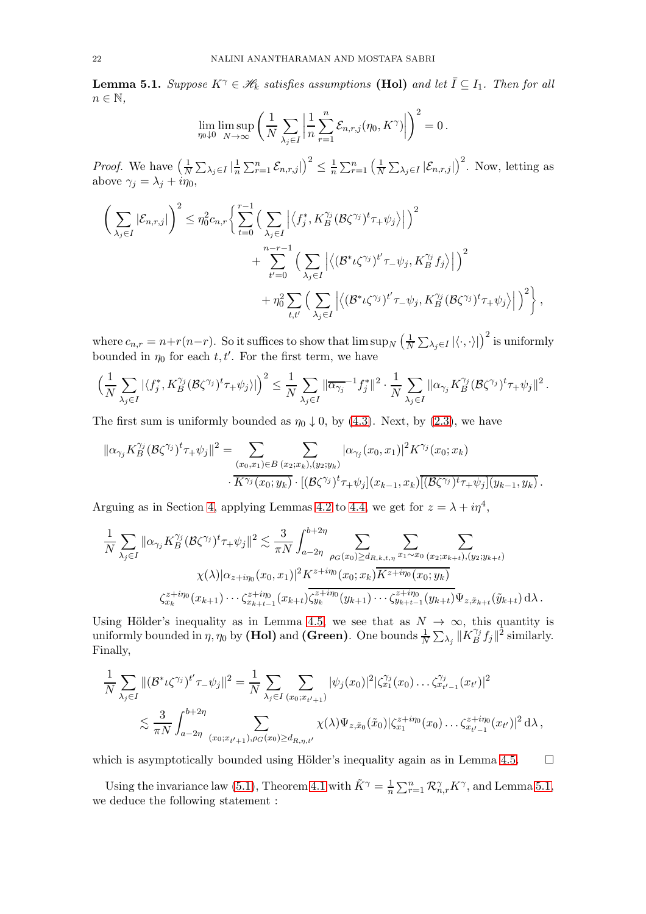**Lemma 5.1.** *Suppose $K^\gamma \in \mathscr{H}_k$ satisfies assumptions* **(Hol)** *and let $\bar{I} \subseteq I_1$. Then for all $n \in \mathbb{N}$,*

$$\lim_{\eta_0 \downarrow 0} \limsup_{N\to\infty} \bigg( \frac{1}{N} \sum_{\lambda_j \in I} \Big| \frac{1}{n} \sum_{r=1}^n \mathcal{E}_{n,r,j}(\eta_0, K^\gamma) \Big| \bigg)^2 = 0\,.$$

*Proof.* We have $\big(\frac{1}{N}\sum_{\lambda_j\in I} |\frac{1}{n}\sum_{r=1}^n \mathcal{E}_{n,r,j}|\big)^2 \le \frac{1}{n}\sum_{r=1}^n \big(\frac{1}{N}\sum_{\lambda_j\in I}|\mathcal{E}_{n,r,j}|\big)^2$. Now, letting as above $\gamma_j = \lambda_j + i\eta_0$,

$$\begin{aligned}
\bigg(\sum_{\lambda_j\in I} |\mathcal{E}_{n,r,j}|\bigg)^2 \le \eta_0^2 c_{n,r} \bigg\{ &\sum_{t=0}^{r-1} \Big( \sum_{\lambda_j \in I} \Big| \big\langle f_j^*, K_B^{\gamma_j} (\mathcal{B}\zeta^{\gamma_j})^t \tau_+ \psi_j \big\rangle \Big| \Big)^2 \\
&+ \sum_{t'=0}^{n-r-1} \Big( \sum_{\lambda_j \in I} \Big| \big\langle (\mathcal{B}^* \iota \zeta^{\gamma_j})^{t'} \tau_- \psi_j, K_B^{\gamma_j} f_j \big\rangle \Big| \Big)^2 \\
&+ \eta_0^2 \sum_{t,t'} \Big( \sum_{\lambda_j\in I} \Big| \big\langle (\mathcal{B}^*\iota\zeta^{\gamma_j})^{t'} \tau_- \psi_j, K_B^{\gamma_j} (\mathcal{B}\zeta^{\gamma_j})^t \tau_+\psi_j \big\rangle \Big| \Big)^2 \bigg\}\,,
\end{aligned}$$

where $c_{n,r} = n + r(n-r)$. So it suffices to show that $\limsup_N \big(\frac{1}{N}\sum_{\lambda_j\in I}|\langle\cdot,\cdot\rangle|\big)^2$ is uniformly bounded in $\eta_0$ for each $t,t'$. For the first term, we have

$$\Big(\frac{1}{N}\sum_{\lambda_j\in I} |\langle f_j^*, K_B^{\gamma_j}(\mathcal{B}\zeta^{\gamma_j})^t\tau_+\psi_j\rangle|\Big)^2 \le \frac{1}{N}\sum_{\lambda_j\in I} \|\overline{\alpha_{\gamma_j}}^{-1} f_j^*\|^2 \cdot \frac{1}{N}\sum_{\lambda_j\in I} \|\alpha_{\gamma_j} K_B^{\gamma_j} (\mathcal{B}\zeta^{\gamma_j})^t \tau_+\psi_j\|^2\,.$$

The first sum is uniformly bounded as $\eta_0 \downarrow 0$, by (4.3). Next, by (2.3), we have

$$\begin{aligned}
\|\alpha_{\gamma_j} K_B^{\gamma_j}(\mathcal{B}\zeta^{\gamma_j})^t\tau_+\psi_j\|^2 = \sum_{(x_0,x_1)\in B} \sum_{(x_2;x_k),(y_2;y_k)} &|\alpha_{\gamma_j}(x_0,x_1)|^2 K^{\gamma_j}(x_0;x_k) \\
&\cdot \overline{K^{\gamma_j}(x_0;y_k)} \cdot [(\mathcal{B}\zeta^{\gamma_j})^t\tau_+\psi_j](x_{k-1},x_k)\overline{[(\mathcal{B}\zeta^{\gamma_j})^t\tau_+\psi_j](y_{k-1},y_k)}\,.
\end{aligned}$$

Arguing as in Section 4, applying Lemmas 4.2 to 4.4, we get for $z = \lambda + i\eta^4$,

$$\begin{aligned}
\frac{1}{N}\sum_{\lambda_j\in I} \|\alpha_{\gamma_j} K_B^{\gamma_j}(\mathcal{B}\zeta^{\gamma_j})^t\tau_+\psi_j\|^2 \lesssim \frac{3}{\pi N} \int_{a-2\eta}^{b+2\eta} &\sum_{\rho_G(x_0)\ge d_{R,k,t,\eta}} \sum_{x_1\sim x_0} \sum_{(x_2;x_{k+t}),(y_2;y_{k+t})} \\
&\chi(\lambda) |\alpha_{z+i\eta_0}(x_0,x_1)|^2 K^{z+i\eta_0}(x_0;x_k)\overline{K^{z+i\eta_0}(x_0;y_k)} \\
&\zeta_{x_k}^{z+i\eta_0}(x_{k+1})\cdots\zeta_{x_{k+t-1}}^{z+i\eta_0}(x_{k+t})\overline{\zeta_{y_k}^{z+i\eta_0}(y_{k+1})\cdots\zeta_{y_{k+t-1}}^{z+i\eta_0}(y_{k+t})}\Psi_{z,\tilde{x}_{k+t}}(\tilde{y}_{k+t})\,\mathrm{d}\lambda\,.
\end{aligned}$$

Using Hölder's inequality as in Lemma 4.5, we see that as $N\to\infty$, this quantity is uniformly bounded in $\eta,\eta_0$ by **(Hol)** and **(Green)**. One bounds $\frac{1}{N}\sum_{\lambda_j}\|K_B^{\gamma_j} f_j\|^2$ similarly. Finally,

$$\begin{aligned}
\frac{1}{N}\sum_{\lambda_j\in I} \|(\mathcal{B}^*\iota\zeta^{\gamma_j})^{t'}\tau_-\psi_j\|^2 &= \frac{1}{N}\sum_{\lambda_j\in I}\sum_{(x_0;x_{t'+1})} |\psi_j(x_0)|^2 |\zeta_{x_1}^{\gamma_j}(x_0)\ldots\zeta_{x_{t'-1}}^{\gamma_j}(x_{t'})|^2 \\
&\lesssim \frac{3}{\pi N}\int_{a-2\eta}^{b+2\eta} \sum_{(x_0;x_{t'+1}),\rho_G(x_0)\ge d_{R,\eta,t'}} \chi(\lambda)\Psi_{z,\tilde{x}_0}(\tilde{x}_0)|\zeta_{x_1}^{z+i\eta_0}(x_0)\ldots\zeta_{x_{t'-1}}^{z+i\eta_0}(x_{t'})|^2\,\mathrm{d}\lambda\,,
\end{aligned}$$

which is asymptotically bounded using Hölder's inequality again as in Lemma 4.5. $\square$

Using the invariance law (5.1), Theorem 4.1 with $\tilde{K}^\gamma = \frac{1}{n}\sum_{r=1}^n \mathcal{R}_{n,r}^\gamma K^\gamma$, and Lemma 5.1, we deduce the following statement :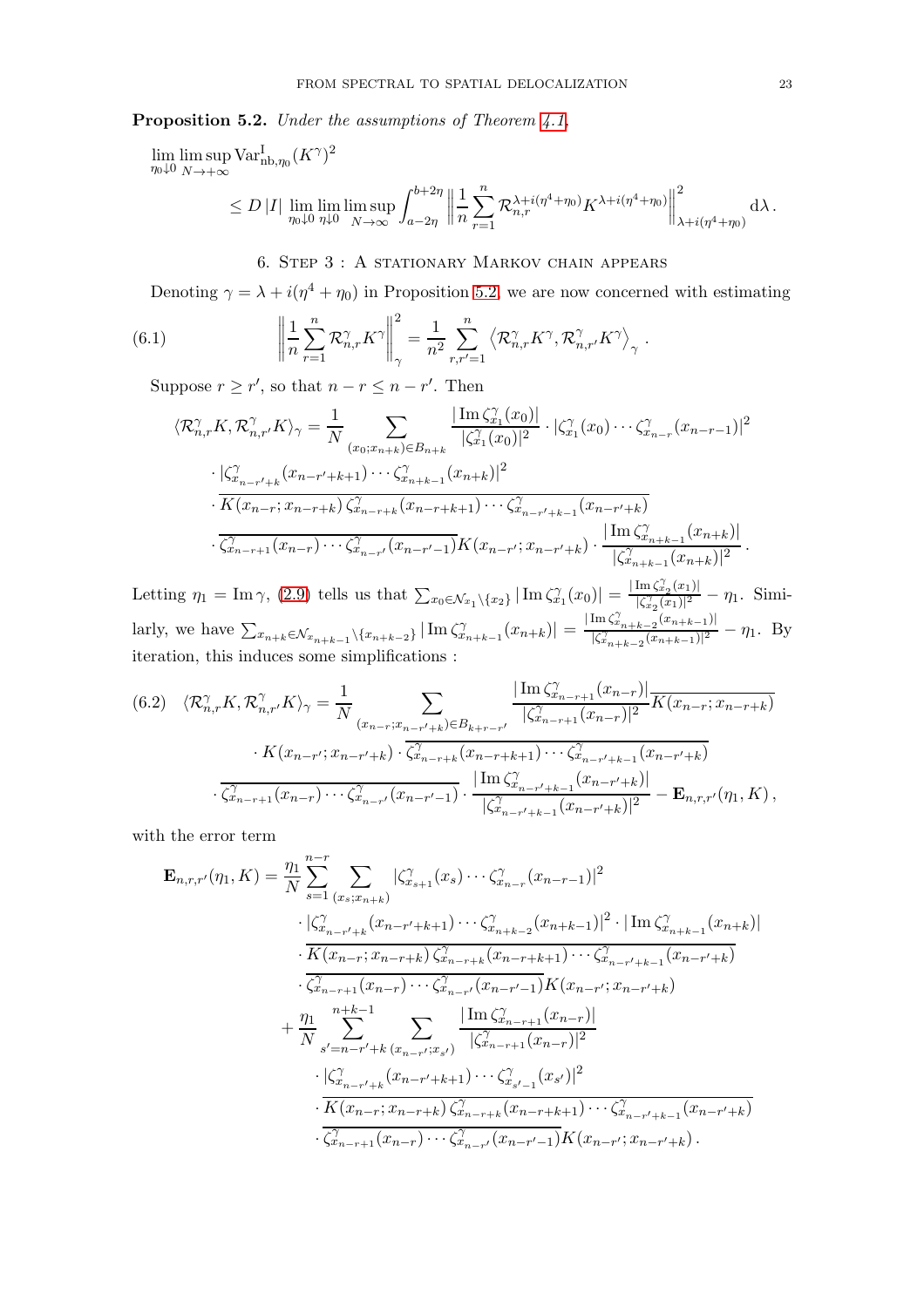**Proposition 5.2.** *Under the assumptions of Theorem 4.1,*

$$\lim_{\eta_0\downarrow 0}\limsup_{N\to+\infty}\mathrm{Var}^{\mathrm{I}}_{\mathrm{nb},\eta_0}(K^\gamma)^2 \le D\,|I|\,\lim_{\eta_0\downarrow 0}\lim_{\eta\downarrow 0}\limsup_{N\to\infty}\int_{a-2\eta}^{b+2\eta}\left\|\frac{1}{n}\sum_{r=1}^{n}\mathcal{R}^{\lambda+i(\eta^4+\eta_0)}_{n,r}K^{\lambda+i(\eta^4+\eta_0)}\right\|^2_{\lambda+i(\eta^4+\eta_0)}\mathrm{d}\lambda\,.$$

## 6. Step 3 : A stationary Markov chain appears

Denoting $\gamma=\lambda+i(\eta^4+\eta_0)$ in Proposition 5.2, we are now concerned with estimating

$$\left\|\frac{1}{n}\sum_{r=1}^{n}\mathcal{R}^{\gamma}_{n,r}K^{\gamma}\right\|^2_{\gamma}=\frac{1}{n^2}\sum_{r,r'=1}^{n}\left\langle\mathcal{R}^{\gamma}_{n,r}K^{\gamma},\mathcal{R}^{\gamma}_{n,r'}K^{\gamma}\right\rangle_{\gamma}\,. \tag{6.1}$$

Suppose $r\ge r'$, so that $n-r\le n-r'$. Then

$$\begin{aligned}\langle\mathcal{R}^{\gamma}_{n,r}K,\mathcal{R}^{\gamma}_{n,r'}K\rangle_\gamma=\frac{1}{N}\sum_{(x_0;x_{n+k})\in B_{n+k}}&\frac{|\operatorname{Im}\zeta^{\gamma}_{x_1}(x_0)|}{|\zeta^{\gamma}_{x_1}(x_0)|^2}\cdot|\zeta^{\gamma}_{x_1}(x_0)\cdots\zeta^{\gamma}_{x_{n-r}}(x_{n-r-1})|^2\\ &\cdot|\zeta^{\gamma}_{x_{n-r'+k}}(x_{n-r'+k+1})\cdots\zeta^{\gamma}_{x_{n+k-1}}(x_{n+k})|^2\\ &\cdot\overline{K(x_{n-r};x_{n-r+k})\,\zeta^{\gamma}_{x_{n-r+k}}(x_{n-r+k+1})\cdots\zeta^{\gamma}_{x_{n-r'+k-1}}(x_{n-r'+k})}\\ &\cdot\overline{\zeta^{\gamma}_{x_{n-r+1}}(x_{n-r})\cdots\zeta^{\gamma}_{x_{n-r'}}(x_{n-r'-1})}K(x_{n-r'};x_{n-r'+k})\cdot\frac{|\operatorname{Im}\zeta^{\gamma}_{x_{n+k-1}}(x_{n+k})|}{|\zeta^{\gamma}_{x_{n+k-1}}(x_{n+k})|^2}\,.\end{aligned}$$

Letting $\eta_1=\operatorname{Im}\gamma$, (2.9) tells us that $\sum_{x_0\in\mathcal{N}_{x_1}\setminus\{x_2\}}|\operatorname{Im}\zeta^{\gamma}_{x_1}(x_0)|=\frac{|\operatorname{Im}\zeta^{\gamma}_{x_2}(x_1)|}{|\zeta^{\gamma}_{x_2}(x_1)|^2}-\eta_1$. Similarly, we have $\sum_{x_{n+k}\in\mathcal{N}_{x_{n+k-1}}\setminus\{x_{n+k-2}\}}|\operatorname{Im}\zeta^{\gamma}_{x_{n+k-1}}(x_{n+k})|=\frac{|\operatorname{Im}\zeta^{\gamma}_{x_{n+k-2}}(x_{n+k-1})|}{|\zeta^{\gamma}_{x_{n+k-2}}(x_{n+k-1})|^2}-\eta_1$. By iteration, this induces some simplifications :

$$\begin{aligned}\langle\mathcal{R}^{\gamma}_{n,r}K,\mathcal{R}^{\gamma}_{n,r'}K\rangle_\gamma=\frac{1}{N}\sum_{(x_{n-r};x_{n-r'+k})\in B_{k+r-r'}}&\frac{|\operatorname{Im}\zeta^{\gamma}_{x_{n-r+1}}(x_{n-r})|}{|\zeta^{\gamma}_{x_{n-r+1}}(x_{n-r})|^2}\overline{K(x_{n-r};x_{n-r+k})}\\ &\cdot K(x_{n-r'};x_{n-r'+k})\cdot\overline{\zeta^{\gamma}_{x_{n-r+k}}(x_{n-r+k+1})\cdots\zeta^{\gamma}_{x_{n-r'+k-1}}(x_{n-r'+k})}\\ &\cdot\overline{\zeta^{\gamma}_{x_{n-r+1}}(x_{n-r})\cdots\zeta^{\gamma}_{x_{n-r'}}(x_{n-r'-1})}\cdot\frac{|\operatorname{Im}\zeta^{\gamma}_{x_{n-r'+k-1}}(x_{n-r'+k})|}{|\zeta^{\gamma}_{x_{n-r'+k-1}}(x_{n-r'+k})|^2}-\mathbf{E}_{n,r,r'}(\eta_1,K)\,,\end{aligned}\tag{6.2}$$

with the error term

$$\begin{aligned}\mathbf{E}_{n,r,r'}(\eta_1,K)=\frac{\eta_1}{N}\sum_{s=1}^{n-r}\sum_{(x_s;x_{n+k})}&|\zeta^{\gamma}_{x_{s+1}}(x_s)\cdots\zeta^{\gamma}_{x_{n-r}}(x_{n-r-1})|^2\\ &\cdot|\zeta^{\gamma}_{x_{n-r'+k}}(x_{n-r'+k+1})\cdots\zeta^{\gamma}_{x_{n+k-2}}(x_{n+k-1})|^2\cdot|\operatorname{Im}\zeta^{\gamma}_{x_{n+k-1}}(x_{n+k})|\\ &\cdot\overline{K(x_{n-r};x_{n-r+k})\,\zeta^{\gamma}_{x_{n-r+k}}(x_{n-r+k+1})\cdots\zeta^{\gamma}_{x_{n-r'+k-1}}(x_{n-r'+k})}\\ &\cdot\overline{\zeta^{\gamma}_{x_{n-r+1}}(x_{n-r})\cdots\zeta^{\gamma}_{x_{n-r'}}(x_{n-r'-1})}K(x_{n-r'};x_{n-r'+k})\\ +\frac{\eta_1}{N}\sum_{s'=n-r'+k}^{n+k-1}\sum_{(x_{n-r};x_{s'})}&\frac{|\operatorname{Im}\zeta^{\gamma}_{x_{n-r+1}}(x_{n-r})|}{|\zeta^{\gamma}_{x_{n-r+1}}(x_{n-r})|^2}\\ &\cdot|\zeta^{\gamma}_{x_{n-r'+k}}(x_{n-r'+k+1})\cdots\zeta^{\gamma}_{x_{s'-1}}(x_{s'})|^2\\ &\cdot\overline{K(x_{n-r};x_{n-r+k})\,\zeta^{\gamma}_{x_{n-r+k}}(x_{n-r+k+1})\cdots\zeta^{\gamma}_{x_{n-r'+k-1}}(x_{n-r'+k})}\\ &\cdot\overline{\zeta^{\gamma}_{x_{n-r+1}}(x_{n-r})\cdots\zeta^{\gamma}_{x_{n-r'}}(x_{n-r'-1})}K(x_{n-r'};x_{n-r'+k})\,.\end{aligned}$$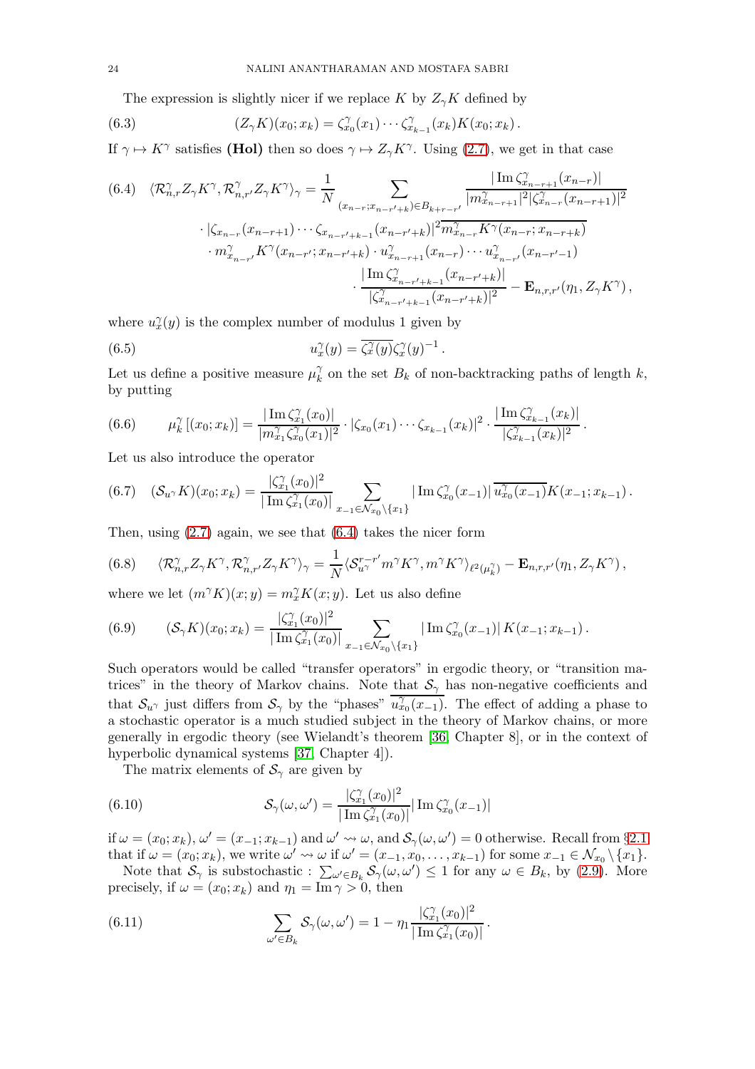The expression is slightly nicer if we replace $K$ by $Z_\gamma K$ defined by

$$(Z_\gamma K)(x_0; x_k) = \zeta^\gamma_{x_0}(x_1) \cdots \zeta^\gamma_{x_{k-1}}(x_k) K(x_0; x_k)\,. \tag{6.3}$$

If $\gamma \mapsto K^\gamma$ satisfies **(Hol)** then so does $\gamma \mapsto Z_\gamma K^\gamma$. Using (2.7), we get in that case

$$\begin{aligned}
\langle \mathcal{R}^\gamma_{n,r} Z_\gamma K^\gamma, \mathcal{R}^\gamma_{n,r'} Z_\gamma K^\gamma \rangle_\gamma = \frac{1}{N} \sum_{(x_{n-r}; x_{n-r'+k}) \in B_{k+r-r'}} & \frac{|\operatorname{Im} \zeta^\gamma_{x_{n-r+1}}(x_{n-r})|}{|m^\gamma_{x_{n-r+1}}|^2 |\zeta^\gamma_{x_{n-r}}(x_{n-r+1})|^2} \\
\cdot |\zeta_{x_{n-r}}(x_{n-r+1}) \cdots \zeta_{x_{n-r'+k-1}}(x_{n-r'+k})|^2 & \overline{m^\gamma_{x_{n-r}} K^\gamma(x_{n-r}; x_{n-r+k})} \\
\cdot m^\gamma_{x_{n-r'}} K^\gamma(x_{n-r'}; x_{n-r'+k}) \cdot u^\gamma_{x_{n-r+1}}(x_{n-r}) & \cdots u^\gamma_{x_{n-r'}}(x_{n-r'-1}) \\
& \cdot \frac{|\operatorname{Im} \zeta^\gamma_{x_{n-r'+k-1}}(x_{n-r'+k})|}{|\zeta^\gamma_{x_{n-r'+k-1}}(x_{n-r'+k})|^2} - \mathbf{E}_{n,r,r'}(\eta_1, Z_\gamma K^\gamma)\,,
\end{aligned} \tag{6.4}$$

where $u^\gamma_x(y)$ is the complex number of modulus 1 given by

$$u^\gamma_x(y) = \overline{\zeta^\gamma_x(y)} \zeta^\gamma_x(y)^{-1}\,. \tag{6.5}$$

Let us define a positive measure $\mu^\gamma_k$ on the set $B_k$ of non-backtracking paths of length $k$, by putting

$$\mu^\gamma_k\left[(x_0; x_k)\right] = \frac{|\operatorname{Im} \zeta^\gamma_{x_1}(x_0)|}{|m^\gamma_{x_1} \zeta^\gamma_{x_0}(x_1)|^2} \cdot |\zeta_{x_0}(x_1) \cdots \zeta_{x_{k-1}}(x_k)|^2 \cdot \frac{|\operatorname{Im} \zeta^\gamma_{x_{k-1}}(x_k)|}{|\zeta^\gamma_{x_{k-1}}(x_k)|^2}\,. \tag{6.6}$$

Let us also introduce the operator

$$(\mathcal{S}_{u^\gamma} K)(x_0; x_k) = \frac{|\zeta^\gamma_{x_1}(x_0)|^2}{|\operatorname{Im} \zeta^\gamma_{x_1}(x_0)|} \sum_{x_{-1} \in \mathcal{N}_{x_0} \setminus \{x_1\}} |\operatorname{Im} \zeta^\gamma_{x_0}(x_{-1})| \, \overline{u^\gamma_{x_0}(x_{-1})} K(x_{-1}; x_{k-1})\,. \tag{6.7}$$

Then, using (2.7) again, we see that (6.4) takes the nicer form

$$\langle \mathcal{R}^\gamma_{n,r} Z_\gamma K^\gamma, \mathcal{R}^\gamma_{n,r'} Z_\gamma K^\gamma \rangle_\gamma = \frac{1}{N} \langle \mathcal{S}^{r-r'}_{u^\gamma} m^\gamma K^\gamma, m^\gamma K^\gamma \rangle_{\ell^2(\mu^\gamma_k)} - \mathbf{E}_{n,r,r'}(\eta_1, Z_\gamma K^\gamma)\,, \tag{6.8}$$

where we let $(m^\gamma K)(x;y) = m^\gamma_x K(x;y)$. Let us also define

$$(\mathcal{S}_\gamma K)(x_0; x_k) = \frac{|\zeta^\gamma_{x_1}(x_0)|^2}{|\operatorname{Im} \zeta^\gamma_{x_1}(x_0)|} \sum_{x_{-1} \in \mathcal{N}_{x_0} \setminus \{x_1\}} |\operatorname{Im} \zeta^\gamma_{x_0}(x_{-1})| \, K(x_{-1}; x_{k-1})\,. \tag{6.9}$$

Such operators would be called "transfer operators" in ergodic theory, or "transition matrices" in the theory of Markov chains. Note that $\mathcal{S}_\gamma$ has non-negative coefficients and that $\mathcal{S}_{u^\gamma}$ just differs from $\mathcal{S}_\gamma$ by the "phases" $\overline{u^\gamma_{x_0}(x_{-1})}$. The effect of adding a phase to a stochastic operator is a much studied subject in the theory of Markov chains, or more generally in ergodic theory (see Wielandt's theorem [36, Chapter 8], or in the context of hyperbolic dynamical systems [37, Chapter 4]).

The matrix elements of $\mathcal{S}_\gamma$ are given by

$$\mathcal{S}_\gamma(\omega, \omega') = \frac{|\zeta^\gamma_{x_1}(x_0)|^2}{|\operatorname{Im} \zeta^\gamma_{x_1}(x_0)|} |\operatorname{Im} \zeta^\gamma_{x_0}(x_{-1})| \tag{6.10}$$

if $\omega = (x_0; x_k)$, $\omega' = (x_{-1}; x_{k-1})$ and $\omega' \rightsquigarrow \omega$, and $\mathcal{S}_\gamma(\omega, \omega') = 0$ otherwise. Recall from §2.1 that if $\omega = (x_0; x_k)$, we write $\omega' \rightsquigarrow \omega$ if $\omega' = (x_{-1}, x_0, \ldots, x_{k-1})$ for some $x_{-1} \in \mathcal{N}_{x_0} \setminus \{x_1\}$.

Note that $\mathcal{S}_\gamma$ is substochastic : $\sum_{\omega' \in B_k} \mathcal{S}_\gamma(\omega, \omega') \le 1$ for any $\omega \in B_k$, by (2.9). More precisely, if $\omega = (x_0; x_k)$ and $\eta_1 = \operatorname{Im} \gamma > 0$, then

$$\sum_{\omega' \in B_k} \mathcal{S}_\gamma(\omega, \omega') = 1 - \eta_1 \frac{|\zeta^\gamma_{x_1}(x_0)|^2}{|\operatorname{Im} \zeta^\gamma_{x_1}(x_0)|}\,. \tag{6.11}$$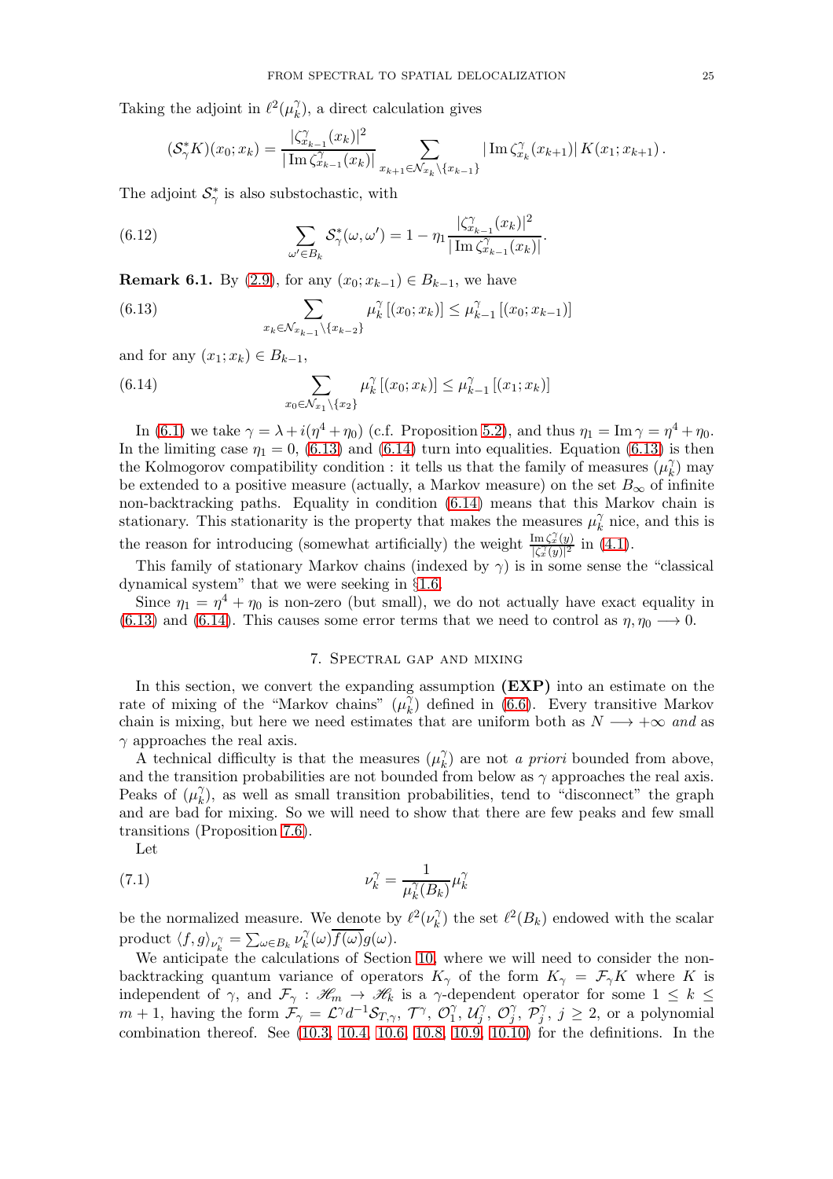Taking the adjoint in $\ell^2(\mu_k^\gamma)$, a direct calculation gives

$$(\mathcal{S}_\gamma^* K)(x_0;x_k) = \frac{|\zeta^\gamma_{x_{k-1}}(x_k)|^2}{|\operatorname{Im}\zeta^\gamma_{x_{k-1}}(x_k)|} \sum_{x_{k+1}\in \mathcal{N}_{x_k}\setminus\{x_{k-1}\}} |\operatorname{Im}\zeta^\gamma_{x_k}(x_{k+1})|\, K(x_1;x_{k+1})\,.$$

The adjoint $\mathcal{S}_\gamma^*$ is also substochastic, with

$$\sum_{\omega'\in B_k} \mathcal{S}_\gamma^*(\omega,\omega') = 1 - \eta_1 \frac{|\zeta^\gamma_{x_{k-1}}(x_k)|^2}{|\operatorname{Im}\zeta^\gamma_{x_{k-1}}(x_k)|}. \tag{6.12}$$

**Remark 6.1.** By (2.9), for any $(x_0;x_{k-1})\in B_{k-1}$, we have

$$\sum_{x_k\in\mathcal{N}_{x_{k-1}}\setminus\{x_{k-2}\}} \mu_k^\gamma\left[(x_0;x_k)\right] \le \mu_{k-1}^\gamma\left[(x_0;x_{k-1})\right] \tag{6.13}$$

and for any $(x_1;x_k)\in B_{k-1}$,

$$\sum_{x_0\in\mathcal{N}_{x_1}\setminus\{x_2\}} \mu_k^\gamma\left[(x_0;x_k)\right] \le \mu_{k-1}^\gamma\left[(x_1;x_k)\right] \tag{6.14}$$

In (6.1) we take $\gamma = \lambda + i(\eta^4+\eta_0)$ (c.f. Proposition 5.2), and thus $\eta_1 = \operatorname{Im}\gamma = \eta^4+\eta_0$. In the limiting case $\eta_1 = 0$, (6.13) and (6.14) turn into equalities. Equation (6.13) is then the Kolmogorov compatibility condition : it tells us that the family of measures $(\mu_k^\gamma)$ may be extended to a positive measure (actually, a Markov measure) on the set $B_\infty$ of infinite non-backtracking paths. Equality in condition (6.14) means that this Markov chain is stationary. This stationarity is the property that makes the measures $\mu_k^\gamma$ nice, and this is the reason for introducing (somewhat artificially) the weight $\frac{\operatorname{Im}\zeta_x^\gamma(y)}{|\zeta_x^\gamma(y)|^2}$ in (4.1).

This family of stationary Markov chains (indexed by $\gamma$) is in some sense the "classical dynamical system" that we were seeking in §1.6.

Since $\eta_1 = \eta^4+\eta_0$ is non-zero (but small), we do not actually have exact equality in (6.13) and (6.14). This causes some error terms that we need to control as $\eta,\eta_0 \longrightarrow 0$.

## 7. Spectral gap and mixing

In this section, we convert the expanding assumption **(EXP)** into an estimate on the rate of mixing of the "Markov chains" $(\mu_k^\gamma)$ defined in (6.6). Every transitive Markov chain is mixing, but here we need estimates that are uniform both as $N\longrightarrow+\infty$ *and* as $\gamma$ approaches the real axis.

A technical difficulty is that the measures $(\mu_k^\gamma)$ are not *a priori* bounded from above, and the transition probabilities are not bounded from below as $\gamma$ approaches the real axis. Peaks of $(\mu_k^\gamma)$, as well as small transition probabilities, tend to "disconnect" the graph and are bad for mixing. So we will need to show that there are few peaks and few small transitions (Proposition 7.6).

Let

$$\nu_k^\gamma = \frac{1}{\mu_k^\gamma(B_k)}\mu_k^\gamma \tag{7.1}$$

be the normalized measure. We denote by $\ell^2(\nu_k^\gamma)$ the set $\ell^2(B_k)$ endowed with the scalar product $\langle f,g\rangle_{\nu_k^\gamma} = \sum_{\omega\in B_k}\nu_k^\gamma(\omega)\overline{f(\omega)}g(\omega)$.

We anticipate the calculations of Section 10, where we will need to consider the non-backtracking quantum variance of operators $K_\gamma$ of the form $K_\gamma = \mathcal{F}_\gamma K$ where $K$ is independent of $\gamma$, and $\mathcal{F}_\gamma : \mathscr{H}_m \to \mathscr{H}_k$ is a $\gamma$-dependent operator for some $1\le k\le m+1$, having the form $\mathcal{F}_\gamma = \mathcal{L}^\gamma d^{-1}\mathcal{S}_{T,\gamma}$, $\mathcal{T}^\gamma$, $\mathcal{O}_1^\gamma$, $\mathcal{U}_j^\gamma$, $\mathcal{O}_j^\gamma$, $\mathcal{P}_j^\gamma$, $j\ge 2$, or a polynomial combination thereof. See (10.3, 10.4, 10.6, 10.8, 10.9, 10.10) for the definitions. In the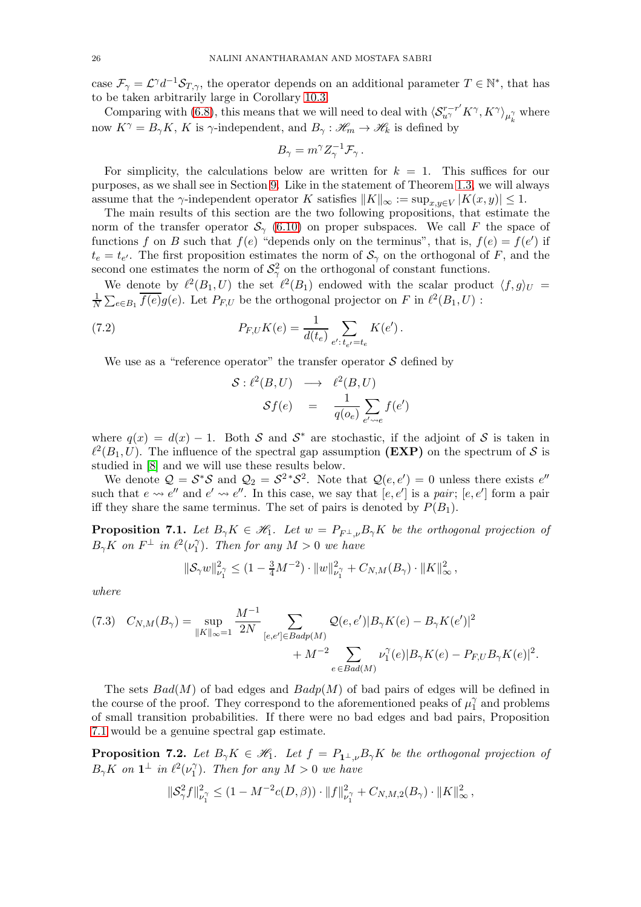case $\mathcal{F}_\gamma = \mathcal{L}^\gamma d^{-1} \mathcal{S}_{T,\gamma}$, the operator depends on an additional parameter $T \in \mathbb{N}^*$, that has to be taken arbitrarily large in Corollary 10.3.

Comparing with (6.8), this means that we will need to deal with $\langle \mathcal{S}_{u^\gamma}^{r-r'} K^\gamma, K^\gamma \rangle_{\mu_k^\gamma}$ where now $K^\gamma = B_\gamma K$, $K$ is $\gamma$-independent, and $B_\gamma : \mathscr{H}_m \to \mathscr{H}_k$ is defined by

$$B_\gamma = m^\gamma Z_\gamma^{-1} \mathcal{F}_\gamma \,.$$

For simplicity, the calculations below are written for $k = 1$. This suffices for our purposes, as we shall see in Section 9. Like in the statement of Theorem 1.3, we will always assume that the $\gamma$-independent operator $K$ satisfies $\|K\|_\infty := \sup_{x,y \in V} |K(x,y)| \le 1$.

The main results of this section are the two following propositions, that estimate the norm of the transfer operator $\mathcal{S}_\gamma$ (6.10) on proper subspaces. We call $F$ the space of functions $f$ on $B$ such that $f(e)$ "depends only on the terminus", that is, $f(e) = f(e')$ if $t_e = t_{e'}$. The first proposition estimates the norm of $\mathcal{S}_\gamma$ on the orthogonal of $F$, and the second one estimates the norm of $\mathcal{S}_\gamma^2$ on the orthogonal of constant functions.

We denote by $\ell^2(B_1, U)$ the set $\ell^2(B_1)$ endowed with the scalar product $\langle f, g\rangle_U = \frac{1}{N}\sum_{e\in B_1} \overline{f(e)} g(e)$. Let $P_{F,U}$ be the orthogonal projector on $F$ in $\ell^2(B_1, U)$ :

$$P_{F,U} K(e) = \frac{1}{d(t_e)} \sum_{e' : t_{e'} = t_e} K(e') \,. \tag{7.2}$$

We use as a "reference operator" the transfer operator $\mathcal{S}$ defined by

$$\begin{aligned} \mathcal{S} : \ell^2(B, U) &\longrightarrow \ell^2(B, U) \\ \mathcal{S} f(e) &= \frac{1}{q(o_e)} \sum_{e' \rightsquigarrow e} f(e') \end{aligned}$$

where $q(x) = d(x) - 1$. Both $\mathcal{S}$ and $\mathcal{S}^*$ are stochastic, if the adjoint of $\mathcal{S}$ is taken in $\ell^2(B_1, U)$. The influence of the spectral gap assumption **(EXP)** on the spectrum of $\mathcal{S}$ is studied in [8] and we will use these results below.

We denote $\mathcal{Q} = \mathcal{S}^* \mathcal{S}$ and $\mathcal{Q}_2 = \mathcal{S}^{2*} \mathcal{S}^2$. Note that $\mathcal{Q}(e, e') = 0$ unless there exists $e''$ such that $e \rightsquigarrow e''$ and $e' \rightsquigarrow e''$. In this case, we say that $[e, e']$ is a *pair*; $[e, e']$ form a pair iff they share the same terminus. The set of pairs is denoted by $P(B_1)$.

**Proposition 7.1.** *Let $B_\gamma K \in \mathscr{H}_1$. Let $w = P_{F^\perp, \nu} B_\gamma K$ be the orthogonal projection of $B_\gamma K$ on $F^\perp$ in $\ell^2(\nu_1^\gamma)$. Then for any $M > 0$ we have*

$$\|\mathcal{S}_\gamma w\|_{\nu_1^\gamma}^2 \le (1 - \tfrac{3}{4} M^{-2}) \cdot \|w\|_{\nu_1^\gamma}^2 + C_{N,M}(B_\gamma) \cdot \|K\|_\infty^2 \,,$$

*where*

$$\begin{aligned} C_{N,M}(B_\gamma) = \sup_{\|K\|_\infty = 1} \frac{M^{-1}}{2N} &\sum_{[e,e'] \in Badp(M)} \mathcal{Q}(e, e') |B_\gamma K(e) - B_\gamma K(e')|^2 \\ &+ M^{-2} \sum_{e \in Bad(M)} \nu_1^\gamma(e) |B_\gamma K(e) - P_{F,U} B_\gamma K(e)|^2. \end{aligned} \tag{7.3}$$

The sets $Bad(M)$ of bad edges and $Badp(M)$ of bad pairs of edges will be defined in the course of the proof. They correspond to the aforementioned peaks of $\mu_1^\gamma$ and problems of small transition probabilities. If there were no bad edges and bad pairs, Proposition 7.1 would be a genuine spectral gap estimate.

**Proposition 7.2.** *Let $B_\gamma K \in \mathscr{H}_1$. Let $f = P_{\mathbf{1}^\perp, \nu} B_\gamma K$ be the orthogonal projection of $B_\gamma K$ on $\mathbf{1}^\perp$ in $\ell^2(\nu_1^\gamma)$. Then for any $M > 0$ we have*

$$\|\mathcal{S}_\gamma^2 f\|_{\nu_1^\gamma}^2 \le (1 - M^{-2} c(D, \beta)) \cdot \|f\|_{\nu_1^\gamma}^2 + C_{N,M,2}(B_\gamma) \cdot \|K\|_\infty^2 \,,$$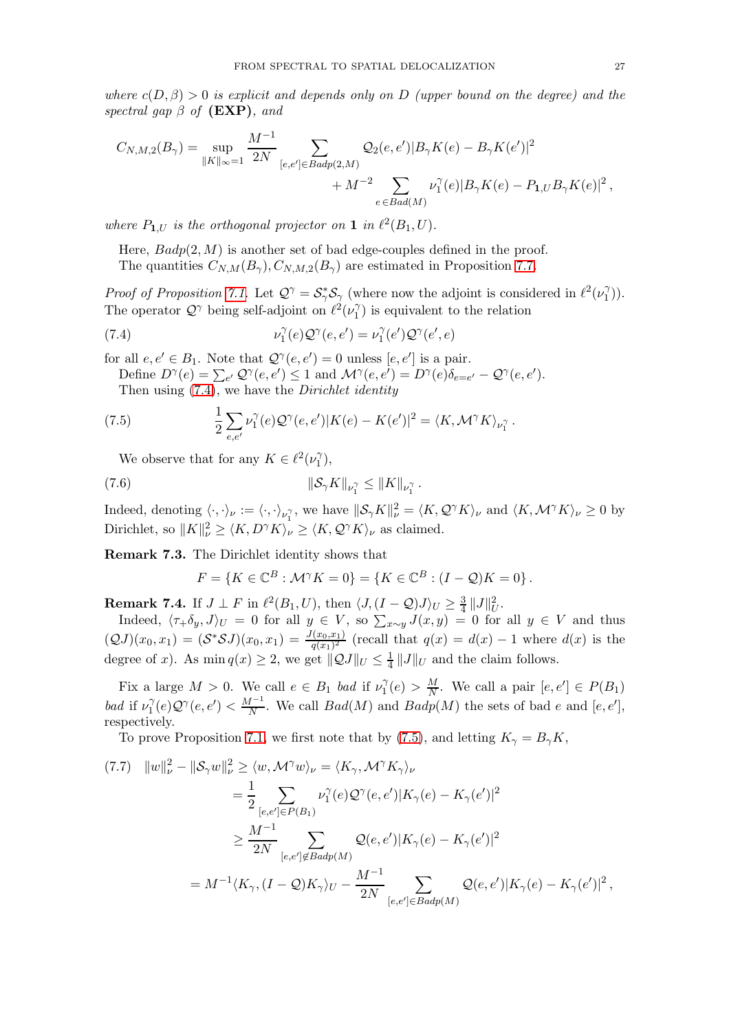*where $c(D,\beta) > 0$ is explicit and depends only on $D$ (upper bound on the degree) and the spectral gap $\beta$ of* **(EXP)***, and*

$$C_{N,M,2}(B_\gamma) = \sup_{\|K\|_\infty = 1} \frac{M^{-1}}{2N} \sum_{[e,e'] \in Badp(2,M)} \mathcal{Q}_2(e,e')|B_\gamma K(e) - B_\gamma K(e')|^2 + M^{-2} \sum_{e \in Bad(M)} \nu_1^\gamma(e)|B_\gamma K(e) - P_{\mathbf{1},U} B_\gamma K(e)|^2 \,,$$

*where $P_{\mathbf{1},U}$ is the orthogonal projector on $\mathbf{1}$ in $\ell^2(B_1,U)$.*

Here, $Badp(2,M)$ is another set of bad edge-couples defined in the proof.

The quantities $C_{N,M}(B_\gamma), C_{N,M,2}(B_\gamma)$ are estimated in Proposition 7.7.

*Proof of Proposition 7.1.* Let $\mathcal{Q}^\gamma = \mathcal{S}_\gamma^* \mathcal{S}_\gamma$ (where now the adjoint is considered in $\ell^2(\nu_1^\gamma)$). The operator $\mathcal{Q}^\gamma$ being self-adjoint on $\ell^2(\nu_1^\gamma)$ is equivalent to the relation

$$\nu_1^\gamma(e)\mathcal{Q}^\gamma(e,e') = \nu_1^\gamma(e')\mathcal{Q}^\gamma(e',e) \tag{7.4}$$

for all $e, e' \in B_1$. Note that $\mathcal{Q}^\gamma(e,e') = 0$ unless $[e,e']$ is a pair.

Define $D^\gamma(e) = \sum_{e'} \mathcal{Q}^\gamma(e,e') \le 1$ and $\mathcal{M}^\gamma(e,e') = D^\gamma(e)\delta_{e=e'} - \mathcal{Q}^\gamma(e,e')$.

Then using (7.4), we have the *Dirichlet identity*

$$\frac{1}{2}\sum_{e,e'} \nu_1^\gamma(e)\mathcal{Q}^\gamma(e,e')|K(e) - K(e')|^2 = \langle K, \mathcal{M}^\gamma K\rangle_{\nu_1^\gamma} \,. \tag{7.5}$$

We observe that for any $K \in \ell^2(\nu_1^\gamma)$,

$$\|\mathcal{S}_\gamma K\|_{\nu_1^\gamma} \le \|K\|_{\nu_1^\gamma} \,. \tag{7.6}$$

Indeed, denoting $\langle \cdot,\cdot\rangle_\nu := \langle \cdot,\cdot\rangle_{\nu_1^\gamma}$, we have $\|\mathcal{S}_\gamma K\|_\nu^2 = \langle K, \mathcal{Q}^\gamma K\rangle_\nu$ and $\langle K, \mathcal{M}^\gamma K\rangle_\nu \ge 0$ by Dirichlet, so $\|K\|_\nu^2 \ge \langle K, D^\gamma K\rangle_\nu \ge \langle K, \mathcal{Q}^\gamma K\rangle_\nu$ as claimed.

**Remark 7.3.** The Dirichlet identity shows that

$$F = \{K \in \mathbb{C}^B : \mathcal{M}^\gamma K = 0\} = \{K \in \mathbb{C}^B : (I - \mathcal{Q})K = 0\} \,.$$

**Remark 7.4.** If $J \perp F$ in $\ell^2(B_1,U)$, then $\langle J, (I-\mathcal{Q})J\rangle_U \ge \frac{3}{4}\|J\|_U^2$.

Indeed, $\langle \tau_+ \delta_y, J\rangle_U = 0$ for all $y \in V$, so $\sum_{x \sim y} J(x,y) = 0$ for all $y \in V$ and thus $(\mathcal{Q}J)(x_0,x_1) = (\mathcal{S}^*\mathcal{S}J)(x_0,x_1) = \frac{J(x_0,x_1)}{q(x_1)^2}$ (recall that $q(x) = d(x) - 1$ where $d(x)$ is the degree of $x$). As $\min q(x) \ge 2$, we get $\|\mathcal{Q}J\|_U \le \frac{1}{4}\|J\|_U$ and the claim follows.

Fix a large $M > 0$. We call $e \in B_1$ *bad* if $\nu_1^\gamma(e) > \frac{M}{N}$. We call a pair $[e,e'] \in P(B_1)$ *bad* if $\nu_1^\gamma(e)\mathcal{Q}^\gamma(e,e') < \frac{M^{-1}}{N}$. We call $Bad(M)$ and $Badp(M)$ the sets of bad $e$ and $[e,e']$, respectively.

To prove Proposition 7.1, we first note that by (7.5), and letting $K_\gamma = B_\gamma K$,

$$\begin{aligned}
\|w\|_\nu^2 - \|\mathcal{S}_\gamma w\|_\nu^2 \ge \langle w, \mathcal{M}^\gamma w\rangle_\nu &= \langle K_\gamma, \mathcal{M}^\gamma K_\gamma\rangle_\nu \\
&= \frac{1}{2}\sum_{[e,e'] \in P(B_1)} \nu_1^\gamma(e)\mathcal{Q}^\gamma(e,e')|K_\gamma(e) - K_\gamma(e')|^2 \\
&\ge \frac{M^{-1}}{2N}\sum_{[e,e'] \notin Badp(M)} \mathcal{Q}(e,e')|K_\gamma(e) - K_\gamma(e')|^2 \\
&= M^{-1}\langle K_\gamma, (I-\mathcal{Q})K_\gamma\rangle_U - \frac{M^{-1}}{2N}\sum_{[e,e'] \in Badp(M)} \mathcal{Q}(e,e')|K_\gamma(e) - K_\gamma(e')|^2 \,,
\end{aligned} \tag{7.7}$$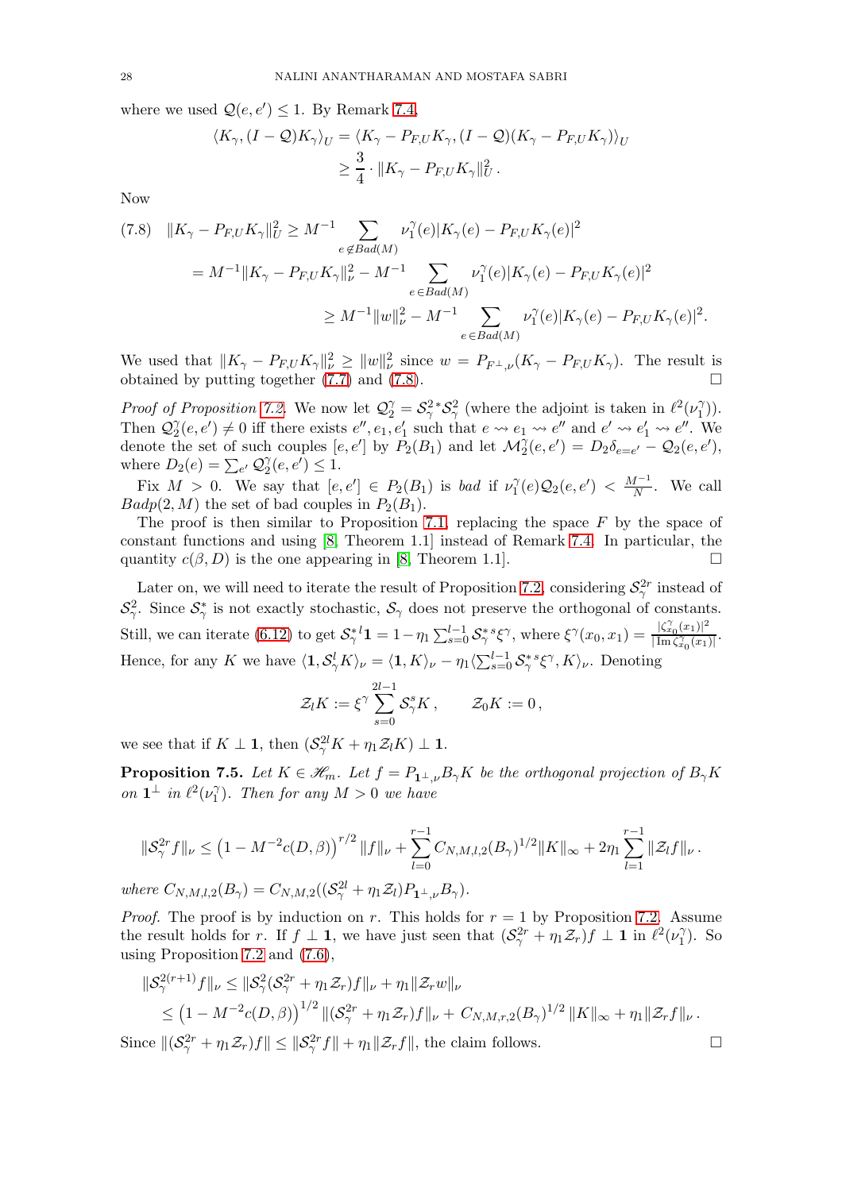where we used $\mathcal{Q}(e,e') \le 1$. By Remark 7.4,

$$\langle K_\gamma, (I-\mathcal{Q})K_\gamma\rangle_U = \langle K_\gamma - P_{F,U}K_\gamma, (I-\mathcal{Q})(K_\gamma - P_{F,U}K_\gamma)\rangle_U \ge \frac{3}{4}\cdot \|K_\gamma - P_{F,U}K_\gamma\|_U^2 .$$

Now

$$\begin{aligned}(7.8)\quad \|K_\gamma - P_{F,U}K_\gamma\|_U^2 &\ge M^{-1}\sum_{e\notin Bad(M)} \nu_1^\gamma(e)|K_\gamma(e) - P_{F,U}K_\gamma(e)|^2 \\ &= M^{-1}\|K_\gamma - P_{F,U}K_\gamma\|_\nu^2 - M^{-1}\sum_{e\in Bad(M)} \nu_1^\gamma(e)|K_\gamma(e) - P_{F,U}K_\gamma(e)|^2 \\ &\ge M^{-1}\|w\|_\nu^2 - M^{-1}\sum_{e\in Bad(M)} \nu_1^\gamma(e)|K_\gamma(e) - P_{F,U}K_\gamma(e)|^2 .\end{aligned}$$

We used that $\|K_\gamma - P_{F,U}K_\gamma\|_\nu^2 \ge \|w\|_\nu^2$ since $w = P_{F^\perp,\nu}(K_\gamma - P_{F,U}K_\gamma)$. The result is obtained by putting together (7.7) and (7.8). $\square$

*Proof of Proposition 7.2.* We now let $\mathcal{Q}_2^\gamma = \mathcal{S}_\gamma^{2*}\mathcal{S}_\gamma^2$ (where the adjoint is taken in $\ell^2(\nu_1^\gamma)$). Then $\mathcal{Q}_2^\gamma(e,e') \neq 0$ iff there exists $e'', e_1, e_1'$ such that $e \rightsquigarrow e_1 \rightsquigarrow e''$ and $e' \rightsquigarrow e_1' \rightsquigarrow e''$. We denote the set of such couples $[e,e']$ by $P_2(B_1)$ and let $\mathcal{M}_2^\gamma(e,e') = D_2\delta_{e=e'} - \mathcal{Q}_2(e,e')$, where $D_2(e) = \sum_{e'}\mathcal{Q}_2^\gamma(e,e') \le 1$.

Fix $M>0$. We say that $[e,e'] \in P_2(B_1)$ is *bad* if $\nu_1^\gamma(e)\mathcal{Q}_2(e,e') < \frac{M^{-1}}{N}$. We call $Badp(2,M)$ the set of bad couples in $P_2(B_1)$.

The proof is then similar to Proposition 7.1, replacing the space $F$ by the space of constant functions and using [8, Theorem 1.1] instead of Remark 7.4. In particular, the quantity $c(\beta, D)$ is the one appearing in [8, Theorem 1.1]. $\square$

Later on, we will need to iterate the result of Proposition 7.2, considering $\mathcal{S}_\gamma^{2r}$ instead of $\mathcal{S}_\gamma^2$. Since $\mathcal{S}_\gamma^*$ is not exactly stochastic, $\mathcal{S}_\gamma$ does not preserve the orthogonal of constants. Still, we can iterate (6.12) to get $\mathcal{S}_\gamma^{*l}\mathbf{1} = 1 - \eta_1\sum_{s=0}^{l-1}\mathcal{S}_\gamma^{*s}\xi^\gamma$, where $\xi^\gamma(x_0,x_1) = \frac{|\zeta_{x_0}^\gamma(x_1)|^2}{|\operatorname{Im}\zeta_{x_0}^\gamma(x_1)|}$. Hence, for any $K$ we have $\langle \mathbf{1}, \mathcal{S}_\gamma^l K\rangle_\nu = \langle \mathbf{1}, K\rangle_\nu - \eta_1\langle \sum_{s=0}^{l-1}\mathcal{S}_\gamma^{*s}\xi^\gamma, K\rangle_\nu$. Denoting

$$\mathcal{Z}_l K := \xi^\gamma \sum_{s=0}^{2l-1}\mathcal{S}_\gamma^s K, \qquad \mathcal{Z}_0 K := 0,$$

we see that if $K \perp \mathbf{1}$, then $(\mathcal{S}_\gamma^{2l}K + \eta_1\mathcal{Z}_l K) \perp \mathbf{1}$.

**Proposition 7.5.** *Let $K \in \mathscr{H}_m$. Let $f = P_{\mathbf{1}^\perp,\nu}B_\gamma K$ be the orthogonal projection of $B_\gamma K$ on $\mathbf{1}^\perp$ in $\ell^2(\nu_1^\gamma)$. Then for any $M>0$ we have*

$$\|\mathcal{S}_\gamma^{2r}f\|_\nu \le \left(1 - M^{-2}c(D,\beta)\right)^{r/2}\|f\|_\nu + \sum_{l=0}^{r-1} C_{N,M,l,2}(B_\gamma)^{1/2}\|K\|_\infty + 2\eta_1\sum_{l=1}^{r-1}\|\mathcal{Z}_l f\|_\nu .$$

*where $C_{N,M,l,2}(B_\gamma) = C_{N,M,2}((\mathcal{S}_\gamma^{2l} + \eta_1\mathcal{Z}_l)P_{\mathbf{1}^\perp,\nu}B_\gamma)$.*

*Proof.* The proof is by induction on $r$. This holds for $r=1$ by Proposition 7.2. Assume the result holds for $r$. If $f \perp \mathbf{1}$, we have just seen that $(\mathcal{S}_\gamma^{2r} + \eta_1\mathcal{Z}_r)f \perp \mathbf{1}$ in $\ell^2(\nu_1^\gamma)$. So using Proposition 7.2 and (7.6),

$$\begin{aligned}\|\mathcal{S}_\gamma^{2(r+1)}f\|_\nu &\le \|\mathcal{S}_\gamma^2(\mathcal{S}_\gamma^{2r} + \eta_1\mathcal{Z}_r)f\|_\nu + \eta_1\|\mathcal{Z}_r w\|_\nu \\ &\le \left(1 - M^{-2}c(D,\beta)\right)^{1/2}\|(\mathcal{S}_\gamma^{2r} + \eta_1\mathcal{Z}_r)f\|_\nu + C_{N,M,r,2}(B_\gamma)^{1/2}\|K\|_\infty + \eta_1\|\mathcal{Z}_r f\|_\nu .\end{aligned}$$

Since $\|(\mathcal{S}_\gamma^{2r} + \eta_1\mathcal{Z}_r)f\| \le \|\mathcal{S}_\gamma^{2r}f\| + \eta_1\|\mathcal{Z}_r f\|$, the claim follows. $\square$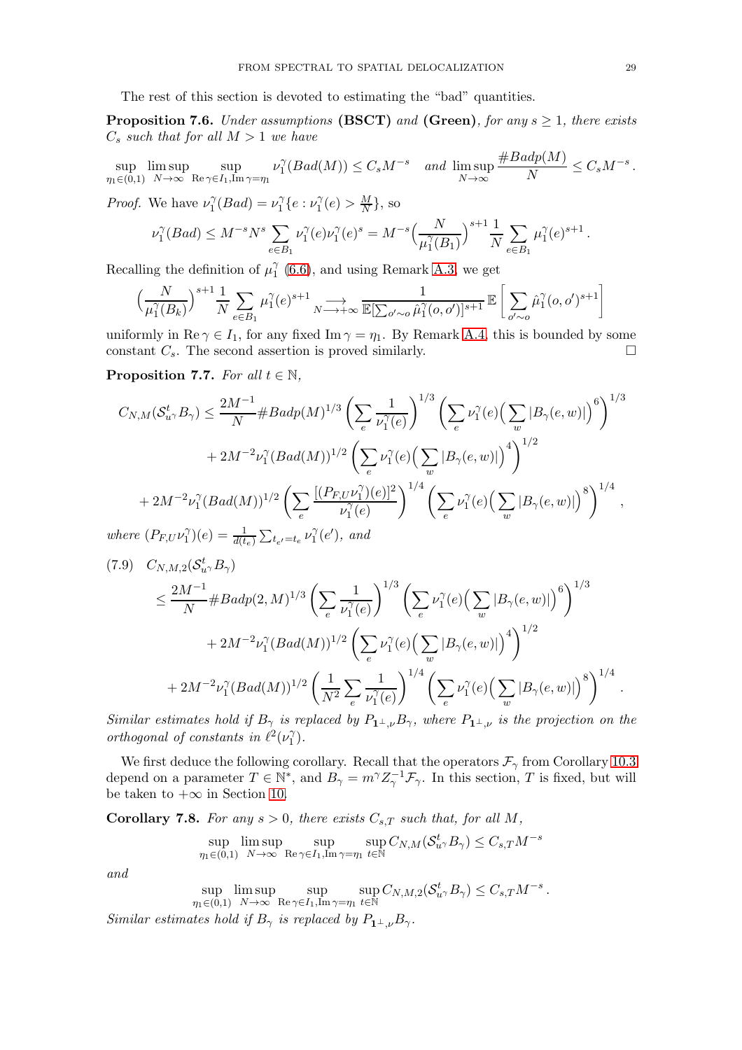The rest of this section is devoted to estimating the "bad" quantities.

**Proposition 7.6.** *Under assumptions* **(BSCT)** *and* **(Green)***, for any $s \geq 1$, there exists $C_s$ such that for all $M > 1$ we have*

$$\sup_{\eta_1 \in (0,1)} \limsup_{N\to\infty} \sup_{\operatorname{Re}\gamma \in I_1, \operatorname{Im}\gamma=\eta_1} \nu_1^\gamma(Bad(M)) \leq C_s M^{-s} \quad \text{and } \limsup_{N\to\infty} \frac{\#Badp(M)}{N} \leq C_s M^{-s}.$$

*Proof.* We have $\nu_1^\gamma(Bad) = \nu_1^\gamma\{e : \nu_1^\gamma(e) > \frac{M}{N}\}$, so

$$\nu_1^\gamma(Bad) \leq M^{-s} N^s \sum_{e\in B_1} \nu_1^\gamma(e)\nu_1^\gamma(e)^s = M^{-s}\Big(\frac{N}{\mu_1^\gamma(B_1)}\Big)^{s+1} \frac{1}{N}\sum_{e\in B_1} \mu_1^\gamma(e)^{s+1}.$$

Recalling the definition of $\mu_1^\gamma$ (6.6), and using Remark A.3, we get

$$\Big(\frac{N}{\mu_1^\gamma(B_k)}\Big)^{s+1} \frac{1}{N}\sum_{e\in B_1} \mu_1^\gamma(e)^{s+1} \underset{N\longrightarrow+\infty}{\longrightarrow} \frac{1}{\mathbb{E}[\sum_{o'\sim o}\hat{\mu}_1^\gamma(o,o')]^{s+1}}\,\mathbb{E}\Big[\sum_{o'\sim o}\hat{\mu}_1^\gamma(o,o')^{s+1}\Big]$$

uniformly in $\operatorname{Re}\gamma \in I_1$, for any fixed $\operatorname{Im}\gamma = \eta_1$. By Remark A.4, this is bounded by some constant $C_s$. The second assertion is proved similarly. $\square$

**Proposition 7.7.** *For all $t\in\mathbb{N}$,*

$$\begin{aligned}
C_{N,M}(\mathcal{S}^t_{u^\gamma} B_\gamma) \leq{}& \frac{2M^{-1}}{N}\#Badp(M)^{1/3}\left(\sum_e \frac{1}{\nu_1^\gamma(e)}\right)^{1/3}\left(\sum_e \nu_1^\gamma(e)\Big(\sum_w |B_\gamma(e,w)|\Big)^6\right)^{1/3}\\
&+ 2M^{-2}\nu_1^\gamma(Bad(M))^{1/2}\left(\sum_e \nu_1^\gamma(e)\Big(\sum_w |B_\gamma(e,w)|\Big)^4\right)^{1/2}\\
&+ 2M^{-2}\nu_1^\gamma(Bad(M))^{1/2}\left(\sum_e \frac{[(P_{F,U}\nu_1^\gamma)(e)]^2}{\nu_1^\gamma(e)}\right)^{1/4}\left(\sum_e \nu_1^\gamma(e)\Big(\sum_w |B_\gamma(e,w)|\Big)^8\right)^{1/4},
\end{aligned}$$

*where $(P_{F,U}\nu_1^\gamma)(e) = \frac{1}{d(t_e)}\sum_{t_{e'}=t_e}\nu_1^\gamma(e')$, and*

$$\begin{aligned}
(7.9)\quad & C_{N,M,2}(\mathcal{S}^t_{u^\gamma} B_\gamma)\\
&\leq \frac{2M^{-1}}{N}\#Badp(2,M)^{1/3}\left(\sum_e \frac{1}{\nu_1^\gamma(e)}\right)^{1/3}\left(\sum_e \nu_1^\gamma(e)\Big(\sum_w |B_\gamma(e,w)|\Big)^6\right)^{1/3}\\
&\quad+ 2M^{-2}\nu_1^\gamma(Bad(M))^{1/2}\left(\sum_e \nu_1^\gamma(e)\Big(\sum_w |B_\gamma(e,w)|\Big)^4\right)^{1/2}\\
&\quad+ 2M^{-2}\nu_1^\gamma(Bad(M))^{1/2}\left(\frac{1}{N^2}\sum_e \frac{1}{\nu_1^\gamma(e)}\right)^{1/4}\left(\sum_e \nu_1^\gamma(e)\Big(\sum_w |B_\gamma(e,w)|\Big)^8\right)^{1/4}.
\end{aligned}$$

*Similar estimates hold if $B_\gamma$ is replaced by $P_{\mathbf{1}^\perp,\nu}B_\gamma$, where $P_{\mathbf{1}^\perp,\nu}$ is the projection on the orthogonal of constants in $\ell^2(\nu_1^\gamma)$.*

We first deduce the following corollary. Recall that the operators $\mathcal{F}_\gamma$ from Corollary 10.3 depend on a parameter $T\in\mathbb{N}^*$, and $B_\gamma = m^\gamma Z_\gamma^{-1}\mathcal{F}_\gamma$. In this section, $T$ is fixed, but will be taken to $+\infty$ in Section 10.

**Corollary 7.8.** *For any $s > 0$, there exists $C_{s,T}$ such that, for all $M$,*

$$\sup_{\eta_1\in(0,1)} \limsup_{N\to\infty} \sup_{\operatorname{Re}\gamma\in I_1, \operatorname{Im}\gamma=\eta_1} \sup_{t\in\mathbb{N}} C_{N,M}(\mathcal{S}^t_{u^\gamma} B_\gamma) \leq C_{s,T}M^{-s}$$

*and*

$$\sup_{\eta_1\in(0,1)} \limsup_{N\to\infty} \sup_{\operatorname{Re}\gamma\in I_1, \operatorname{Im}\gamma=\eta_1} \sup_{t\in\mathbb{N}} C_{N,M,2}(\mathcal{S}^t_{u^\gamma} B_\gamma) \leq C_{s,T}M^{-s}.$$

*Similar estimates hold if $B_\gamma$ is replaced by $P_{\mathbf{1}^\perp,\nu}B_\gamma$.*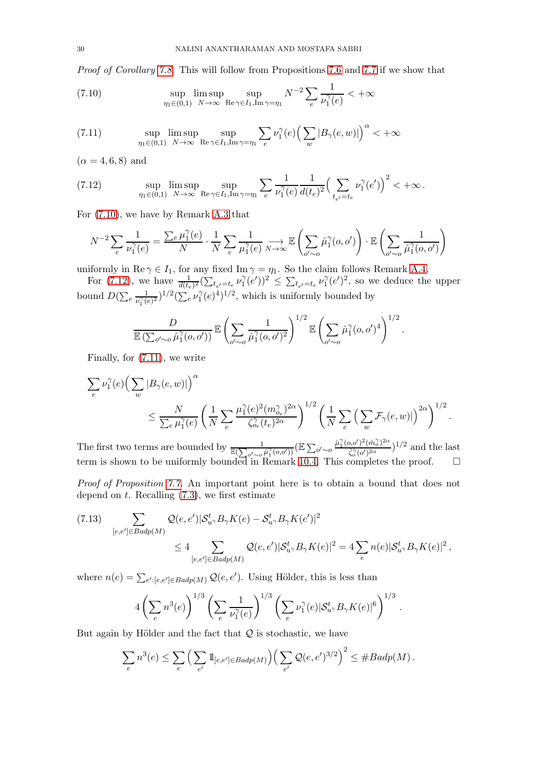*Proof of Corollary 7.8.* This will follow from Propositions 7.6 and 7.7 if we show that

$$\sup_{\eta_1\in(0,1)}\limsup_{N\to\infty}\sup_{\operatorname{Re}\gamma\in I_1,\operatorname{Im}\gamma=\eta_1} N^{-2}\sum_e \frac{1}{\nu_1^\gamma(e)}<+\infty \tag{7.10}$$

$$\sup_{\eta_1\in(0,1)}\limsup_{N\to\infty}\sup_{\operatorname{Re}\gamma\in I_1,\operatorname{Im}\gamma=\eta_1}\sum_e \nu_1^\gamma(e)\Big(\sum_w |B_\gamma(e,w)|\Big)^\alpha<+\infty \tag{7.11}$$

($\alpha=4,6,8$) and

$$\sup_{\eta_1\in(0,1)}\limsup_{N\to\infty}\sup_{\operatorname{Re}\gamma\in I_1,\operatorname{Im}\gamma=\eta_1}\sum_e \frac{1}{\nu_1^\gamma(e)}\frac{1}{d(t_e)^2}\Big(\sum_{t_{e'}=t_e}\nu_1^\gamma(e')\Big)^2<+\infty\,. \tag{7.12}$$

For (7.10), we have by Remark A.3 that

$$N^{-2}\sum_e\frac{1}{\nu_1^\gamma(e)}=\frac{\sum_e\mu_1^\gamma(e)}{N}\cdot\frac{1}{N}\sum_e\frac{1}{\mu_1^\gamma(e)}\underset{N\to\infty}{\longrightarrow}\mathbb{E}\left(\sum_{o'\sim o}\hat\mu_1^\gamma(o,o')\right)\cdot\mathbb{E}\left(\sum_{o'\sim o}\frac{1}{\hat\mu_1^\gamma(o,o')}\right)$$

uniformly in $\operatorname{Re}\gamma\in I_1$, for any fixed $\operatorname{Im}\gamma=\eta_1$. So the claim follows Remark A.4.

For (7.12), we have $\frac{1}{d(t_e)^2}(\sum_{t_{e'}=t_e}\nu_1^\gamma(e'))^2\le\sum_{t_{e'}=t_e}\nu_1^\gamma(e')^2$, so we deduce the upper bound $D(\sum_e\frac{1}{\nu_1^\gamma(e)^2})^{1/2}(\sum_e\nu_1^\gamma(e)^4)^{1/2}$, which is uniformly bounded by

$$\frac{D}{\mathbb{E}\left(\sum_{o'\sim o}\hat\mu_1^\gamma(o,o')\right)}\,\mathbb{E}\left(\sum_{o'\sim o}\frac{1}{\hat\mu_1^\gamma(o,o')^2}\right)^{1/2}\mathbb{E}\left(\sum_{o'\sim o}\hat\mu_1^\gamma(o,o')^4\right)^{1/2}.$$

Finally, for (7.11), we write

$$\sum_e\nu_1^\gamma(e)\Big(\sum_w|B_\gamma(e,w)|\Big)^\alpha\le\frac{N}{\sum_e\mu_1^\gamma(e)}\left(\frac1N\sum_e\frac{\mu_1^\gamma(e)^2(m_{o_e}^\gamma)^{2\alpha}}{\zeta_{o_e}^\gamma(t_e)^{2\alpha}}\right)^{1/2}\left(\frac1N\sum_e\Big(\sum_w\mathcal{F}_\gamma(e,w)|\Big)^{2\alpha}\right)^{1/2}.$$

The first two terms are bounded by $\frac{1}{\mathbb{E}(\sum_{o'\sim o}\hat\mu_1^\gamma(o,o'))}(\mathbb{E}\sum_{o'\sim o}\frac{\hat\mu_1^\gamma(o,o')^2(\hat m_o^\gamma)^{2\alpha}}{\hat\zeta_o^\gamma(o')^{2\alpha}})^{1/2}$ and the last term is shown to be uniformly bounded in Remark 10.4. This completes the proof. $\square$

*Proof of Proposition 7.7.* An important point here is to obtain a bound that does not depend on $t$. Recalling (7.3), we first estimate

$$\begin{aligned}\sum_{[e,e']\in Badp(M)}&\mathcal{Q}(e,e')|\mathcal{S}^t_{u^\gamma}B_\gamma K(e)-\mathcal{S}^t_{u^\gamma}B_\gamma K(e')|^2\\&\le4\sum_{[e,e']\in Badp(M)}\mathcal{Q}(e,e')|\mathcal{S}^t_{u^\gamma}B_\gamma K(e)|^2=4\sum_e n(e)|\mathcal{S}^t_{u^\gamma}B_\gamma K(e)|^2\,,\end{aligned}\tag{7.13}$$

where $n(e)=\sum_{e':[e,e']\in Badp(M)}\mathcal{Q}(e,e')$. Using Hölder, this is less than

$$4\left(\sum_e n^3(e)\right)^{1/3}\left(\sum_e\frac{1}{\nu_1^\gamma(e)}\right)^{1/3}\left(\sum_e\nu_1^\gamma(e)|\mathcal{S}^t_{u^\gamma}B_\gamma K(e)|^6\right)^{1/3}.$$

But again by Hölder and the fact that $\mathcal{Q}$ is stochastic, we have

$$\sum_e n^3(e)\le\sum_e\Big(\sum_{e'}\mathbb{1}_{[e,e']\in Badp(M)}\Big)\Big(\sum_{e'}\mathcal{Q}(e,e')^{3/2}\Big)^2\le\#Badp(M)\,.$$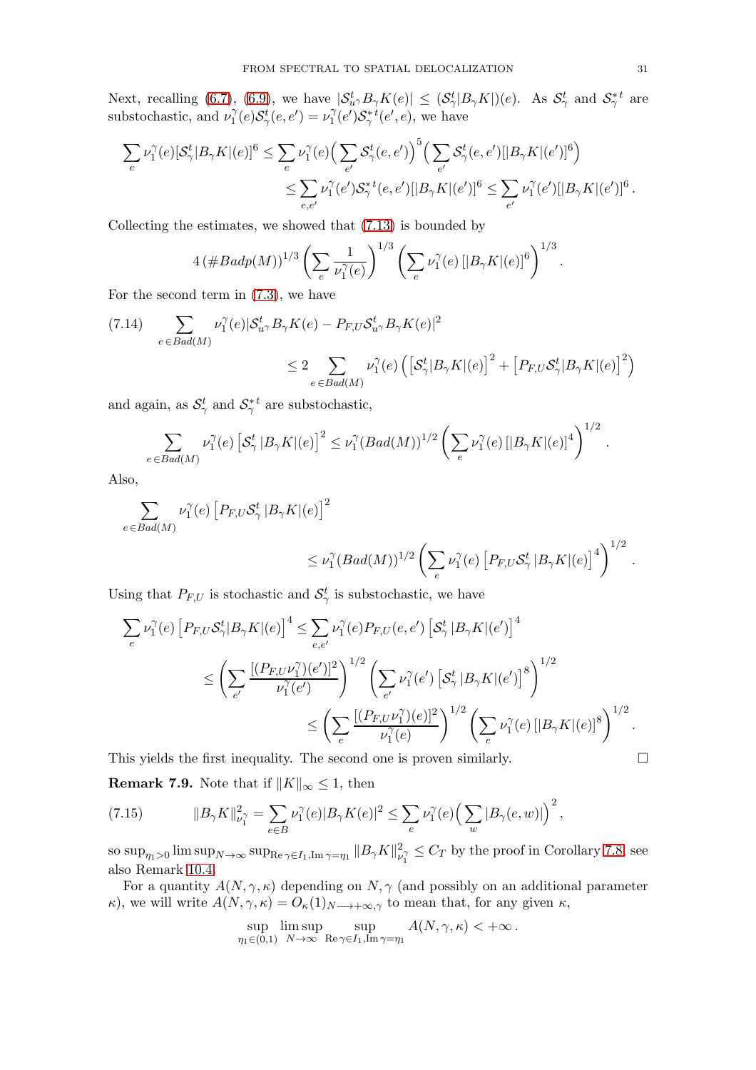Next, recalling (6.7), (6.9), we have $|\mathcal{S}^t_{u^\gamma} B_\gamma K(e)| \le (\mathcal{S}^t_\gamma |B_\gamma K|)(e)$. As $\mathcal{S}^t_\gamma$ and $\mathcal{S}^{*t}_\gamma$ are substochastic, and $\nu_1^\gamma(e)\mathcal{S}^t_\gamma(e,e') = \nu_1^\gamma(e')\mathcal{S}^{*t}_\gamma(e',e)$, we have

$$\sum_e \nu_1^\gamma(e)[\mathcal{S}^t_\gamma |B_\gamma K|(e)]^6 \le \sum_e \nu_1^\gamma(e)\Big(\sum_{e'} \mathcal{S}^t_\gamma(e,e')\Big)^5\Big(\sum_{e'} \mathcal{S}^t_\gamma(e,e')[|B_\gamma K|(e')]^6\Big)$$
$$\le \sum_{e,e'} \nu_1^\gamma(e')\mathcal{S}^{*t}_\gamma(e,e')[|B_\gamma K|(e')]^6 \le \sum_{e'} \nu_1^\gamma(e')[|B_\gamma K|(e')]^6 .$$

Collecting the estimates, we showed that (7.13) is bounded by

$$4\,(\#Badp(M))^{1/3}\left(\sum_e \frac{1}{\nu_1^\gamma(e)}\right)^{1/3}\left(\sum_e \nu_1^\gamma(e)\,[|B_\gamma K|(e)]^6\right)^{1/3}.$$

For the second term in (7.3), we have

$$\text{(7.14)}\quad \sum_{e\in Bad(M)} \nu_1^\gamma(e)|\mathcal{S}^t_{u^\gamma} B_\gamma K(e) - P_{F,U}\mathcal{S}^t_{u^\gamma} B_\gamma K(e)|^2$$
$$\le 2\sum_{e\in Bad(M)} \nu_1^\gamma(e)\left(\left[\mathcal{S}^t_\gamma |B_\gamma K|(e)\right]^2 + \left[P_{F,U}\mathcal{S}^t_\gamma |B_\gamma K|(e)\right]^2\right)$$

and again, as $\mathcal{S}^t_\gamma$ and $\mathcal{S}^{*t}_\gamma$ are substochastic,

$$\sum_{e\in Bad(M)} \nu_1^\gamma(e)\left[\mathcal{S}^t_\gamma\,|B_\gamma K|(e)\right]^2 \le \nu_1^\gamma(Bad(M))^{1/2}\left(\sum_e \nu_1^\gamma(e)\,[|B_\gamma K|(e)]^4\right)^{1/2}.$$

Also,

$$\sum_{e\in Bad(M)} \nu_1^\gamma(e)\left[P_{F,U}\mathcal{S}^t_\gamma\,|B_\gamma K|(e)\right]^2$$
$$\le \nu_1^\gamma(Bad(M))^{1/2}\left(\sum_e \nu_1^\gamma(e)\left[P_{F,U}\mathcal{S}^t_\gamma\,|B_\gamma K|(e)\right]^4\right)^{1/2}.$$

Using that $P_{F,U}$ is stochastic and $\mathcal{S}^t_\gamma$ is substochastic, we have

$$\sum_e \nu_1^\gamma(e)\left[P_{F,U}\mathcal{S}^t_\gamma |B_\gamma K|(e)\right]^4 \le \sum_{e,e'} \nu_1^\gamma(e)P_{F,U}(e,e')\left[\mathcal{S}^t_\gamma\,|B_\gamma K|(e')\right]^4$$
$$\le \left(\sum_{e'} \frac{[(P_{F,U}\nu_1^\gamma)(e')]^2}{\nu_1^\gamma(e')}\right)^{1/2}\left(\sum_{e'} \nu_1^\gamma(e')\left[\mathcal{S}^t_\gamma\,|B_\gamma K|(e')\right]^8\right)^{1/2}$$
$$\le \left(\sum_e \frac{[(P_{F,U}\nu_1^\gamma)(e)]^2}{\nu_1^\gamma(e)}\right)^{1/2}\left(\sum_e \nu_1^\gamma(e)\,[|B_\gamma K|(e)]^8\right)^{1/2}.$$

This yields the first inequality. The second one is proven similarly. $\square$

**Remark 7.9.** Note that if $\|K\|_\infty \le 1$, then

$$\text{(7.15)}\qquad \|B_\gamma K\|^2_{\nu_1^\gamma} = \sum_{e\in B} \nu_1^\gamma(e)|B_\gamma K(e)|^2 \le \sum_e \nu_1^\gamma(e)\Big(\sum_w |B_\gamma(e,w)|\Big)^2,$$

so $\sup_{\eta_1>0}\limsup_{N\to\infty}\sup_{\operatorname{Re}\gamma\in I_1,\operatorname{Im}\gamma=\eta_1}\|B_\gamma K\|^2_{\nu_1^\gamma} \le C_T$ by the proof in Corollary 7.8, see also Remark 10.4.

For a quantity $A(N,\gamma,\kappa)$ depending on $N,\gamma$ (and possibly on an additional parameter $\kappa$), we will write $A(N,\gamma,\kappa) = O_\kappa(1)_{N\longrightarrow+\infty,\gamma}$ to mean that, for any given $\kappa$,

$$\sup_{\eta_1\in(0,1)}\ \limsup_{N\to\infty}\ \sup_{\operatorname{Re}\gamma\in I_1,\operatorname{Im}\gamma=\eta_1} A(N,\gamma,\kappa) < +\infty\,.$$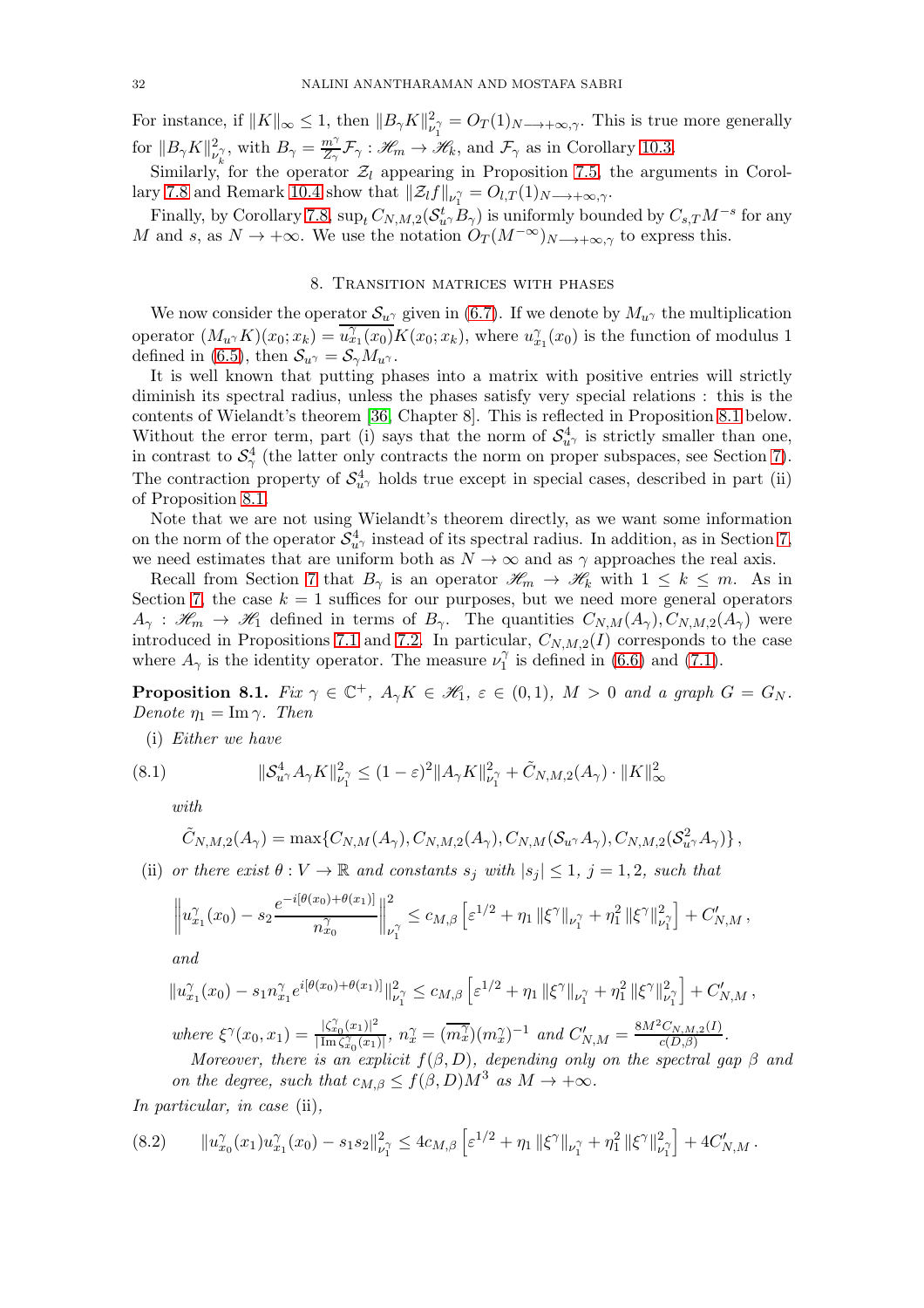For instance, if $\|K\|_\infty \le 1$, then $\|B_\gamma K\|^2_{\nu_1^\gamma} = O_T(1)_{N\longrightarrow+\infty,\gamma}$. This is true more generally for $\|B_\gamma K\|^2_{\nu_k^\gamma}$, with $B_\gamma = \frac{m^\gamma}{\mathcal{Z}_\gamma}\mathcal{F}_\gamma : \mathscr{H}_m \to \mathscr{H}_k$, and $\mathcal{F}_\gamma$ as in Corollary 10.3.

Similarly, for the operator $\mathcal{Z}_l$ appearing in Proposition 7.5, the arguments in Corollary 7.8 and Remark 10.4 show that $\|\mathcal{Z}_l f\|_{\nu_1^\gamma} = O_{l,T}(1)_{N\longrightarrow+\infty,\gamma}$.

Finally, by Corollary 7.8, $\sup_t C_{N,M,2}(\mathcal{S}^t_{u^\gamma} B_\gamma)$ is uniformly bounded by $C_{s,T}M^{-s}$ for any $M$ and $s$, as $N \to +\infty$. We use the notation $O_T(M^{-\infty})_{N\longrightarrow+\infty,\gamma}$ to express this.

## 8. Transition matrices with phases

We now consider the operator $\mathcal{S}_{u^\gamma}$ given in (6.7). If we denote by $M_{u^\gamma}$ the multiplication operator $(M_{u^\gamma}K)(x_0;x_k) = \overline{u^\gamma_{x_1}(x_0)}K(x_0;x_k)$, where $u^\gamma_{x_1}(x_0)$ is the function of modulus 1 defined in (6.5), then $\mathcal{S}_{u^\gamma} = \mathcal{S}_\gamma M_{u^\gamma}$.

It is well known that putting phases into a matrix with positive entries will strictly diminish its spectral radius, unless the phases satisfy very special relations : this is the contents of Wielandt's theorem [36, Chapter 8]. This is reflected in Proposition 8.1 below. Without the error term, part (i) says that the norm of $\mathcal{S}^4_{u^\gamma}$ is strictly smaller than one, in contrast to $\mathcal{S}^4_\gamma$ (the latter only contracts the norm on proper subspaces, see Section 7). The contraction property of $\mathcal{S}^4_{u^\gamma}$ holds true except in special cases, described in part (ii) of Proposition 8.1.

Note that we are not using Wielandt's theorem directly, as we want some information on the norm of the operator $\mathcal{S}^4_{u^\gamma}$ instead of its spectral radius. In addition, as in Section 7, we need estimates that are uniform both as $N \to \infty$ and as $\gamma$ approaches the real axis.

Recall from Section 7 that $B_\gamma$ is an operator $\mathscr{H}_m \to \mathscr{H}_k$ with $1 \le k \le m$. As in Section 7, the case $k = 1$ suffices for our purposes, but we need more general operators $A_\gamma : \mathscr{H}_m \to \mathscr{H}_1$ defined in terms of $B_\gamma$. The quantities $C_{N,M}(A_\gamma), C_{N,M,2}(A_\gamma)$ were introduced in Propositions 7.1 and 7.2. In particular, $C_{N,M,2}(I)$ corresponds to the case where $A_\gamma$ is the identity operator. The measure $\nu_1^\gamma$ is defined in (6.6) and (7.1).

**Proposition 8.1.** *Fix $\gamma \in \mathbb{C}^+$, $A_\gamma K \in \mathscr{H}_1$, $\varepsilon \in (0,1)$, $M > 0$ and a graph $G = G_N$. Denote $\eta_1 = \operatorname{Im}\gamma$. Then*

(i) *Either we have*

$$\|\mathcal{S}^4_{u^\gamma} A_\gamma K\|^2_{\nu_1^\gamma} \le (1-\varepsilon)^2 \|A_\gamma K\|^2_{\nu_1^\gamma} + \tilde{C}_{N,M,2}(A_\gamma)\cdot \|K\|^2_\infty \tag{8.1}$$

*with*

$$\tilde{C}_{N,M,2}(A_\gamma) = \max\{C_{N,M}(A_\gamma), C_{N,M,2}(A_\gamma), C_{N,M}(\mathcal{S}_{u^\gamma}A_\gamma), C_{N,M,2}(\mathcal{S}^2_{u^\gamma}A_\gamma)\}\,,$$

(ii) *or there exist $\theta : V \to \mathbb{R}$ and constants $s_j$ with $|s_j| \le 1$, $j = 1,2$, such that*

$$\left\| u^\gamma_{x_1}(x_0) - s_2 \frac{e^{-i[\theta(x_0)+\theta(x_1)]}}{n^\gamma_{x_0}} \right\|^2_{\nu_1^\gamma} \le c_{M,\beta}\left[\varepsilon^{1/2} + \eta_1 \|\xi^\gamma\|_{\nu_1^\gamma} + \eta_1^2 \|\xi^\gamma\|^2_{\nu_1^\gamma}\right] + C'_{N,M}\,,$$

*and*

$$\|u^\gamma_{x_1}(x_0) - s_1 n^\gamma_{x_1} e^{i[\theta(x_0)+\theta(x_1)]}\|^2_{\nu_1^\gamma} \le c_{M,\beta}\left[\varepsilon^{1/2} + \eta_1 \|\xi^\gamma\|_{\nu_1^\gamma} + \eta_1^2 \|\xi^\gamma\|^2_{\nu_1^\gamma}\right] + C'_{N,M}\,,$$

*where $\xi^\gamma(x_0,x_1) = \frac{|\zeta^\gamma_{x_0}(x_1)|^2}{|\operatorname{Im}\zeta^\gamma_{x_0}(x_1)|}$, $n^\gamma_x = (\overline{m^\gamma_x})(m^\gamma_x)^{-1}$ and $C'_{N,M} = \frac{8M^2 C_{N,M,2}(I)}{c(D,\beta)}$.*

*Moreover, there is an explicit $f(\beta, D)$, depending only on the spectral gap $\beta$ and on the degree, such that $c_{M,\beta} \le f(\beta,D)M^3$ as $M \to +\infty$.*

*In particular, in case* (ii),

$$\|u^\gamma_{x_0}(x_1)u^\gamma_{x_1}(x_0) - s_1 s_2\|^2_{\nu_1^\gamma} \le 4c_{M,\beta}\left[\varepsilon^{1/2} + \eta_1 \|\xi^\gamma\|_{\nu_1^\gamma} + \eta_1^2 \|\xi^\gamma\|^2_{\nu_1^\gamma}\right] + 4C'_{N,M}\,. \tag{8.2}$$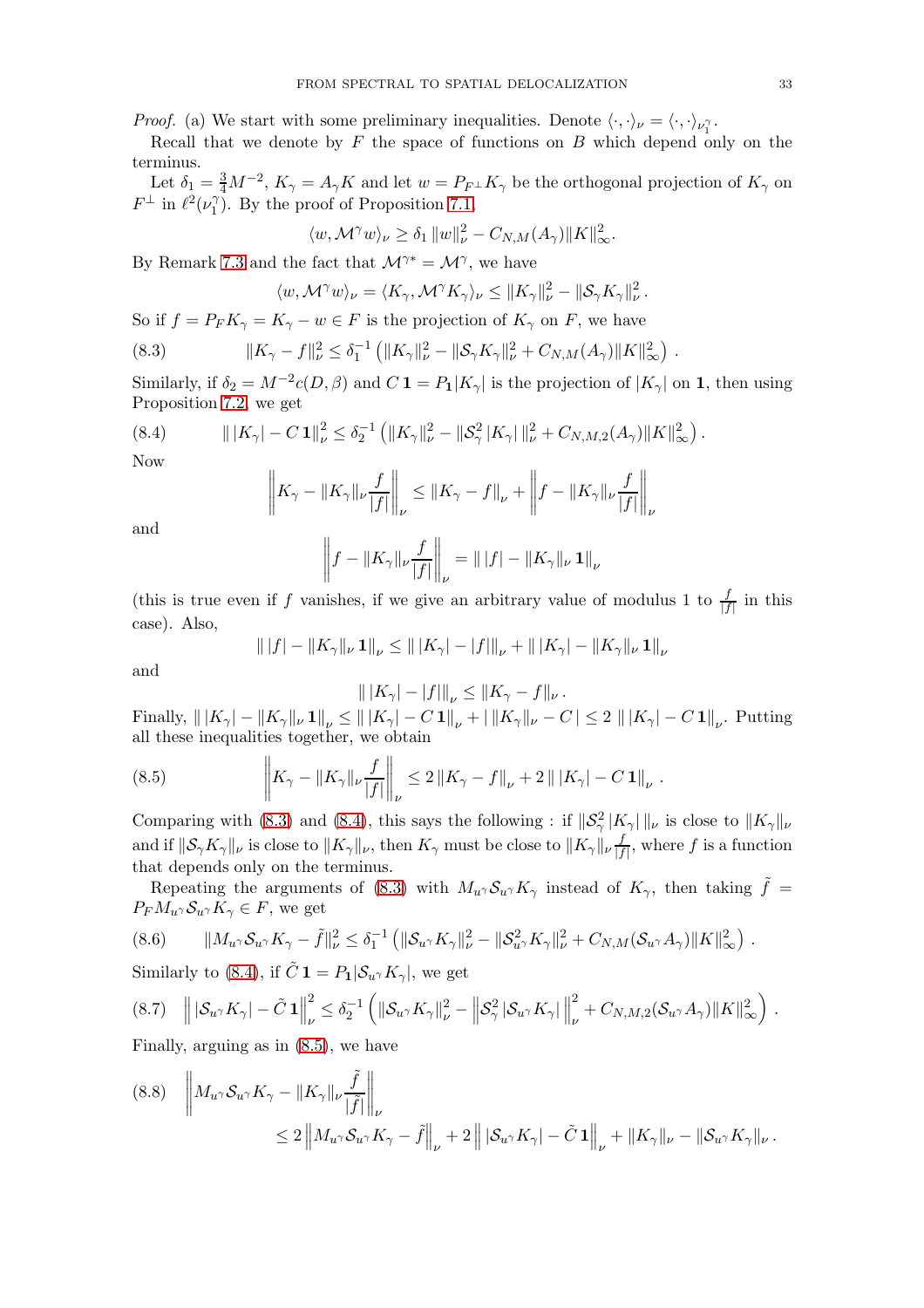*Proof.* (a) We start with some preliminary inequalities. Denote $\langle\cdot,\cdot\rangle_\nu = \langle\cdot,\cdot\rangle_{\nu_1^\gamma}$.

Recall that we denote by $F$ the space of functions on $B$ which depend only on the terminus.

Let $\delta_1 = \frac{3}{4}M^{-2}$, $K_\gamma = A_\gamma K$ and let $w = P_{F^\perp}K_\gamma$ be the orthogonal projection of $K_\gamma$ on $F^\perp$ in $\ell^2(\nu_1^\gamma)$. By the proof of Proposition 7.1,

$$\langle w, \mathcal{M}^\gamma w\rangle_\nu \geq \delta_1 \|w\|_\nu^2 - C_{N,M}(A_\gamma)\|K\|_\infty^2.$$

By Remark 7.3 and the fact that $\mathcal{M}^{\gamma *} = \mathcal{M}^\gamma$, we have

$$\langle w, \mathcal{M}^\gamma w\rangle_\nu = \langle K_\gamma, \mathcal{M}^\gamma K_\gamma\rangle_\nu \leq \|K_\gamma\|_\nu^2 - \|\mathcal{S}_\gamma K_\gamma\|_\nu^2.$$

So if $f = P_F K_\gamma = K_\gamma - w \in F$ is the projection of $K_\gamma$ on $F$, we have

$$\|K_\gamma - f\|_\nu^2 \leq \delta_1^{-1}\left(\|K_\gamma\|_\nu^2 - \|\mathcal{S}_\gamma K_\gamma\|_\nu^2 + C_{N,M}(A_\gamma)\|K\|_\infty^2\right). \tag{8.3}$$

Similarly, if $\delta_2 = M^{-2}c(D,\beta)$ and $C\,\mathbf{1} = P_{\mathbf{1}}|K_\gamma|$ is the projection of $|K_\gamma|$ on $\mathbf{1}$, then using Proposition 7.2, we get

$$\|\,|K_\gamma| - C\,\mathbf{1}\|_\nu^2 \leq \delta_2^{-1}\left(\|K_\gamma\|_\nu^2 - \|\mathcal{S}_\gamma^2\,|K_\gamma|\,\|_\nu^2 + C_{N,M,2}(A_\gamma)\|K\|_\infty^2\right). \tag{8.4}$$

Now

$$\left\|K_\gamma - \|K_\gamma\|_\nu \frac{f}{|f|}\right\|_\nu \leq \|K_\gamma - f\|_\nu + \left\|f - \|K_\gamma\|_\nu \frac{f}{|f|}\right\|_\nu$$

and

$$\left\|f - \|K_\gamma\|_\nu \frac{f}{|f|}\right\|_\nu = \|\,|f| - \|K_\gamma\|_\nu\,\mathbf{1}\|_\nu$$

(this is true even if $f$ vanishes, if we give an arbitrary value of modulus 1 to $\frac{f}{|f|}$ in this case). Also,

$$\|\,|f| - \|K_\gamma\|_\nu\,\mathbf{1}\|_\nu \leq \|\,|K_\gamma| - |f|\|_\nu + \|\,|K_\gamma| - \|K_\gamma\|_\nu\,\mathbf{1}\|_\nu$$

and

$$\|\,|K_\gamma| - |f|\|_\nu \leq \|K_\gamma - f\|_\nu.$$

Finally, $\|\,|K_\gamma| - \|K_\gamma\|_\nu\,\mathbf{1}\|_\nu \leq \|\,|K_\gamma| - C\,\mathbf{1}\|_\nu + |\,\|K_\gamma\|_\nu - C\,| \leq 2\,\|\,|K_\gamma| - C\,\mathbf{1}\|_\nu$. Putting all these inequalities together, we obtain

$$\left\|K_\gamma - \|K_\gamma\|_\nu \frac{f}{|f|}\right\|_\nu \leq 2\|K_\gamma - f\|_\nu + 2\,\|\,|K_\gamma| - C\,\mathbf{1}\|_\nu. \tag{8.5}$$

Comparing with (8.3) and (8.4), this says the following : if $\|\mathcal{S}_\gamma^2\,|K_\gamma|\,\|_\nu$ is close to $\|K_\gamma\|_\nu$ and if $\|\mathcal{S}_\gamma K_\gamma\|_\nu$ is close to $\|K_\gamma\|_\nu$, then $K_\gamma$ must be close to $\|K_\gamma\|_\nu \frac{f}{|f|}$, where $f$ is a function that depends only on the terminus.

Repeating the arguments of (8.3) with $M_{u^\gamma}\mathcal{S}_{u^\gamma}K_\gamma$ instead of $K_\gamma$, then taking $\tilde{f} = P_F M_{u^\gamma}\mathcal{S}_{u^\gamma}K_\gamma \in F$, we get

$$\|M_{u^\gamma}\mathcal{S}_{u^\gamma}K_\gamma - \tilde{f}\|_\nu^2 \leq \delta_1^{-1}\left(\|\mathcal{S}_{u^\gamma}K_\gamma\|_\nu^2 - \|\mathcal{S}_{u^\gamma}^2 K_\gamma\|_\nu^2 + C_{N,M}(\mathcal{S}_{u^\gamma}A_\gamma)\|K\|_\infty^2\right). \tag{8.6}$$

Similarly to (8.4), if $\tilde{C}\,\mathbf{1} = P_{\mathbf{1}}|\mathcal{S}_{u^\gamma}K_\gamma|$, we get

$$\left\|\,|\mathcal{S}_{u^\gamma}K_\gamma| - \tilde{C}\,\mathbf{1}\right\|_\nu^2 \leq \delta_2^{-1}\left(\|\mathcal{S}_{u^\gamma}K_\gamma\|_\nu^2 - \left\|\mathcal{S}_\gamma^2\,|\mathcal{S}_{u^\gamma}K_\gamma|\,\right\|_\nu^2 + C_{N,M,2}(\mathcal{S}_{u^\gamma}A_\gamma)\|K\|_\infty^2\right). \tag{8.7}$$

Finally, arguing as in (8.5), we have

$$\begin{aligned}\left\|M_{u^\gamma}\mathcal{S}_{u^\gamma}K_\gamma - \|K_\gamma\|_\nu \frac{\tilde{f}}{|\tilde{f}|}\right\|_\nu & \\ \leq 2\left\|M_{u^\gamma}\mathcal{S}_{u^\gamma}K_\gamma - \tilde{f}\right\|_\nu &+ 2\left\|\,|\mathcal{S}_{u^\gamma}K_\gamma| - \tilde{C}\,\mathbf{1}\right\|_\nu + \|K_\gamma\|_\nu - \|\mathcal{S}_{u^\gamma}K_\gamma\|_\nu.\end{aligned} \tag{8.8}$$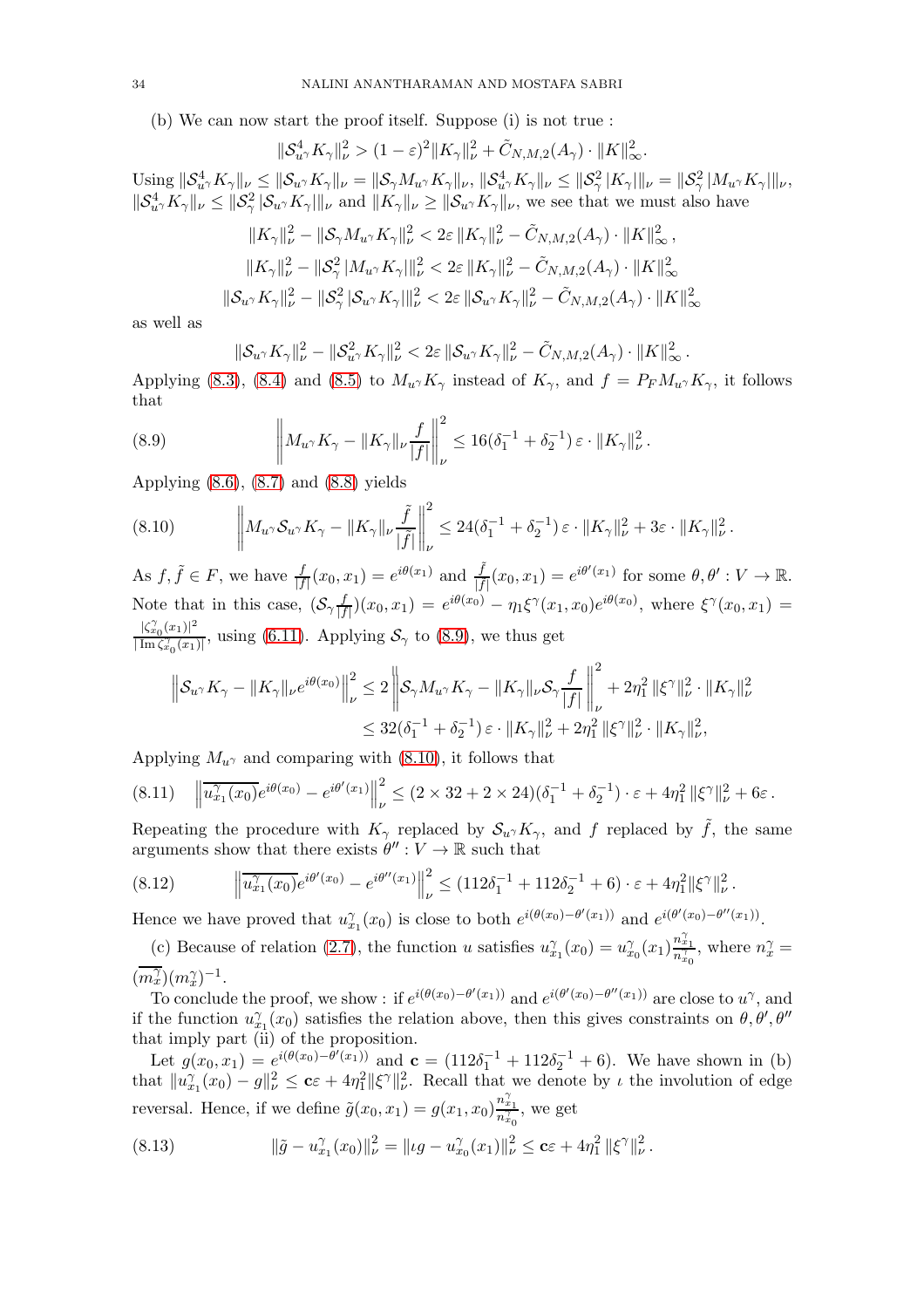(b) We can now start the proof itself. Suppose (i) is not true :

$$\|\mathcal{S}_{u^\gamma}^4 K_\gamma\|_\nu^2 > (1-\varepsilon)^2 \|K_\gamma\|_\nu^2 + \tilde{C}_{N,M,2}(A_\gamma) \cdot \|K\|_\infty^2.$$

Using $\|\mathcal{S}_{u^\gamma}^4 K_\gamma\|_\nu \le \|\mathcal{S}_{u^\gamma} K_\gamma\|_\nu = \|\mathcal{S}_\gamma M_{u^\gamma} K_\gamma\|_\nu$, $\|\mathcal{S}_{u^\gamma}^4 K_\gamma\|_\nu \le \|\mathcal{S}_\gamma^2 |K_\gamma|\|_\nu = \|\mathcal{S}_\gamma^2 |M_{u^\gamma} K_\gamma|\|_\nu$, $\|\mathcal{S}_{u^\gamma}^4 K_\gamma\|_\nu \le \|\mathcal{S}_\gamma^2 |\mathcal{S}_{u^\gamma} K_\gamma|\|_\nu$ and $\|K_\gamma\|_\nu \ge \|\mathcal{S}_{u^\gamma} K_\gamma\|_\nu$, we see that we must also have

$$\|K_\gamma\|_\nu^2 - \|\mathcal{S}_\gamma M_{u^\gamma} K_\gamma\|_\nu^2 < 2\varepsilon \|K_\gamma\|_\nu^2 - \tilde{C}_{N,M,2}(A_\gamma) \cdot \|K\|_\infty^2 ,$$

$$\|K_\gamma\|_\nu^2 - \|\mathcal{S}_\gamma^2 |M_{u^\gamma} K_\gamma|\|_\nu^2 < 2\varepsilon \|K_\gamma\|_\nu^2 - \tilde{C}_{N,M,2}(A_\gamma) \cdot \|K\|_\infty^2$$

$$\|\mathcal{S}_{u^\gamma} K_\gamma\|_\nu^2 - \|\mathcal{S}_\gamma^2 |\mathcal{S}_{u^\gamma} K_\gamma|\|_\nu^2 < 2\varepsilon \|\mathcal{S}_{u^\gamma} K_\gamma\|_\nu^2 - \tilde{C}_{N,M,2}(A_\gamma) \cdot \|K\|_\infty^2$$

as well as

$$\|\mathcal{S}_{u^\gamma} K_\gamma\|_\nu^2 - \|\mathcal{S}_{u^\gamma}^2 K_\gamma\|_\nu^2 < 2\varepsilon \|\mathcal{S}_{u^\gamma} K_\gamma\|_\nu^2 - \tilde{C}_{N,M,2}(A_\gamma) \cdot \|K\|_\infty^2 .$$

Applying (8.3), (8.4) and (8.5) to $M_{u^\gamma} K_\gamma$ instead of $K_\gamma$, and $f = P_F M_{u^\gamma} K_\gamma$, it follows that

$$\left\| M_{u^\gamma} K_\gamma - \|K_\gamma\|_\nu \frac{f}{|f|} \right\|_\nu^2 \le 16(\delta_1^{-1} + \delta_2^{-1})\, \varepsilon \cdot \|K_\gamma\|_\nu^2 . \tag{8.9}$$

Applying (8.6), (8.7) and (8.8) yields

$$\left\| M_{u^\gamma} \mathcal{S}_{u^\gamma} K_\gamma - \|K_\gamma\|_\nu \frac{\tilde{f}}{|\tilde{f}|} \right\|_\nu^2 \le 24(\delta_1^{-1} + \delta_2^{-1})\, \varepsilon \cdot \|K_\gamma\|_\nu^2 + 3\varepsilon \cdot \|K_\gamma\|_\nu^2 . \tag{8.10}$$

As $f, \tilde{f} \in F$, we have $\frac{f}{|f|}(x_0,x_1) = e^{i\theta(x_1)}$ and $\frac{\tilde{f}}{|\tilde{f}|}(x_0,x_1) = e^{i\theta'(x_1)}$ for some $\theta, \theta' : V \to \mathbb{R}$. Note that in this case, $(\mathcal{S}_\gamma \frac{f}{|f|})(x_0,x_1) = e^{i\theta(x_0)} - \eta_1 \xi^\gamma(x_1,x_0) e^{i\theta(x_0)}$, where $\xi^\gamma(x_0,x_1) = \frac{|\zeta_{x_0}^\gamma(x_1)|^2}{|\operatorname{Im} \zeta_{x_0}^\gamma(x_1)|}$, using (6.11). Applying $\mathcal{S}_\gamma$ to (8.9), we thus get

$$\begin{aligned}
\left\| \mathcal{S}_{u^\gamma} K_\gamma - \|K_\gamma\|_\nu e^{i\theta(x_0)} \right\|_\nu^2 &\le 2 \left\| \mathcal{S}_\gamma M_{u^\gamma} K_\gamma - \|K_\gamma\|_\nu \mathcal{S}_\gamma \frac{f}{|f|} \right\|_\nu^2 + 2\eta_1^2 \|\xi^\gamma\|_\nu^2 \cdot \|K_\gamma\|_\nu^2 \\
&\le 32(\delta_1^{-1} + \delta_2^{-1})\, \varepsilon \cdot \|K_\gamma\|_\nu^2 + 2\eta_1^2 \|\xi^\gamma\|_\nu^2 \cdot \|K_\gamma\|_\nu^2,
\end{aligned}$$

Applying $M_{u^\gamma}$ and comparing with (8.10), it follows that

$$\left\| \overline{u_{x_1}^\gamma(x_0)} e^{i\theta(x_0)} - e^{i\theta'(x_1)} \right\|_\nu^2 \le (2 \times 32 + 2 \times 24)(\delta_1^{-1} + \delta_2^{-1}) \cdot \varepsilon + 4\eta_1^2 \|\xi^\gamma\|_\nu^2 + 6\varepsilon . \tag{8.11}$$

Repeating the procedure with $K_\gamma$ replaced by $\mathcal{S}_{u^\gamma} K_\gamma$, and $f$ replaced by $\tilde{f}$, the same arguments show that there exists $\theta'' : V \to \mathbb{R}$ such that

$$\left\| \overline{u_{x_1}^\gamma(x_0)} e^{i\theta'(x_0)} - e^{i\theta''(x_1)} \right\|_\nu^2 \le (112\delta_1^{-1} + 112\delta_2^{-1} + 6) \cdot \varepsilon + 4\eta_1^2 \|\xi^\gamma\|_\nu^2 . \tag{8.12}$$

Hence we have proved that $u_{x_1}^\gamma(x_0)$ is close to both $e^{i(\theta(x_0) - \theta'(x_1))}$ and $e^{i(\theta'(x_0) - \theta''(x_1))}$.

(c) Because of relation (2.7), the function $u$ satisfies $u_{x_1}^\gamma(x_0) = u_{x_0}^\gamma(x_1) \frac{n_{x_1}^\gamma}{n_{x_0}^\gamma}$, where $n_x^\gamma = (\overline{m_x^\gamma})(m_x^\gamma)^{-1}$.

To conclude the proof, we show : if $e^{i(\theta(x_0) - \theta'(x_1))}$ and $e^{i(\theta'(x_0) - \theta''(x_1))}$ are close to $u^\gamma$, and if the function $u_{x_1}^\gamma(x_0)$ satisfies the relation above, then this gives constraints on $\theta, \theta', \theta''$ that imply part (ii) of the proposition.

Let $g(x_0,x_1) = e^{i(\theta(x_0) - \theta'(x_1))}$ and $\mathbf{c} = (112\delta_1^{-1} + 112\delta_2^{-1} + 6)$. We have shown in (b) that $\|u_{x_1}^\gamma(x_0) - g\|_\nu^2 \le \mathbf{c}\varepsilon + 4\eta_1^2 \|\xi^\gamma\|_\nu^2$. Recall that we denote by $\iota$ the involution of edge reversal. Hence, if we define $\tilde{g}(x_0,x_1) = g(x_1,x_0) \frac{n_{x_1}^\gamma}{n_{x_0}^\gamma}$, we get

$$\|\tilde{g} - u_{x_1}^\gamma(x_0)\|_\nu^2 = \|\iota g - u_{x_0}^\gamma(x_1)\|_\nu^2 \le \mathbf{c}\varepsilon + 4\eta_1^2 \|\xi^\gamma\|_\nu^2 . \tag{8.13}$$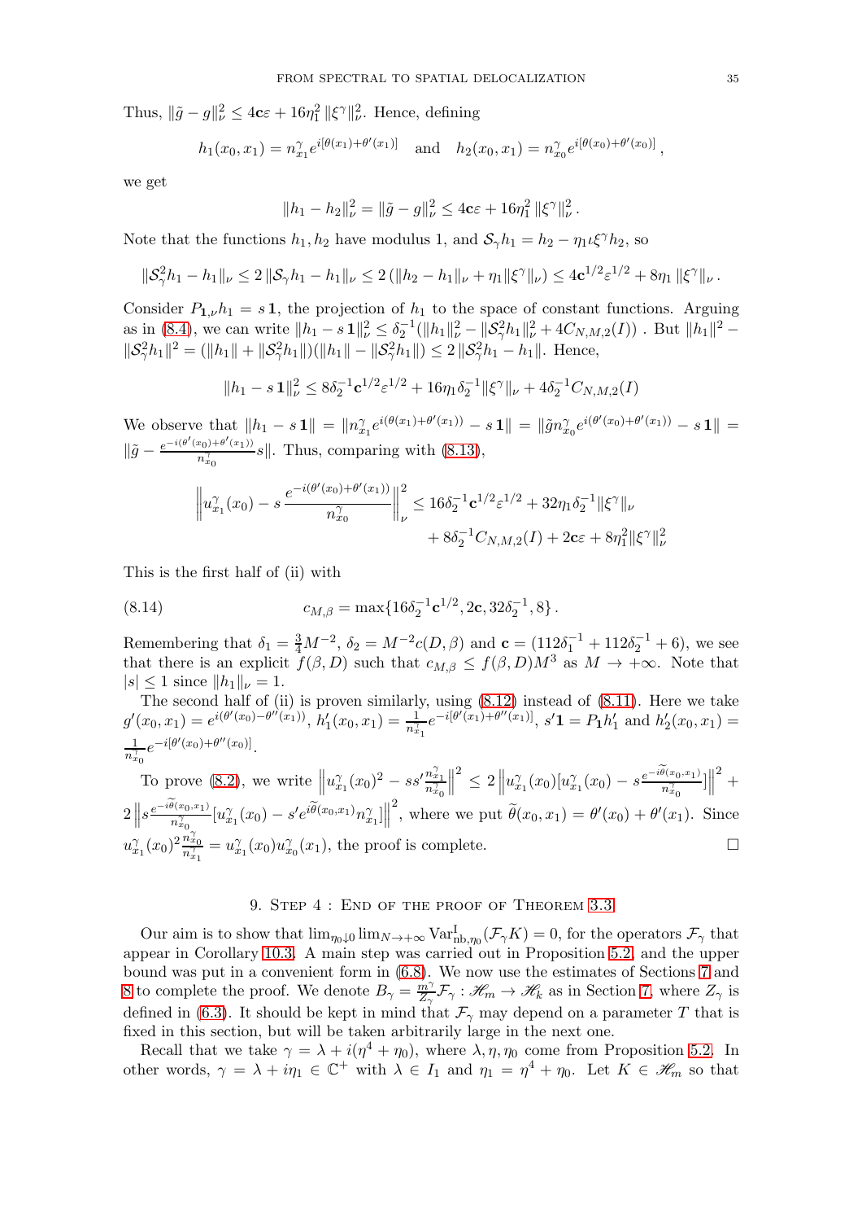Thus, $\|\tilde g - g\|_\nu^2 \le 4\mathbf{c}\varepsilon + 16\eta_1^2\,\|\xi^\gamma\|_\nu^2$. Hence, defining

$$h_1(x_0,x_1) = n_{x_1}^\gamma e^{i[\theta(x_1)+\theta'(x_1)]} \quad \text{and} \quad h_2(x_0,x_1) = n_{x_0}^\gamma e^{i[\theta(x_0)+\theta'(x_0)]}\,,$$

we get

$$\|h_1 - h_2\|_\nu^2 = \|\tilde g - g\|_\nu^2 \le 4\mathbf{c}\varepsilon + 16\eta_1^2\,\|\xi^\gamma\|_\nu^2\,.$$

Note that the functions $h_1, h_2$ have modulus 1, and $\mathcal{S}_\gamma h_1 = h_2 - \eta_1 \iota \xi^\gamma h_2$, so

$$\|\mathcal{S}_\gamma^2 h_1 - h_1\|_\nu \le 2\,\|\mathcal{S}_\gamma h_1 - h_1\|_\nu \le 2\left(\|h_2 - h_1\|_\nu + \eta_1\|\xi^\gamma\|_\nu\right) \le 4\mathbf{c}^{1/2}\varepsilon^{1/2} + 8\eta_1\,\|\xi^\gamma\|_\nu\,.$$

Consider $P_{\mathbf{1},\nu}h_1 = s\,\mathbf{1}$, the projection of $h_1$ to the space of constant functions. Arguing as in (8.4), we can write $\|h_1 - s\,\mathbf{1}\|_\nu^2 \le \delta_2^{-1}(\|h_1\|_\nu^2 - \|\mathcal{S}_\gamma^2 h_1\|_\nu^2 + 4C_{N,M,2}(I))$ . But $\|h_1\|^2 - \|\mathcal{S}_\gamma^2 h_1\|^2 = (\|h_1\| + \|\mathcal{S}_\gamma^2 h_1\|)(\|h_1\| - \|\mathcal{S}_\gamma^2 h_1\|) \le 2\,\|\mathcal{S}_\gamma^2 h_1 - h_1\|$. Hence,

$$\|h_1 - s\,\mathbf{1}\|_\nu^2 \le 8\delta_2^{-1}\mathbf{c}^{1/2}\varepsilon^{1/2} + 16\eta_1\delta_2^{-1}\|\xi^\gamma\|_\nu + 4\delta_2^{-1}C_{N,M,2}(I)$$

We observe that $\|h_1 - s\,\mathbf{1}\| = \|n_{x_1}^\gamma e^{i(\theta(x_1)+\theta'(x_1))} - s\,\mathbf{1}\| = \|\tilde g n_{x_0}^\gamma e^{i(\theta'(x_0)+\theta'(x_1))} - s\,\mathbf{1}\| = \|\tilde g - \frac{e^{-i(\theta'(x_0)+\theta'(x_1))}}{n_{x_0}^\gamma}s\|$. Thus, comparing with (8.13),

$$\left\|u_{x_1}^\gamma(x_0) - s\,\frac{e^{-i(\theta'(x_0)+\theta'(x_1))}}{n_{x_0}^\gamma}\right\|_\nu^2 \le 16\delta_2^{-1}\mathbf{c}^{1/2}\varepsilon^{1/2} + 32\eta_1\delta_2^{-1}\|\xi^\gamma\|_\nu + 8\delta_2^{-1}C_{N,M,2}(I) + 2\mathbf{c}\varepsilon + 8\eta_1^2\|\xi^\gamma\|_\nu^2$$

This is the first half of (ii) with

$$c_{M,\beta} = \max\{16\delta_2^{-1}\mathbf{c}^{1/2}, 2\mathbf{c}, 32\delta_2^{-1}, 8\}\,. \tag{8.14}$$

Remembering that $\delta_1 = \frac{3}{4}M^{-2}$, $\delta_2 = M^{-2}c(D,\beta)$ and $\mathbf{c} = (112\delta_1^{-1} + 112\delta_2^{-1} + 6)$, we see that there is an explicit $f(\beta, D)$ such that $c_{M,\beta} \le f(\beta,D)M^3$ as $M \to +\infty$. Note that $|s| \le 1$ since $\|h_1\|_\nu = 1$.

The second half of (ii) is proven similarly, using (8.12) instead of (8.11). Here we take $g'(x_0,x_1) = e^{i(\theta'(x_0)-\theta''(x_1))}$, $h_1'(x_0,x_1) = \frac{1}{n_{x_1}^\gamma}e^{-i[\theta'(x_1)+\theta''(x_1)]}$, $s'\mathbf{1} = P_{\mathbf{1}}h_1'$ and $h_2'(x_0,x_1) = \frac{1}{n_{x_0}^\gamma}e^{-i[\theta'(x_0)+\theta''(x_0)]}$.

To prove (8.2), we write $\left\|u_{x_1}^\gamma(x_0)^2 - ss'\frac{n_{x_1}^\gamma}{n_{x_0}^\gamma}\right\|^2 \le 2\left\|u_{x_1}^\gamma(x_0)[u_{x_1}^\gamma(x_0) - s\frac{e^{-i\widetilde\theta(x_0,x_1)}}{n_{x_0}^\gamma}]\right\|^2 + 2\left\|s\frac{e^{-i\widetilde\theta(x_0,x_1)}}{n_{x_0}^\gamma}[u_{x_1}^\gamma(x_0) - s'e^{i\widetilde\theta(x_0,x_1)}n_{x_1}^\gamma]\right\|^2$, where we put $\widetilde\theta(x_0,x_1) = \theta'(x_0) + \theta'(x_1)$. Since $u_{x_1}^\gamma(x_0)^2\frac{n_{x_0}^\gamma}{n_{x_1}^\gamma} = u_{x_1}^\gamma(x_0)u_{x_0}^\gamma(x_1)$, the proof is complete. $\square$

## 9. Step 4 : End of the proof of Theorem 3.3

Our aim is to show that $\lim_{\eta_0\downarrow 0}\lim_{N\to+\infty}\mathrm{Var}_{\mathrm{nb},\eta_0}^{\mathrm{I}}(\mathcal{F}_\gamma K) = 0$, for the operators $\mathcal{F}_\gamma$ that appear in Corollary 10.3. A main step was carried out in Proposition 5.2, and the upper bound was put in a convenient form in (6.8). We now use the estimates of Sections 7 and 8 to complete the proof. We denote $B_\gamma = \frac{m^\gamma}{Z_\gamma}\mathcal{F}_\gamma : \mathscr{H}_m \to \mathscr{H}_k$ as in Section 7, where $Z_\gamma$ is defined in (6.3). It should be kept in mind that $\mathcal{F}_\gamma$ may depend on a parameter $T$ that is fixed in this section, but will be taken arbitrarily large in the next one.

Recall that we take $\gamma = \lambda + i(\eta^4 + \eta_0)$, where $\lambda, \eta, \eta_0$ come from Proposition 5.2. In other words, $\gamma = \lambda + i\eta_1 \in \mathbb{C}^+$ with $\lambda \in I_1$ and $\eta_1 = \eta^4 + \eta_0$. Let $K \in \mathscr{H}_m$ so that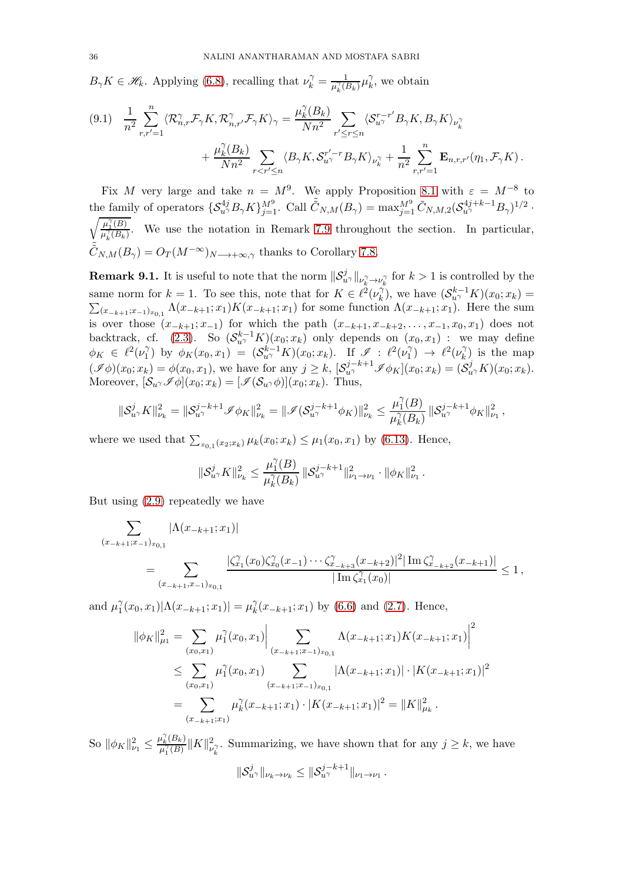$B_\gamma K \in \mathscr{H}_k$. Applying (6.8), recalling that $\nu_k^\gamma = \frac{1}{\mu_k^\gamma(B_k)}\mu_k^\gamma$, we obtain

$$(9.1)\quad \frac{1}{n^2}\sum_{r,r'=1}^{n} \langle \mathcal{R}_{n,r}^\gamma \mathcal{F}_\gamma K, \mathcal{R}_{n,r'}^\gamma \mathcal{F}_\gamma K\rangle_\gamma = \frac{\mu_k^\gamma(B_k)}{Nn^2}\sum_{r'\le r\le n} \langle \mathcal{S}_{u^\gamma}^{r-r'} B_\gamma K, B_\gamma K\rangle_{\nu_k^\gamma}$$
$$+ \frac{\mu_k^\gamma(B_k)}{Nn^2}\sum_{r<r'\le n} \langle B_\gamma K, \mathcal{S}_{u^\gamma}^{r'-r} B_\gamma K\rangle_{\nu_k^\gamma} + \frac{1}{n^2}\sum_{r,r'=1}^{n} \mathbf{E}_{n,r,r'}(\eta_1, \mathcal{F}_\gamma K)\,.$$

Fix $M$ very large and take $n = M^9$. We apply Proposition 8.1 with $\varepsilon = M^{-8}$ to the family of operators $\{\mathcal{S}_{u^\gamma}^{4j} B_\gamma K\}_{j=1}^{M^9}$. Call $\tilde{\tilde{C}}_{N,M}(B_\gamma) = \max_{j=1}^{M^9} \tilde{C}_{N,M,2}(\mathcal{S}_{u^\gamma}^{4j+k-1}B_\gamma)^{1/2}\cdot \sqrt{\frac{\mu_1^\gamma(B)}{\mu_k^\gamma(B_k)}}$. We use the notation in Remark 7.9 throughout the section. In particular, $\tilde{\tilde{C}}_{N,M}(B_\gamma) = O_T(M^{-\infty})_{N\longrightarrow+\infty,\gamma}$ thanks to Corollary 7.8.

**Remark 9.1.** It is useful to note that the norm $\|\mathcal{S}_{u^\gamma}^j\|_{\nu_k^\gamma\to\nu_k^\gamma}$ for $k>1$ is controlled by the same norm for $k=1$. To see this, note that for $K\in\ell^2(\nu_k^\gamma)$, we have $(\mathcal{S}_{u^\gamma}^{k-1}K)(x_0;x_k) = \sum_{(x_{-k+1};x_{-1})_{x_{0,1}}} \Lambda(x_{-k+1};x_1)K(x_{-k+1};x_1)$ for some function $\Lambda(x_{-k+1};x_1)$. Here the sum is over those $(x_{-k+1};x_{-1})$ for which the path $(x_{-k+1},x_{-k+2},\dots,x_{-1},x_0,x_1)$ does not backtrack, cf. (2.3). So $(\mathcal{S}_{u^\gamma}^{k-1}K)(x_0;x_k)$ only depends on $(x_0,x_1)$ : we may define $\phi_K\in\ell^2(\nu_1^\gamma)$ by $\phi_K(x_0,x_1) = (\mathcal{S}_{u^\gamma}^{k-1}K)(x_0;x_k)$. If $\mathscr{I}:\ell^2(\nu_1^\gamma)\to\ell^2(\nu_k^\gamma)$ is the map $(\mathscr{I}\phi)(x_0;x_k) = \phi(x_0,x_1)$, we have for any $j\ge k$, $[\mathcal{S}_{u^\gamma}^{j-k+1}\mathscr{I}\phi_K](x_0;x_k) = (\mathcal{S}_{u^\gamma}^j K)(x_0;x_k)$. Moreover, $[\mathcal{S}_{u^\gamma}\mathscr{I}\phi](x_0;x_k) = [\mathscr{I}(\mathcal{S}_{u^\gamma}\phi)](x_0;x_k)$. Thus,

$$\|\mathcal{S}_{u^\gamma}^j K\|_{\nu_k}^2 = \|\mathcal{S}_{u^\gamma}^{j-k+1}\mathscr{I}\phi_K\|_{\nu_k}^2 = \|\mathscr{I}(\mathcal{S}_{u^\gamma}^{j-k+1}\phi_K)\|_{\nu_k}^2 \le \frac{\mu_1^\gamma(B)}{\mu_k^\gamma(B_k)}\|\mathcal{S}_{u^\gamma}^{j-k+1}\phi_K\|_{\nu_1}^2\,,$$

where we used that $\sum_{x_{0,1}(x_2;x_k)}\mu_k(x_0;x_k)\le\mu_1(x_0,x_1)$ by (6.13). Hence,

$$\|\mathcal{S}_{u^\gamma}^j K\|_{\nu_k}^2 \le \frac{\mu_1^\gamma(B)}{\mu_k^\gamma(B_k)}\|\mathcal{S}_{u^\gamma}^{j-k+1}\|_{\nu_1\to\nu_1}^2\cdot\|\phi_K\|_{\nu_1}^2\,.$$

But using (2.9) repeatedly we have

$$\sum_{(x_{-k+1};x_{-1})_{x_{0,1}}} |\Lambda(x_{-k+1};x_1)|$$
$$= \sum_{(x_{-k+1},x_{-1})_{x_{0,1}}} \frac{|\zeta_{x_1}^\gamma(x_0)\zeta_{x_0}^\gamma(x_{-1})\cdots\zeta_{x_{-k+3}}^\gamma(x_{-k+2})|^2|\operatorname{Im}\zeta_{x_{-k+2}}^\gamma(x_{-k+1})|}{|\operatorname{Im}\zeta_{x_1}^\gamma(x_0)|}\le 1\,,$$

and $\mu_1^\gamma(x_0,x_1)|\Lambda(x_{-k+1};x_1)| = \mu_k^\gamma(x_{-k+1};x_1)$ by (6.6) and (2.7). Hence,

$$\|\phi_K\|_{\mu_1}^2 = \sum_{(x_0,x_1)}\mu_1^\gamma(x_0,x_1)\Big|\sum_{(x_{-k+1};x_{-1})_{x_{0,1}}}\Lambda(x_{-k+1};x_1)K(x_{-k+1};x_1)\Big|^2$$
$$\le \sum_{(x_0,x_1)}\mu_1^\gamma(x_0,x_1)\sum_{(x_{-k+1};x_{-1})_{x_{0,1}}}|\Lambda(x_{-k+1};x_1)|\cdot|K(x_{-k+1};x_1)|^2$$
$$= \sum_{(x_{-k+1};x_1)}\mu_k^\gamma(x_{-k+1};x_1)\cdot|K(x_{-k+1};x_1)|^2 = \|K\|_{\mu_k}^2\,.$$

So $\|\phi_K\|_{\nu_1}^2\le\frac{\mu_k^\gamma(B_k)}{\mu_1^\gamma(B)}\|K\|_{\nu_k^\gamma}^2$. Summarizing, we have shown that for any $j\ge k$, we have

$$\|\mathcal{S}_{u^\gamma}^j\|_{\nu_k\to\nu_k}\le\|\mathcal{S}_{u^\gamma}^{j-k+1}\|_{\nu_1\to\nu_1}\,.$$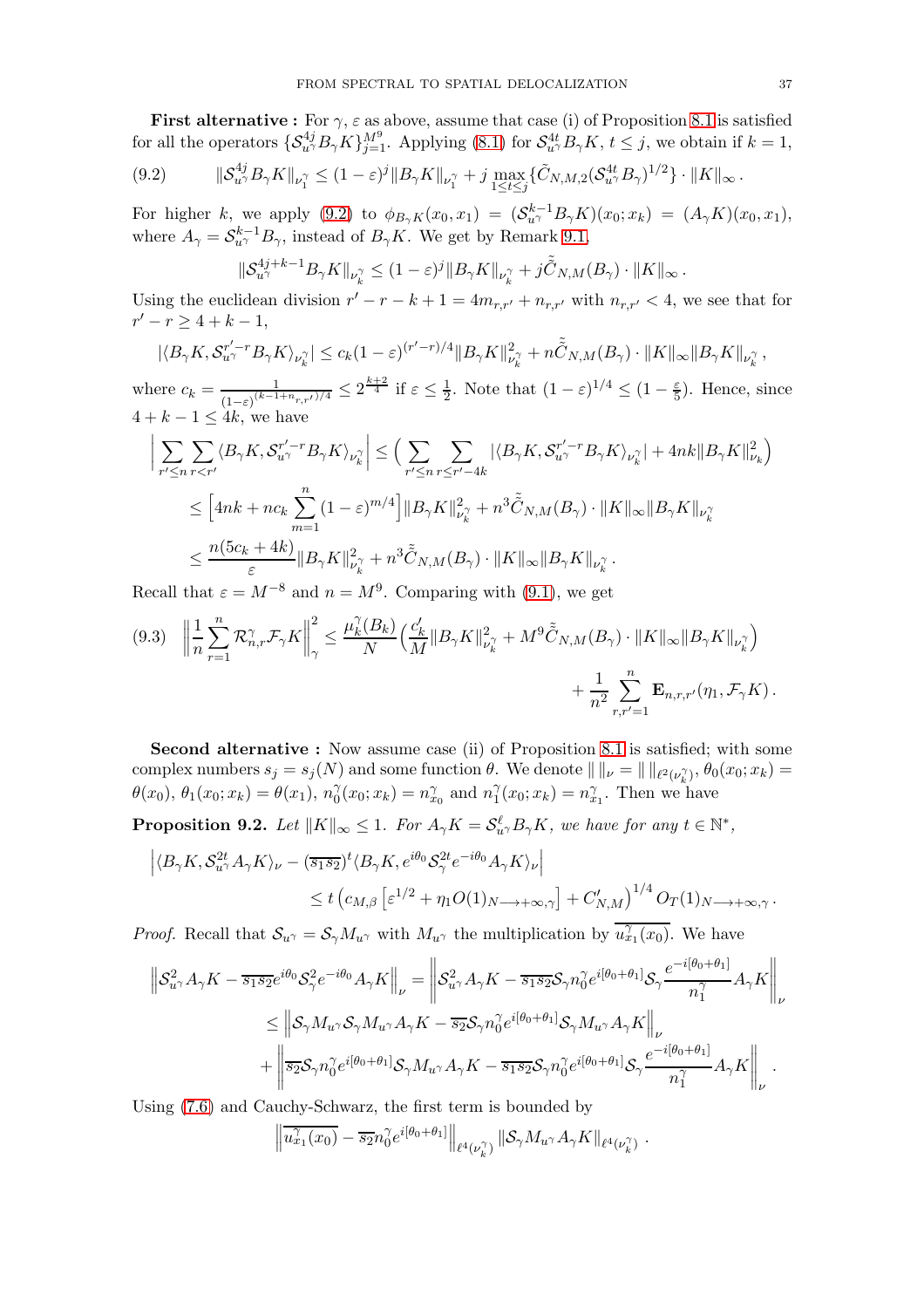**First alternative :** For $\gamma, \varepsilon$ as above, assume that case (i) of Proposition 8.1 is satisfied for all the operators $\{\mathcal{S}_{u^\gamma}^{4j} B_\gamma K\}_{j=1}^{M^9}$. Applying (8.1) for $\mathcal{S}_{u^\gamma}^{4t} B_\gamma K$, $t \le j$, we obtain if $k=1$,

$$\|\mathcal{S}_{u^\gamma}^{4j} B_\gamma K\|_{\nu_1^\gamma} \le (1-\varepsilon)^j \|B_\gamma K\|_{\nu_1^\gamma} + j \max_{1\le t\le j}\{\tilde{C}_{N,M,2}(\mathcal{S}_{u^\gamma}^{4t} B_\gamma)^{1/2}\} \cdot \|K\|_\infty . \tag{9.2}$$

For higher $k$, we apply (9.2) to $\phi_{B_\gamma K}(x_0,x_1) = (\mathcal{S}_{u^\gamma}^{k-1} B_\gamma K)(x_0;x_k) = (A_\gamma K)(x_0,x_1)$, where $A_\gamma = \mathcal{S}_{u^\gamma}^{k-1} B_\gamma$, instead of $B_\gamma K$. We get by Remark 9.1,

$$\|\mathcal{S}_{u^\gamma}^{4j+k-1} B_\gamma K\|_{\nu_k^\gamma} \le (1-\varepsilon)^j \|B_\gamma K\|_{\nu_k^\gamma} + j\tilde{\tilde{C}}_{N,M}(B_\gamma)\cdot \|K\|_\infty .$$

Using the euclidean division $r'-r-k+1 = 4m_{r,r'} + n_{r,r'}$ with $n_{r,r'} < 4$, we see that for $r'-r \ge 4+k-1$,

$$|\langle B_\gamma K, \mathcal{S}_{u^\gamma}^{r'-r} B_\gamma K\rangle_{\nu_k^\gamma}| \le c_k (1-\varepsilon)^{(r'-r)/4} \|B_\gamma K\|_{\nu_k^\gamma}^2 + n\tilde{\tilde{C}}_{N,M}(B_\gamma)\cdot \|K\|_\infty \|B_\gamma K\|_{\nu_k^\gamma},$$

where $c_k = \frac{1}{(1-\varepsilon)^{(k-1+n_{r,r'})/4}} \le 2^{\frac{k+2}{4}}$ if $\varepsilon \le \frac12$. Note that $(1-\varepsilon)^{1/4} \le (1-\frac{\varepsilon}{5})$. Hence, since $4+k-1 \le 4k$, we have

$$\begin{aligned}
\Big| \sum_{r'\le n}\sum_{r<r'} \langle B_\gamma K, \mathcal{S}_{u^\gamma}^{r'-r} B_\gamma K\rangle_{\nu_k^\gamma}\Big| &\le \Big( \sum_{r'\le n}\sum_{r\le r'-4k} |\langle B_\gamma K, \mathcal{S}_{u^\gamma}^{r'-r} B_\gamma K\rangle_{\nu_k^\gamma}| + 4nk\|B_\gamma K\|_{\nu_k}^2\Big) \\
&\le \Big[4nk + nc_k \sum_{m=1}^n (1-\varepsilon)^{m/4}\Big] \|B_\gamma K\|_{\nu_k^\gamma}^2 + n^3 \tilde{\tilde{C}}_{N,M}(B_\gamma)\cdot \|K\|_\infty \|B_\gamma K\|_{\nu_k^\gamma} \\
&\le \frac{n(5c_k+4k)}{\varepsilon}\|B_\gamma K\|_{\nu_k^\gamma}^2 + n^3 \tilde{\tilde{C}}_{N,M}(B_\gamma)\cdot \|K\|_\infty \|B_\gamma K\|_{\nu_k^\gamma}.
\end{aligned}$$

Recall that $\varepsilon = M^{-8}$ and $n = M^9$. Comparing with (9.1), we get

$$\Big\|\frac1n \sum_{r=1}^n \mathcal{R}_{n,r}^\gamma \mathcal{F}_\gamma K\Big\|_\gamma^2 \le \frac{\mu_k^\gamma(B_k)}{N}\Big(\frac{c_k'}{M}\|B_\gamma K\|_{\nu_k^\gamma}^2 + M^9 \tilde{\tilde{C}}_{N,M}(B_\gamma)\cdot\|K\|_\infty \|B_\gamma K\|_{\nu_k^\gamma}\Big) + \frac{1}{n^2}\sum_{r,r'=1}^n \mathbf{E}_{n,r,r'}(\eta_1, \mathcal{F}_\gamma K). \tag{9.3}$$

**Second alternative :** Now assume case (ii) of Proposition 8.1 is satisfied; with some complex numbers $s_j = s_j(N)$ and some function $\theta$. We denote $\|\,\|_\nu = \|\,\|_{\ell^2(\nu_k^\gamma)}$, $\theta_0(x_0;x_k) = \theta(x_0)$, $\theta_1(x_0;x_k) = \theta(x_1)$, $n_0^\gamma(x_0;x_k) = n_{x_0}^\gamma$ and $n_1^\gamma(x_0;x_k) = n_{x_1}^\gamma$. Then we have

**Proposition 9.2.** *Let $\|K\|_\infty \le 1$. For $A_\gamma K = \mathcal{S}_{u^\gamma}^\ell B_\gamma K$, we have for any $t\in\mathbb{N}^*$,*

$$\Big|\langle B_\gamma K, \mathcal{S}_{u^\gamma}^{2t} A_\gamma K\rangle_\nu - (\overline{s_1 s_2})^t \langle B_\gamma K, e^{i\theta_0}\mathcal{S}_\gamma^{2t} e^{-i\theta_0} A_\gamma K\rangle_\nu\Big| \le t\left(c_{M,\beta}\left[\varepsilon^{1/2} + \eta_1 O(1)_{N\longrightarrow+\infty,\gamma}\right] + C'_{N,M}\right)^{1/4} O_T(1)_{N\longrightarrow+\infty,\gamma}.$$

*Proof.* Recall that $\mathcal{S}_{u^\gamma} = \mathcal{S}_\gamma M_{u^\gamma}$ with $M_{u^\gamma}$ the multiplication by $\overline{u_{x_1}^\gamma(x_0)}$. We have

$$\begin{aligned}
\Big\|\mathcal{S}_{u^\gamma}^2 A_\gamma K - \overline{s_1 s_2} e^{i\theta_0}\mathcal{S}_\gamma^2 e^{-i\theta_0} A_\gamma K\Big\|_\nu &= \Big\|\mathcal{S}_{u^\gamma}^2 A_\gamma K - \overline{s_1 s_2}\mathcal{S}_\gamma n_0^\gamma e^{i[\theta_0+\theta_1]}\mathcal{S}_\gamma \frac{e^{-i[\theta_0+\theta_1]}}{n_1^\gamma} A_\gamma K\Big\|_\nu \\
&\le \Big\|\mathcal{S}_\gamma M_{u^\gamma}\mathcal{S}_\gamma M_{u^\gamma} A_\gamma K - \overline{s_2}\mathcal{S}_\gamma n_0^\gamma e^{i[\theta_0+\theta_1]}\mathcal{S}_\gamma M_{u^\gamma} A_\gamma K\Big\|_\nu \\
&\quad + \Big\|\overline{s_2}\mathcal{S}_\gamma n_0^\gamma e^{i[\theta_0+\theta_1]}\mathcal{S}_\gamma M_{u^\gamma} A_\gamma K - \overline{s_1 s_2}\mathcal{S}_\gamma n_0^\gamma e^{i[\theta_0+\theta_1]}\mathcal{S}_\gamma \frac{e^{-i[\theta_0+\theta_1]}}{n_1^\gamma} A_\gamma K\Big\|_\nu .
\end{aligned}$$

Using (7.6) and Cauchy-Schwarz, the first term is bounded by

$$\Big\|\overline{u_{x_1}^\gamma(x_0)} - \overline{s_2} n_0^\gamma e^{i[\theta_0+\theta_1]}\Big\|_{\ell^4(\nu_k^\gamma)} \|\mathcal{S}_\gamma M_{u^\gamma} A_\gamma K\|_{\ell^4(\nu_k^\gamma)} .$$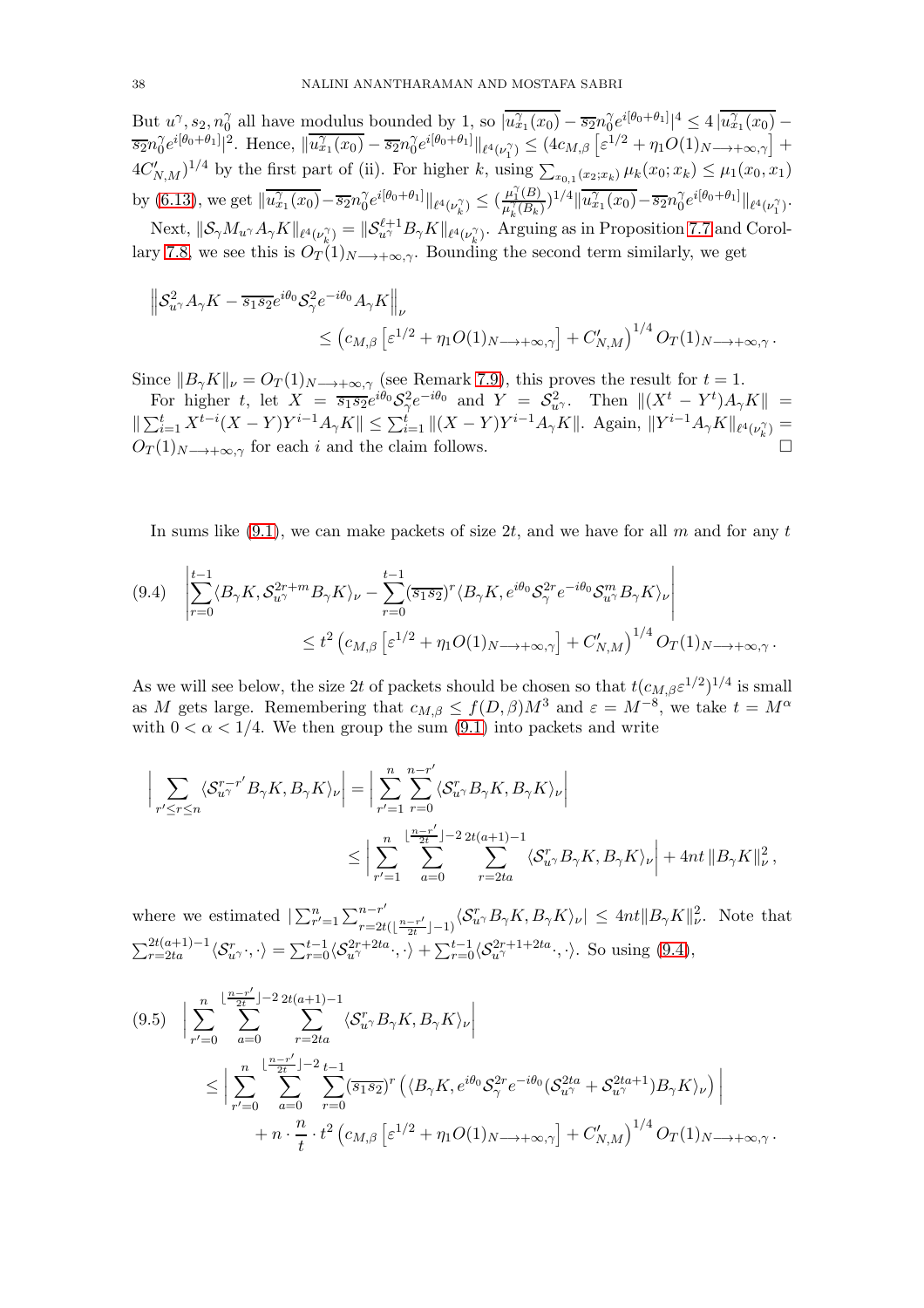But $u^\gamma, s_2, n_0^\gamma$ all have modulus bounded by 1, so $|\overline{u_{x_1}^\gamma(x_0)} - \overline{s_2} n_0^\gamma e^{i[\theta_0+\theta_1]}|^4 \le 4\,|\overline{u_{x_1}^\gamma(x_0)} - \overline{s_2} n_0^\gamma e^{i[\theta_0+\theta_1]}|^2$. Hence, $\|\overline{u_{x_1}^\gamma(x_0)} - \overline{s_2} n_0^\gamma e^{i[\theta_0+\theta_1]}\|_{\ell^4(\nu_1^\gamma)} \le (4c_{M,\beta}\left[\varepsilon^{1/2} + \eta_1 O(1)_{N\longrightarrow+\infty,\gamma}\right] + 4C'_{N,M})^{1/4}$ by the first part of (ii). For higher $k$, using $\sum_{x_{0,1}(x_2;x_k)} \mu_k(x_0;x_k) \le \mu_1(x_0,x_1)$ by (6.13), we get $\|\overline{u_{x_1}^\gamma(x_0)} - \overline{s_2} n_0^\gamma e^{i[\theta_0+\theta_1]}\|_{\ell^4(\nu_k^\gamma)} \le (\frac{\mu_1^\gamma(B)}{\mu_k^\gamma(B_k)})^{1/4}\|\overline{u_{x_1}^\gamma(x_0)} - \overline{s_2} n_0^\gamma e^{i[\theta_0+\theta_1]}\|_{\ell^4(\nu_1^\gamma)}$.

Next, $\|\mathcal{S}_\gamma M_{u^\gamma} A_\gamma K\|_{\ell^4(\nu_k^\gamma)} = \|\mathcal{S}_{u^\gamma}^{\ell+1} B_\gamma K\|_{\ell^4(\nu_k^\gamma)}$. Arguing as in Proposition 7.7 and Corollary 7.8, we see this is $O_T(1)_{N\longrightarrow+\infty,\gamma}$. Bounding the second term similarly, we get

$$
\begin{aligned}
\Big\|\mathcal{S}_{u^\gamma}^2 A_\gamma K - \overline{s_1 s_2} e^{i\theta_0} \mathcal{S}_\gamma^2 e^{-i\theta_0} A_\gamma K\Big\|_\nu \\
\le \left(c_{M,\beta}\left[\varepsilon^{1/2} + \eta_1 O(1)_{N\longrightarrow+\infty,\gamma}\right] + C'_{N,M}\right)^{1/4} O_T(1)_{N\longrightarrow+\infty,\gamma}\,.
\end{aligned}
$$

Since $\|B_\gamma K\|_\nu = O_T(1)_{N\longrightarrow+\infty,\gamma}$ (see Remark 7.9), this proves the result for $t=1$.

For higher $t$, let $X = \overline{s_1 s_2} e^{i\theta_0}\mathcal{S}_\gamma^2 e^{-i\theta_0}$ and $Y = \mathcal{S}_{u^\gamma}^2$. Then $\|(X^t - Y^t)A_\gamma K\| = \|\sum_{i=1}^t X^{t-i}(X-Y)Y^{i-1}A_\gamma K\| \le \sum_{i=1}^t \|(X-Y)Y^{i-1}A_\gamma K\|$. Again, $\|Y^{i-1}A_\gamma K\|_{\ell^4(\nu_k^\gamma)} = O_T(1)_{N\longrightarrow+\infty,\gamma}$ for each $i$ and the claim follows. $\square$

In sums like (9.1), we can make packets of size $2t$, and we have for all $m$ and for any $t$

$$
\begin{aligned}
(9.4)\quad \left|\sum_{r=0}^{t-1}\langle B_\gamma K, \mathcal{S}_{u^\gamma}^{2r+m} B_\gamma K\rangle_\nu - \sum_{r=0}^{t-1}(\overline{s_1 s_2})^r \langle B_\gamma K, e^{i\theta_0}\mathcal{S}_\gamma^{2r} e^{-i\theta_0}\mathcal{S}_{u^\gamma}^m B_\gamma K\rangle_\nu\right| \\
\le t^2\left(c_{M,\beta}\left[\varepsilon^{1/2} + \eta_1 O(1)_{N\longrightarrow+\infty,\gamma}\right] + C'_{N,M}\right)^{1/4} O_T(1)_{N\longrightarrow+\infty,\gamma}\,.
\end{aligned}
$$

As we will see below, the size $2t$ of packets should be chosen so that $t(c_{M,\beta}\varepsilon^{1/2})^{1/4}$ is small as $M$ gets large. Remembering that $c_{M,\beta} \le f(D,\beta)M^3$ and $\varepsilon = M^{-8}$, we take $t = M^\alpha$ with $0 < \alpha < 1/4$. We then group the sum (9.1) into packets and write

$$
\begin{aligned}
\Big|\sum_{r'\le r\le n}\langle \mathcal{S}_{u^\gamma}^{r-r'} B_\gamma K, B_\gamma K\rangle_\nu\Big| &= \Big|\sum_{r'=1}^n\sum_{r=0}^{n-r'}\langle \mathcal{S}_{u^\gamma}^{r} B_\gamma K, B_\gamma K\rangle_\nu\Big| \\
&\le \Big|\sum_{r'=1}^n\sum_{a=0}^{\lfloor\frac{n-r'}{2t}\rfloor-2}\sum_{r=2ta}^{2t(a+1)-1}\langle \mathcal{S}_{u^\gamma}^{r} B_\gamma K, B_\gamma K\rangle_\nu\Big| + 4nt\,\|B_\gamma K\|_\nu^2\,,
\end{aligned}
$$

where we estimated $|\sum_{r'=1}^n\sum_{r=2t(\lfloor\frac{n-r'}{2t}\rfloor-1)}^{n-r'}\langle \mathcal{S}_{u^\gamma}^{r} B_\gamma K, B_\gamma K\rangle_\nu| \le 4nt\|B_\gamma K\|_\nu^2$. Note that $\sum_{r=2ta}^{2t(a+1)-1}\langle\mathcal{S}_{u^\gamma}^r\cdot,\cdot\rangle = \sum_{r=0}^{t-1}\langle\mathcal{S}_{u^\gamma}^{2r+2ta}\cdot,\cdot\rangle + \sum_{r=0}^{t-1}\langle\mathcal{S}_{u^\gamma}^{2r+1+2ta}\cdot,\cdot\rangle$. So using (9.4),

$$
\begin{aligned}
(9.5)\quad &\Big|\sum_{r'=0}^n\sum_{a=0}^{\lfloor\frac{n-r'}{2t}\rfloor-2}\sum_{r=2ta}^{2t(a+1)-1}\langle \mathcal{S}_{u^\gamma}^{r} B_\gamma K, B_\gamma K\rangle_\nu\Big| \\
&\le \Big|\sum_{r'=0}^n\sum_{a=0}^{\lfloor\frac{n-r'}{2t}\rfloor-2}\sum_{r=0}^{t-1}(\overline{s_1 s_2})^r\left(\langle B_\gamma K, e^{i\theta_0}\mathcal{S}_\gamma^{2r}e^{-i\theta_0}(\mathcal{S}_{u^\gamma}^{2ta} + \mathcal{S}_{u^\gamma}^{2ta+1})B_\gamma K\rangle_\nu\right)\Big| \\
&\quad + n\cdot\frac{n}{t}\cdot t^2\left(c_{M,\beta}\left[\varepsilon^{1/2} + \eta_1 O(1)_{N\longrightarrow+\infty,\gamma}\right] + C'_{N,M}\right)^{1/4} O_T(1)_{N\longrightarrow+\infty,\gamma}\,.
\end{aligned}
$$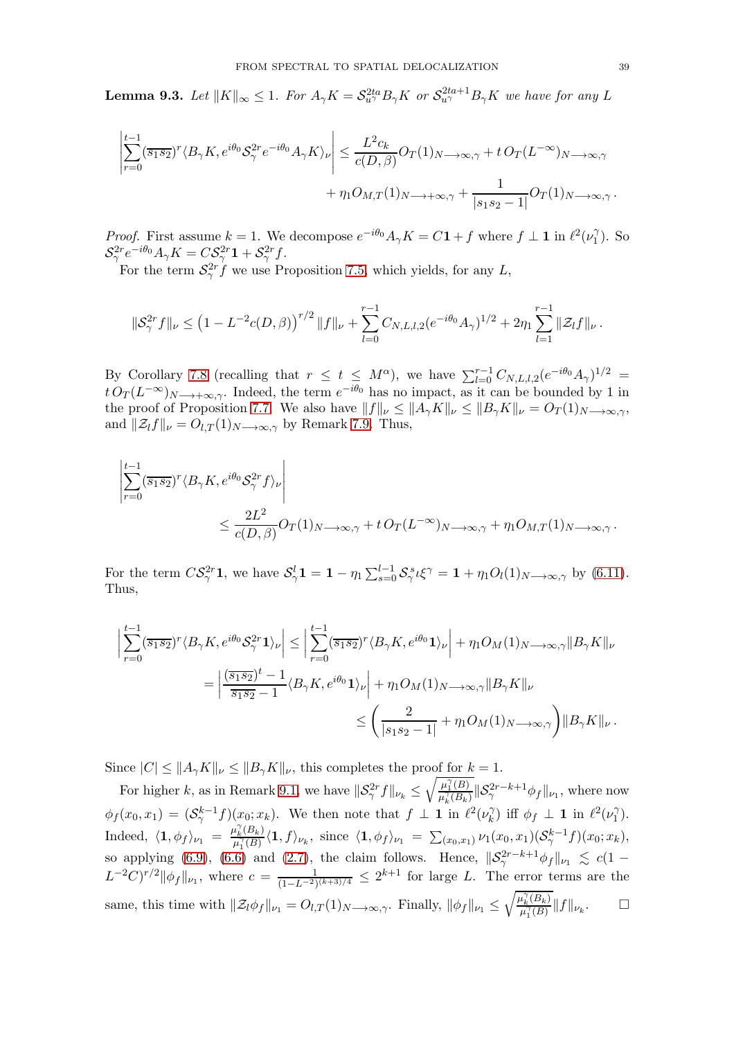**Lemma 9.3.** *Let $\|K\|_\infty \le 1$. For $A_\gamma K = \mathcal{S}_{u^\gamma}^{2ta} B_\gamma K$ or $\mathcal{S}_{u^\gamma}^{2ta+1} B_\gamma K$ we have for any $L$*

$$\left|\sum_{r=0}^{t-1} (\overline{s_1 s_2})^r \langle B_\gamma K, e^{i\theta_0} \mathcal{S}_\gamma^{2r} e^{-i\theta_0} A_\gamma K\rangle_\nu \right| \le \frac{L^2 c_k}{c(D,\beta)} O_T(1)_{N\longrightarrow\infty,\gamma} + t\, O_T(L^{-\infty})_{N\longrightarrow\infty,\gamma}$$
$$+ \eta_1 O_{M,T}(1)_{N\longrightarrow+\infty,\gamma} + \frac{1}{|s_1 s_2 - 1|} O_T(1)_{N\longrightarrow\infty,\gamma}\,.$$

*Proof.* First assume $k=1$. We decompose $e^{-i\theta_0} A_\gamma K = C\mathbf{1} + f$ where $f \perp \mathbf{1}$ in $\ell^2(\nu_1^\gamma)$. So $\mathcal{S}_\gamma^{2r} e^{-i\theta_0} A_\gamma K = C\mathcal{S}_\gamma^{2r}\mathbf{1} + \mathcal{S}_\gamma^{2r} f$.

For the term $\mathcal{S}_\gamma^{2r} f$ we use Proposition 7.5, which yields, for any $L$,

$$\|\mathcal{S}_\gamma^{2r} f\|_\nu \le \left(1 - L^{-2} c(D,\beta)\right)^{r/2} \|f\|_\nu + \sum_{l=0}^{r-1} C_{N,L,l,2}(e^{-i\theta_0} A_\gamma)^{1/2} + 2\eta_1 \sum_{l=1}^{r-1} \|\mathcal{Z}_l f\|_\nu\,.$$

By Corollary 7.8 (recalling that $r \le t \le M^\alpha$), we have $\sum_{l=0}^{r-1} C_{N,L,l,2}(e^{-i\theta_0} A_\gamma)^{1/2} = t\, O_T(L^{-\infty})_{N\longrightarrow+\infty,\gamma}$. Indeed, the term $e^{-i\theta_0}$ has no impact, as it can be bounded by 1 in the proof of Proposition 7.7. We also have $\|f\|_\nu \le \|A_\gamma K\|_\nu \le \|B_\gamma K\|_\nu = O_T(1)_{N\longrightarrow\infty,\gamma}$, and $\|\mathcal{Z}_l f\|_\nu = O_{l,T}(1)_{N\longrightarrow\infty,\gamma}$ by Remark 7.9. Thus,

$$\left|\sum_{r=0}^{t-1} (\overline{s_1 s_2})^r \langle B_\gamma K, e^{i\theta_0} \mathcal{S}_\gamma^{2r} f\rangle_\nu \right|$$
$$\le \frac{2L^2}{c(D,\beta)} O_T(1)_{N\longrightarrow\infty,\gamma} + t\, O_T(L^{-\infty})_{N\longrightarrow\infty,\gamma} + \eta_1 O_{M,T}(1)_{N\longrightarrow\infty,\gamma}\,.$$

For the term $C\mathcal{S}_\gamma^{2r}\mathbf{1}$, we have $\mathcal{S}_\gamma^l \mathbf{1} = \mathbf{1} - \eta_1 \sum_{s=0}^{l-1} \mathcal{S}_\gamma^s \iota\xi^\gamma = \mathbf{1} + \eta_1 O_l(1)_{N\longrightarrow\infty,\gamma}$ by (6.11). Thus,

$$\left|\sum_{r=0}^{t-1} (\overline{s_1 s_2})^r \langle B_\gamma K, e^{i\theta_0} \mathcal{S}_\gamma^{2r}\mathbf{1}\rangle_\nu \right| \le \left|\sum_{r=0}^{t-1} (\overline{s_1 s_2})^r \langle B_\gamma K, e^{i\theta_0}\mathbf{1}\rangle_\nu \right| + \eta_1 O_M(1)_{N\longrightarrow\infty,\gamma}\|B_\gamma K\|_\nu$$
$$= \left|\frac{(\overline{s_1 s_2})^t - 1}{\overline{s_1 s_2} - 1} \langle B_\gamma K, e^{i\theta_0}\mathbf{1}\rangle_\nu \right| + \eta_1 O_M(1)_{N\longrightarrow\infty,\gamma}\|B_\gamma K\|_\nu$$
$$\le \left(\frac{2}{|s_1 s_2 - 1|} + \eta_1 O_M(1)_{N\longrightarrow\infty,\gamma}\right)\|B_\gamma K\|_\nu\,.$$

Since $|C| \le \|A_\gamma K\|_\nu \le \|B_\gamma K\|_\nu$, this completes the proof for $k=1$.

For higher $k$, as in Remark 9.1, we have $\|\mathcal{S}_\gamma^{2r} f\|_{\nu_k} \le \sqrt{\frac{\mu_1^\gamma(B)}{\mu_k^\gamma(B_k)}} \|\mathcal{S}_\gamma^{2r-k+1}\phi_f\|_{\nu_1}$, where now $\phi_f(x_0,x_1) = (\mathcal{S}_\gamma^{k-1} f)(x_0;x_k)$. We then note that $f \perp \mathbf{1}$ in $\ell^2(\nu_k^\gamma)$ iff $\phi_f \perp \mathbf{1}$ in $\ell^2(\nu_1^\gamma)$. Indeed, $\langle \mathbf{1}, \phi_f\rangle_{\nu_1} = \frac{\mu_k^\gamma(B_k)}{\mu_1^\gamma(B)} \langle \mathbf{1}, f\rangle_{\nu_k}$, since $\langle \mathbf{1}, \phi_f\rangle_{\nu_1} = \sum_{(x_0,x_1)} \nu_1(x_0,x_1)(\mathcal{S}_\gamma^{k-1} f)(x_0;x_k)$, so applying (6.9), (6.6) and (2.7), the claim follows. Hence, $\|\mathcal{S}_\gamma^{2r-k+1}\phi_f\|_{\nu_1} \lesssim c(1 - L^{-2}C)^{r/2}\|\phi_f\|_{\nu_1}$, where $c = \frac{1}{(1-L^{-2})^{(k+3)/4}} \le 2^{k+1}$ for large $L$. The error terms are the same, this time with $\|\mathcal{Z}_l \phi_f\|_{\nu_1} = O_{l,T}(1)_{N\longrightarrow\infty,\gamma}$. Finally, $\|\phi_f\|_{\nu_1} \le \sqrt{\frac{\mu_k^\gamma(B_k)}{\mu_1^\gamma(B)}} \|f\|_{\nu_k}$. $\square$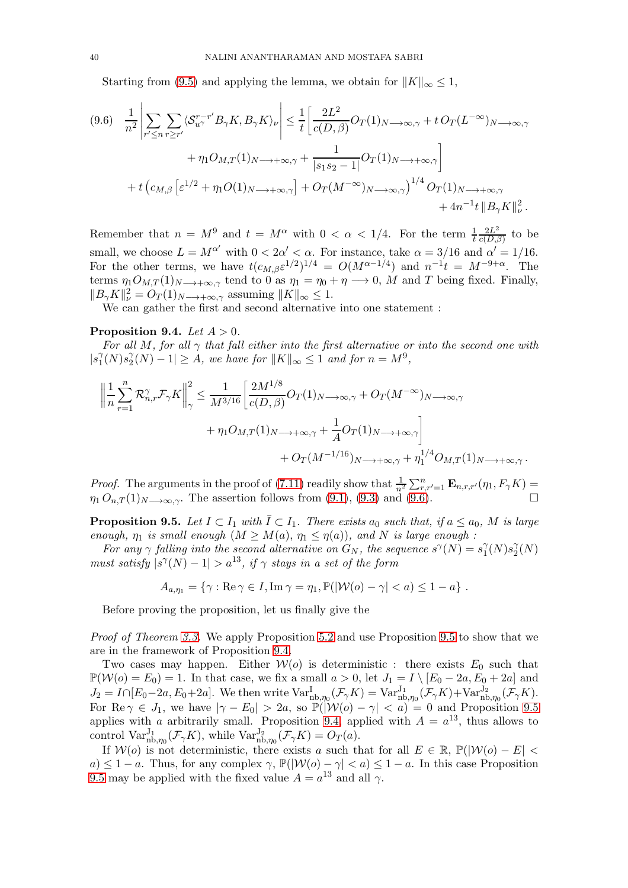Starting from (9.5) and applying the lemma, we obtain for $\|K\|_\infty \leq 1$,

$$
(9.6)\quad \frac{1}{n^2}\left|\sum_{r'\leq n}\sum_{r\geq r'}\langle \mathcal{S}_{u^\gamma}^{r-r'}B_\gamma K, B_\gamma K\rangle_\nu\right| \leq \frac{1}{t}\Big[\frac{2L^2}{c(D,\beta)}O_T(1)_{N\longrightarrow\infty,\gamma} + t\,O_T(L^{-\infty})_{N\longrightarrow\infty,\gamma}
+ \eta_1 O_{M,T}(1)_{N\longrightarrow+\infty,\gamma} + \frac{1}{|s_1s_2-1|}O_T(1)_{N\longrightarrow+\infty,\gamma}\Big]
+ t\left(c_{M,\beta}\left[\varepsilon^{1/2}+\eta_1 O(1)_{N\longrightarrow+\infty,\gamma}\right] + O_T(M^{-\infty})_{N\longrightarrow\infty,\gamma}\right)^{1/4} O_T(1)_{N\longrightarrow+\infty,\gamma}
+ 4n^{-1}t\,\|B_\gamma K\|_\nu^2 .
$$

Remember that $n = M^9$ and $t = M^\alpha$ with $0<\alpha<1/4$. For the term $\frac{1}{t}\frac{2L^2}{c(D,\beta)}$ to be small, we choose $L = M^{\alpha'}$ with $0<2\alpha'<\alpha$. For instance, take $\alpha = 3/16$ and $\alpha' = 1/16$. For the other terms, we have $t(c_{M,\beta}\varepsilon^{1/2})^{1/4} = O(M^{\alpha-1/4})$ and $n^{-1}t = M^{-9+\alpha}$. The terms $\eta_1 O_{M,T}(1)_{N\longrightarrow+\infty,\gamma}$ tend to 0 as $\eta_1 = \eta_0+\eta \longrightarrow 0$, $M$ and $T$ being fixed. Finally, $\|B_\gamma K\|_\nu^2 = O_T(1)_{N\longrightarrow+\infty,\gamma}$ assuming $\|K\|_\infty\leq 1$.

We can gather the first and second alternative into one statement :

**Proposition 9.4.** *Let $A>0$.*

*For all $M$, for all $\gamma$ that fall either into the first alternative or into the second one with $|s_1^\gamma(N)s_2^\gamma(N)-1|\geq A$, we have for $\|K\|_\infty\leq 1$ and for $n=M^9$,*

$$
\left\|\frac{1}{n}\sum_{r=1}^n \mathcal{R}_{n,r}^\gamma \mathcal{F}_\gamma K\right\|_\gamma^2 \leq \frac{1}{M^{3/16}}\Big[\frac{2M^{1/8}}{c(D,\beta)}O_T(1)_{N\longrightarrow\infty,\gamma} + O_T(M^{-\infty})_{N\longrightarrow\infty,\gamma}
+ \eta_1 O_{M,T}(1)_{N\longrightarrow+\infty,\gamma} + \frac{1}{A}O_T(1)_{N\longrightarrow+\infty,\gamma}\Big]
+ O_T(M^{-1/16})_{N\longrightarrow+\infty,\gamma} + \eta_1^{1/4}O_{M,T}(1)_{N\longrightarrow+\infty,\gamma}.
$$

*Proof.* The arguments in the proof of (7.11) readily show that $\frac{1}{n^2}\sum_{r,r'=1}^n \mathbf{E}_{n,r,r'}(\eta_1, F_\gamma K) = \eta_1\, O_{n,T}(1)_{N\longrightarrow\infty,\gamma}$. The assertion follows from (9.1), (9.3) and (9.6). □

**Proposition 9.5.** *Let $I\subset I_1$ with $\bar I\subset I_1$. There exists $a_0$ such that, if $a\leq a_0$, $M$ is large enough, $\eta_1$ is small enough ($M\geq M(a)$, $\eta_1\leq \eta(a)$), and $N$ is large enough :*

*For any $\gamma$ falling into the second alternative on $G_N$, the sequence $s^\gamma(N) = s_1^\gamma(N)s_2^\gamma(N)$ must satisfy $|s^\gamma(N)-1|>a^{13}$, if $\gamma$ stays in a set of the form*

$$
A_{a,\eta_1} = \{\gamma : \operatorname{Re}\gamma\in I, \operatorname{Im}\gamma = \eta_1, \mathbb{P}(|\mathcal{W}(o)-\gamma|<a)\leq 1-a\}\,.
$$

Before proving the proposition, let us finally give the

*Proof of Theorem 3.3.* We apply Proposition 5.2 and use Proposition 9.5 to show that we are in the framework of Proposition 9.4.

Two cases may happen. Either $\mathcal{W}(o)$ is deterministic : there exists $E_0$ such that $\mathbb{P}(\mathcal{W}(o)=E_0)=1$. In that case, we fix a small $a>0$, let $J_1 = I\setminus[E_0-2a,E_0+2a]$ and $J_2 = I\cap[E_0-2a,E_0+2a]$. We then write $\operatorname{Var}_{\mathrm{nb},\eta_0}^{\mathrm{I}}(\mathcal{F}_\gamma K) = \operatorname{Var}_{\mathrm{nb},\eta_0}^{\mathrm{J}_1}(\mathcal{F}_\gamma K)+\operatorname{Var}_{\mathrm{nb},\eta_0}^{\mathrm{J}_2}(\mathcal{F}_\gamma K)$. For $\operatorname{Re}\gamma\in J_1$, we have $|\gamma-E_0|>2a$, so $\mathbb{P}(|\mathcal{W}(o)-\gamma|<a)=0$ and Proposition 9.5 applies with $a$ arbitrarily small. Proposition 9.4, applied with $A=a^{13}$, thus allows to control $\operatorname{Var}_{\mathrm{nb},\eta_0}^{\mathrm{J}_1}(\mathcal{F}_\gamma K)$, while $\operatorname{Var}_{\mathrm{nb},\eta_0}^{\mathrm{J}_2}(\mathcal{F}_\gamma K) = O_T(a)$.

If $\mathcal{W}(o)$ is not deterministic, there exists $a$ such that for all $E\in\mathbb{R}$, $\mathbb{P}(|\mathcal{W}(o)-E|<a)\leq 1-a$. Thus, for any complex $\gamma$, $\mathbb{P}(|\mathcal{W}(o)-\gamma|<a)\leq 1-a$. In this case Proposition 9.5 may be applied with the fixed value $A=a^{13}$ and all $\gamma$.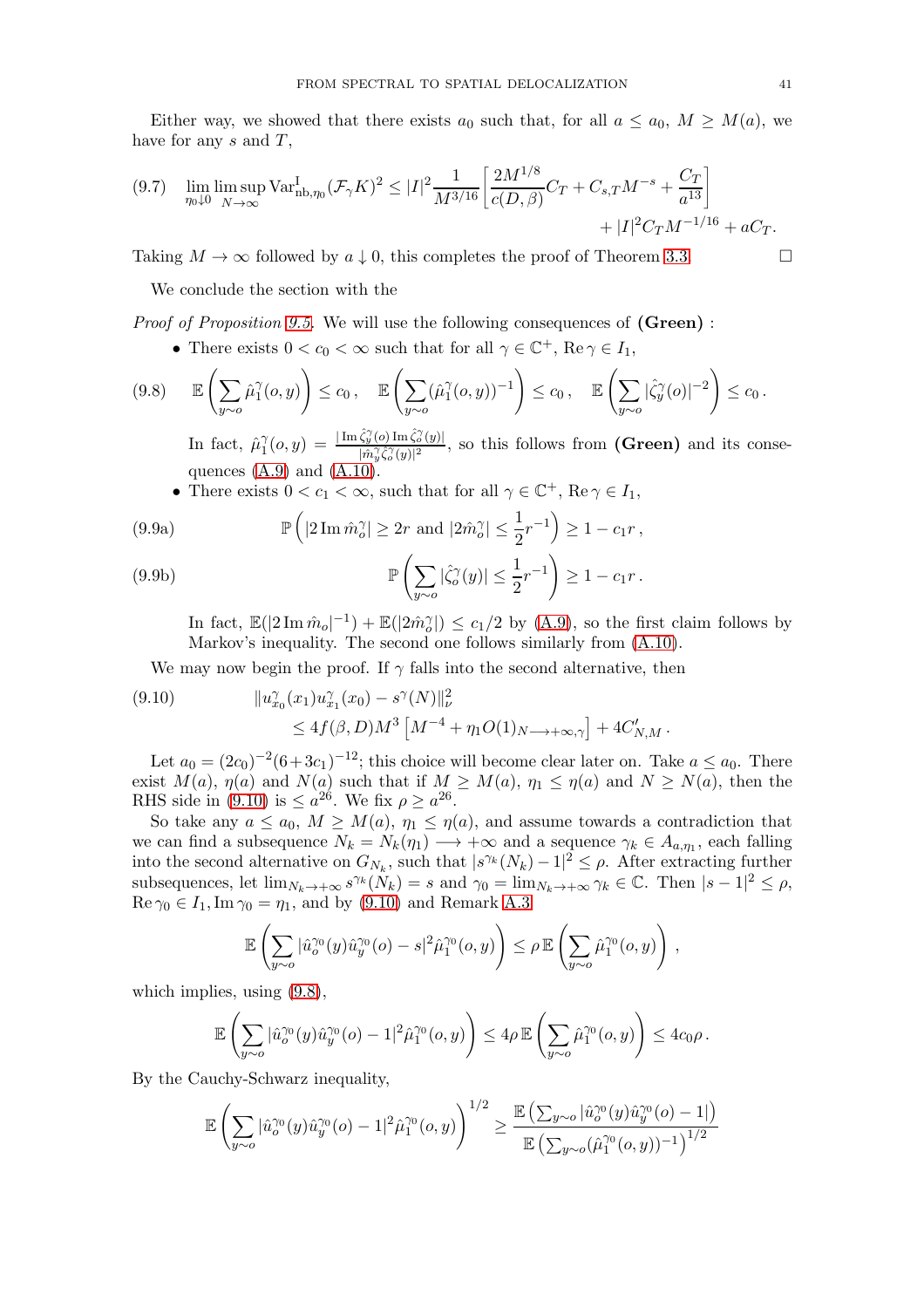Either way, we showed that there exists $a_0$ such that, for all $a \le a_0$, $M \ge M(a)$, we have for any $s$ and $T$,

$$
\lim_{\eta_0 \downarrow 0} \limsup_{N\to\infty} \mathrm{Var}^{\mathrm{I}}_{\mathrm{nb},\eta_0}(\mathcal{F}_\gamma K)^2 \le |I|^2 \frac{1}{M^{3/16}}\left[\frac{2M^{1/8}}{c(D,\beta)} C_T + C_{s,T} M^{-s} + \frac{C_T}{a^{13}}\right] + |I|^2 C_T M^{-1/16} + aC_T. \tag{9.7}
$$

Taking $M \to \infty$ followed by $a \downarrow 0$, this completes the proof of Theorem 3.3. $\square$

We conclude the section with the

*Proof of Proposition 9.5.* We will use the following consequences of **(Green)** :

- There exists $0 < c_0 < \infty$ such that for all $\gamma \in \mathbb{C}^+$, $\mathrm{Re}\,\gamma \in I_1$,

$$
\mathbb{E}\left(\sum_{y\sim o} \hat{\mu}_1^\gamma(o,y)\right) \le c_0\,, \quad \mathbb{E}\left(\sum_{y\sim o} (\hat{\mu}_1^\gamma(o,y))^{-1}\right) \le c_0\,, \quad \mathbb{E}\left(\sum_{y\sim o} |\hat{\zeta}_y^\gamma(o)|^{-2}\right) \le c_0\,. \tag{9.8}
$$

  In fact, $\hat{\mu}_1^\gamma(o,y) = \frac{|\mathrm{Im}\,\hat{\zeta}_y^\gamma(o)\,\mathrm{Im}\,\hat{\zeta}_o^\gamma(y)|}{|\hat{m}_y^\gamma \hat{\zeta}_o^\gamma(y)|^2}$, so this follows from **(Green)** and its consequences (A.9) and (A.10).

- There exists $0 < c_1 < \infty$, such that for all $\gamma \in \mathbb{C}^+$, $\mathrm{Re}\,\gamma \in I_1$,

$$
\mathbb{P}\left(|2\,\mathrm{Im}\,\hat{m}_o^\gamma| \ge 2r \text{ and } |2\hat{m}_o^\gamma| \le \frac{1}{2}r^{-1}\right) \ge 1 - c_1 r\,, \tag{9.9a}
$$

$$
\mathbb{P}\left(\sum_{y\sim o} |\hat{\zeta}_o^\gamma(y)| \le \frac{1}{2}r^{-1}\right) \ge 1 - c_1 r\,. \tag{9.9b}
$$

  In fact, $\mathbb{E}(|2\,\mathrm{Im}\,\hat{m}_o|^{-1}) + \mathbb{E}(|2\hat{m}_o^\gamma|) \le c_1/2$ by (A.9), so the first claim follows by Markov's inequality. The second one follows similarly from (A.10).

We may now begin the proof. If $\gamma$ falls into the second alternative, then

$$
\|u_{x_0}^\gamma(x_1)u_{x_1}^\gamma(x_0) - s^\gamma(N)\|_\nu^2 \le 4f(\beta,D)M^3\left[M^{-4} + \eta_1 O(1)_{N\longrightarrow+\infty,\gamma}\right] + 4C'_{N,M}\,. \tag{9.10}
$$

Let $a_0 = (2c_0)^{-2}(6+3c_1)^{-12}$; this choice will become clear later on. Take $a \le a_0$. There exist $M(a)$, $\eta(a)$ and $N(a)$ such that if $M \ge M(a)$, $\eta_1 \le \eta(a)$ and $N \ge N(a)$, then the RHS side in (9.10) is $\le a^{26}$. We fix $\rho \ge a^{26}$.

So take any $a \le a_0$, $M \ge M(a)$, $\eta_1 \le \eta(a)$, and assume towards a contradiction that we can find a subsequence $N_k = N_k(\eta_1) \longrightarrow +\infty$ and a sequence $\gamma_k \in A_{a,\eta_1}$, each falling into the second alternative on $G_{N_k}$, such that $|s^{\gamma_k}(N_k) - 1|^2 \le \rho$. After extracting further subsequences, let $\lim_{N_k\to+\infty} s^{\gamma_k}(N_k) = s$ and $\gamma_0 = \lim_{N_k\to+\infty}\gamma_k \in \mathbb{C}$. Then $|s-1|^2 \le \rho$, $\mathrm{Re}\,\gamma_0 \in I_1$, $\mathrm{Im}\,\gamma_0 = \eta_1$, and by (9.10) and Remark A.3

$$
\mathbb{E}\left(\sum_{y\sim o} |\hat{u}_o^{\gamma_0}(y)\hat{u}_y^{\gamma_0}(o) - s|^2 \hat{\mu}_1^{\gamma_0}(o,y)\right) \le \rho\,\mathbb{E}\left(\sum_{y\sim o} \hat{\mu}_1^{\gamma_0}(o,y)\right),
$$

which implies, using (9.8),

$$
\mathbb{E}\left(\sum_{y\sim o} |\hat{u}_o^{\gamma_0}(y)\hat{u}_y^{\gamma_0}(o) - 1|^2 \hat{\mu}_1^{\gamma_0}(o,y)\right) \le 4\rho\,\mathbb{E}\left(\sum_{y\sim o} \hat{\mu}_1^{\gamma_0}(o,y)\right) \le 4c_0\rho\,.
$$

By the Cauchy-Schwarz inequality,

$$
\mathbb{E}\left(\sum_{y\sim o} |\hat{u}_o^{\gamma_0}(y)\hat{u}_y^{\gamma_0}(o) - 1|^2 \hat{\mu}_1^{\gamma_0}(o,y)\right)^{1/2} \ge \frac{\mathbb{E}\left(\sum_{y\sim o} |\hat{u}_o^{\gamma_0}(y)\hat{u}_y^{\gamma_0}(o) - 1|\right)}{\mathbb{E}\left(\sum_{y\sim o} (\hat{\mu}_1^{\gamma_0}(o,y))^{-1}\right)^{1/2}}
$$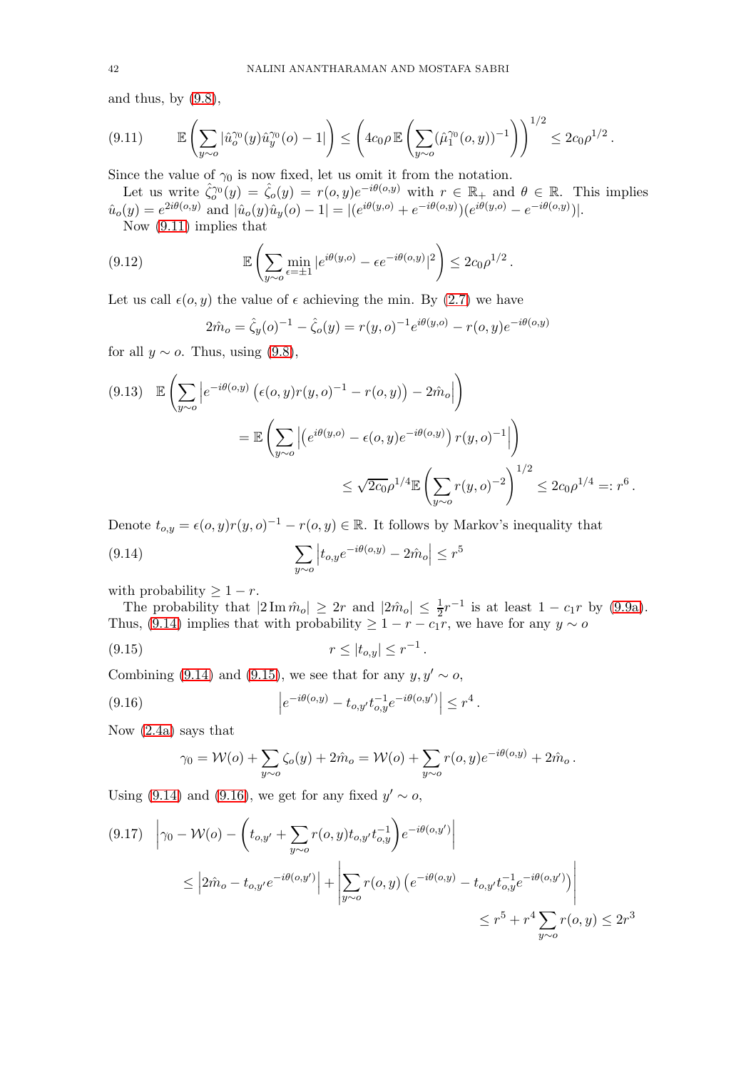and thus, by (9.8),

$$\mathbb{E}\left(\sum_{y\sim o}|\hat{u}_o^{\gamma_0}(y)\hat{u}_y^{\gamma_0}(o)-1|\right)\le\left(4c_0\rho\,\mathbb{E}\left(\sum_{y\sim o}(\hat{\mu}_1^{\gamma_0}(o,y))^{-1}\right)\right)^{1/2}\le 2c_0\rho^{1/2}\,. \tag{9.11}$$

Since the value of $\gamma_0$ is now fixed, let us omit it from the notation.

Let us write $\hat{\zeta}_o^{\gamma_0}(y)=\hat{\zeta}_o(y)=r(o,y)e^{-i\theta(o,y)}$ with $r\in\mathbb{R}_+$ and $\theta\in\mathbb{R}$. This implies $\hat{u}_o(y)=e^{2i\theta(o,y)}$ and $|\hat{u}_o(y)\hat{u}_y(o)-1|=|(e^{i\theta(y,o)}+e^{-i\theta(o,y)})(e^{i\theta(y,o)}-e^{-i\theta(o,y)})|$.

Now (9.11) implies that

$$\mathbb{E}\left(\sum_{y\sim o}\min_{\epsilon=\pm1}|e^{i\theta(y,o)}-\epsilon e^{-i\theta(o,y)}|^2\right)\le 2c_0\rho^{1/2}\,. \tag{9.12}$$

Let us call $\epsilon(o,y)$ the value of $\epsilon$ achieving the min. By (2.7) we have

$$2\hat{m}_o=\hat{\zeta}_y(o)^{-1}-\hat{\zeta}_o(y)=r(y,o)^{-1}e^{i\theta(y,o)}-r(o,y)e^{-i\theta(o,y)}$$

for all $y\sim o$. Thus, using (9.8),

$$\begin{aligned}
&\mathbb{E}\left(\sum_{y\sim o}\left|e^{-i\theta(o,y)}\left(\epsilon(o,y)r(y,o)^{-1}-r(o,y)\right)-2\hat{m}_o\right|\right)\\
&\qquad=\mathbb{E}\left(\sum_{y\sim o}\left|\left(e^{i\theta(y,o)}-\epsilon(o,y)e^{-i\theta(o,y)}\right)r(y,o)^{-1}\right|\right)\\
&\qquad\qquad\le\sqrt{2c_0}\rho^{1/4}\,\mathbb{E}\left(\sum_{y\sim o}r(y,o)^{-2}\right)^{1/2}\le 2c_0\rho^{1/4}=:r^6\,.
\end{aligned} \tag{9.13}$$

Denote $t_{o,y}=\epsilon(o,y)r(y,o)^{-1}-r(o,y)\in\mathbb{R}$. It follows by Markov's inequality that

$$\sum_{y\sim o}\left|t_{o,y}e^{-i\theta(o,y)}-2\hat{m}_o\right|\le r^5 \tag{9.14}$$

with probability $\ge 1-r$.

The probability that $|2\,\mathrm{Im}\,\hat{m}_o|\ge 2r$ and $|2\hat{m}_o|\le\frac{1}{2}r^{-1}$ is at least $1-c_1r$ by (9.9a). Thus, (9.14) implies that with probability $\ge 1-r-c_1r$, we have for any $y\sim o$

$$r\le|t_{o,y}|\le r^{-1}\,. \tag{9.15}$$

Combining (9.14) and (9.15), we see that for any $y,y'\sim o$,

$$\left|e^{-i\theta(o,y)}-t_{o,y'}t_{o,y}^{-1}e^{-i\theta(o,y')}\right|\le r^4\,. \tag{9.16}$$

Now (2.4a) says that

$$\gamma_0=\mathcal{W}(o)+\sum_{y\sim o}\zeta_o(y)+2\hat{m}_o=\mathcal{W}(o)+\sum_{y\sim o}r(o,y)e^{-i\theta(o,y)}+2\hat{m}_o\,.$$

Using (9.14) and (9.16), we get for any fixed $y'\sim o$,

$$\begin{aligned}
&\left|\gamma_0-\mathcal{W}(o)-\left(t_{o,y'}+\sum_{y\sim o}r(o,y)t_{o,y'}t_{o,y}^{-1}\right)e^{-i\theta(o,y')}\right|\\
&\qquad\le\left|2\hat{m}_o-t_{o,y'}e^{-i\theta(o,y')}\right|+\left|\sum_{y\sim o}r(o,y)\left(e^{-i\theta(o,y)}-t_{o,y'}t_{o,y}^{-1}e^{-i\theta(o,y')}\right)\right|\\
&\qquad\qquad\le r^5+r^4\sum_{y\sim o}r(o,y)\le 2r^3
\end{aligned} \tag{9.17}$$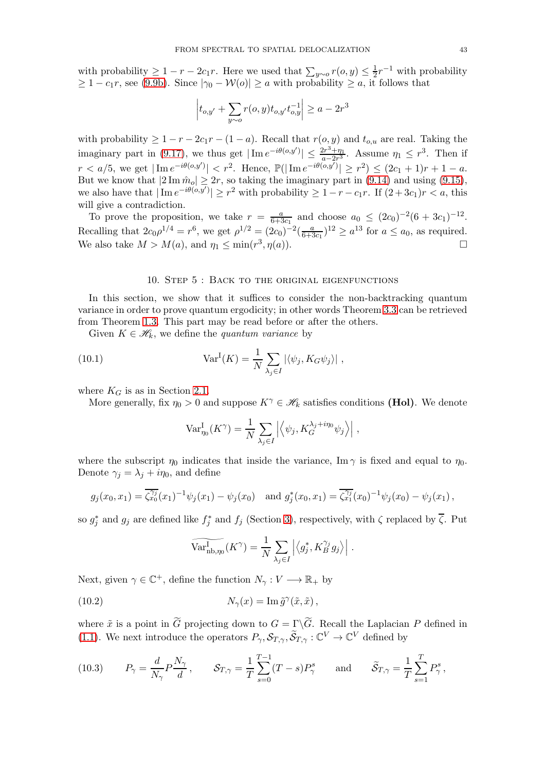with probability $\geq 1 - r - 2c_1 r$. Here we used that $\sum_{y\sim o} r(o,y) \leq \frac{1}{2}r^{-1}$ with probability $\geq 1 - c_1 r$, see (9.9b). Since $|\gamma_0 - \mathcal{W}(o)| \geq a$ with probability $\geq a$, it follows that

$$\left| t_{o,y'} + \sum_{y\sim o} r(o,y) t_{o,y'} t_{o,y}^{-1} \right| \geq a - 2r^3$$

with probability $\geq 1 - r - 2c_1 r - (1-a)$. Recall that $r(o,y)$ and $t_{o,u}$ are real. Taking the imaginary part in (9.17), we thus get $|\operatorname{Im} e^{-i\theta(o,y')}| \leq \frac{2r^3+\eta_1}{a-2r^3}$. Assume $\eta_1 \leq r^3$. Then if $r < a/5$, we get $|\operatorname{Im} e^{-i\theta(o,y')}| < r^2$. Hence, $\mathbb{P}(|\operatorname{Im} e^{-i\theta(o,y')}| \geq r^2) \leq (2c_1+1)r + 1 - a$. But we know that $|2\operatorname{Im} \hat{m}_o| \geq 2r$, so taking the imaginary part in (9.14) and using (9.15), we also have that $|\operatorname{Im} e^{-i\theta(o,y')}| \geq r^2$ with probability $\geq 1 - r - c_1 r$. If $(2+3c_1)r < a$, this will give a contradiction.

To prove the proposition, we take $r = \frac{a}{6+3c_1}$ and choose $a_0 \leq (2c_0)^{-2}(6+3c_1)^{-12}$. Recalling that $2c_0\rho^{1/4} = r^6$, we get $\rho^{1/2} = (2c_0)^{-2}(\frac{a}{6+3c_1})^{12} \geq a^{13}$ for $a \leq a_0$, as required. We also take $M > M(a)$, and $\eta_1 \leq \min(r^3, \eta(a))$. $\square$

## 10. Step 5 : Back to the original eigenfunctions

In this section, we show that it suffices to consider the non-backtracking quantum variance in order to prove quantum ergodicity; in other words Theorem 3.3 can be retrieved from Theorem 1.3. This part may be read before or after the others.

Given $K \in \mathscr{H}_k$, we define the *quantum variance* by

$$\operatorname{Var}^{\mathrm{I}}(K) = \frac{1}{N}\sum_{\lambda_j \in I} |\langle \psi_j, K_G \psi_j \rangle| \,, \tag{10.1}$$

where $K_G$ is as in Section 2.1.

More generally, fix $\eta_0 > 0$ and suppose $K^\gamma \in \mathscr{H}_k$ satisfies conditions **(Hol)**. We denote

$$\operatorname{Var}^{\mathrm{I}}_{\eta_0}(K^\gamma) = \frac{1}{N}\sum_{\lambda_j \in I} \left|\left\langle \psi_j, K_G^{\lambda_j + i\eta_0}\psi_j \right\rangle\right| ,$$

where the subscript $\eta_0$ indicates that inside the variance, $\operatorname{Im}\gamma$ is fixed and equal to $\eta_0$. Denote $\gamma_j = \lambda_j + i\eta_0$, and define

$$g_j(x_0,x_1) = \overline{\zeta_{x_0}^{\gamma_j}}(x_1)^{-1}\psi_j(x_1) - \psi_j(x_0) \quad \text{and } g_j^*(x_0,x_1) = \overline{\zeta_{x_1}^{\gamma_j}}(x_0)^{-1}\psi_j(x_0) - \psi_j(x_1)\,,$$

so $g_j^*$ and $g_j$ are defined like $f_j^*$ and $f_j$ (Section 3), respectively, with $\zeta$ replaced by $\overline{\zeta}$. Put

$$\widetilde{\operatorname{Var}^{\mathrm{I}}_{\mathrm{nb},\eta_0}}(K^\gamma) = \frac{1}{N}\sum_{\lambda_j \in I}\left|\left\langle g_j^*, K_B^{\gamma_j} g_j \right\rangle\right| .$$

Next, given $\gamma \in \mathbb{C}^+$, define the function $N_\gamma : V \longrightarrow \mathbb{R}_+$ by

$$N_\gamma(x) = \operatorname{Im}\tilde{g}^\gamma(\tilde{x},\tilde{x})\,, \tag{10.2}$$

where $\tilde{x}$ is a point in $\widetilde{G}$ projecting down to $G = \Gamma\backslash\widetilde{G}$. Recall the Laplacian $P$ defined in (1.1). We next introduce the operators $P_\gamma, \mathcal{S}_{T,\gamma}, \widetilde{\mathcal{S}}_{T,\gamma} : \mathbb{C}^V \to \mathbb{C}^V$ defined by

$$P_\gamma = \frac{d}{N_\gamma}P\frac{N_\gamma}{d}\,, \qquad \mathcal{S}_{T,\gamma} = \frac{1}{T}\sum_{s=0}^{T-1}(T-s)P_\gamma^s \qquad \text{and} \qquad \widetilde{\mathcal{S}}_{T,\gamma} = \frac{1}{T}\sum_{s=1}^{T}P_\gamma^s\,, \tag{10.3}$$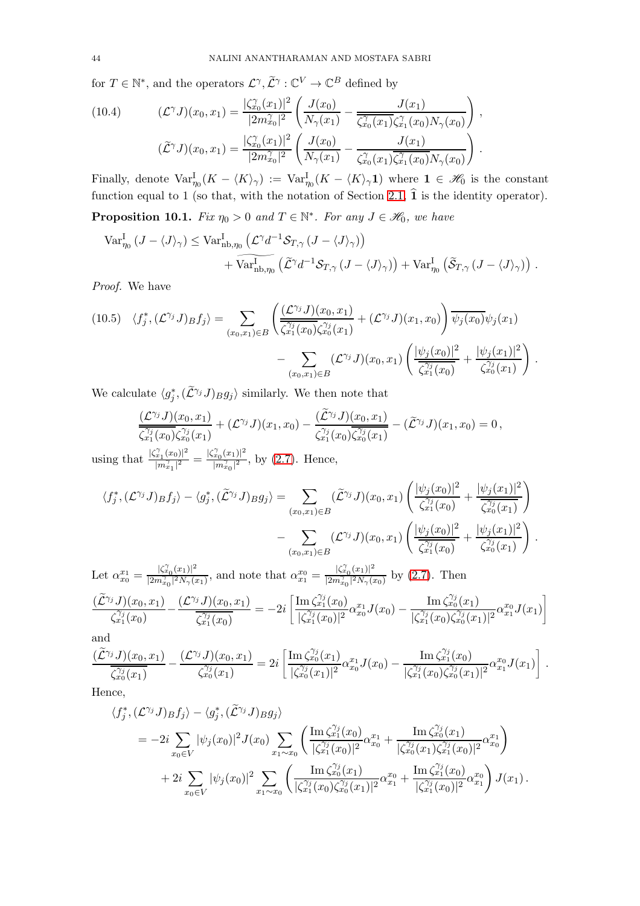for $T \in \mathbb{N}^*$, and the operators $\mathcal{L}^\gamma, \widetilde{\mathcal{L}}^\gamma : \mathbb{C}^V \to \mathbb{C}^B$ defined by

$$(10.4)\qquad (\mathcal{L}^\gamma J)(x_0,x_1) = \frac{|\zeta_{x_0}^\gamma(x_1)|^2}{|2m_{x_0}^\gamma|^2}\left(\frac{J(x_0)}{N_\gamma(x_1)} - \frac{J(x_1)}{\overline{\zeta_{x_0}^\gamma(x_1)}\zeta_{x_1}^\gamma(x_0)N_\gamma(x_0)}\right),$$

$$(\widetilde{\mathcal{L}}^\gamma J)(x_0,x_1) = \frac{|\zeta_{x_0}^\gamma(x_1)|^2}{|2m_{x_0}^\gamma|^2}\left(\frac{J(x_0)}{N_\gamma(x_1)} - \frac{J(x_1)}{\zeta_{x_0}^\gamma(x_1)\overline{\zeta_{x_1}^\gamma(x_0)}N_\gamma(x_0)}\right).$$

Finally, denote $\mathrm{Var}_{\eta_0}^{\mathrm{I}}(K - \langle K\rangle_\gamma) := \mathrm{Var}_{\eta_0}^{\mathrm{I}}(K - \langle K\rangle_\gamma \mathbf{1})$ where $\mathbf{1} \in \mathscr{H}_0$ is the constant function equal to 1 (so that, with the notation of Section 2.1, $\widehat{\mathbf{1}}$ is the identity operator).

**Proposition 10.1.** *Fix $\eta_0 > 0$ and $T \in \mathbb{N}^*$. For any $J \in \mathscr{H}_0$, we have*

$$\mathrm{Var}_{\eta_0}^{\mathrm{I}}(J - \langle J\rangle_\gamma) \le \mathrm{Var}_{\mathrm{nb},\eta_0}^{\mathrm{I}}\left(\mathcal{L}^\gamma d^{-1}\mathcal{S}_{T,\gamma}(J - \langle J\rangle_\gamma)\right) + \widetilde{\mathrm{Var}_{\mathrm{nb},\eta_0}^{\mathrm{I}}}\left(\widetilde{\mathcal{L}}^\gamma d^{-1}\mathcal{S}_{T,\gamma}(J - \langle J\rangle_\gamma)\right) + \mathrm{Var}_{\eta_0}^{\mathrm{I}}\left(\widetilde{\mathcal{S}}_{T,\gamma}(J - \langle J\rangle_\gamma)\right).$$

*Proof.* We have

$$(10.5)\quad \langle f_j^*, (\mathcal{L}^{\gamma_j}J)_B f_j\rangle = \sum_{(x_0,x_1)\in B}\left(\frac{(\mathcal{L}^{\gamma_j}J)(x_0,x_1)}{\overline{\zeta_{x_1}^{\gamma_j}(x_0)}\zeta_{x_0}^{\gamma_j}(x_1)} + (\mathcal{L}^{\gamma_j}J)(x_1,x_0)\right)\overline{\psi_j(x_0)}\psi_j(x_1) - \sum_{(x_0,x_1)\in B}(\mathcal{L}^{\gamma_j}J)(x_0,x_1)\left(\frac{|\psi_j(x_0)|^2}{\overline{\zeta_{x_1}^{\gamma_j}(x_0)}} + \frac{|\psi_j(x_1)|^2}{\zeta_{x_0}^{\gamma_j}(x_1)}\right).$$

We calculate $\langle g_j^*, (\widetilde{\mathcal{L}}^{\gamma_j}J)_B g_j\rangle$ similarly. We then note that

$$\frac{(\mathcal{L}^{\gamma_j}J)(x_0,x_1)}{\overline{\zeta_{x_1}^{\gamma_j}(x_0)}\zeta_{x_0}^{\gamma_j}(x_1)} + (\mathcal{L}^{\gamma_j}J)(x_1,x_0) - \frac{(\widetilde{\mathcal{L}}^{\gamma_j}J)(x_0,x_1)}{\zeta_{x_1}^{\gamma_j}(x_0)\overline{\zeta_{x_0}^{\gamma_j}(x_1)}} - (\widetilde{\mathcal{L}}^{\gamma_j}J)(x_1,x_0) = 0,$$

using that $\frac{|\zeta_{x_1}^\gamma(x_0)|^2}{|m_{x_1}^\gamma|^2} = \frac{|\zeta_{x_0}^\gamma(x_1)|^2}{|m_{x_0}^\gamma|^2}$, by (2.7). Hence,

$$\langle f_j^*, (\mathcal{L}^{\gamma_j}J)_B f_j\rangle - \langle g_j^*, (\widetilde{\mathcal{L}}^{\gamma_j}J)_B g_j\rangle = \sum_{(x_0,x_1)\in B}(\widetilde{\mathcal{L}}^{\gamma_j}J)(x_0,x_1)\left(\frac{|\psi_j(x_0)|^2}{\zeta_{x_1}^{\gamma_j}(x_0)} + \frac{|\psi_j(x_1)|^2}{\overline{\zeta_{x_0}^{\gamma_j}(x_1)}}\right) - \sum_{(x_0,x_1)\in B}(\mathcal{L}^{\gamma_j}J)(x_0,x_1)\left(\frac{|\psi_j(x_0)|^2}{\overline{\zeta_{x_1}^{\gamma_j}(x_0)}} + \frac{|\psi_j(x_1)|^2}{\zeta_{x_0}^{\gamma_j}(x_1)}\right).$$

Let $\alpha_{x_0}^{x_1} = \frac{|\zeta_{x_0}^\gamma(x_1)|^2}{|2m_{x_0}^\gamma|^2 N_\gamma(x_1)}$, and note that $\alpha_{x_1}^{x_0} = \frac{|\zeta_{x_0}^\gamma(x_1)|^2}{|2m_{x_0}^\gamma|^2 N_\gamma(x_0)}$ by (2.7). Then

$$\frac{(\widetilde{\mathcal{L}}^{\gamma_j}J)(x_0,x_1)}{\zeta_{x_1}^{\gamma_j}(x_0)} - \frac{(\mathcal{L}^{\gamma_j}J)(x_0,x_1)}{\overline{\zeta_{x_1}^{\gamma_j}(x_0)}} = -2i\left[\frac{\operatorname{Im}\zeta_{x_1}^{\gamma_j}(x_0)}{|\zeta_{x_1}^{\gamma_j}(x_0)|^2}\alpha_{x_0}^{x_1}J(x_0) - \frac{\operatorname{Im}\zeta_{x_0}^{\gamma_j}(x_1)}{|\zeta_{x_1}^{\gamma_j}(x_0)\zeta_{x_0}^{\gamma_j}(x_1)|^2}\alpha_{x_1}^{x_0}J(x_1)\right]$$

and

$$\frac{(\widetilde{\mathcal{L}}^{\gamma_j}J)(x_0,x_1)}{\overline{\zeta_{x_0}^{\gamma_j}(x_1)}} - \frac{(\mathcal{L}^{\gamma_j}J)(x_0,x_1)}{\zeta_{x_0}^{\gamma_j}(x_1)} = 2i\left[\frac{\operatorname{Im}\zeta_{x_0}^{\gamma_j}(x_1)}{|\zeta_{x_0}^{\gamma_j}(x_1)|^2}\alpha_{x_0}^{x_1}J(x_0) - \frac{\operatorname{Im}\zeta_{x_1}^{\gamma_j}(x_0)}{|\zeta_{x_1}^{\gamma_j}(x_0)\zeta_{x_0}^{\gamma_j}(x_1)|^2}\alpha_{x_1}^{x_0}J(x_1)\right].$$

Hence,

$$\begin{aligned}
&\langle f_j^*, (\mathcal{L}^{\gamma_j}J)_B f_j\rangle - \langle g_j^*, (\widetilde{\mathcal{L}}^{\gamma_j}J)_B g_j\rangle \\
&= -2i\sum_{x_0\in V}|\psi_j(x_0)|^2 J(x_0)\sum_{x_1\sim x_0}\left(\frac{\operatorname{Im}\zeta_{x_1}^{\gamma_j}(x_0)}{|\zeta_{x_1}^{\gamma_j}(x_0)|^2}\alpha_{x_0}^{x_1} + \frac{\operatorname{Im}\zeta_{x_0}^{\gamma_j}(x_1)}{|\zeta_{x_0}^{\gamma_j}(x_1)\zeta_{x_1}^{\gamma_j}(x_0)|^2}\alpha_{x_0}^{x_1}\right) \\
&\quad + 2i\sum_{x_0\in V}|\psi_j(x_0)|^2\sum_{x_1\sim x_0}\left(\frac{\operatorname{Im}\zeta_{x_0}^{\gamma_j}(x_1)}{|\zeta_{x_1}^{\gamma_j}(x_0)\zeta_{x_0}^{\gamma_j}(x_1)|^2}\alpha_{x_1}^{x_0} + \frac{\operatorname{Im}\zeta_{x_1}^{\gamma_j}(x_0)}{|\zeta_{x_1}^{\gamma_j}(x_0)|^2}\alpha_{x_1}^{x_0}\right)J(x_1).
\end{aligned}$$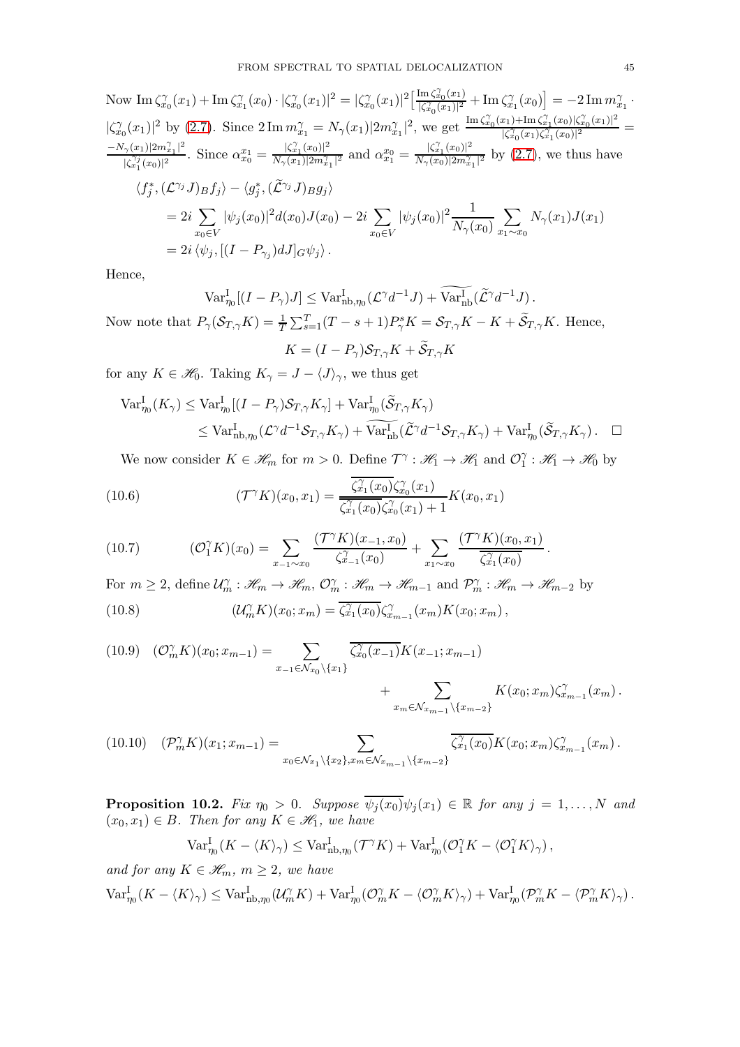Now $\operatorname{Im}\zeta^\gamma_{x_0}(x_1) + \operatorname{Im}\zeta^\gamma_{x_1}(x_0)\cdot|\zeta^\gamma_{x_0}(x_1)|^2 = |\zeta^\gamma_{x_0}(x_1)|^2\Big[\frac{\operatorname{Im}\zeta^\gamma_{x_0}(x_1)}{|\zeta^\gamma_{x_0}(x_1)|^2} + \operatorname{Im}\zeta^\gamma_{x_1}(x_0)\Big] = -2\operatorname{Im} m^\gamma_{x_1}\cdot|\zeta^\gamma_{x_0}(x_1)|^2$ by (2.7). Since $2\operatorname{Im} m^\gamma_{x_1} = N_\gamma(x_1)|2m^\gamma_{x_1}|^2$, we get $\frac{\operatorname{Im}\zeta^\gamma_{x_0}(x_1)+\operatorname{Im}\zeta^\gamma_{x_1}(x_0)|\zeta^\gamma_{x_0}(x_1)|^2}{|\zeta^\gamma_{x_0}(x_1)\zeta^\gamma_{x_1}(x_0)|^2} = \frac{-N_\gamma(x_1)|2m^\gamma_{x_1}|^2}{|\zeta^{\gamma_j}_{x_1}(x_0)|^2}$. Since $\alpha^{x_1}_{x_0} = \frac{|\zeta^\gamma_{x_1}(x_0)|^2}{N_\gamma(x_1)|2m^\gamma_{x_1}|^2}$ and $\alpha^{x_0}_{x_1} = \frac{|\zeta^\gamma_{x_1}(x_0)|^2}{N_\gamma(x_0)|2m^\gamma_{x_1}|^2}$ by (2.7), we thus have

$$
\begin{aligned}
&\langle f_j^*, (\mathcal{L}^{\gamma_j}J)_B f_j\rangle - \langle g_j^*, (\widetilde{\mathcal{L}}^{\gamma_j}J)_B g_j\rangle \\
&= 2i\sum_{x_0\in V}|\psi_j(x_0)|^2 d(x_0)J(x_0) - 2i\sum_{x_0\in V}|\psi_j(x_0)|^2\frac{1}{N_\gamma(x_0)}\sum_{x_1\sim x_0}N_\gamma(x_1)J(x_1) \\
&= 2i\,\langle\psi_j, [(I-P_{\gamma_j})dJ]_G\psi_j\rangle\,.
\end{aligned}
$$

Hence,

$$
\operatorname{Var}^{\mathrm{I}}_{\eta_0}[(I-P_\gamma)J] \le \operatorname{Var}^{\mathrm{I}}_{\mathrm{nb},\eta_0}(\mathcal{L}^\gamma d^{-1}J) + \widetilde{\operatorname{Var}^{\mathrm{I}}_{\mathrm{nb}}}(\widetilde{\mathcal{L}}^\gamma d^{-1}J)\,.
$$

Now note that $P_\gamma(\mathcal{S}_{T,\gamma}K) = \frac{1}{T}\sum_{s=1}^T (T-s+1)P_\gamma^s K = \mathcal{S}_{T,\gamma}K - K + \widetilde{\mathcal{S}}_{T,\gamma}K$. Hence,

$$
K = (I-P_\gamma)\mathcal{S}_{T,\gamma}K + \widetilde{\mathcal{S}}_{T,\gamma}K
$$

for any $K\in\mathscr{H}_0$. Taking $K_\gamma = J - \langle J\rangle_\gamma$, we thus get

$$
\begin{aligned}
\operatorname{Var}^{\mathrm{I}}_{\eta_0}(K_\gamma) &\le \operatorname{Var}^{\mathrm{I}}_{\eta_0}[(I-P_\gamma)\mathcal{S}_{T,\gamma}K_\gamma] + \operatorname{Var}^{\mathrm{I}}_{\eta_0}(\widetilde{\mathcal{S}}_{T,\gamma}K_\gamma) \\
&\le \operatorname{Var}^{\mathrm{I}}_{\mathrm{nb},\eta_0}(\mathcal{L}^\gamma d^{-1}\mathcal{S}_{T,\gamma}K_\gamma) + \widetilde{\operatorname{Var}^{\mathrm{I}}_{\mathrm{nb}}}(\widetilde{\mathcal{L}}^\gamma d^{-1}\mathcal{S}_{T,\gamma}K_\gamma) + \operatorname{Var}^{\mathrm{I}}_{\eta_0}(\widetilde{\mathcal{S}}_{T,\gamma}K_\gamma)\,. \quad\square
\end{aligned}
$$

We now consider $K\in\mathscr{H}_m$ for $m>0$. Define $\mathcal{T}^\gamma:\mathscr{H}_1\to\mathscr{H}_1$ and $\mathcal{O}^\gamma_1:\mathscr{H}_1\to\mathscr{H}_0$ by

$$
(\mathcal{T}^\gamma K)(x_0,x_1) = \frac{\overline{\zeta^\gamma_{x_1}(x_0)}\zeta^\gamma_{x_0}(x_1)}{\overline{\zeta^\gamma_{x_1}(x_0)\zeta^\gamma_{x_0}(x_1)+1}}K(x_0,x_1) \tag{10.6}
$$

$$
(\mathcal{O}^\gamma_1 K)(x_0) = \sum_{x_{-1}\sim x_0}\frac{(\mathcal{T}^\gamma K)(x_{-1},x_0)}{\zeta^\gamma_{x_{-1}}(x_0)} + \sum_{x_1\sim x_0}\frac{(\mathcal{T}^\gamma K)(x_0,x_1)}{\overline{\zeta^\gamma_{x_1}(x_0)}}\,. \tag{10.7}
$$

For $m\ge 2$, define $\mathcal{U}^\gamma_m:\mathscr{H}_m\to\mathscr{H}_m$, $\mathcal{O}^\gamma_m:\mathscr{H}_m\to\mathscr{H}_{m-1}$ and $\mathcal{P}^\gamma_m:\mathscr{H}_m\to\mathscr{H}_{m-2}$ by

$$
(\mathcal{U}^\gamma_m K)(x_0;x_m) = \overline{\zeta^\gamma_{x_1}(x_0)}\zeta^\gamma_{x_{m-1}}(x_m)K(x_0;x_m)\,, \tag{10.8}
$$

$$
(\mathcal{O}^\gamma_m K)(x_0;x_{m-1}) = \sum_{x_{-1}\in\mathcal{N}_{x_0}\setminus\{x_1\}}\overline{\zeta^\gamma_{x_0}(x_{-1})}K(x_{-1};x_{m-1}) + \sum_{x_m\in\mathcal{N}_{x_{m-1}}\setminus\{x_{m-2}\}}K(x_0;x_m)\zeta^\gamma_{x_{m-1}}(x_m)\,. \tag{10.9}
$$

$$
(\mathcal{P}^\gamma_m K)(x_1;x_{m-1}) = \sum_{x_0\in\mathcal{N}_{x_1}\setminus\{x_2\},\,x_m\in\mathcal{N}_{x_{m-1}}\setminus\{x_{m-2}\}}\overline{\zeta^\gamma_{x_1}(x_0)}K(x_0;x_m)\zeta^\gamma_{x_{m-1}}(x_m)\,. \tag{10.10}
$$

**Proposition 10.2.** *Fix $\eta_0>0$. Suppose $\overline{\psi_j(x_0)}\psi_j(x_1)\in\mathbb{R}$ for any $j=1,\dots,N$ and $(x_0,x_1)\in B$. Then for any $K\in\mathscr{H}_1$, we have*

$$
\operatorname{Var}^{\mathrm{I}}_{\eta_0}(K-\langle K\rangle_\gamma) \le \operatorname{Var}^{\mathrm{I}}_{\mathrm{nb},\eta_0}(\mathcal{T}^\gamma K) + \operatorname{Var}^{\mathrm{I}}_{\eta_0}(\mathcal{O}^\gamma_1 K - \langle\mathcal{O}^\gamma_1 K\rangle_\gamma)\,,
$$

*and for any $K\in\mathscr{H}_m$, $m\ge 2$, we have*

$$
\operatorname{Var}^{\mathrm{I}}_{\eta_0}(K-\langle K\rangle_\gamma) \le \operatorname{Var}^{\mathrm{I}}_{\mathrm{nb},\eta_0}(\mathcal{U}^\gamma_m K) + \operatorname{Var}^{\mathrm{I}}_{\eta_0}(\mathcal{O}^\gamma_m K - \langle\mathcal{O}^\gamma_m K\rangle_\gamma) + \operatorname{Var}^{\mathrm{I}}_{\eta_0}(\mathcal{P}^\gamma_m K - \langle\mathcal{P}^\gamma_m K\rangle_\gamma)\,.
$$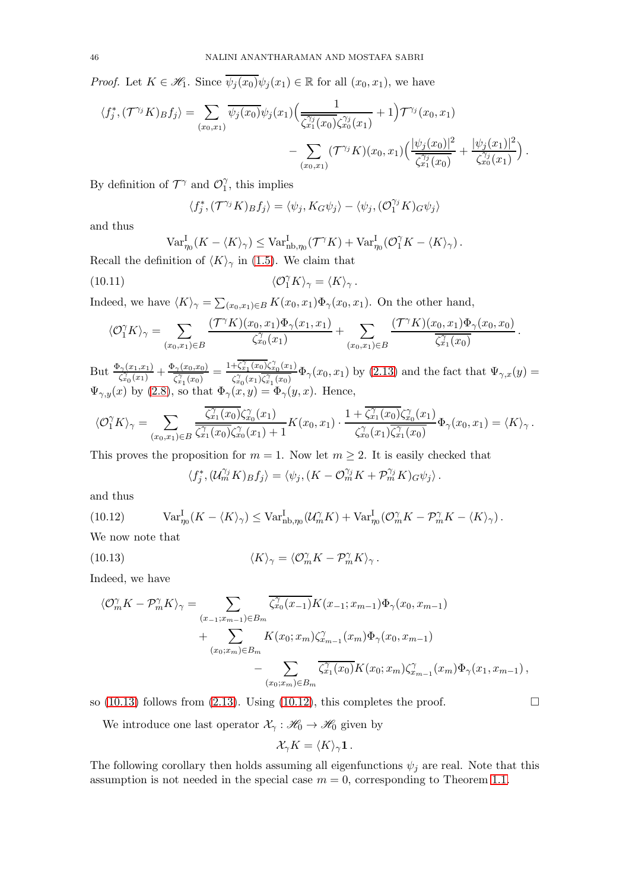*Proof.* Let $K \in \mathscr{H}_1$. Since $\overline{\psi_j(x_0)}\psi_j(x_1) \in \mathbb{R}$ for all $(x_0, x_1)$, we have

$$\langle f_j^*, (\mathcal{T}^{\gamma_j} K)_B f_j\rangle = \sum_{(x_0,x_1)} \overline{\psi_j(x_0)}\psi_j(x_1)\Big(\frac{1}{\overline{\zeta_{x_1}^{\gamma_j}(x_0)}\zeta_{x_0}^{\gamma_j}(x_1)} + 1\Big)\mathcal{T}^{\gamma_j}(x_0,x_1)$$
$$- \sum_{(x_0,x_1)} (\mathcal{T}^{\gamma_j} K)(x_0,x_1)\Big(\frac{|\psi_j(x_0)|^2}{\overline{\zeta_{x_1}^{\gamma_j}(x_0)}} + \frac{|\psi_j(x_1)|^2}{\zeta_{x_0}^{\gamma_j}(x_1)}\Big)\,.$$

By definition of $\mathcal{T}^{\gamma}$ and $\mathcal{O}_1^{\gamma}$, this implies

$$\langle f_j^*, (\mathcal{T}^{\gamma_j} K)_B f_j\rangle = \langle \psi_j, K_G \psi_j\rangle - \langle \psi_j, (\mathcal{O}_1^{\gamma_j} K)_G \psi_j\rangle$$

and thus

$$\mathrm{Var}_{\eta_0}^{\mathrm{I}}(K - \langle K\rangle_\gamma) \le \mathrm{Var}_{\mathrm{nb},\eta_0}^{\mathrm{I}}(\mathcal{T}^{\gamma}K) + \mathrm{Var}_{\eta_0}^{\mathrm{I}}(\mathcal{O}_1^{\gamma}K - \langle K\rangle_\gamma)\,.$$

Recall the definition of $\langle K\rangle_\gamma$ in (1.5). We claim that

$$\langle \mathcal{O}_1^{\gamma} K\rangle_\gamma = \langle K\rangle_\gamma\,. \tag{10.11}$$

Indeed, we have $\langle K\rangle_\gamma = \sum_{(x_0,x_1)\in B} K(x_0,x_1)\Phi_\gamma(x_0,x_1)$. On the other hand,

$$\langle \mathcal{O}_1^{\gamma} K\rangle_\gamma = \sum_{(x_0,x_1)\in B} \frac{(\mathcal{T}^{\gamma}K)(x_0,x_1)\Phi_\gamma(x_1,x_1)}{\zeta_{x_0}^{\gamma}(x_1)} + \sum_{(x_0,x_1)\in B} \frac{(\mathcal{T}^{\gamma}K)(x_0,x_1)\Phi_\gamma(x_0,x_0)}{\overline{\zeta_{x_1}^{\gamma}(x_0)}}\,.$$

But $\frac{\Phi_\gamma(x_1,x_1)}{\zeta_{x_0}^{\gamma}(x_1)} + \frac{\Phi_\gamma(x_0,x_0)}{\overline{\zeta_{x_1}^{\gamma}(x_0)}} = \frac{1+\overline{\zeta_{x_1}^{\gamma}(x_0)}\zeta_{x_0}^{\gamma}(x_1)}{\zeta_{x_0}^{\gamma}(x_1)\overline{\zeta_{x_1}^{\gamma}(x_0)}}\Phi_\gamma(x_0,x_1)$ by (2.13) and the fact that $\Psi_{\gamma,x}(y) = \Psi_{\gamma,y}(x)$ by (2.8), so that $\Phi_\gamma(x,y) = \Phi_\gamma(y,x)$. Hence,

$$\langle \mathcal{O}_1^{\gamma} K\rangle_\gamma = \sum_{(x_0,x_1)\in B} \frac{\overline{\zeta_{x_1}^{\gamma}(x_0)}\zeta_{x_0}^{\gamma}(x_1)}{\overline{\zeta_{x_1}^{\gamma}(x_0)}\zeta_{x_0}^{\gamma}(x_1)+1}K(x_0,x_1)\cdot \frac{1+\overline{\zeta_{x_1}^{\gamma}(x_0)}\zeta_{x_0}^{\gamma}(x_1)}{\zeta_{x_0}^{\gamma}(x_1)\overline{\zeta_{x_1}^{\gamma}(x_0)}}\Phi_\gamma(x_0,x_1) = \langle K\rangle_\gamma\,.$$

This proves the proposition for $m = 1$. Now let $m \ge 2$. It is easily checked that

$$\langle f_j^*, (\mathcal{U}_m^{\gamma_j} K)_B f_j\rangle = \langle \psi_j, (K - \mathcal{O}_m^{\gamma_j}K + \mathcal{P}_m^{\gamma_j}K)_G \psi_j\rangle\,.$$

and thus

$$\mathrm{Var}_{\eta_0}^{\mathrm{I}}(K - \langle K\rangle_\gamma) \le \mathrm{Var}_{\mathrm{nb},\eta_0}^{\mathrm{I}}(\mathcal{U}_m^{\gamma}K) + \mathrm{Var}_{\eta_0}^{\mathrm{I}}(\mathcal{O}_m^{\gamma}K - \mathcal{P}_m^{\gamma}K - \langle K\rangle_\gamma)\,. \tag{10.12}$$

We now note that

$$\langle K\rangle_\gamma = \langle \mathcal{O}_m^{\gamma}K - \mathcal{P}_m^{\gamma}K\rangle_\gamma\,. \tag{10.13}$$

Indeed, we have

$$\begin{aligned}\langle \mathcal{O}_m^{\gamma}K - \mathcal{P}_m^{\gamma}K\rangle_\gamma = &\sum_{(x_{-1};x_{m-1})\in B_m} \overline{\zeta_{x_0}^{\gamma}(x_{-1})}K(x_{-1};x_{m-1})\Phi_\gamma(x_0,x_{m-1}) \\ &+ \sum_{(x_0;x_m)\in B_m} K(x_0;x_m)\zeta_{x_{m-1}}^{\gamma}(x_m)\Phi_\gamma(x_0,x_{m-1}) \\ &- \sum_{(x_0;x_m)\in B_m} \overline{\zeta_{x_1}^{\gamma}(x_0)}K(x_0;x_m)\zeta_{x_{m-1}}^{\gamma}(x_m)\Phi_\gamma(x_1,x_{m-1})\,,\end{aligned}$$

so (10.13) follows from (2.13). Using (10.12), this completes the proof. $\square$

We introduce one last operator $\mathcal{X}_\gamma : \mathscr{H}_0 \to \mathscr{H}_0$ given by

$$\mathcal{X}_\gamma K = \langle K\rangle_\gamma \mathbf{1}\,.$$

The following corollary then holds assuming all eigenfunctions $\psi_j$ are real. Note that this assumption is not needed in the special case $m = 0$, corresponding to Theorem 1.1.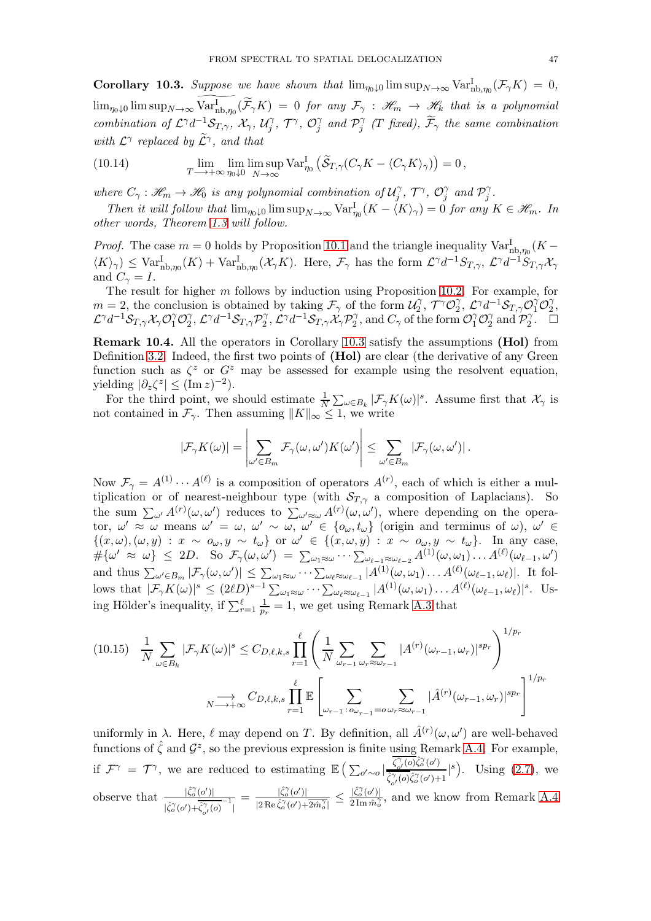**Corollary 10.3.** *Suppose we have shown that $\lim_{\eta_0\downarrow 0}\limsup_{N\to\infty}\mathrm{Var}^{\mathrm{I}}_{\mathrm{nb},\eta_0}(\mathcal{F}_\gamma K) = 0$, $\lim_{\eta_0\downarrow 0}\limsup_{N\to\infty}\widetilde{\mathrm{Var}^{\mathrm{I}}_{\mathrm{nb},\eta_0}}(\widetilde{\mathcal{F}}_\gamma K) = 0$ for any $\mathcal{F}_\gamma : \mathscr{H}_m \to \mathscr{H}_k$ that is a polynomial combination of $\mathcal{L}^\gamma d^{-1}\mathcal{S}_{T,\gamma}$, $\mathcal{X}_\gamma$, $\mathcal{U}_j^\gamma$, $\mathcal{T}^\gamma$, $\mathcal{O}_j^\gamma$ and $\mathcal{P}_j^\gamma$ ($T$ fixed), $\widetilde{\mathcal{F}}_\gamma$ the same combination with $\mathcal{L}^\gamma$ replaced by $\widetilde{\mathcal{L}}^\gamma$, and that*

$$\lim_{T\to+\infty}\lim_{\eta_0\downarrow 0}\limsup_{N\to\infty}\mathrm{Var}^{\mathrm{I}}_{\eta_0}\left(\widetilde{\mathcal{S}}_{T,\gamma}(C_\gamma K - \langle C_\gamma K\rangle_\gamma)\right) = 0\,, \tag{10.14}$$

*where $C_\gamma : \mathscr{H}_m \to \mathscr{H}_0$ is any polynomial combination of $\mathcal{U}_j^\gamma$, $\mathcal{T}^\gamma$, $\mathcal{O}_j^\gamma$ and $\mathcal{P}_j^\gamma$.*

*Then it will follow that $\lim_{\eta_0\downarrow 0}\limsup_{N\to\infty}\mathrm{Var}^{\mathrm{I}}_{\eta_0}(K - \langle K\rangle_\gamma) = 0$ for any $K\in\mathscr{H}_m$. In other words, Theorem 1.3 will follow.*

*Proof.* The case $m=0$ holds by Proposition 10.1 and the triangle inequality $\mathrm{Var}^{\mathrm{I}}_{\mathrm{nb},\eta_0}(K - \langle K\rangle_\gamma) \le \mathrm{Var}^{\mathrm{I}}_{\mathrm{nb},\eta_0}(K) + \mathrm{Var}^{\mathrm{I}}_{\mathrm{nb},\eta_0}(\mathcal{X}_\gamma K)$. Here, $\mathcal{F}_\gamma$ has the form $\mathcal{L}^\gamma d^{-1}S_{T,\gamma}$, $\mathcal{L}^\gamma d^{-1}S_{T,\gamma}\mathcal{X}_\gamma$ and $C_\gamma = I$.

The result for higher $m$ follows by induction using Proposition 10.2. For example, for $m=2$, the conclusion is obtained by taking $\mathcal{F}_\gamma$ of the form $\mathcal{U}_2^\gamma$, $\mathcal{T}^\gamma\mathcal{O}_2^\gamma$, $\mathcal{L}^\gamma d^{-1}\mathcal{S}_{T,\gamma}\mathcal{O}_1^\gamma\mathcal{O}_2^\gamma$, $\mathcal{L}^\gamma d^{-1}\mathcal{S}_{T,\gamma}\mathcal{X}_\gamma\mathcal{O}_1^\gamma\mathcal{O}_2^\gamma$, $\mathcal{L}^\gamma d^{-1}\mathcal{S}_{T,\gamma}\mathcal{P}_2^\gamma$, $\mathcal{L}^\gamma d^{-1}\mathcal{S}_{T,\gamma}\mathcal{X}_\gamma\mathcal{P}_2^\gamma$, and $C_\gamma$ of the form $\mathcal{O}_1^\gamma\mathcal{O}_2^\gamma$ and $\mathcal{P}_2^\gamma$. $\square$

**Remark 10.4.** All the operators in Corollary 10.3 satisfy the assumptions **(Hol)** from Definition 3.2. Indeed, the first two points of **(Hol)** are clear (the derivative of any Green function such as $\zeta^z$ or $G^z$ may be assessed for example using the resolvent equation, yielding $|\partial_z\zeta^z| \le (\operatorname{Im} z)^{-2}$).

For the third point, we should estimate $\frac{1}{N}\sum_{\omega\in B_k}|\mathcal{F}_\gamma K(\omega)|^s$. Assume first that $\mathcal{X}_\gamma$ is not contained in $\mathcal{F}_\gamma$. Then assuming $\|K\|_\infty \le 1$, we write

$$|\mathcal{F}_\gamma K(\omega)| = \left|\sum_{\omega'\in B_m}\mathcal{F}_\gamma(\omega,\omega')K(\omega')\right| \le \sum_{\omega'\in B_m}|\mathcal{F}_\gamma(\omega,\omega')|\,.$$

Now $\mathcal{F}_\gamma = A^{(1)}\cdots A^{(\ell)}$ is a composition of operators $A^{(r)}$, each of which is either a multiplication or of nearest-neighbour type (with $\mathcal{S}_{T,\gamma}$ a composition of Laplacians). So the sum $\sum_{\omega'}A^{(r)}(\omega,\omega')$ reduces to $\sum_{\omega'\approx\omega}A^{(r)}(\omega,\omega')$, where depending on the operator, $\omega'\approx\omega$ means $\omega'=\omega$, $\omega'\sim\omega$, $\omega'\in\{o_\omega,t_\omega\}$ (origin and terminus of $\omega$), $\omega'\in\{(x,\omega),(\omega,y) : x\sim o_\omega, y\sim t_\omega\}$ or $\omega'\in\{(x,\omega,y) : x\sim o_\omega, y\sim t_\omega\}$. In any case, $\#\{\omega'\approx\omega\}\le 2D$. So $\mathcal{F}_\gamma(\omega,\omega') = \sum_{\omega_1\approx\omega}\cdots\sum_{\omega_{\ell-1}\approx\omega_{\ell-2}}A^{(1)}(\omega,\omega_1)\dots A^{(\ell)}(\omega_{\ell-1},\omega')$ and thus $\sum_{\omega'\in B_m}|\mathcal{F}_\gamma(\omega,\omega')| \le \sum_{\omega_1\approx\omega}\cdots\sum_{\omega_\ell\approx\omega_{\ell-1}}|A^{(1)}(\omega,\omega_1)\dots A^{(\ell)}(\omega_{\ell-1},\omega_\ell)|$. It follows that $|\mathcal{F}_\gamma K(\omega)|^s \le (2\ell D)^{s-1}\sum_{\omega_1\approx\omega}\cdots\sum_{\omega_\ell\approx\omega_{\ell-1}}|A^{(1)}(\omega,\omega_1)\dots A^{(\ell)}(\omega_{\ell-1},\omega_\ell)|^s$. Using Hölder's inequality, if $\sum_{r=1}^{\ell}\frac{1}{p_r}=1$, we get using Remark A.3 that

$$\begin{aligned}\frac{1}{N}\sum_{\omega\in B_k}|\mathcal{F}_\gamma K(\omega)|^s &\le C_{D,\ell,k,s}\prod_{r=1}^{\ell}\left(\frac{1}{N}\sum_{\omega_{r-1}}\sum_{\omega_r\approx\omega_{r-1}}|A^{(r)}(\omega_{r-1},\omega_r)|^{sp_r}\right)^{1/p_r} \\ &\xrightarrow[N\to+\infty]{} C_{D,\ell,k,s}\prod_{r=1}^{\ell}\mathbb{E}\left[\sum_{\omega_{r-1}:\,o_{\omega_{r-1}}=o}\;\sum_{\omega_r\approx\omega_{r-1}}|\hat{A}^{(r)}(\omega_{r-1},\omega_r)|^{sp_r}\right]^{1/p_r}\end{aligned} \tag{10.15}$$

uniformly in $\lambda$. Here, $\ell$ may depend on $T$. By definition, all $\hat{A}^{(r)}(\omega,\omega')$ are well-behaved functions of $\hat{\zeta}$ and $\mathcal{G}^z$, so the previous expression is finite using Remark A.4. For example, if $\mathcal{F}^\gamma = \mathcal{T}^\gamma$, we are reduced to estimating $\mathbb{E}\big(\sum_{o'\sim o}|\frac{\overline{\hat{\zeta}_{o'}^\gamma(o)}\hat{\zeta}_o^\gamma(o')}{\overline{\hat{\zeta}_{o'}^\gamma(o)}\hat{\zeta}_o^\gamma(o')+1}|^s\big)$. Using (2.7), we observe that $\frac{|\hat{\zeta}_o^\gamma(o')|}{|\hat{\zeta}_o^\gamma(o')+\overline{\hat{\zeta}_{o'}^\gamma(o)}^{-1}|} = \frac{|\hat{\zeta}_o^\gamma(o')|}{|2\operatorname{Re}\hat{\zeta}_o^\gamma(o')+2\widehat{m}_o^\gamma|} \le \frac{|\hat{\zeta}_o^\gamma(o')|}{2\operatorname{Im}\hat{m}_o^\gamma}$, and we know from Remark A.4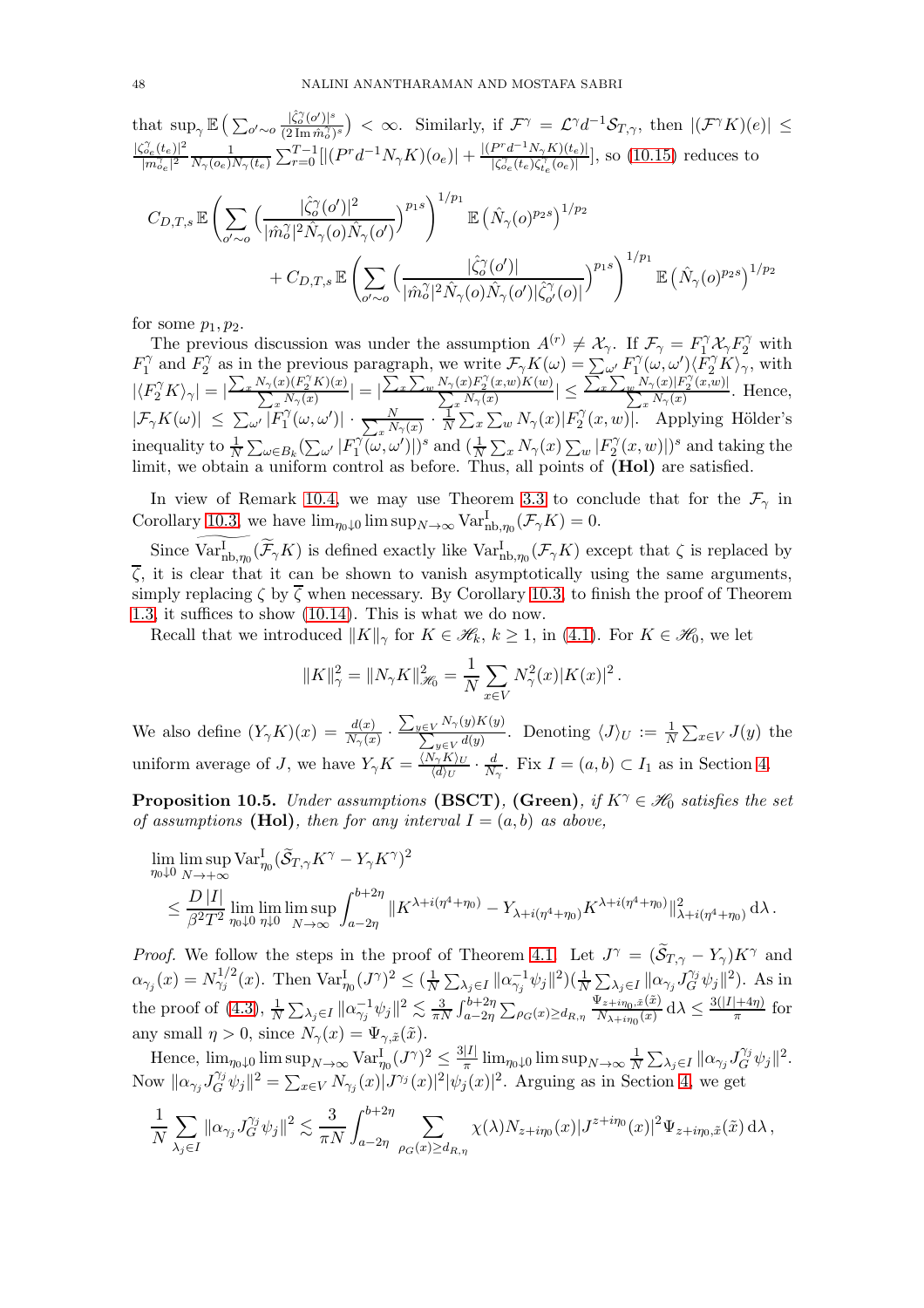that $\sup_\gamma \mathbb{E}\big(\sum_{o'\sim o}\frac{|\hat{\zeta}_o^\gamma(o')|^s}{(2\operatorname{Im}\hat{m}_o^\gamma)^s}\big) < \infty$. Similarly, if $\mathcal{F}^\gamma = \mathcal{L}^\gamma d^{-1}\mathcal{S}_{T,\gamma}$, then $|(\mathcal{F}^\gamma K)(e)| \le \frac{|\zeta_{o_e}^\gamma(t_e)|^2}{|m_{o_e}^\gamma|^2}\frac{1}{N_\gamma(o_e)N_\gamma(t_e)}\sum_{r=0}^{T-1}[|(P^r d^{-1}N_\gamma K)(o_e)| + \frac{|(P^r d^{-1}N_\gamma K)(t_e)|}{|\zeta_{o_e}^\gamma(t_e)\zeta_{t_e}^\gamma(o_e)|}]$, so (10.15) reduces to

$$
C_{D,T,s}\,\mathbb{E}\left(\sum_{o'\sim o}\Big(\frac{|\hat{\zeta}_o^\gamma(o')|^2}{|\hat{m}_o^\gamma|^2\hat{N}_\gamma(o)\hat{N}_\gamma(o')}\Big)^{p_1 s}\right)^{1/p_1}\mathbb{E}\left(\hat{N}_\gamma(o)^{p_2 s}\right)^{1/p_2}
$$
$$
+\,C_{D,T,s}\,\mathbb{E}\left(\sum_{o'\sim o}\Big(\frac{|\hat{\zeta}_o^\gamma(o')|}{|\hat{m}_o^\gamma|^2\hat{N}_\gamma(o)\hat{N}_\gamma(o')|\hat{\zeta}_{o'}^\gamma(o)|}\Big)^{p_1 s}\right)^{1/p_1}\mathbb{E}\left(\hat{N}_\gamma(o)^{p_2 s}\right)^{1/p_2}
$$

for some $p_1, p_2$.

The previous discussion was under the assumption $A^{(r)} \neq \mathcal{X}_\gamma$. If $\mathcal{F}_\gamma = F_1^\gamma \mathcal{X}_\gamma F_2^\gamma$ with $F_1^\gamma$ and $F_2^\gamma$ as in the previous paragraph, we write $\mathcal{F}_\gamma K(\omega) = \sum_{\omega'} F_1^\gamma(\omega,\omega')\langle F_2^\gamma K\rangle_\gamma$, with $|\langle F_2^\gamma K\rangle_\gamma| = |\frac{\sum_x N_\gamma(x)(F_2^\gamma K)(x)}{\sum_x N_\gamma(x)}| = |\frac{\sum_x\sum_w N_\gamma(x)F_2^\gamma(x,w)K(w)}{\sum_x N_\gamma(x)}| \le \frac{\sum_x\sum_w N_\gamma(x)|F_2^\gamma(x,w)|}{\sum_x N_\gamma(x)}$. Hence, $|\mathcal{F}_\gamma K(\omega)| \le \sum_{\omega'}|F_1^\gamma(\omega,\omega')|\cdot\frac{N}{\sum_x N_\gamma(x)}\cdot\frac{1}{N}\sum_x\sum_w N_\gamma(x)|F_2^\gamma(x,w)|$. Applying Hölder's inequality to $\frac{1}{N}\sum_{\omega\in B_k}(\sum_{\omega'}|F_1^\gamma(\omega,\omega')|)^s$ and $(\frac{1}{N}\sum_x N_\gamma(x)\sum_w|F_2^\gamma(x,w)|)^s$ and taking the limit, we obtain a uniform control as before. Thus, all points of **(Hol)** are satisfied.

In view of Remark 10.4, we may use Theorem 3.3 to conclude that for the $\mathcal{F}_\gamma$ in Corollary 10.3, we have $\lim_{\eta_0\downarrow 0}\limsup_{N\to\infty}\operatorname{Var}^{\mathrm{I}}_{\mathrm{nb},\eta_0}(\mathcal{F}_\gamma K) = 0$.

Since $\widetilde{\operatorname{Var}^{\mathrm{I}}_{\mathrm{nb},\eta_0}}(\widetilde{\mathcal{F}}_\gamma K)$ is defined exactly like $\operatorname{Var}^{\mathrm{I}}_{\mathrm{nb},\eta_0}(\mathcal{F}_\gamma K)$ except that $\zeta$ is replaced by $\overline{\zeta}$, it is clear that it can be shown to vanish asymptotically using the same arguments, simply replacing $\zeta$ by $\overline{\zeta}$ when necessary. By Corollary 10.3, to finish the proof of Theorem 1.3, it suffices to show (10.14). This is what we do now.

Recall that we introduced $\|K\|_\gamma$ for $K\in\mathscr{H}_k$, $k\ge 1$, in (4.1). For $K\in\mathscr{H}_0$, we let

$$
\|K\|_\gamma^2 = \|N_\gamma K\|_{\mathscr{H}_0}^2 = \frac{1}{N}\sum_{x\in V}N_\gamma^2(x)|K(x)|^2\,.
$$

We also define $(Y_\gamma K)(x) = \frac{d(x)}{N_\gamma(x)}\cdot\frac{\sum_{y\in V}N_\gamma(y)K(y)}{\sum_{y\in V}d(y)}$. Denoting $\langle J\rangle_U := \frac{1}{N}\sum_{x\in V}J(y)$ the uniform average of $J$, we have $Y_\gamma K = \frac{\langle N_\gamma K\rangle_U}{\langle d\rangle_U}\cdot\frac{d}{N_\gamma}$. Fix $I=(a,b)\subset I_1$ as in Section 4.

**Proposition 10.5.** *Under assumptions* **(BSCT)**, **(Green)**, *if $K^\gamma\in\mathscr{H}_0$ satisfies the set of assumptions* **(Hol)**, *then for any interval $I=(a,b)$ as above,*

$$
\lim_{\eta_0\downarrow 0}\limsup_{N\to+\infty}\operatorname{Var}^{\mathrm{I}}_{\eta_0}(\widetilde{\mathcal{S}}_{T,\gamma}K^\gamma - Y_\gamma K^\gamma)^2
$$
$$
\le \frac{D\,|I|}{\beta^2T^2}\lim_{\eta_0\downarrow 0}\lim_{\eta\downarrow 0}\limsup_{N\to\infty}\int_{a-2\eta}^{b+2\eta}\|K^{\lambda+i(\eta^4+\eta_0)} - Y_{\lambda+i(\eta^4+\eta_0)}K^{\lambda+i(\eta^4+\eta_0)}\|^2_{\lambda+i(\eta^4+\eta_0)}\,\mathrm{d}\lambda\,.
$$

*Proof.* We follow the steps in the proof of Theorem 4.1. Let $J^\gamma = (\widetilde{\mathcal{S}}_{T,\gamma} - Y_\gamma)K^\gamma$ and $\alpha_{\gamma_j}(x) = N_{\gamma_j}^{1/2}(x)$. Then $\operatorname{Var}^{\mathrm{I}}_{\eta_0}(J^\gamma)^2 \le (\frac{1}{N}\sum_{\lambda_j\in I}\|\alpha_{\gamma_j}^{-1}\psi_j\|^2)(\frac{1}{N}\sum_{\lambda_j\in I}\|\alpha_{\gamma_j}J_G^{\gamma_j}\psi_j\|^2)$. As in the proof of (4.3), $\frac{1}{N}\sum_{\lambda_j\in I}\|\alpha_{\gamma_j}^{-1}\psi_j\|^2 \lesssim \frac{3}{\pi N}\int_{a-2\eta}^{b+2\eta}\sum_{\rho_G(x)\ge d_{R,\eta}}\frac{\Psi_{z+i\eta_0,\tilde{x}}(\tilde{x})}{N_{\lambda+i\eta_0}(x)}\,\mathrm{d}\lambda \le \frac{3(|I|+4\eta)}{\pi}$ for any small $\eta>0$, since $N_\gamma(x) = \Psi_{\gamma,\tilde{x}}(\tilde{x})$.

Hence, $\lim_{\eta_0\downarrow 0}\limsup_{N\to\infty}\operatorname{Var}^{\mathrm{I}}_{\eta_0}(J^\gamma)^2 \le \frac{3|I|}{\pi}\lim_{\eta_0\downarrow 0}\limsup_{N\to\infty}\frac{1}{N}\sum_{\lambda_j\in I}\|\alpha_{\gamma_j}J_G^{\gamma_j}\psi_j\|^2$. Now $\|\alpha_{\gamma_j}J_G^{\gamma_j}\psi_j\|^2 = \sum_{x\in V}N_{\gamma_j}(x)|J^{\gamma_j}(x)|^2|\psi_j(x)|^2$. Arguing as in Section 4, we get

$$
\frac{1}{N}\sum_{\lambda_j\in I}\|\alpha_{\gamma_j}J_G^{\gamma_j}\psi_j\|^2 \lesssim \frac{3}{\pi N}\int_{a-2\eta}^{b+2\eta}\sum_{\rho_G(x)\ge d_{R,\eta}}\chi(\lambda)N_{z+i\eta_0}(x)|J^{z+i\eta_0}(x)|^2\Psi_{z+i\eta_0,\tilde{x}}(\tilde{x})\,\mathrm{d}\lambda\,,
$$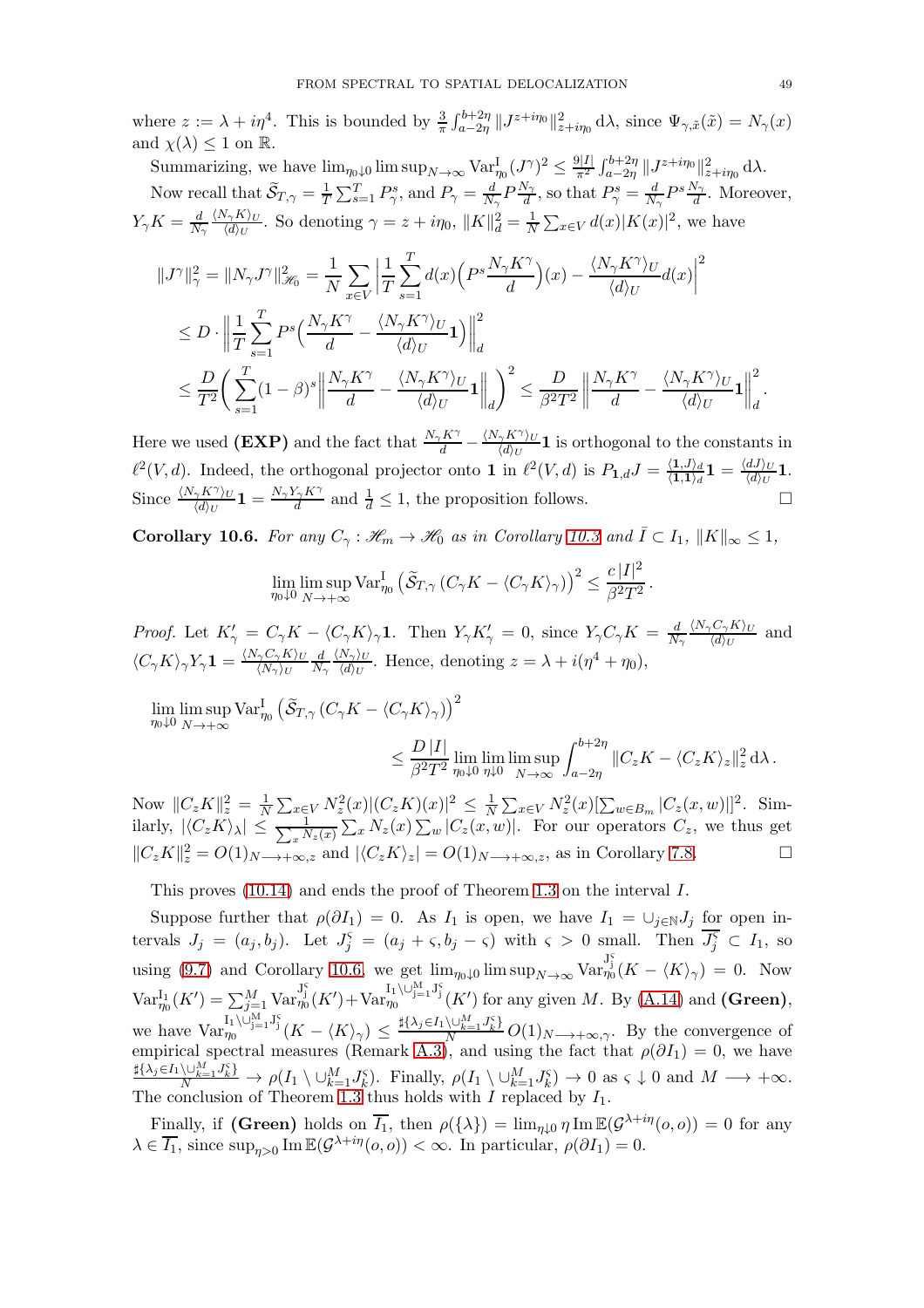where $z := \lambda + i\eta^4$. This is bounded by $\frac{3}{\pi}\int_{a-2\eta}^{b+2\eta} \|J^{z+i\eta_0}\|_{z+i\eta_0}^2 \,\mathrm{d}\lambda$, since $\Psi_{\gamma,\tilde{x}}(\tilde{x}) = N_\gamma(x)$ and $\chi(\lambda) \le 1$ on $\mathbb{R}$.

Summarizing, we have $\lim_{\eta_0\downarrow 0}\limsup_{N\to\infty} \mathrm{Var}_{\eta_0}^{\mathrm{I}}(J^\gamma)^2 \le \frac{9|I|}{\pi^2}\int_{a-2\eta}^{b+2\eta} \|J^{z+i\eta_0}\|_{z+i\eta_0}^2 \,\mathrm{d}\lambda$.

Now recall that $\widetilde{\mathcal{S}}_{T,\gamma} = \frac{1}{T}\sum_{s=1}^T P_\gamma^s$, and $P_\gamma = \frac{d}{N_\gamma} P \frac{N_\gamma}{d}$, so that $P_\gamma^s = \frac{d}{N_\gamma}P^s\frac{N_\gamma}{d}$. Moreover, $Y_\gamma K = \frac{d}{N_\gamma}\frac{\langle N_\gamma K\rangle_U}{\langle d\rangle_U}$. So denoting $\gamma = z + i\eta_0$, $\|K\|_d^2 = \frac{1}{N}\sum_{x\in V} d(x)|K(x)|^2$, we have

$$
\begin{aligned}
\|J^\gamma\|_\gamma^2 = \|N_\gamma J^\gamma\|_{\mathscr{H}_0}^2 &= \frac{1}{N}\sum_{x\in V}\left|\frac{1}{T}\sum_{s=1}^T d(x)\Big(P^s \frac{N_\gamma K^\gamma}{d}\Big)(x) - \frac{\langle N_\gamma K^\gamma\rangle_U}{\langle d\rangle_U} d(x)\right|^2 \\
&\le D\cdot \left\|\frac{1}{T}\sum_{s=1}^T P^s\Big(\frac{N_\gamma K^\gamma}{d} - \frac{\langle N_\gamma K^\gamma\rangle_U}{\langle d\rangle_U}\mathbf{1}\Big)\right\|_d^2 \\
&\le \frac{D}{T^2}\bigg(\sum_{s=1}^T (1-\beta)^s \left\|\frac{N_\gamma K^\gamma}{d} - \frac{\langle N_\gamma K^\gamma\rangle_U}{\langle d\rangle_U}\mathbf{1}\right\|_d\bigg)^2 \le \frac{D}{\beta^2 T^2}\left\|\frac{N_\gamma K^\gamma}{d} - \frac{\langle N_\gamma K^\gamma\rangle_U}{\langle d\rangle_U}\mathbf{1}\right\|_d^2.
\end{aligned}
$$

Here we used **(EXP)** and the fact that $\frac{N_\gamma K^\gamma}{d} - \frac{\langle N_\gamma K^\gamma\rangle_U}{\langle d\rangle_U}\mathbf{1}$ is orthogonal to the constants in $\ell^2(V,d)$. Indeed, the orthogonal projector onto $\mathbf{1}$ in $\ell^2(V,d)$ is $P_{\mathbf{1},d}J = \frac{\langle \mathbf{1}, J\rangle_d}{\langle \mathbf{1},\mathbf{1}\rangle_d}\mathbf{1} = \frac{\langle dJ\rangle_U}{\langle d\rangle_U}\mathbf{1}$. Since $\frac{\langle N_\gamma K^\gamma\rangle_U}{\langle d\rangle_U}\mathbf{1} = \frac{N_\gamma Y_\gamma K^\gamma}{d}$ and $\frac{1}{d}\le 1$, the proposition follows. $\square$

**Corollary 10.6.** *For any $C_\gamma : \mathscr{H}_m \to \mathscr{H}_0$ as in Corollary 10.3 and $\bar{I}\subset I_1$, $\|K\|_\infty \le 1$,*

$$
\lim_{\eta_0\downarrow 0}\limsup_{N\to+\infty} \mathrm{Var}_{\eta_0}^{\mathrm{I}}\left(\widetilde{\mathcal{S}}_{T,\gamma}\left(C_\gamma K - \langle C_\gamma K\rangle_\gamma\right)\right)^2 \le \frac{c\,|I|^2}{\beta^2 T^2}.
$$

*Proof.* Let $K'_\gamma = C_\gamma K - \langle C_\gamma K\rangle_\gamma \mathbf{1}$. Then $Y_\gamma K'_\gamma = 0$, since $Y_\gamma C_\gamma K = \frac{d}{N_\gamma}\frac{\langle N_\gamma C_\gamma K\rangle_U}{\langle d\rangle_U}$ and $\langle C_\gamma K\rangle_\gamma Y_\gamma \mathbf{1} = \frac{\langle N_\gamma C_\gamma K\rangle_U}{\langle N_\gamma\rangle_U}\frac{d}{N_\gamma}\frac{\langle N_\gamma\rangle_U}{\langle d\rangle_U}$. Hence, denoting $z = \lambda + i(\eta^4 + \eta_0)$,

$$
\begin{aligned}
&\lim_{\eta_0\downarrow 0}\limsup_{N\to+\infty} \mathrm{Var}_{\eta_0}^{\mathrm{I}}\left(\widetilde{\mathcal{S}}_{T,\gamma}\left(C_\gamma K - \langle C_\gamma K\rangle_\gamma\right)\right)^2 \\
&\qquad\qquad \le \frac{D\,|I|}{\beta^2 T^2}\lim_{\eta_0\downarrow 0}\lim_{\eta\downarrow 0}\limsup_{N\to\infty}\int_{a-2\eta}^{b+2\eta} \|C_z K - \langle C_z K\rangle_z\|_z^2 \,\mathrm{d}\lambda.
\end{aligned}
$$

Now $\|C_z K\|_z^2 = \frac{1}{N}\sum_{x\in V} N_z^2(x)|(C_z K)(x)|^2 \le \frac{1}{N}\sum_{x\in V} N_z^2(x)[\sum_{w\in B_m}|C_z(x,w)|]^2$. Similarly, $|\langle C_z K\rangle_\lambda| \le \frac{1}{\sum_x N_z(x)}\sum_x N_z(x)\sum_w |C_z(x,w)|$. For our operators $C_z$, we thus get $\|C_z K\|_z^2 = O(1)_{N\longrightarrow+\infty,z}$ and $|\langle C_z K\rangle_z| = O(1)_{N\longrightarrow+\infty,z}$, as in Corollary 7.8. $\square$

This proves (10.14) and ends the proof of Theorem 1.3 on the interval $I$.

Suppose further that $\rho(\partial I_1) = 0$. As $I_1$ is open, we have $I_1 = \cup_{j\in\mathbb{N}} J_j$ for open intervals $J_j = (a_j, b_j)$. Let $J_j^\varsigma = (a_j + \varsigma, b_j - \varsigma)$ with $\varsigma > 0$ small. Then $\overline{J_j^\varsigma}\subset I_1$, so using (9.7) and Corollary 10.6, we get $\lim_{\eta_0\downarrow 0}\limsup_{N\to\infty}\mathrm{Var}_{\eta_0}^{\mathrm{J}_j^\varsigma}(K - \langle K\rangle_\gamma) = 0$. Now $\mathrm{Var}_{\eta_0}^{\mathrm{I}_1}(K') = \sum_{j=1}^M \mathrm{Var}_{\eta_0}^{\mathrm{J}_j^\varsigma}(K') + \mathrm{Var}_{\eta_0}^{\mathrm{I}_1\setminus\cup_{j=1}^M \mathrm{J}_j^\varsigma}(K')$ for any given $M$. By (A.14) and **(Green)**, we have $\mathrm{Var}_{\eta_0}^{\mathrm{I}_1\setminus\cup_{j=1}^M \mathrm{J}_j^\varsigma}(K - \langle K\rangle_\gamma) \le \frac{\sharp\{\lambda_j\in I_1\setminus\cup_{k=1}^M J_k^\varsigma\}}{N} O(1)_{N\longrightarrow+\infty,\gamma}$. By the convergence of empirical spectral measures (Remark A.3), and using the fact that $\rho(\partial I_1) = 0$, we have $\frac{\sharp\{\lambda_j\in I_1\setminus\cup_{k=1}^M J_k^\varsigma\}}{N} \to \rho(I_1\setminus\cup_{k=1}^M J_k^\varsigma)$. Finally, $\rho(I_1\setminus\cup_{k=1}^M J_k^\varsigma)\to 0$ as $\varsigma\downarrow 0$ and $M\longrightarrow+\infty$. The conclusion of Theorem 1.3 thus holds with $I$ replaced by $I_1$.

Finally, if **(Green)** holds on $\overline{I_1}$, then $\rho(\{\lambda\}) = \lim_{\eta\downarrow 0}\eta\,\mathrm{Im}\,\mathbb{E}(\mathcal{G}^{\lambda+i\eta}(o,o)) = 0$ for any $\lambda\in\overline{I_1}$, since $\sup_{\eta>0}\mathrm{Im}\,\mathbb{E}(\mathcal{G}^{\lambda+i\eta}(o,o)) < \infty$. In particular, $\rho(\partial I_1) = 0$.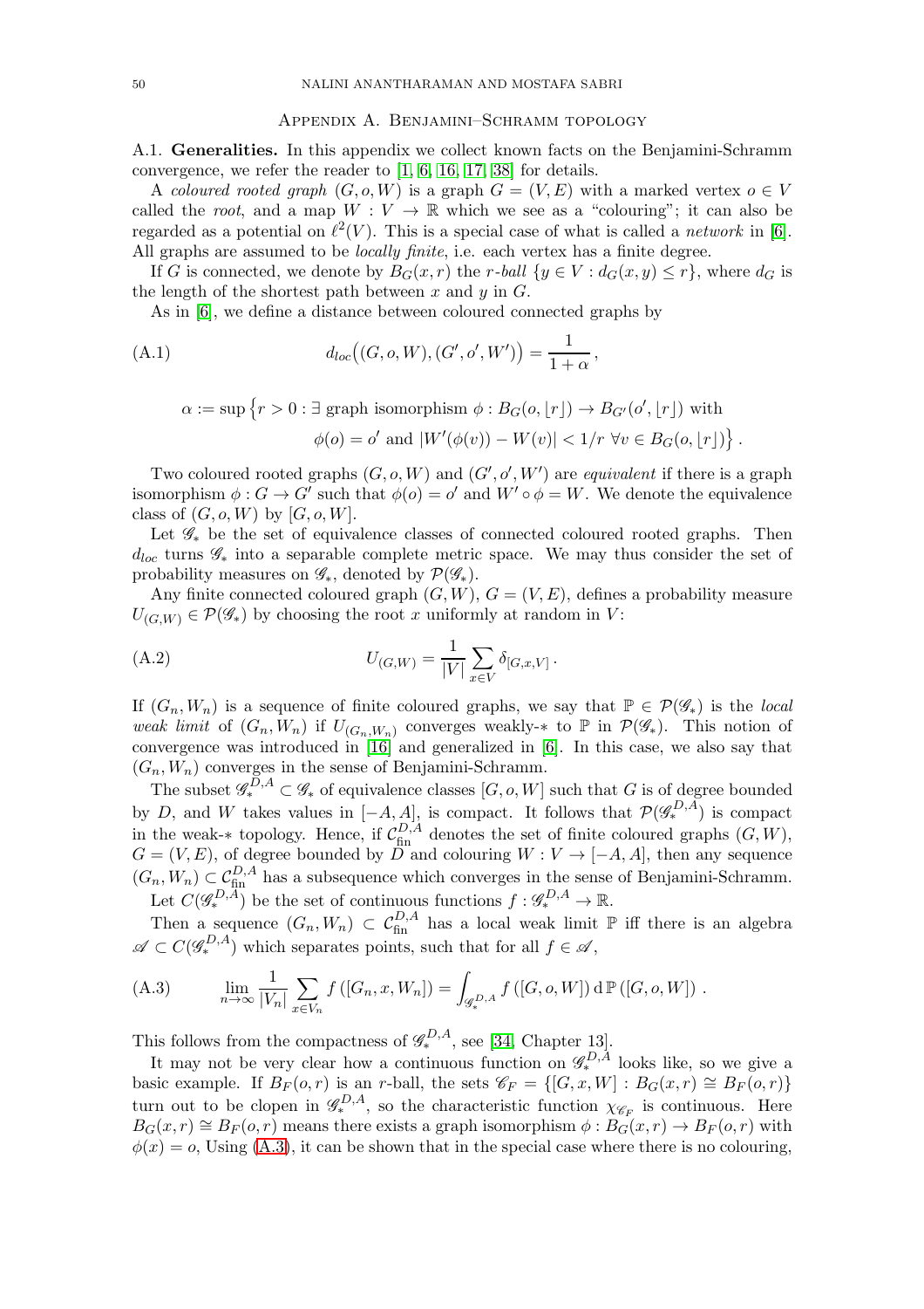## Appendix A. Benjamini–Schramm topology

A.1. **Generalities.** In this appendix we collect known facts on the Benjamini-Schramm convergence, we refer the reader to [1, 6, 16, 17, 38] for details.

A *coloured rooted graph* $(G, o, W)$ is a graph $G = (V, E)$ with a marked vertex $o \in V$ called the *root*, and a map $W : V \to \mathbb{R}$ which we see as a "colouring"; it can also be regarded as a potential on $\ell^2(V)$. This is a special case of what is called a *network* in [6]. All graphs are assumed to be *locally finite*, i.e. each vertex has a finite degree.

If $G$ is connected, we denote by $B_G(x, r)$ the *r-ball* $\{y \in V : d_G(x, y) \le r\}$, where $d_G$ is the length of the shortest path between $x$ and $y$ in $G$.

As in [6], we define a distance between coloured connected graphs by

$$d_{loc}\big((G, o, W), (G', o', W')\big) = \frac{1}{1+\alpha}\,, \tag{A.1}$$

$$\alpha := \sup\big\{r > 0 : \exists \text{ graph isomorphism } \phi : B_G(o, \lfloor r\rfloor) \to B_{G'}(o', \lfloor r\rfloor) \text{ with}$$
$$\phi(o) = o' \text{ and } |W'(\phi(v)) - W(v)| < 1/r \ \forall v \in B_G(o, \lfloor r\rfloor)\big\}\,.$$

Two coloured rooted graphs $(G, o, W)$ and $(G', o', W')$ are *equivalent* if there is a graph isomorphism $\phi : G \to G'$ such that $\phi(o) = o'$ and $W' \circ \phi = W$. We denote the equivalence class of $(G, o, W)$ by $[G, o, W]$.

Let $\mathscr{G}_*$ be the set of equivalence classes of connected coloured rooted graphs. Then $d_{loc}$ turns $\mathscr{G}_*$ into a separable complete metric space. We may thus consider the set of probability measures on $\mathscr{G}_*$, denoted by $\mathcal{P}(\mathscr{G}_*)$.

Any finite connected coloured graph $(G, W)$, $G = (V, E)$, defines a probability measure $U_{(G,W)} \in \mathcal{P}(\mathscr{G}_*)$ by choosing the root $x$ uniformly at random in $V$:

$$U_{(G,W)} = \frac{1}{|V|}\sum_{x\in V} \delta_{[G,x,V]}\,. \tag{A.2}$$

If $(G_n, W_n)$ is a sequence of finite coloured graphs, we say that $\mathbb{P} \in \mathcal{P}(\mathscr{G}_*)$ is the *local weak limit* of $(G_n, W_n)$ if $U_{(G_n,W_n)}$ converges weakly-$*$ to $\mathbb{P}$ in $\mathcal{P}(\mathscr{G}_*)$. This notion of convergence was introduced in [16] and generalized in [6]. In this case, we also say that $(G_n, W_n)$ converges in the sense of Benjamini-Schramm.

The subset $\mathscr{G}_*^{D,A} \subset \mathscr{G}_*$ of equivalence classes $[G, o, W]$ such that $G$ is of degree bounded by $D$, and $W$ takes values in $[-A, A]$, is compact. It follows that $\mathcal{P}(\mathscr{G}_*^{D,A})$ is compact in the weak-$*$ topology. Hence, if $\mathcal{C}_{\text{fin}}^{D,A}$ denotes the set of finite coloured graphs $(G, W)$, $G = (V, E)$, of degree bounded by $D$ and colouring $W : V \to [-A, A]$, then any sequence $(G_n, W_n) \subset \mathcal{C}_{\text{fin}}^{D,A}$ has a subsequence which converges in the sense of Benjamini-Schramm.

Let $C(\mathscr{G}_*^{D,A})$ be the set of continuous functions $f : \mathscr{G}_*^{D,A} \to \mathbb{R}$.

Then a sequence $(G_n, W_n) \subset \mathcal{C}_{\text{fin}}^{D,A}$ has a local weak limit $\mathbb{P}$ iff there is an algebra $\mathscr{A} \subset C(\mathscr{G}_*^{D,A})$ which separates points, such that for all $f \in \mathscr{A}$,

$$\lim_{n\to\infty} \frac{1}{|V_n|}\sum_{x\in V_n} f\left([G_n, x, W_n]\right) = \int_{\mathscr{G}_*^{D,A}} f\left([G, o, W]\right) \mathrm{d}\,\mathbb{P}\left([G, o, W]\right)\,. \tag{A.3}$$

This follows from the compactness of $\mathscr{G}_*^{D,A}$, see [34, Chapter 13].

It may not be very clear how a continuous function on $\mathscr{G}_*^{D,A}$ looks like, so we give a basic example. If $B_F(o, r)$ is an $r$-ball, the sets $\mathscr{C}_F = \{[G, x, W] : B_G(x, r) \cong B_F(o, r)\}$ turn out to be clopen in $\mathscr{G}_*^{D,A}$, so the characteristic function $\chi_{\mathscr{C}_F}$ is continuous. Here $B_G(x, r) \cong B_F(o, r)$ means there exists a graph isomorphism $\phi : B_G(x, r) \to B_F(o, r)$ with $\phi(x) = o$, Using (A.3), it can be shown that in the special case where there is no colouring,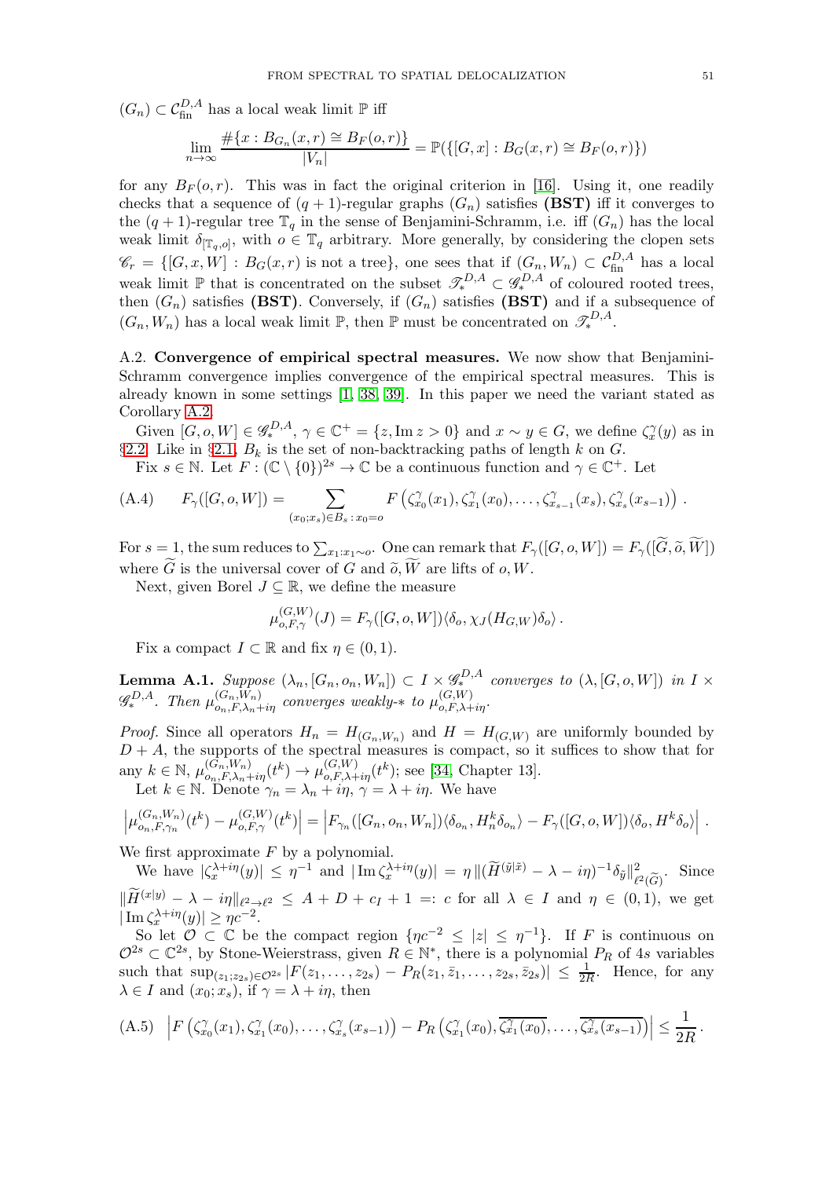$(G_n) \subset \mathcal{C}_{\rm fin}^{D,A}$ has a local weak limit $\mathbb{P}$ iff

$$\lim_{n\to\infty} \frac{\#\{x : B_{G_n}(x,r) \cong B_F(o,r)\}}{|V_n|} = \mathbb{P}(\{[G,x] : B_G(x,r) \cong B_F(o,r)\})$$

for any $B_F(o,r)$. This was in fact the original criterion in [16]. Using it, one readily checks that a sequence of $(q+1)$-regular graphs $(G_n)$ satisfies **(BST)** iff it converges to the $(q+1)$-regular tree $\mathbb{T}_q$ in the sense of Benjamini-Schramm, i.e. iff $(G_n)$ has the local weak limit $\delta_{[\mathbb{T}_q,o]}$, with $o \in \mathbb{T}_q$ arbitrary. More generally, by considering the clopen sets $\mathscr{C}_r = \{[G,x,W] : B_G(x,r) \text{ is not a tree}\}$, one sees that if $(G_n, W_n) \subset \mathcal{C}_{\rm fin}^{D,A}$ has a local weak limit $\mathbb{P}$ that is concentrated on the subset $\mathscr{T}_*^{D,A} \subset \mathscr{G}_*^{D,A}$ of coloured rooted trees, then $(G_n)$ satisfies **(BST)**. Conversely, if $(G_n)$ satisfies **(BST)** and if a subsequence of $(G_n, W_n)$ has a local weak limit $\mathbb{P}$, then $\mathbb{P}$ must be concentrated on $\mathscr{T}_*^{D,A}$.

**A.2. Convergence of empirical spectral measures.** We now show that Benjamini-Schramm convergence implies convergence of the empirical spectral measures. This is already known in some settings [1, 38, 39]. In this paper we need the variant stated as Corollary A.2.

Given $[G,o,W] \in \mathscr{G}_*^{D,A}$, $\gamma \in \mathbb{C}^+ = \{z, \operatorname{Im} z > 0\}$ and $x \sim y \in G$, we define $\zeta_x^\gamma(y)$ as in §2.2. Like in §2.1, $B_k$ is the set of non-backtracking paths of length $k$ on $G$.

Fix $s \in \mathbb{N}$. Let $F : (\mathbb{C}\setminus\{0\})^{2s} \to \mathbb{C}$ be a continuous function and $\gamma \in \mathbb{C}^+$. Let

$$F_\gamma([G,o,W]) = \sum_{(x_0;x_s)\in B_s \,:\, x_0=o} F\left(\zeta_{x_0}^\gamma(x_1), \zeta_{x_1}^\gamma(x_0), \dots, \zeta_{x_{s-1}}^\gamma(x_s), \zeta_{x_s}^\gamma(x_{s-1})\right). \tag{A.4}$$

For $s=1$, the sum reduces to $\sum_{x_1 : x_1 \sim o}$. One can remark that $F_\gamma([G,o,W]) = F_\gamma([\widetilde{G}, \widetilde{o}, \widetilde{W}])$ where $\widetilde{G}$ is the universal cover of $G$ and $\widetilde{o}, \widetilde{W}$ are lifts of $o, W$.

Next, given Borel $J \subseteq \mathbb{R}$, we define the measure

$$\mu_{o,F,\gamma}^{(G,W)}(J) = F_\gamma([G,o,W])\langle \delta_o, \chi_J(H_{G,W})\delta_o\rangle\,.$$

Fix a compact $I \subset \mathbb{R}$ and fix $\eta \in (0,1)$.

**Lemma A.1.** *Suppose $(\lambda_n, [G_n, o_n, W_n]) \subset I \times \mathscr{G}_*^{D,A}$ converges to $(\lambda, [G,o,W])$ in $I \times \mathscr{G}_*^{D,A}$. Then $\mu_{o_n,F,\lambda_n+i\eta}^{(G_n,W_n)}$ converges weakly-$*$ to $\mu_{o,F,\lambda+i\eta}^{(G,W)}$.*

*Proof.* Since all operators $H_n = H_{(G_n,W_n)}$ and $H = H_{(G,W)}$ are uniformly bounded by $D+A$, the supports of the spectral measures is compact, so it suffices to show that for any $k \in \mathbb{N}$, $\mu_{o_n,F,\lambda_n+i\eta}^{(G_n,W_n)}(t^k) \to \mu_{o,F,\lambda+i\eta}^{(G,W)}(t^k)$; see [34, Chapter 13].

Let $k \in \mathbb{N}$. Denote $\gamma_n = \lambda_n + i\eta$, $\gamma = \lambda + i\eta$. We have

$$\left|\mu_{o_n,F,\gamma_n}^{(G_n,W_n)}(t^k) - \mu_{o,F,\gamma}^{(G,W)}(t^k)\right| = \left|F_{\gamma_n}([G_n,o_n,W_n])\langle\delta_{o_n}, H_n^k\delta_{o_n}\rangle - F_\gamma([G,o,W])\langle\delta_o, H^k\delta_o\rangle\right|.$$

We first approximate $F$ by a polynomial.

We have $|\zeta_x^{\lambda+i\eta}(y)| \le \eta^{-1}$ and $|\operatorname{Im}\zeta_x^{\lambda+i\eta}(y)| = \eta\,\|(\widetilde{H}^{(\tilde{y}|\tilde{x})} - \lambda - i\eta)^{-1}\delta_{\tilde{y}}\|_{\ell^2(\widetilde{G})}^2$. Since $\|\widetilde{H}^{(x|y)} - \lambda - i\eta\|_{\ell^2\to\ell^2} \le A + D + c_I + 1 =: c$ for all $\lambda \in I$ and $\eta \in (0,1)$, we get $|\operatorname{Im}\zeta_x^{\lambda+i\eta}(y)| \ge \eta c^{-2}$.

So let $\mathcal{O} \subset \mathbb{C}$ be the compact region $\{\eta c^{-2} \le |z| \le \eta^{-1}\}$. If $F$ is continuous on $\mathcal{O}^{2s} \subset \mathbb{C}^{2s}$, by Stone-Weierstrass, given $R \in \mathbb{N}^*$, there is a polynomial $P_R$ of $4s$ variables such that $\sup_{(z_1;z_{2s})\in\mathcal{O}^{2s}} |F(z_1,\dots,z_{2s}) - P_R(z_1,\bar{z}_1,\dots,z_{2s},\bar{z}_{2s})| \le \frac{1}{2R}$. Hence, for any $\lambda \in I$ and $(x_0;x_s)$, if $\gamma = \lambda + i\eta$, then

$$\left|F\left(\zeta_{x_0}^\gamma(x_1), \zeta_{x_1}^\gamma(x_0), \dots, \zeta_{x_s}^\gamma(x_{s-1})\right) - P_R\left(\zeta_{x_1}^\gamma(x_0), \overline{\zeta_{x_1}^\gamma(x_0)}, \dots, \overline{\zeta_{x_s}^\gamma(x_{s-1})}\right)\right| \le \frac{1}{2R}\,. \tag{A.5}$$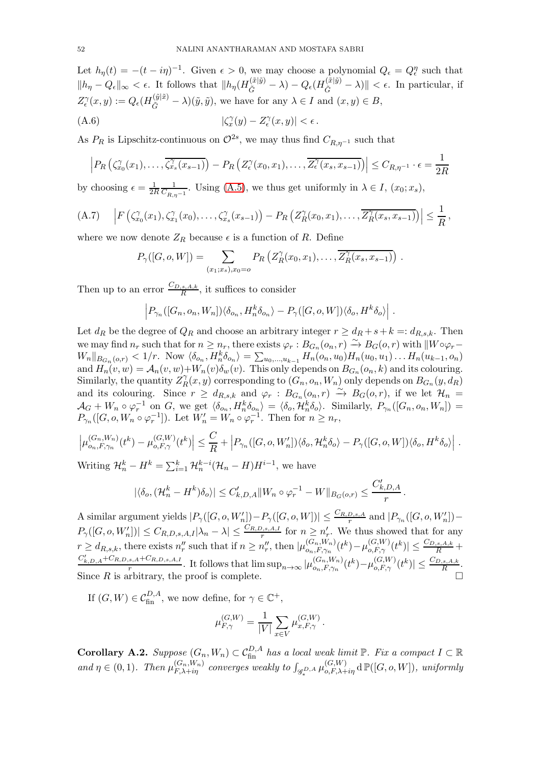Let $h_\eta(t) = -(t-i\eta)^{-1}$. Given $\epsilon > 0$, we may choose a polynomial $Q_\epsilon = Q_\epsilon^\eta$ such that $\|h_\eta - Q_\epsilon\|_\infty < \epsilon$. It follows that $\|h_\eta(H_{\tilde{G}}^{(\tilde{x}|\tilde{y})} - \lambda) - Q_\epsilon(H_{\tilde{G}}^{(\tilde{x}|\tilde{y})} - \lambda)\| < \epsilon$. In particular, if $Z_\epsilon^\gamma(x,y) := Q_\epsilon(H_{\tilde{G}}^{(\tilde{y}|\tilde{x})} - \lambda)(\tilde{y},\tilde{y})$, we have for any $\lambda \in I$ and $(x,y) \in B$,

$$
|\zeta_x^\gamma(y) - Z_\epsilon^\gamma(x,y)| < \epsilon\,. \tag{A.6}
$$

As $P_R$ is Lipschitz-continuous on $\mathcal{O}^{2s}$, we may thus find $C_{R,\eta^{-1}}$ such that

$$
\left| P_R\left(\zeta_{x_0}^\gamma(x_1), \dots, \overline{\zeta_{x_s}^\gamma(x_{s-1})}\right) - P_R\left(Z_\epsilon^\gamma(x_0,x_1), \dots, \overline{Z_\epsilon^\gamma(x_s,x_{s-1})}\right)\right| \le C_{R,\eta^{-1}} \cdot \epsilon = \frac{1}{2R}
$$

by choosing $\epsilon = \frac{1}{2R}\frac{1}{C_{R,\eta^{-1}}}$. Using (A.5), we thus get uniformly in $\lambda \in I$, $(x_0;x_s)$,

$$
\left| F\left(\zeta_{x_0}^\gamma(x_1), \zeta_{x_1}^\gamma(x_0), \dots, \zeta_{x_s}^\gamma(x_{s-1})\right) - P_R\left(Z_R^\gamma(x_0,x_1), \dots, \overline{Z_R^\gamma(x_s,x_{s-1})}\right)\right| \le \frac{1}{R}\,, \tag{A.7}
$$

where we now denote $Z_R$ because $\epsilon$ is a function of $R$. Define

$$
P_\gamma([G,o,W]) = \sum_{(x_1;x_s),x_0=o} P_R\left(Z_R^\gamma(x_0,x_1), \dots, \overline{Z_R^\gamma(x_s,x_{s-1})}\right)\,.
$$

Then up to an error $\frac{C_{D,s,A,k}}{R}$, it suffices to consider

$$
\left| P_{\gamma_n}([G_n,o_n,W_n])\langle \delta_{o_n}, H_n^k \delta_{o_n}\rangle - P_\gamma([G,o,W])\langle \delta_o, H^k\delta_o\rangle \right|\,.
$$

Let $d_R$ be the degree of $Q_R$ and choose an arbitrary integer $r \ge d_R + s + k =: d_{R,s,k}$. Then we may find $n_r$ such that for $n \ge n_r$, there exists $\varphi_r : B_{G_n}(o_n,r) \xrightarrow{\sim} B_G(o,r)$ with $\|W\circ\varphi_r - W_n\|_{B_{G_n}(o,r)} < 1/r$. Now $\langle \delta_{o_n}, H_n^k \delta_{o_n}\rangle = \sum_{u_0,\dots,u_{k-1}} H_n(o_n,u_0)H_n(u_0,u_1)\dots H_n(u_{k-1},o_n)$ and $H_n(v,w) = \mathcal{A}_n(v,w) + W_n(v)\delta_w(v)$. This only depends on $B_{G_n}(o_n,k)$ and its colouring. Similarly, the quantity $Z_R^\gamma(x,y)$ corresponding to $(G_n,o_n,W_n)$ only depends on $B_{G_n}(y,d_R)$ and its colouring. Since $r \ge d_{R,s,k}$ and $\varphi_r : B_{G_n}(o_n,r) \xrightarrow{\sim} B_G(o,r)$, if we let $\mathcal{H}_n = \mathcal{A}_G + W_n \circ \varphi_r^{-1}$ on $G$, we get $\langle \delta_{o_n}, H_n^k \delta_{o_n}\rangle = \langle \delta_o, \mathcal{H}_n^k \delta_o\rangle$. Similarly, $P_{\gamma_n}([G_n,o_n,W_n]) = P_{\gamma_n}([G,o,W_n\circ\varphi_r^{-1}])$. Let $W_n' = W_n \circ \varphi_r^{-1}$. Then for $n \ge n_r$,

$$
\left|\mu_{o_n,F,\gamma_n}^{(G_n,W_n)}(t^k) - \mu_{o,F,\gamma}^{(G,W)}(t^k)\right| \le \frac{C}{R} + \left|P_{\gamma_n}([G,o,W_n'])\langle \delta_o, \mathcal{H}_n^k\delta_o\rangle - P_\gamma([G,o,W])\langle\delta_o, H^k\delta_o\rangle\right|\,.
$$

Writing $\mathcal{H}_n^k - H^k = \sum_{i=1}^k \mathcal{H}_n^{k-i}(\mathcal{H}_n - H)H^{i-1}$, we have

$$
|\langle \delta_o, (\mathcal{H}_n^k - H^k)\delta_o\rangle| \le C'_{k,D,A}\|W_n\circ\varphi_r^{-1} - W\|_{B_G(o,r)} \le \frac{C'_{k,D,A}}{r}\,.
$$

A similar argument yields $|P_\gamma([G,o,W_n']) - P_\gamma([G,o,W])| \le \frac{C_{R,D,s,A}}{r}$ and $|P_{\gamma_n}([G,o,W_n']) - P_\gamma([G,o,W_n'])| \le C_{R,D,s,A,I}|\lambda_n - \lambda| \le \frac{C_{R,D,s,A,I}}{r}$ for $n \ge n_r'$. We thus showed that for any $r \ge d_{R,s,k}$, there exists $n_r''$ such that if $n \ge n_r''$, then $|\mu_{o_n,F,\gamma_n}^{(G_n,W_n)}(t^k) - \mu_{o,F,\gamma}^{(G,W)}(t^k)| \le \frac{C_{D,s,A,k}}{R} + \frac{C'_{k,D,A} + C_{R,D,s,A} + C_{R,D,s,A,I}}{r}$. It follows that $\limsup_{n\to\infty} |\mu_{o_n,F,\gamma_n}^{(G_n,W_n)}(t^k) - \mu_{o,F,\gamma}^{(G,W)}(t^k)| \le \frac{C_{D,s,A,k}}{R}$. Since $R$ is arbitrary, the proof is complete. $\square$

If $(G,W) \in \mathcal{C}_{\text{fin}}^{D,A}$, we now define, for $\gamma \in \mathbb{C}^+$,

$$
\mu_{F,\gamma}^{(G,W)} = \frac{1}{|V|}\sum_{x\in V}\mu_{x,F,\gamma}^{(G,W)}\,.
$$

**Corollary A.2.** *Suppose $(G_n,W_n) \subset \mathcal{C}_{\text{fin}}^{D,A}$ has a local weak limit $\mathbb{P}$. Fix a compact $I \subset \mathbb{R}$ and $\eta \in (0,1)$. Then $\mu_{F,\lambda+i\eta}^{(G_n,W_n)}$ converges weakly to $\int_{\mathscr{G}_*^{D,A}} \mu_{o,F,\lambda+i\eta}^{(G,W)}\,\mathrm{d}\,\mathbb{P}([G,o,W])$, uniformly*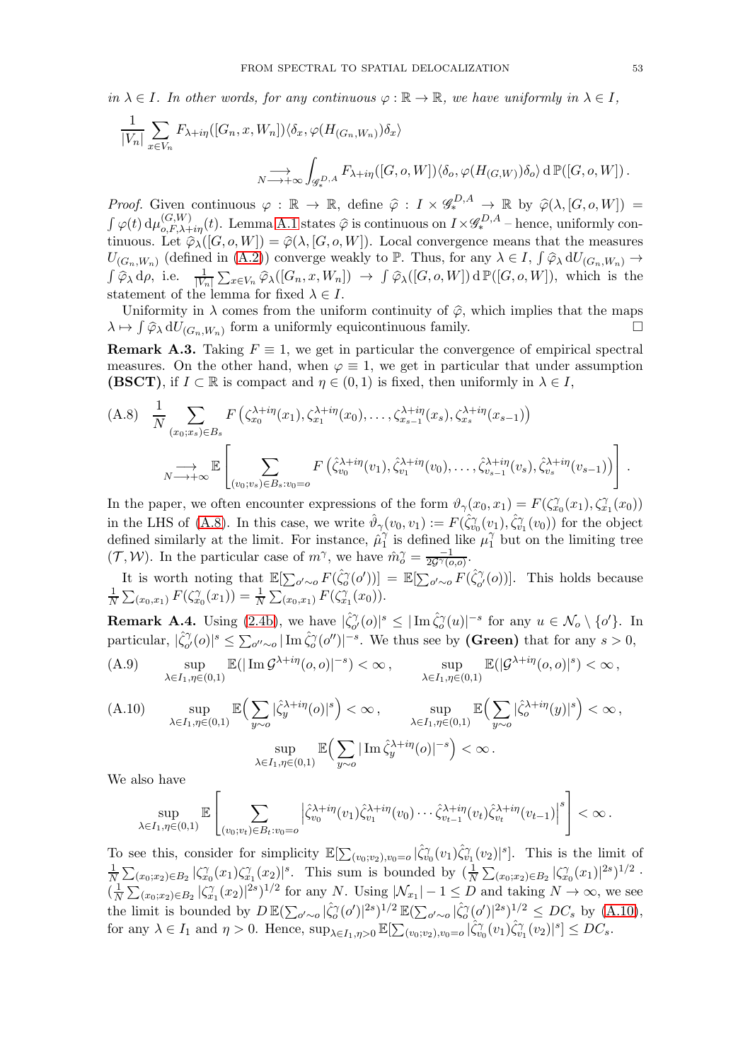*in $\lambda \in I$. In other words, for any continuous $\varphi : \mathbb{R} \to \mathbb{R}$, we have uniformly in $\lambda \in I$,*

$$\frac{1}{|V_n|} \sum_{x \in V_n} F_{\lambda+i\eta}([G_n, x, W_n]) \langle \delta_x, \varphi(H_{(G_n,W_n)}) \delta_x \rangle \underset{N \longrightarrow +\infty}{\longrightarrow} \int_{\mathscr{G}_*^{D,A}} F_{\lambda+i\eta}([G, o, W]) \langle \delta_o, \varphi(H_{(G,W)}) \delta_o \rangle \, \mathrm{d}\, \mathbb{P}([G, o, W]) \, .$$

*Proof.* Given continuous $\varphi : \mathbb{R} \to \mathbb{R}$, define $\widehat{\varphi} : I \times \mathscr{G}_*^{D,A} \to \mathbb{R}$ by $\widehat{\varphi}(\lambda, [G, o, W]) = \int \varphi(t) \, \mathrm{d}\mu^{(G,W)}_{o,F,\lambda+i\eta}(t)$. Lemma A.1 states $\widehat{\varphi}$ is continuous on $I \times \mathscr{G}_*^{D,A}$ – hence, uniformly continuous. Let $\widehat{\varphi}_\lambda([G, o, W]) = \widehat{\varphi}(\lambda, [G, o, W])$. Local convergence means that the measures $U_{(G_n,W_n)}$ (defined in (A.2)) converge weakly to $\mathbb{P}$. Thus, for any $\lambda \in I$, $\int \widehat{\varphi}_\lambda \, \mathrm{d}U_{(G_n,W_n)} \to \int \widehat{\varphi}_\lambda \, \mathrm{d}\rho$, i.e. $\frac{1}{|V_n|} \sum_{x \in V_n} \widehat{\varphi}_\lambda([G_n, x, W_n]) \to \int \widehat{\varphi}_\lambda([G, o, W]) \, \mathrm{d}\, \mathbb{P}([G, o, W])$, which is the statement of the lemma for fixed $\lambda \in I$.

Uniformity in $\lambda$ comes from the uniform continuity of $\widehat{\varphi}$, which implies that the maps $\lambda \mapsto \int \widehat{\varphi}_\lambda \, \mathrm{d}U_{(G_n,W_n)}$ form a uniformly equicontinuous family. $\square$

**Remark A.3.** Taking $F \equiv 1$, we get in particular the convergence of empirical spectral measures. On the other hand, when $\varphi \equiv 1$, we get in particular that under assumption **(BSCT)**, if $I \subset \mathbb{R}$ is compact and $\eta \in (0, 1)$ is fixed, then uniformly in $\lambda \in I$,

$$\text{(A.8)} \quad \frac{1}{N} \sum_{(x_0;x_s) \in B_s} F\left(\zeta^{\lambda+i\eta}_{x_0}(x_1), \zeta^{\lambda+i\eta}_{x_1}(x_0), \dots, \zeta^{\lambda+i\eta}_{x_{s-1}}(x_s), \zeta^{\lambda+i\eta}_{x_s}(x_{s-1})\right) \underset{N \longrightarrow +\infty}{\longrightarrow} \mathbb{E}\left[\sum_{(v_0;v_s) \in B_s : v_0 = o} F\left(\hat{\zeta}^{\lambda+i\eta}_{v_0}(v_1), \hat{\zeta}^{\lambda+i\eta}_{v_1}(v_0), \dots, \hat{\zeta}^{\lambda+i\eta}_{v_{s-1}}(v_s), \hat{\zeta}^{\lambda+i\eta}_{v_s}(v_{s-1})\right)\right].$$

In the paper, we often encounter expressions of the form $\vartheta_\gamma(x_0, x_1) = F(\zeta^\gamma_{x_0}(x_1), \zeta^\gamma_{x_1}(x_0))$ in the LHS of (A.8). In this case, we write $\hat{\vartheta}_\gamma(v_0, v_1) := F(\hat{\zeta}^\gamma_{v_0}(v_1), \hat{\zeta}^\gamma_{v_1}(v_0))$ for the object defined similarly at the limit. For instance, $\hat{\mu}^\gamma_1$ is defined like $\mu^\gamma_1$ but on the limiting tree $(\mathcal{T}, \mathcal{W})$. In the particular case of $m^\gamma$, we have $\hat{m}^\gamma_o = \frac{-1}{2\mathcal{G}^\gamma(o,o)}$.

It is worth noting that $\mathbb{E}[\sum_{o' \sim o} F(\hat{\zeta}^\gamma_o(o'))] = \mathbb{E}[\sum_{o' \sim o} F(\hat{\zeta}^\gamma_{o'}(o))]$. This holds because $\frac{1}{N} \sum_{(x_0,x_1)} F(\zeta^\gamma_{x_0}(x_1)) = \frac{1}{N} \sum_{(x_0,x_1)} F(\zeta^\gamma_{x_1}(x_0))$.

**Remark A.4.** Using (2.4b), we have $|\hat{\zeta}^\gamma_{o'}(o)|^s \le |\operatorname{Im} \hat{\zeta}^\gamma_o(u)|^{-s}$ for any $u \in \mathcal{N}_o \setminus \{o'\}$. In particular, $|\hat{\zeta}^\gamma_{o'}(o)|^s \le \sum_{o'' \sim o} |\operatorname{Im} \hat{\zeta}^\gamma_o(o'')|^{-s}$. We thus see by **(Green)** that for any $s > 0$,

$$\text{(A.9)} \qquad \sup_{\lambda \in I_1, \eta \in (0,1)} \mathbb{E}(|\operatorname{Im} \mathcal{G}^{\lambda+i\eta}(o,o)|^{-s}) < \infty \, , \qquad \sup_{\lambda \in I_1, \eta \in (0,1)} \mathbb{E}(|\mathcal{G}^{\lambda+i\eta}(o,o)|^s) < \infty \, ,$$

$$\text{(A.10)} \qquad \sup_{\lambda \in I_1, \eta \in (0,1)} \mathbb{E}\Big(\sum_{y \sim o} |\hat{\zeta}^{\lambda+i\eta}_y(o)|^s\Big) < \infty \, , \qquad \sup_{\lambda \in I_1, \eta \in (0,1)} \mathbb{E}\Big(\sum_{y \sim o} |\hat{\zeta}^{\lambda+i\eta}_o(y)|^s\Big) < \infty \, ,$$
$$\sup_{\lambda \in I_1, \eta \in (0,1)} \mathbb{E}\Big(\sum_{y \sim o} |\operatorname{Im} \hat{\zeta}^{\lambda+i\eta}_y(o)|^{-s}\Big) < \infty \, .$$

We also have

$$\sup_{\lambda \in I_1, \eta \in (0,1)} \mathbb{E}\left[\sum_{(v_0;v_t) \in B_t : v_0 = o} \left|\hat{\zeta}^{\lambda+i\eta}_{v_0}(v_1) \hat{\zeta}^{\lambda+i\eta}_{v_1}(v_0) \cdots \hat{\zeta}^{\lambda+i\eta}_{v_{t-1}}(v_t) \hat{\zeta}^{\lambda+i\eta}_{v_t}(v_{t-1})\right|^s\right] < \infty \, .$$

To see this, consider for simplicity $\mathbb{E}[\sum_{(v_0;v_2), v_0 = o} |\hat{\zeta}^\gamma_{v_0}(v_1) \hat{\zeta}^\gamma_{v_1}(v_2)|^s]$. This is the limit of $\frac{1}{N} \sum_{(x_0;x_2) \in B_2} |\zeta^\gamma_{x_0}(x_1) \zeta^\gamma_{x_1}(x_2)|^s$. This sum is bounded by $(\frac{1}{N} \sum_{(x_0;x_2) \in B_2} |\zeta^\gamma_{x_0}(x_1)|^{2s})^{1/2} \cdot (\frac{1}{N} \sum_{(x_0;x_2) \in B_2} |\zeta^\gamma_{x_1}(x_2)|^{2s})^{1/2}$ for any $N$. Using $|\mathcal{N}_{x_1}| - 1 \le D$ and taking $N \to \infty$, we see the limit is bounded by $D\, \mathbb{E}(\sum_{o' \sim o} |\hat{\zeta}^\gamma_o(o')|^{2s})^{1/2} \, \mathbb{E}(\sum_{o' \sim o} |\hat{\zeta}^\gamma_o(o')|^{2s})^{1/2} \le DC_s$ by (A.10), for any $\lambda \in I_1$ and $\eta > 0$. Hence, $\sup_{\lambda \in I_1, \eta > 0} \mathbb{E}[\sum_{(v_0;v_2), v_0 = o} |\hat{\zeta}^\gamma_{v_0}(v_1) \hat{\zeta}^\gamma_{v_1}(v_2)|^s] \le DC_s$.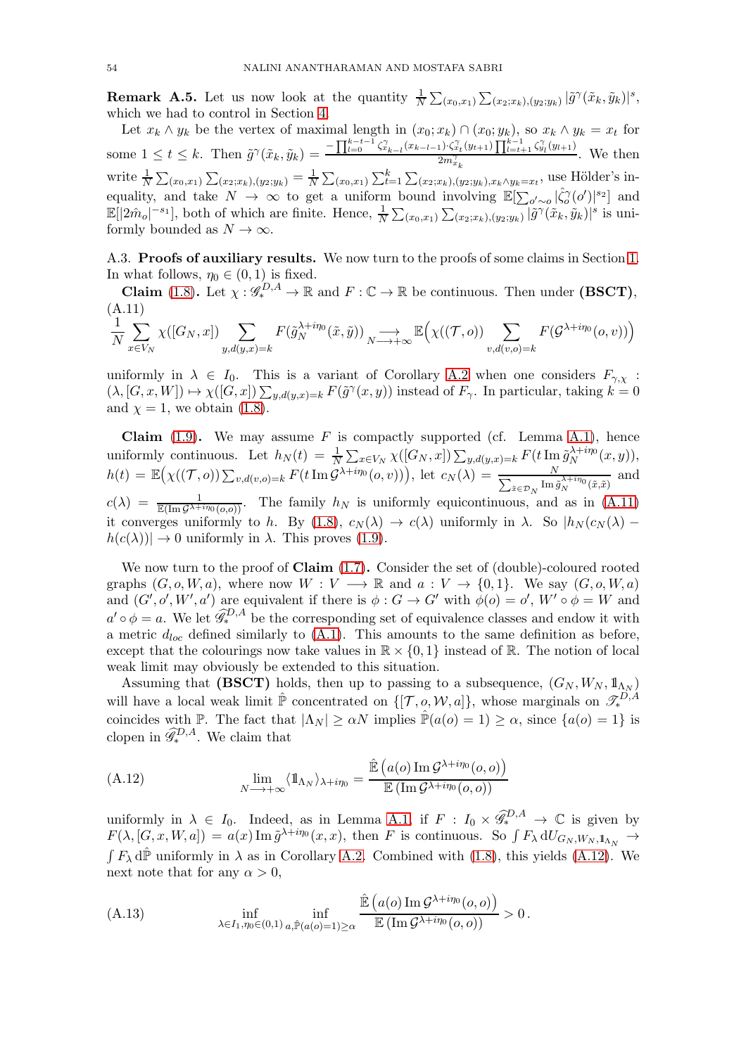**Remark A.5.** Let us now look at the quantity $\frac{1}{N}\sum_{(x_0,x_1)}\sum_{(x_2;x_k),(y_2;y_k)}|\tilde{g}^\gamma(\tilde{x}_k,\tilde{y}_k)|^s$, which we had to control in Section 4.

Let $x_k \wedge y_k$ be the vertex of maximal length in $(x_0;x_k)\cap(x_0;y_k)$, so $x_k\wedge y_k = x_t$ for some $1\le t\le k$. Then $\tilde{g}^\gamma(\tilde{x}_k,\tilde{y}_k) = \frac{-\prod_{l=0}^{k-t-1}\zeta^\gamma_{x_{k-l}}(x_{k-l-1})\cdot\zeta^\gamma_{x_t}(y_{t+1})\prod_{l=t+1}^{k-1}\zeta^\gamma_{y_l}(y_{l+1})}{2m^\gamma_{x_k}}$. We then write $\frac{1}{N}\sum_{(x_0,x_1)}\sum_{(x_2;x_k),(y_2;y_k)} = \frac{1}{N}\sum_{(x_0,x_1)}\sum_{t=1}^k\sum_{(x_2;x_k),(y_2;y_k),x_k\wedge y_k=x_t}$, use Hölder's inequality, and take $N\to\infty$ to get a uniform bound involving $\mathbb{E}[\sum_{o'\sim o}|\hat{\zeta}^\gamma_o(o')|^{s_2}]$ and $\mathbb{E}[|2\hat{m}_o|^{-s_1}]$, both of which are finite. Hence, $\frac{1}{N}\sum_{(x_0,x_1)}\sum_{(x_2;x_k),(y_2;y_k)}|\tilde{g}^\gamma(\tilde{x}_k,\tilde{y}_k)|^s$ is uniformly bounded as $N\to\infty$.

A.3. **Proofs of auxiliary results.** We now turn to the proofs of some claims in Section 1. In what follows, $\eta_0\in(0,1)$ is fixed.

**Claim (1.8).** Let $\chi:\mathscr{G}_*^{D,A}\to\mathbb{R}$ and $F:\mathbb{C}\to\mathbb{R}$ be continuous. Then under **(BSCT)**,

$$
\text{(A.11)}\qquad \frac{1}{N}\sum_{x\in V_N}\chi([G_N,x])\sum_{y,d(y,x)=k}F(\tilde{g}_N^{\lambda+i\eta_0}(\tilde{x},\tilde{y}))\underset{N\longrightarrow+\infty}{\longrightarrow}\mathbb{E}\Big(\chi((\mathcal{T},o))\sum_{v,d(v,o)=k}F(\mathcal{G}^{\lambda+i\eta_0}(o,v))\Big)
$$

uniformly in $\lambda\in I_0$. This is a variant of Corollary A.2 when one considers $F_{\gamma,\chi}:(\lambda,[G,x,W])\mapsto\chi([G,x])\sum_{y,d(y,x)=k}F(\tilde{g}^\gamma(x,y))$ instead of $F_\gamma$. In particular, taking $k=0$ and $\chi=1$, we obtain (1.8).

**Claim (1.9).** We may assume $F$ is compactly supported (cf. Lemma A.1), hence uniformly continuous. Let $h_N(t)=\frac{1}{N}\sum_{x\in V_N}\chi([G_N,x])\sum_{y,d(y,x)=k}F(t\operatorname{Im}\tilde{g}_N^{\lambda+i\eta_0}(x,y))$, $h(t)=\mathbb{E}\big(\chi((\mathcal{T},o))\sum_{v,d(v,o)=k}F(t\operatorname{Im}\mathcal{G}^{\lambda+i\eta_0}(o,v))\big)$, let $c_N(\lambda)=\frac{N}{\sum_{\tilde{x}\in\mathcal{D}_N}\operatorname{Im}\tilde{g}_N^{\lambda+i\eta_0}(\tilde{x},\tilde{x})}$ and $c(\lambda)=\frac{1}{\mathbb{E}(\operatorname{Im}\mathcal{G}^{\lambda+i\eta_0}(o,o))}$. The family $h_N$ is uniformly equicontinuous, and as in (A.11) it converges uniformly to $h$. By (1.8), $c_N(\lambda)\to c(\lambda)$ uniformly in $\lambda$. So $|h_N(c_N(\lambda)-h(c(\lambda))|\to 0$ uniformly in $\lambda$. This proves (1.9).

We now turn to the proof of **Claim (1.7).** Consider the set of (double)-coloured rooted graphs $(G,o,W,a)$, where now $W:V\longrightarrow\mathbb{R}$ and $a:V\to\{0,1\}$. We say $(G,o,W,a)$ and $(G',o',W',a')$ are equivalent if there is $\phi:G\to G'$ with $\phi(o)=o'$, $W'\circ\phi=W$ and $a'\circ\phi=a$. We let $\widehat{\mathscr{G}}_*^{D,A}$ be the corresponding set of equivalence classes and endow it with a metric $d_{loc}$ defined similarly to (A.1). This amounts to the same definition as before, except that the colourings now take values in $\mathbb{R}\times\{0,1\}$ instead of $\mathbb{R}$. The notion of local weak limit may obviously be extended to this situation.

Assuming that **(BSCT)** holds, then up to passing to a subsequence, $(G_N,W_N,\mathbb{1}_{\Lambda_N})$ will have a local weak limit $\hat{\mathbb{P}}$ concentrated on $\{[\mathcal{T},o,\mathcal{W},a]\}$, whose marginals on $\mathscr{T}_*^{D,A}$ coincides with $\mathbb{P}$. The fact that $|\Lambda_N|\ge\alpha N$ implies $\hat{\mathbb{P}}(a(o)=1)\ge\alpha$, since $\{a(o)=1\}$ is clopen in $\widehat{\mathscr{G}}_*^{D,A}$. We claim that

$$
\text{(A.12)}\qquad \lim_{N\longrightarrow+\infty}\langle\mathbb{1}_{\Lambda_N}\rangle_{\lambda+i\eta_0}=\frac{\hat{\mathbb{E}}\left(a(o)\operatorname{Im}\mathcal{G}^{\lambda+i\eta_0}(o,o)\right)}{\mathbb{E}\left(\operatorname{Im}\mathcal{G}^{\lambda+i\eta_0}(o,o)\right)}
$$

uniformly in $\lambda\in I_0$. Indeed, as in Lemma A.1, if $F:I_0\times\widehat{\mathscr{G}}_*^{D,A}\to\mathbb{C}$ is given by $F(\lambda,[G,x,W,a])=a(x)\operatorname{Im}\tilde{g}^{\lambda+i\eta_0}(x,x)$, then $F$ is continuous. So $\int F_\lambda\,\mathrm{d}U_{G_N,W_N,\mathbb{1}_{\Lambda_N}}\to\int F_\lambda\,\mathrm{d}\hat{\mathbb{P}}$ uniformly in $\lambda$ as in Corollary A.2. Combined with (1.8), this yields (A.12). We next note that for any $\alpha>0$,

$$
\text{(A.13)}\qquad \inf_{\lambda\in I_1,\eta_0\in(0,1)}\ \inf_{a,\hat{\mathbb{P}}(a(o)=1)\ge\alpha}\frac{\hat{\mathbb{E}}\left(a(o)\operatorname{Im}\mathcal{G}^{\lambda+i\eta_0}(o,o)\right)}{\mathbb{E}\left(\operatorname{Im}\mathcal{G}^{\lambda+i\eta_0}(o,o)\right)}>0\,.
$$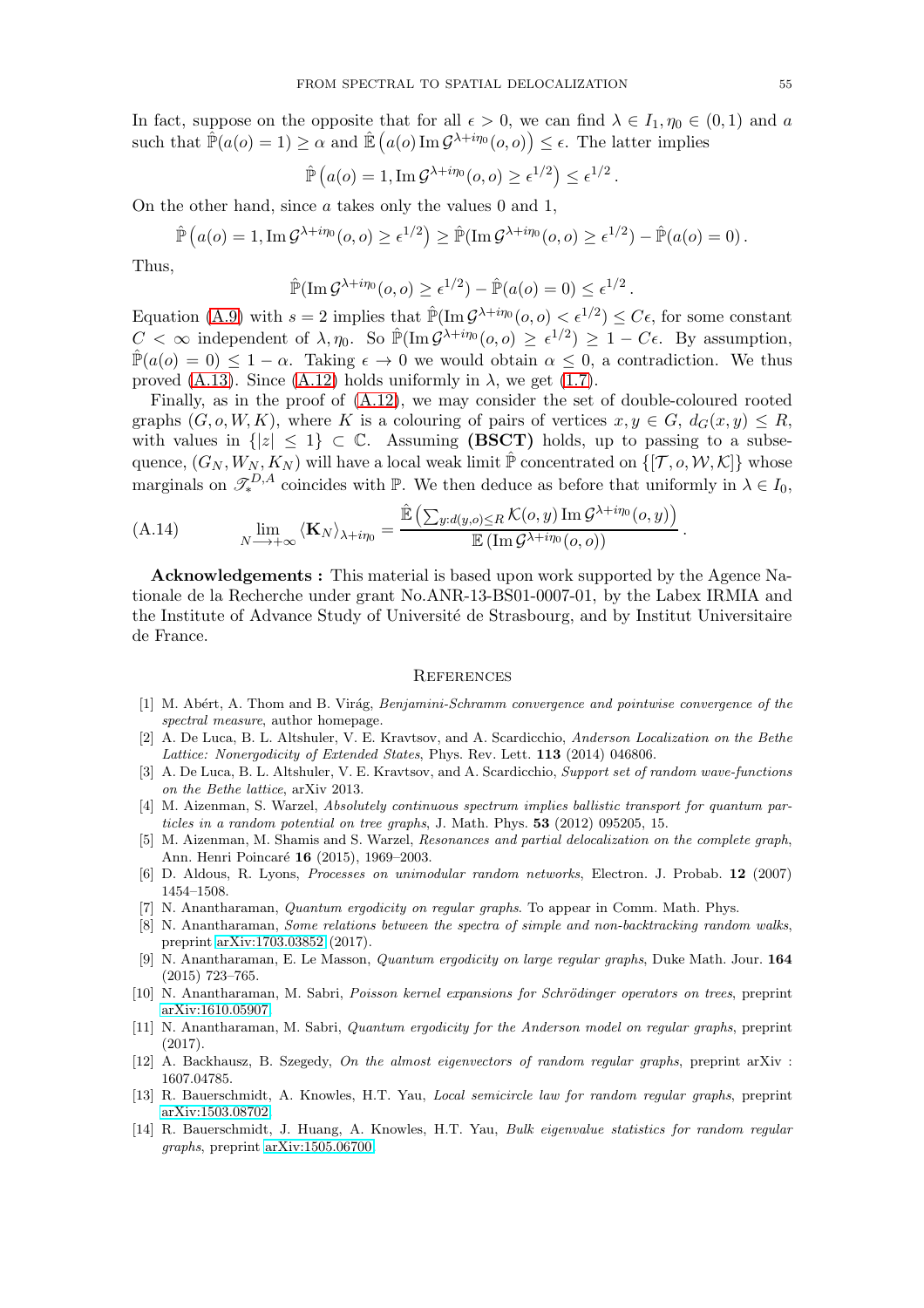In fact, suppose on the opposite that for all $\epsilon > 0$, we can find $\lambda \in I_1, \eta_0 \in (0,1)$ and $a$ such that $\hat{\mathbb{P}}(a(o) = 1) \geq \alpha$ and $\hat{\mathbb{E}}\left(a(o) \operatorname{Im} \mathcal{G}^{\lambda+i\eta_0}(o,o)\right) \leq \epsilon$. The latter implies

$$\hat{\mathbb{P}}\left(a(o) = 1, \operatorname{Im} \mathcal{G}^{\lambda+i\eta_0}(o,o) \geq \epsilon^{1/2}\right) \leq \epsilon^{1/2}.$$

On the other hand, since $a$ takes only the values 0 and 1,

$$\hat{\mathbb{P}}\left(a(o) = 1, \operatorname{Im} \mathcal{G}^{\lambda+i\eta_0}(o,o) \geq \epsilon^{1/2}\right) \geq \hat{\mathbb{P}}(\operatorname{Im} \mathcal{G}^{\lambda+i\eta_0}(o,o) \geq \epsilon^{1/2}) - \hat{\mathbb{P}}(a(o) = 0).$$

Thus,

$$\hat{\mathbb{P}}(\operatorname{Im} \mathcal{G}^{\lambda+i\eta_0}(o,o) \geq \epsilon^{1/2}) - \hat{\mathbb{P}}(a(o) = 0) \leq \epsilon^{1/2}.$$

Equation (A.9) with $s = 2$ implies that $\hat{\mathbb{P}}(\operatorname{Im} \mathcal{G}^{\lambda+i\eta_0}(o,o) < \epsilon^{1/2}) \leq C\epsilon$, for some constant $C < \infty$ independent of $\lambda, \eta_0$. So $\hat{\mathbb{P}}(\operatorname{Im} \mathcal{G}^{\lambda+i\eta_0}(o,o) \geq \epsilon^{1/2}) \geq 1 - C\epsilon$. By assumption, $\hat{\mathbb{P}}(a(o) = 0) \leq 1 - \alpha$. Taking $\epsilon \to 0$ we would obtain $\alpha \leq 0$, a contradiction. We thus proved (A.13). Since (A.12) holds uniformly in $\lambda$, we get (1.7).

Finally, as in the proof of (A.12), we may consider the set of double-coloured rooted graphs $(G, o, W, K)$, where $K$ is a colouring of pairs of vertices $x, y \in G$, $d_G(x,y) \leq R$, with values in $\{|z| \leq 1\} \subset \mathbb{C}$. Assuming **(BSCT)** holds, up to passing to a subsequence, $(G_N, W_N, K_N)$ will have a local weak limit $\hat{\mathbb{P}}$ concentrated on $\{[\mathcal{T}, o, \mathcal{W}, \mathcal{K}]\}$ whose marginals on $\mathscr{T}_*^{D,A}$ coincides with $\mathbb{P}$. We then deduce as before that uniformly in $\lambda \in I_0$,

$$\lim_{N \longrightarrow +\infty} \langle \mathbf{K}_N \rangle_{\lambda+i\eta_0} = \frac{\hat{\mathbb{E}}\left(\sum_{y:d(y,o)\leq R} \mathcal{K}(o,y) \operatorname{Im} \mathcal{G}^{\lambda+i\eta_0}(o,y)\right)}{\mathbb{E}\left(\operatorname{Im} \mathcal{G}^{\lambda+i\eta_0}(o,o)\right)}. \tag{A.14}$$

**Acknowledgements :** This material is based upon work supported by the Agence Nationale de la Recherche under grant No.ANR-13-BS01-0007-01, by the Labex IRMIA and the Institute of Advance Study of Université de Strasbourg, and by Institut Universitaire de France.

## References

[1] M. Abért, A. Thom and B. Virág, *Benjamini-Schramm convergence and pointwise convergence of the spectral measure*, author homepage.

[2] A. De Luca, B. L. Altshuler, V. E. Kravtsov, and A. Scardicchio, *Anderson Localization on the Bethe Lattice: Nonergodicity of Extended States*, Phys. Rev. Lett. **113** (2014) 046806.

[3] A. De Luca, B. L. Altshuler, V. E. Kravtsov, and A. Scardicchio, *Support set of random wave-functions on the Bethe lattice*, arXiv 2013.

[4] M. Aizenman, S. Warzel, *Absolutely continuous spectrum implies ballistic transport for quantum particles in a random potential on tree graphs*, J. Math. Phys. **53** (2012) 095205, 15.

[5] M. Aizenman, M. Shamis and S. Warzel, *Resonances and partial delocalization on the complete graph*, Ann. Henri Poincaré **16** (2015), 1969–2003.

[6] D. Aldous, R. Lyons, *Processes on unimodular random networks*, Electron. J. Probab. **12** (2007) 1454–1508.

[7] N. Anantharaman, *Quantum ergodicity on regular graphs*. To appear in Comm. Math. Phys.

[8] N. Anantharaman, *Some relations between the spectra of simple and non-backtracking random walks*, preprint arXiv:1703.03852 (2017).

[9] N. Anantharaman, E. Le Masson, *Quantum ergodicity on large regular graphs*, Duke Math. Jour. **164** (2015) 723–765.

[10] N. Anantharaman, M. Sabri, *Poisson kernel expansions for Schrödinger operators on trees*, preprint arXiv:1610.05907.

[11] N. Anantharaman, M. Sabri, *Quantum ergodicity for the Anderson model on regular graphs*, preprint (2017).

[12] A. Backhausz, B. Szegedy, *On the almost eigenvectors of random regular graphs*, preprint arXiv : 1607.04785.

[13] R. Bauerschmidt, A. Knowles, H.T. Yau, *Local semicircle law for random regular graphs*, preprint arXiv:1503.08702.

[14] R. Bauerschmidt, J. Huang, A. Knowles, H.T. Yau, *Bulk eigenvalue statistics for random regular graphs*, preprint arXiv:1505.06700.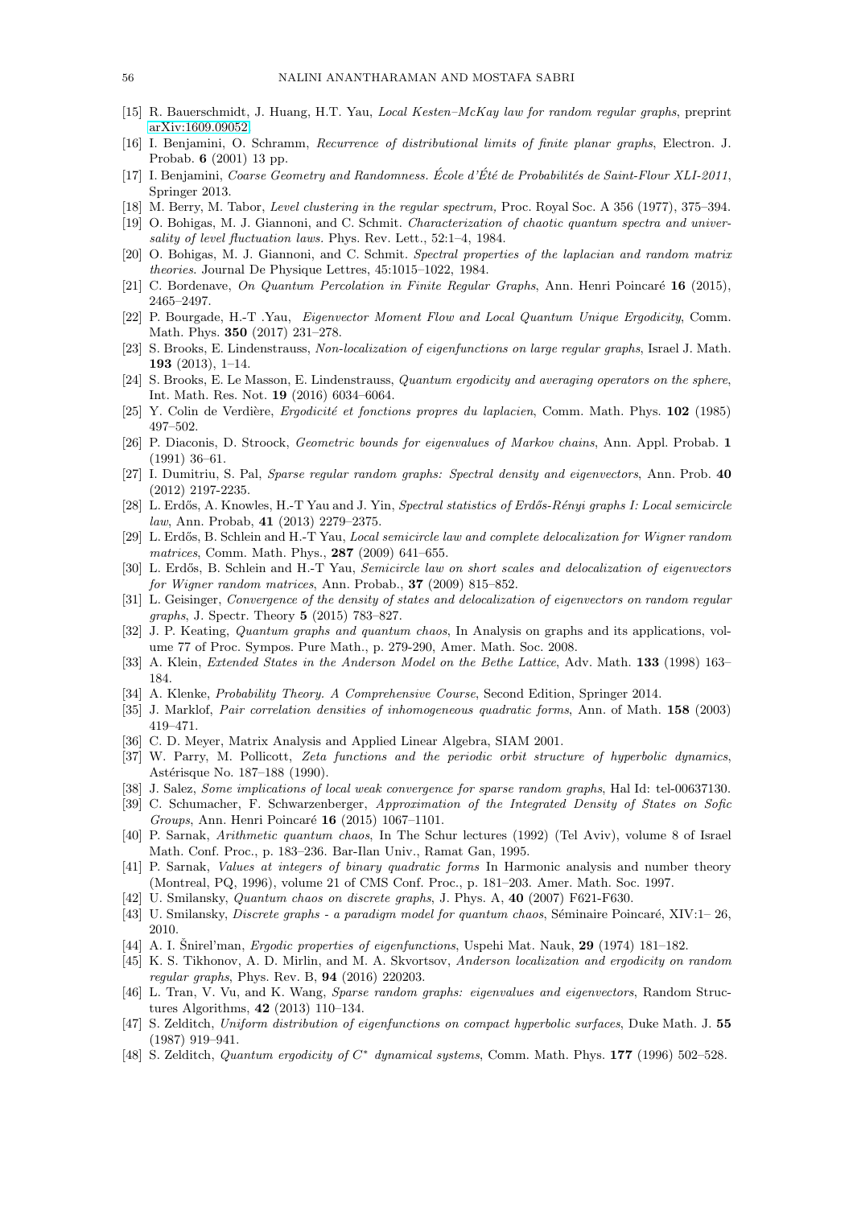[15] R. Bauerschmidt, J. Huang, H.T. Yau, *Local Kesten–McKay law for random regular graphs*, preprint arXiv:1609.09052.

[16] I. Benjamini, O. Schramm, *Recurrence of distributional limits of finite planar graphs*, Electron. J. Probab. **6** (2001) 13 pp.

[17] I. Benjamini, *Coarse Geometry and Randomness. École d'Été de Probabilités de Saint-Flour XLI-2011*, Springer 2013.

[18] M. Berry, M. Tabor, *Level clustering in the regular spectrum*, Proc. Royal Soc. A 356 (1977), 375–394.

[19] O. Bohigas, M. J. Giannoni, and C. Schmit. *Characterization of chaotic quantum spectra and universality of level fluctuation laws.* Phys. Rev. Lett., 52:1–4, 1984.

[20] O. Bohigas, M. J. Giannoni, and C. Schmit. *Spectral properties of the laplacian and random matrix theories.* Journal De Physique Lettres, 45:1015–1022, 1984.

[21] C. Bordenave, *On Quantum Percolation in Finite Regular Graphs*, Ann. Henri Poincaré **16** (2015), 2465–2497.

[22] P. Bourgade, H.-T .Yau, *Eigenvector Moment Flow and Local Quantum Unique Ergodicity*, Comm. Math. Phys. **350** (2017) 231–278.

[23] S. Brooks, E. Lindenstrauss, *Non-localization of eigenfunctions on large regular graphs*, Israel J. Math. **193** (2013), 1–14.

[24] S. Brooks, E. Le Masson, E. Lindenstrauss, *Quantum ergodicity and averaging operators on the sphere*, Int. Math. Res. Not. **19** (2016) 6034–6064.

[25] Y. Colin de Verdière, *Ergodicité et fonctions propres du laplacien*, Comm. Math. Phys. **102** (1985) 497–502.

[26] P. Diaconis, D. Stroock, *Geometric bounds for eigenvalues of Markov chains*, Ann. Appl. Probab. **1** (1991) 36–61.

[27] I. Dumitriu, S. Pal, *Sparse regular random graphs: Spectral density and eigenvectors*, Ann. Prob. **40** (2012) 2197-2235.

[28] L. Erdős, A. Knowles, H.-T Yau and J. Yin, *Spectral statistics of Erdős-Rényi graphs I: Local semicircle law*, Ann. Probab, **41** (2013) 2279–2375.

[29] L. Erdős, B. Schlein and H.-T Yau, *Local semicircle law and complete delocalization for Wigner random matrices*, Comm. Math. Phys., **287** (2009) 641–655.

[30] L. Erdős, B. Schlein and H.-T Yau, *Semicircle law on short scales and delocalization of eigenvectors for Wigner random matrices*, Ann. Probab., **37** (2009) 815–852.

[31] L. Geisinger, *Convergence of the density of states and delocalization of eigenvectors on random regular graphs*, J. Spectr. Theory **5** (2015) 783–827.

[32] J. P. Keating, *Quantum graphs and quantum chaos*, In Analysis on graphs and its applications, volume 77 of Proc. Sympos. Pure Math., p. 279-290, Amer. Math. Soc. 2008.

[33] A. Klein, *Extended States in the Anderson Model on the Bethe Lattice*, Adv. Math. **133** (1998) 163–184.

[34] A. Klenke, *Probability Theory. A Comprehensive Course*, Second Edition, Springer 2014.

[35] J. Marklof, *Pair correlation densities of inhomogeneous quadratic forms*, Ann. of Math. **158** (2003) 419–471.

[36] C. D. Meyer, Matrix Analysis and Applied Linear Algebra, SIAM 2001.

[37] W. Parry, M. Pollicott, *Zeta functions and the periodic orbit structure of hyperbolic dynamics*, Astérisque No. 187–188 (1990).

[38] J. Salez, *Some implications of local weak convergence for sparse random graphs*, Hal Id: tel-00637130.

[39] C. Schumacher, F. Schwarzenberger, *Approximation of the Integrated Density of States on Sofic Groups*, Ann. Henri Poincaré **16** (2015) 1067–1101.

[40] P. Sarnak, *Arithmetic quantum chaos*, In The Schur lectures (1992) (Tel Aviv), volume 8 of Israel Math. Conf. Proc., p. 183–236. Bar-Ilan Univ., Ramat Gan, 1995.

[41] P. Sarnak, *Values at integers of binary quadratic forms* In Harmonic analysis and number theory (Montreal, PQ, 1996), volume 21 of CMS Conf. Proc., p. 181–203. Amer. Math. Soc. 1997.

[42] U. Smilansky, *Quantum chaos on discrete graphs*, J. Phys. A, **40** (2007) F621-F630.

[43] U. Smilansky, *Discrete graphs - a paradigm model for quantum chaos*, Séminaire Poincaré, XIV:1– 26, 2010.

[44] A. I. Šnirel'man, *Ergodic properties of eigenfunctions*, Uspehi Mat. Nauk, **29** (1974) 181–182.

[45] K. S. Tikhonov, A. D. Mirlin, and M. A. Skvortsov, *Anderson localization and ergodicity on random regular graphs*, Phys. Rev. B, **94** (2016) 220203.

[46] L. Tran, V. Vu, and K. Wang, *Sparse random graphs: eigenvalues and eigenvectors*, Random Structures Algorithms, **42** (2013) 110–134.

[47] S. Zelditch, *Uniform distribution of eigenfunctions on compact hyperbolic surfaces*, Duke Math. J. **55** (1987) 919–941.

[48] S. Zelditch, *Quantum ergodicity of $C^*$ dynamical systems*, Comm. Math. Phys. **177** (1996) 502–528.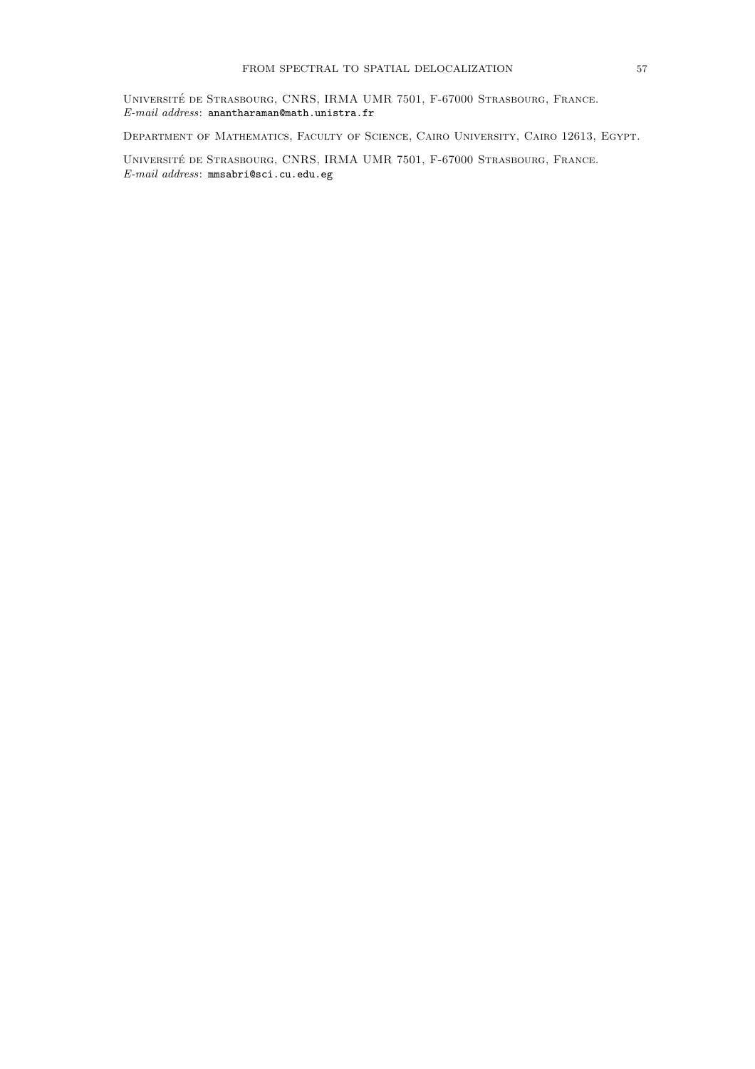Université de Strasbourg, CNRS, IRMA UMR 7501, F-67000 Strasbourg, France.
*E-mail address*: anantharaman@math.unistra.fr

Department of Mathematics, Faculty of Science, Cairo University, Cairo 12613, Egypt.

Université de Strasbourg, CNRS, IRMA UMR 7501, F-67000 Strasbourg, France.
*E-mail address*: mmsabri@sci.cu.edu.eg